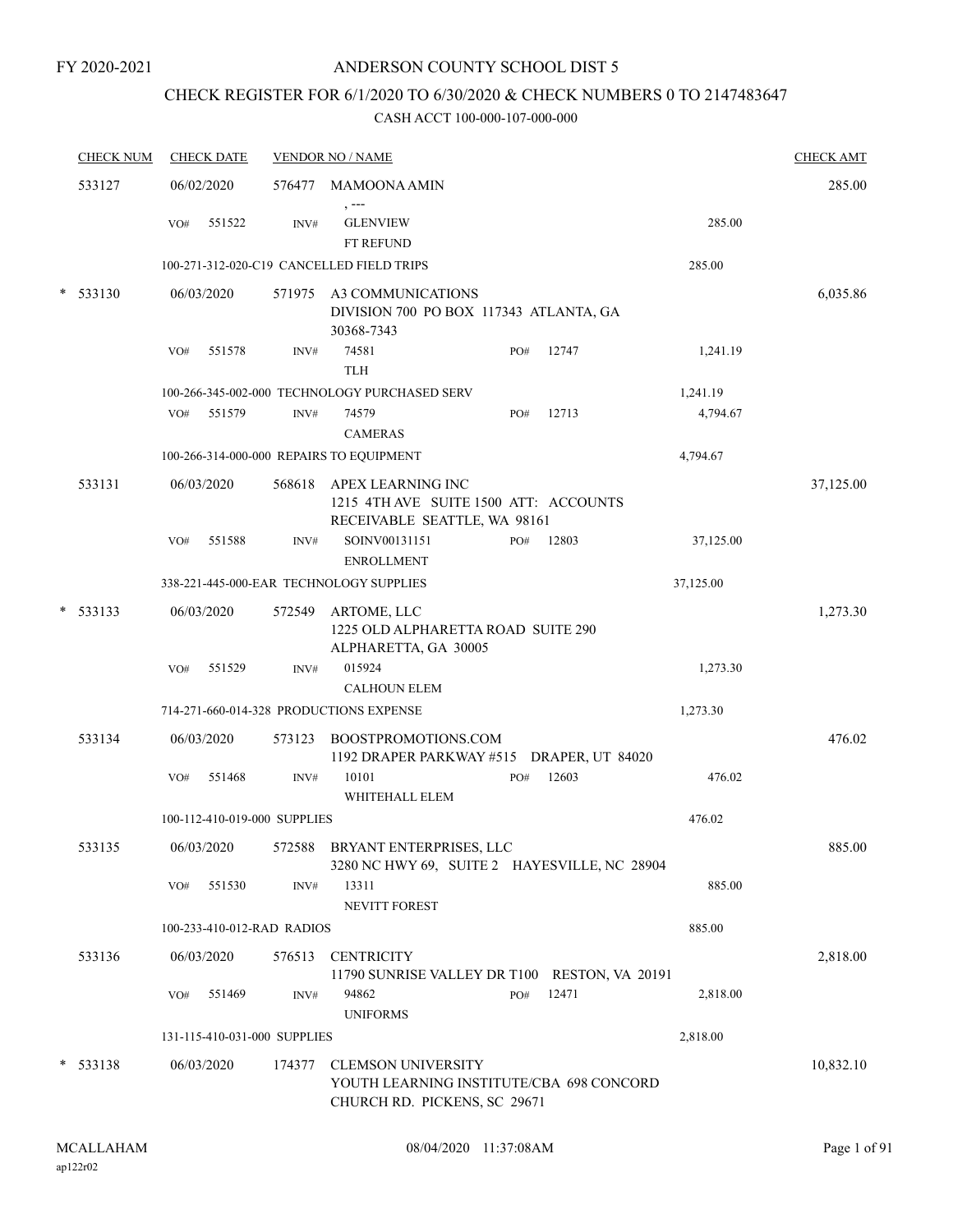FY 2020-2021

# ANDERSON COUNTY SCHOOL DIST 5

## CHECK REGISTER FOR 6/1/2020 TO 6/30/2020 & CHECK NUMBERS 0 TO 2147483647

### CASH ACCT 100-000-107-000-000

| CHECK NUM | CHECK DATE | VENDOR NO / NAME | | | CHECK AMT |
|---|---|---|---|---|---|
| 533127 | 06/02/2020 | 576477 MAMOONA AMIN , --- | | | 285.00 |
| | VO# 551522 | INV# GLENVIEW FT REFUND | | 285.00 | |
| | 100-271-312-020-C19 CANCELLED FIELD TRIPS | | | 285.00 | |
| * 533130 | 06/03/2020 | 571975 A3 COMMUNICATIONS DIVISION 700 PO BOX 117343 ATLANTA, GA 30368-7343 | | | 6,035.86 |
| | VO# 551578 | INV# 74581 TLH | PO# 12747 | 1,241.19 | |
| | 100-266-345-002-000 TECHNOLOGY PURCHASED SERV | | | 1,241.19 | |
| | VO# 551579 | INV# 74579 CAMERAS | PO# 12713 | 4,794.67 | |
| | 100-266-314-000-000 REPAIRS TO EQUIPMENT | | | 4,794.67 | |
| 533131 | 06/03/2020 | 568618 APEX LEARNING INC 1215 4TH AVE SUITE 1500 ATT: ACCOUNTS RECEIVABLE SEATTLE, WA 98161 | | | 37,125.00 |
| | VO# 551588 | INV# SOINV00131151 ENROLLMENT | PO# 12803 | 37,125.00 | |
| | 338-221-445-000-EAR TECHNOLOGY SUPPLIES | | | 37,125.00 | |
| * 533133 | 06/03/2020 | 572549 ARTOME, LLC 1225 OLD ALPHARETTA ROAD SUITE 290 ALPHARETTA, GA 30005 | | | 1,273.30 |
| | VO# 551529 | INV# 015924 CALHOUN ELEM | | 1,273.30 | |
| | 714-271-660-014-328 PRODUCTIONS EXPENSE | | | 1,273.30 | |
| 533134 | 06/03/2020 | 573123 BOOSTPROMOTIONS.COM 1192 DRAPER PARKWAY #515 DRAPER, UT 84020 | | | 476.02 |
| | VO# 551468 | INV# 10101 WHITEHALL ELEM | PO# 12603 | 476.02 | |
| | 100-112-410-019-000 SUPPLIES | | | 476.02 | |
| 533135 | 06/03/2020 | 572588 BRYANT ENTERPRISES, LLC 3280 NC HWY 69, SUITE 2 HAYESVILLE, NC 28904 | | | 885.00 |
| | VO# 551530 | INV# 13311 NEVITT FOREST | | 885.00 | |
| | 100-233-410-012-RAD RADIOS | | | 885.00 | |
| 533136 | 06/03/2020 | 576513 CENTRICITY 11790 SUNRISE VALLEY DR T100 RESTON, VA 20191 | | | 2,818.00 |
| | VO# 551469 | INV# 94862 UNIFORMS | PO# 12471 | 2,818.00 | |
| | 131-115-410-031-000 SUPPLIES | | | 2,818.00 | |
| * 533138 | 06/03/2020 | 174377 CLEMSON UNIVERSITY YOUTH LEARNING INSTITUTE/CBA 698 CONCORD CHURCH RD. PICKENS, SC 29671 | | | 10,832.10 |

MCALLAHAM
ap122r02

08/04/2020 11:37:08AM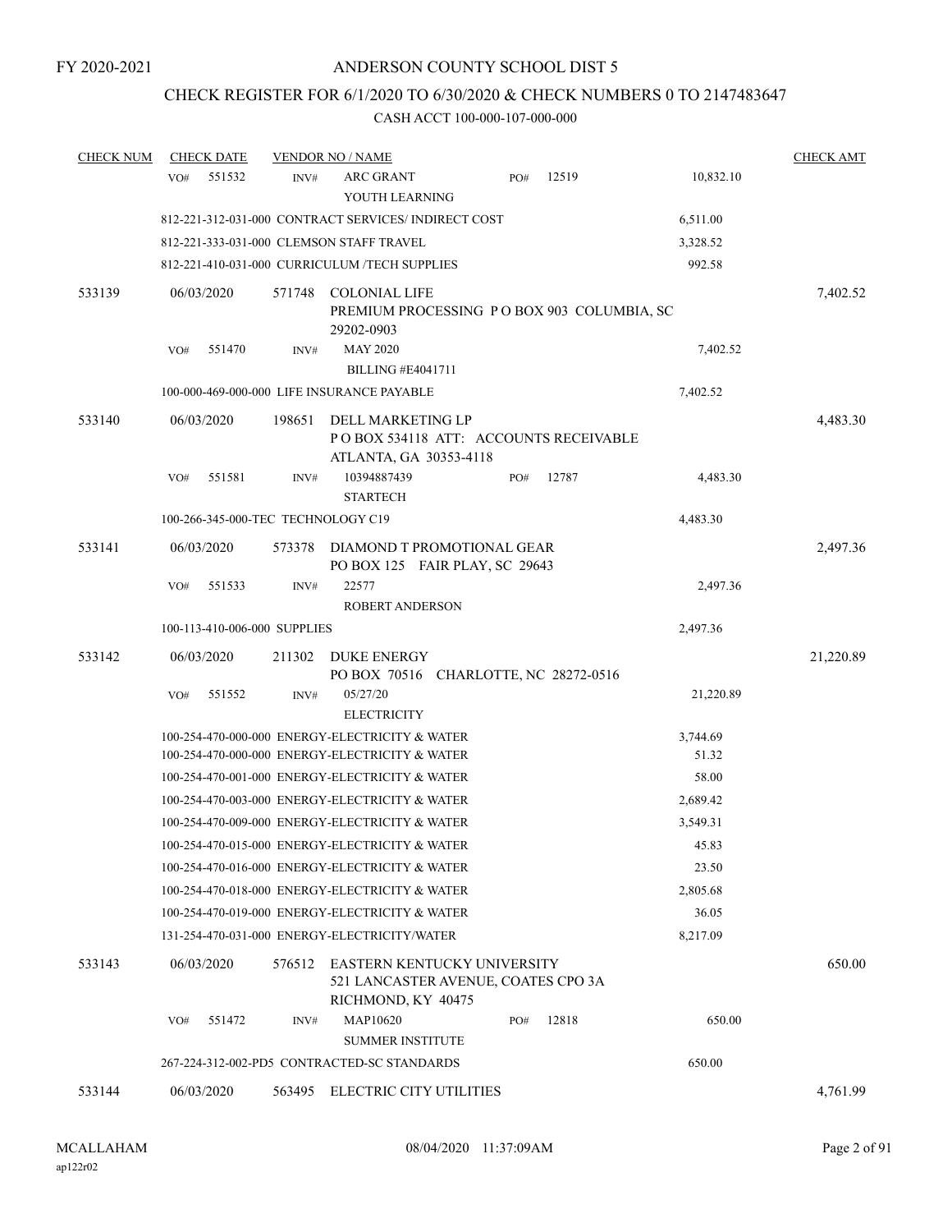FY 2020-2021

# ANDERSON COUNTY SCHOOL DIST 5

## CHECK REGISTER FOR 6/1/2020 TO 6/30/2020 & CHECK NUMBERS 0 TO 2147483647

### CASH ACCT 100-000-107-000-000

| CHECK NUM | CHECK DATE | VENDOR NO / NAME | | CHECK AMT |
|---|---|---|---|---|
| | VO# 551532 | INV# ARC GRANT PO# 12519<br>YOUTH LEARNING | 10,832.10 | |
| | 812-221-312-031-000 CONTRACT SERVICES/ INDIRECT COST | | 6,511.00 | |
| | 812-221-333-031-000 CLEMSON STAFF TRAVEL | | 3,328.52 | |
| | 812-221-410-031-000 CURRICULUM /TECH SUPPLIES | | 992.58 | |
| 533139 | 06/03/2020 | 571748 COLONIAL LIFE<br>PREMIUM PROCESSING P O BOX 903 COLUMBIA, SC 29202-0903 | | 7,402.52 |
| | VO# 551470 | INV# MAY 2020<br>BILLING #E4041711 | 7,402.52 | |
| | 100-000-469-000-000 LIFE INSURANCE PAYABLE | | 7,402.52 | |
| 533140 | 06/03/2020 | 198651 DELL MARKETING LP<br>P O BOX 534118 ATT: ACCOUNTS RECEIVABLE<br>ATLANTA, GA 30353-4118 | | 4,483.30 |
| | VO# 551581 | INV# 10394887439 PO# 12787<br>STARTECH | 4,483.30 | |
| | 100-266-345-000-TEC TECHNOLOGY C19 | | 4,483.30 | |
| 533141 | 06/03/2020 | 573378 DIAMOND T PROMOTIONAL GEAR<br>PO BOX 125 FAIR PLAY, SC 29643 | | 2,497.36 |
| | VO# 551533 | INV# 22577<br>ROBERT ANDERSON | 2,497.36 | |
| | 100-113-410-006-000 SUPPLIES | | 2,497.36 | |
| 533142 | 06/03/2020 | 211302 DUKE ENERGY<br>PO BOX 70516 CHARLOTTE, NC 28272-0516 | | 21,220.89 |
| | VO# 551552 | INV# 05/27/20<br>ELECTRICITY | 21,220.89 | |
| | 100-254-470-000-000 ENERGY-ELECTRICITY & WATER | | 3,744.69 | |
| | 100-254-470-000-000 ENERGY-ELECTRICITY & WATER | | 51.32 | |
| | 100-254-470-001-000 ENERGY-ELECTRICITY & WATER | | 58.00 | |
| | 100-254-470-003-000 ENERGY-ELECTRICITY & WATER | | 2,689.42 | |
| | 100-254-470-009-000 ENERGY-ELECTRICITY & WATER | | 3,549.31 | |
| | 100-254-470-015-000 ENERGY-ELECTRICITY & WATER | | 45.83 | |
| | 100-254-470-016-000 ENERGY-ELECTRICITY & WATER | | 23.50 | |
| | 100-254-470-018-000 ENERGY-ELECTRICITY & WATER | | 2,805.68 | |
| | 100-254-470-019-000 ENERGY-ELECTRICITY & WATER | | 36.05 | |
| | 131-254-470-031-000 ENERGY-ELECTRICITY/WATER | | 8,217.09 | |
| 533143 | 06/03/2020 | 576512 EASTERN KENTUCKY UNIVERSITY<br>521 LANCASTER AVENUE, COATES CPO 3A<br>RICHMOND, KY 40475 | | 650.00 |
| | VO# 551472 | INV# MAP10620 PO# 12818<br>SUMMER INSTITUTE | 650.00 | |
| | 267-224-312-002-PD5 CONTRACTED-SC STANDARDS | | 650.00 | |
| 533144 | 06/03/2020 | 563495 ELECTRIC CITY UTILITIES | | 4,761.99 |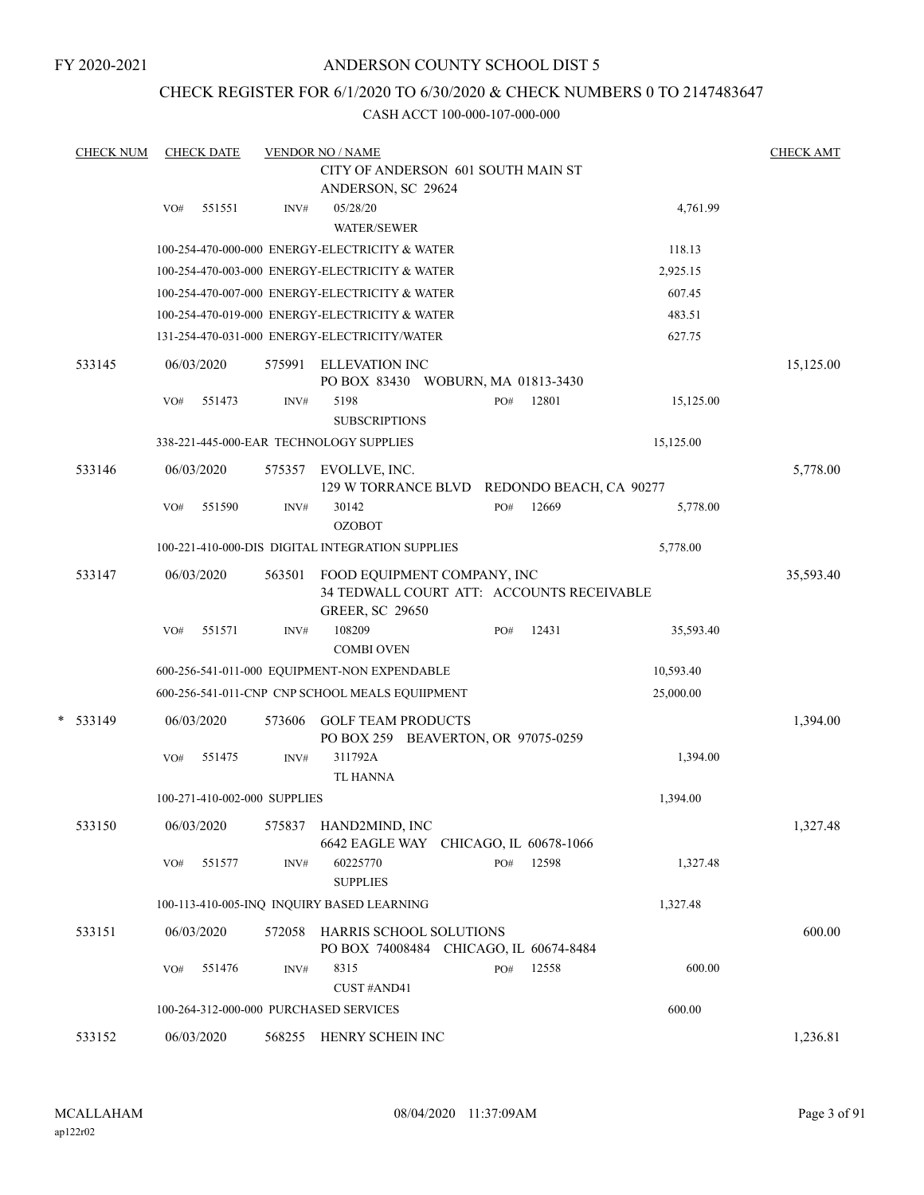FY 2020-2021

# ANDERSON COUNTY SCHOOL DIST 5

## CHECK REGISTER FOR 6/1/2020 TO 6/30/2020 & CHECK NUMBERS 0 TO 2147483647

### CASH ACCT 100-000-107-000-000

| CHECK NUM | CHECK DATE | VENDOR NO / NAME | | | CHECK AMT |
|---|---|---|---|---|---|
| | | CITY OF ANDERSON 601 SOUTH MAIN ST ANDERSON, SC 29624 | | | |
| | VO# 551551 | INV# 05/28/20 WATER/SEWER | | 4,761.99 | |
| | | 100-254-470-000-000 ENERGY-ELECTRICITY & WATER | | 118.13 | |
| | | 100-254-470-003-000 ENERGY-ELECTRICITY & WATER | | 2,925.15 | |
| | | 100-254-470-007-000 ENERGY-ELECTRICITY & WATER | | 607.45 | |
| | | 100-254-470-019-000 ENERGY-ELECTRICITY & WATER | | 483.51 | |
| | | 131-254-470-031-000 ENERGY-ELECTRICITY/WATER | | 627.75 | |
| 533145 | 06/03/2020 | 575991 ELLEVATION INC PO BOX 83430 WOBURN, MA 01813-3430 | | | 15,125.00 |
| | VO# 551473 | INV# 5198 SUBSCRIPTIONS | PO# 12801 | 15,125.00 | |
| | | 338-221-445-000-EAR TECHNOLOGY SUPPLIES | | 15,125.00 | |
| 533146 | 06/03/2020 | 575357 EVOLLVE, INC. 129 W TORRANCE BLVD REDONDO BEACH, CA 90277 | | | 5,778.00 |
| | VO# 551590 | INV# 30142 OZOBOT | PO# 12669 | 5,778.00 | |
| | | 100-221-410-000-DIS DIGITAL INTEGRATION SUPPLIES | | 5,778.00 | |
| 533147 | 06/03/2020 | 563501 FOOD EQUIPMENT COMPANY, INC 34 TEDWALL COURT ATT: ACCOUNTS RECEIVABLE GREER, SC 29650 | | | 35,593.40 |
| | VO# 551571 | INV# 108209 COMBI OVEN | PO# 12431 | 35,593.40 | |
| | | 600-256-541-011-000 EQUIPMENT-NON EXPENDABLE | | 10,593.40 | |
| | | 600-256-541-011-CNP CNP SCHOOL MEALS EQUIIPMENT | | 25,000.00 | |
| * 533149 | 06/03/2020 | 573606 GOLF TEAM PRODUCTS PO BOX 259 BEAVERTON, OR 97075-0259 | | | 1,394.00 |
| | VO# 551475 | INV# 311792A TL HANNA | | 1,394.00 | |
| | | 100-271-410-002-000 SUPPLIES | | 1,394.00 | |
| 533150 | 06/03/2020 | 575837 HAND2MIND, INC 6642 EAGLE WAY CHICAGO, IL 60678-1066 | | | 1,327.48 |
| | VO# 551577 | INV# 60225770 SUPPLIES | PO# 12598 | 1,327.48 | |
| | | 100-113-410-005-INQ INQUIRY BASED LEARNING | | 1,327.48 | |
| 533151 | 06/03/2020 | 572058 HARRIS SCHOOL SOLUTIONS PO BOX 74008484 CHICAGO, IL 60674-8484 | | | 600.00 |
| | VO# 551476 | INV# 8315 CUST #AND41 | PO# 12558 | 600.00 | |
| | | 100-264-312-000-000 PURCHASED SERVICES | | 600.00 | |
| 533152 | 06/03/2020 | 568255 HENRY SCHEIN INC | | | 1,236.81 |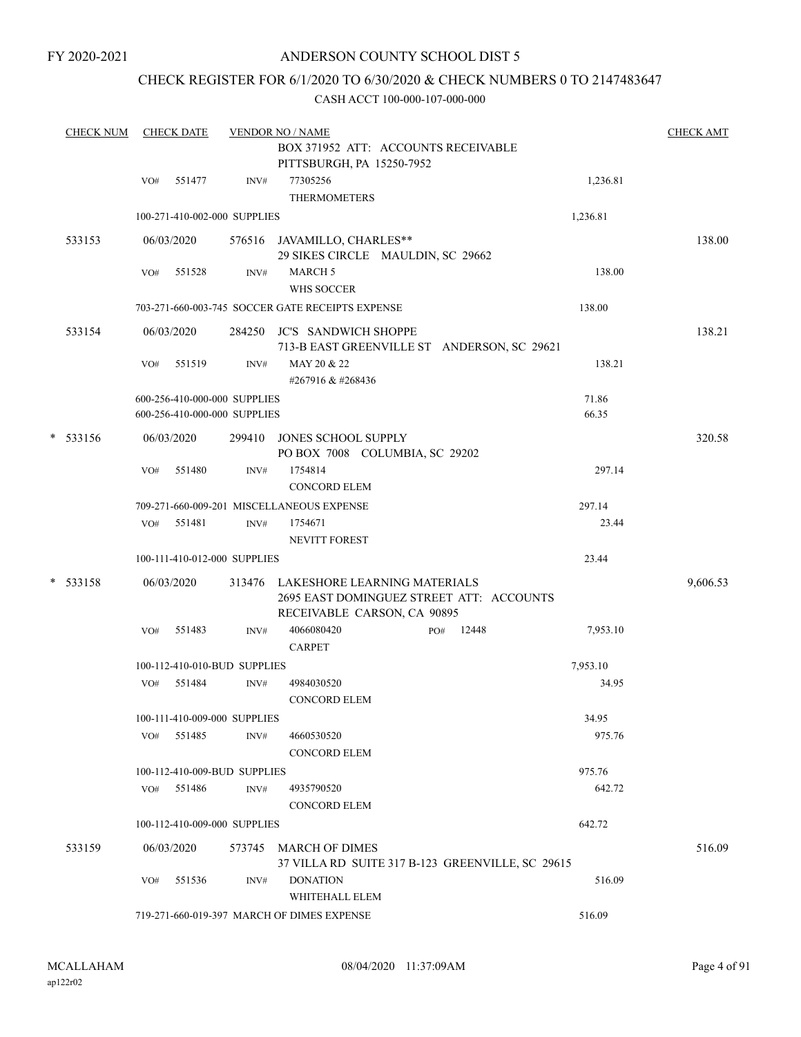FY 2020-2021

# ANDERSON COUNTY SCHOOL DIST 5

## CHECK REGISTER FOR 6/1/2020 TO 6/30/2020 & CHECK NUMBERS 0 TO 2147483647

CASH ACCT 100-000-107-000-000

| CHECK NUM | CHECK DATE | VENDOR NO / NAME | | | CHECK AMT |
|---|---|---|---|---|---|
| | | | BOX 371952 ATT: ACCOUNTS RECEIVABLE<br>PITTSBURGH, PA 15250-7952 | | |
| | VO# 551477 | INV# | 77305256<br>THERMOMETERS | 1,236.81 | |
| | 100-271-410-002-000 SUPPLIES | | | 1,236.81 | |
| 533153 | 06/03/2020 | 576516 | JAVAMILLO, CHARLES**<br>29 SIKES CIRCLE MAULDIN, SC 29662 | | 138.00 |
| | VO# 551528 | INV# | MARCH 5<br>WHS SOCCER | 138.00 | |
| | 703-271-660-003-745 SOCCER GATE RECEIPTS EXPENSE | | | 138.00 | |
| 533154 | 06/03/2020 | 284250 | JC'S SANDWICH SHOPPE<br>713-B EAST GREENVILLE ST ANDERSON, SC 29621 | | 138.21 |
| | VO# 551519 | INV# | MAY 20 & 22<br>#267916 & #268436 | 138.21 | |
| | 600-256-410-000-000 SUPPLIES | | | 71.86 | |
| | 600-256-410-000-000 SUPPLIES | | | 66.35 | |
| * 533156 | 06/03/2020 | 299410 | JONES SCHOOL SUPPLY<br>PO BOX 7008 COLUMBIA, SC 29202 | | 320.58 |
| | VO# 551480 | INV# | 1754814<br>CONCORD ELEM | 297.14 | |
| | 709-271-660-009-201 MISCELLANEOUS EXPENSE | | | 297.14 | |
| | VO# 551481 | INV# | 1754671<br>NEVITT FOREST | 23.44 | |
| | 100-111-410-012-000 SUPPLIES | | | 23.44 | |
| * 533158 | 06/03/2020 | 313476 | LAKESHORE LEARNING MATERIALS<br>2695 EAST DOMINGUEZ STREET ATT: ACCOUNTS<br>RECEIVABLE CARSON, CA 90895 | | 9,606.53 |
| | VO# 551483 | INV# | 4066080420 PO# 12448<br>CARPET | 7,953.10 | |
| | 100-112-410-010-BUD SUPPLIES | | | 7,953.10 | |
| | VO# 551484 | INV# | 4984030520<br>CONCORD ELEM | 34.95 | |
| | 100-111-410-009-000 SUPPLIES | | | 34.95 | |
| | VO# 551485 | INV# | 4660530520<br>CONCORD ELEM | 975.76 | |
| | 100-112-410-009-BUD SUPPLIES | | | 975.76 | |
| | VO# 551486 | INV# | 4935790520<br>CONCORD ELEM | 642.72 | |
| | 100-112-410-009-000 SUPPLIES | | | 642.72 | |
| 533159 | 06/03/2020 | 573745 | MARCH OF DIMES<br>37 VILLA RD SUITE 317 B-123 GREENVILLE, SC 29615 | | 516.09 |
| | VO# 551536 | INV# | DONATION<br>WHITEHALL ELEM | 516.09 | |
| | 719-271-660-019-397 MARCH OF DIMES EXPENSE | | | 516.09 | |

MCALLAHAM
ap122r02

08/04/2020 11:37:09AM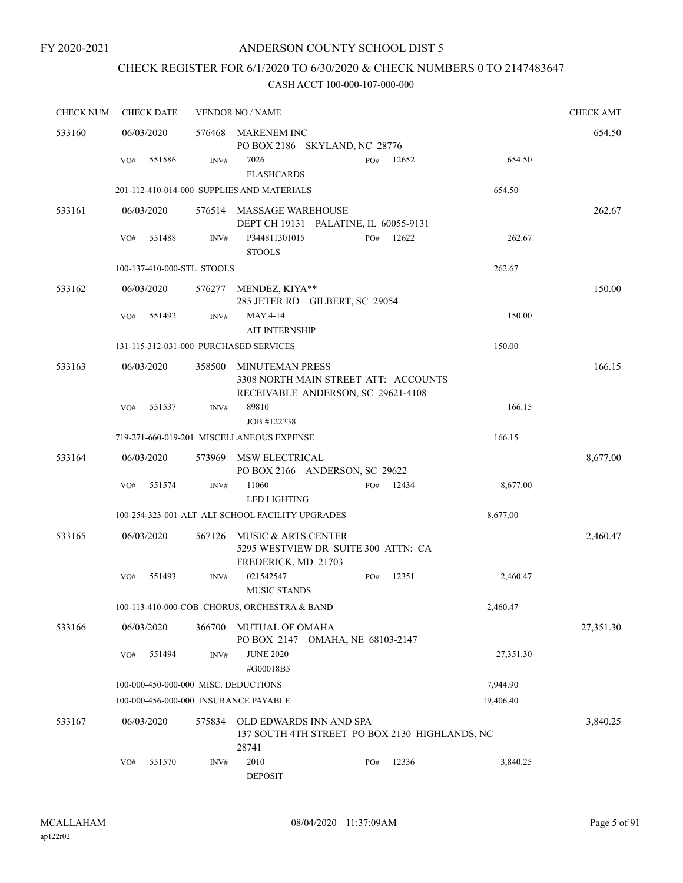FY 2020-2021

# ANDERSON COUNTY SCHOOL DIST 5

## CHECK REGISTER FOR 6/1/2020 TO 6/30/2020 & CHECK NUMBERS 0 TO 2147483647

CASH ACCT 100-000-107-000-000

| CHECK NUM | CHECK DATE | VENDOR NO / NAME | | | | CHECK AMT |
|---|---|---|---|---|---|---|
| 533160 | 06/03/2020 | 576468 MARENEM INC<br>PO BOX 2186 SKYLAND, NC 28776 | | | | 654.50 |
| | VO# 551586 | INV# 7026<br>FLASHCARDS | PO# 12652 | 654.50 | | |
| | 201-112-410-014-000 SUPPLIES AND MATERIALS | | | | 654.50 | |
| 533161 | 06/03/2020 | 576514 MASSAGE WAREHOUSE<br>DEPT CH 19131 PALATINE, IL 60055-9131 | | | | 262.67 |
| | VO# 551488 | INV# P344811301015<br>STOOLS | PO# 12622 | 262.67 | | |
| | 100-137-410-000-STL STOOLS | | | | 262.67 | |
| 533162 | 06/03/2020 | 576277 MENDEZ, KIYA**<br>285 JETER RD GILBERT, SC 29054 | | | | 150.00 |
| | VO# 551492 | INV# MAY 4-14<br>AIT INTERNSHIP | | 150.00 | | |
| | 131-115-312-031-000 PURCHASED SERVICES | | | | 150.00 | |
| 533163 | 06/03/2020 | 358500 MINUTEMAN PRESS<br>3308 NORTH MAIN STREET ATT: ACCOUNTS RECEIVABLE ANDERSON, SC 29621-4108 | | | | 166.15 |
| | VO# 551537 | INV# 89810<br>JOB #122338 | | 166.15 | | |
| | 719-271-660-019-201 MISCELLANEOUS EXPENSE | | | | 166.15 | |
| 533164 | 06/03/2020 | 573969 MSW ELECTRICAL<br>PO BOX 2166 ANDERSON, SC 29622 | | | | 8,677.00 |
| | VO# 551574 | INV# 11060<br>LED LIGHTING | PO# 12434 | 8,677.00 | | |
| | 100-254-323-001-ALT ALT SCHOOL FACILITY UPGRADES | | | | 8,677.00 | |
| 533165 | 06/03/2020 | 567126 MUSIC & ARTS CENTER<br>5295 WESTVIEW DR SUITE 300 ATTN: CA FREDERICK, MD 21703 | | | | 2,460.47 |
| | VO# 551493 | INV# 021542547<br>MUSIC STANDS | PO# 12351 | 2,460.47 | | |
| | 100-113-410-000-COB CHORUS, ORCHESTRA & BAND | | | | 2,460.47 | |
| 533166 | 06/03/2020 | 366700 MUTUAL OF OMAHA<br>PO BOX 2147 OMAHA, NE 68103-2147 | | | | 27,351.30 |
| | VO# 551494 | INV# JUNE 2020<br>#G00018B5 | | 27,351.30 | | |
| | 100-000-450-000-000 MISC. DEDUCTIONS | | | | 7,944.90 | |
| | 100-000-456-000-000 INSURANCE PAYABLE | | | | 19,406.40 | |
| 533167 | 06/03/2020 | 575834 OLD EDWARDS INN AND SPA<br>137 SOUTH 4TH STREET PO BOX 2130 HIGHLANDS, NC 28741 | | | | 3,840.25 |
| | VO# 551570 | INV# 2010<br>DEPOSIT | PO# 12336 | 3,840.25 | | |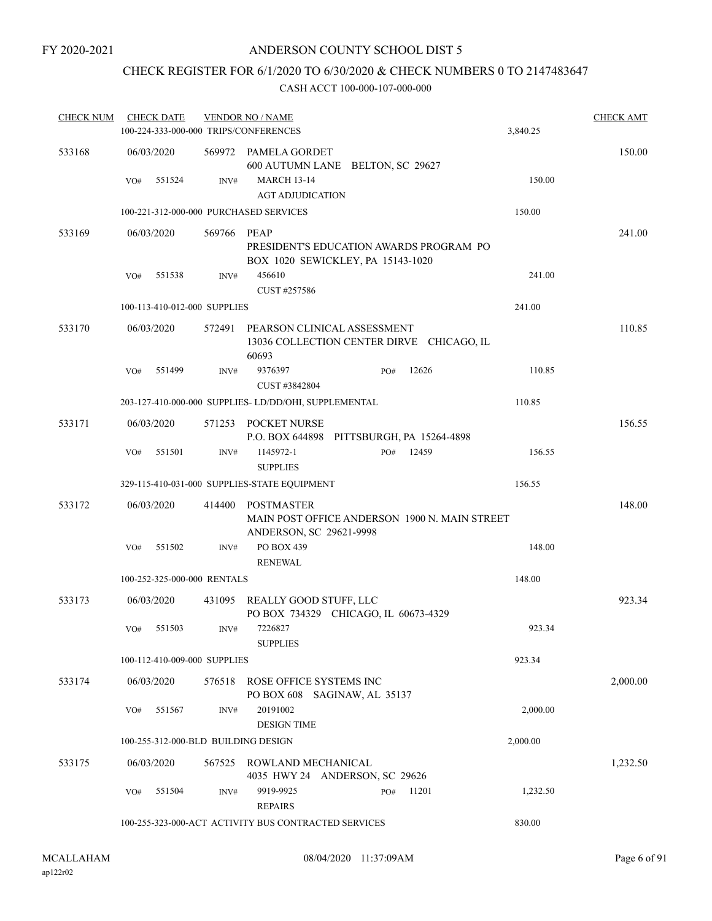FY 2020-2021

# ANDERSON COUNTY SCHOOL DIST 5

## CHECK REGISTER FOR 6/1/2020 TO 6/30/2020 & CHECK NUMBERS 0 TO 2147483647

### CASH ACCT 100-000-107-000-000

| CHECK NUM | CHECK DATE | VENDOR NO / NAME | | CHECK AMT |
|---|---|---|---|---|
| | 100-224-333-000-000 TRIPS/CONFERENCES | | 3,840.25 | |
| 533168 | 06/03/2020 | 569972 PAMELA GORDET<br>600 AUTUMN LANE BELTON, SC 29627 | | 150.00 |
| | VO# 551524 | INV# MARCH 13-14<br>AGT ADJUDICATION | 150.00 | |
| | 100-221-312-000-000 PURCHASED SERVICES | | 150.00 | |
| 533169 | 06/03/2020 | 569766 PEAP<br>PRESIDENT'S EDUCATION AWARDS PROGRAM PO BOX 1020 SEWICKLEY, PA 15143-1020 | | 241.00 |
| | VO# 551538 | INV# 456610<br>CUST #257586 | 241.00 | |
| | 100-113-410-012-000 SUPPLIES | | 241.00 | |
| 533170 | 06/03/2020 | 572491 PEARSON CLINICAL ASSESSMENT<br>13036 COLLECTION CENTER DIRVE CHICAGO, IL 60693 | | 110.85 |
| | VO# 551499 | INV# 9376397 PO# 12626<br>CUST #3842804 | 110.85 | |
| | 203-127-410-000-000 SUPPLIES- LD/DD/OHI, SUPPLEMENTAL | | 110.85 | |
| 533171 | 06/03/2020 | 571253 POCKET NURSE<br>P.O. BOX 644898 PITTSBURGH, PA 15264-4898 | | 156.55 |
| | VO# 551501 | INV# 1145972-1 PO# 12459<br>SUPPLIES | 156.55 | |
| | 329-115-410-031-000 SUPPLIES-STATE EQUIPMENT | | 156.55 | |
| 533172 | 06/03/2020 | 414400 POSTMASTER<br>MAIN POST OFFICE ANDERSON 1900 N. MAIN STREET ANDERSON, SC 29621-9998 | | 148.00 |
| | VO# 551502 | INV# PO BOX 439<br>RENEWAL | 148.00 | |
| | 100-252-325-000-000 RENTALS | | 148.00 | |
| 533173 | 06/03/2020 | 431095 REALLY GOOD STUFF, LLC<br>PO BOX 734329 CHICAGO, IL 60673-4329 | | 923.34 |
| | VO# 551503 | INV# 7226827<br>SUPPLIES | 923.34 | |
| | 100-112-410-009-000 SUPPLIES | | 923.34 | |
| 533174 | 06/03/2020 | 576518 ROSE OFFICE SYSTEMS INC<br>PO BOX 608 SAGINAW, AL 35137 | | 2,000.00 |
| | VO# 551567 | INV# 20191002<br>DESIGN TIME | 2,000.00 | |
| | 100-255-312-000-BLD BUILDING DESIGN | | 2,000.00 | |
| 533175 | 06/03/2020 | 567525 ROWLAND MECHANICAL<br>4035 HWY 24 ANDERSON, SC 29626 | | 1,232.50 |
| | VO# 551504 | INV# 9919-9925 PO# 11201<br>REPAIRS | 1,232.50 | |
| | 100-255-323-000-ACT ACTIVITY BUS CONTRACTED SERVICES | | 830.00 | |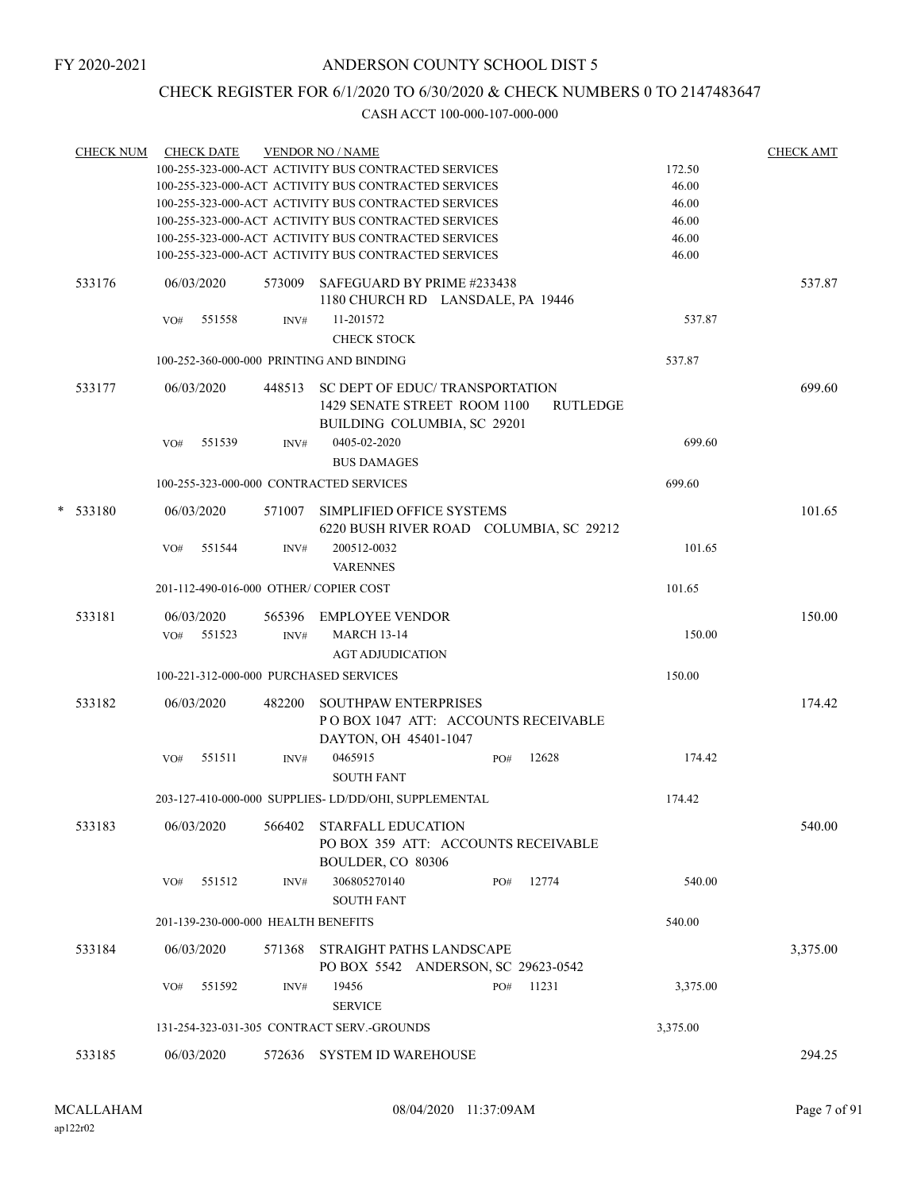FY 2020-2021

# ANDERSON COUNTY SCHOOL DIST 5

## CHECK REGISTER FOR 6/1/2020 TO 6/30/2020 & CHECK NUMBERS 0 TO 2147483647

CASH ACCT 100-000-107-000-000

| CHECK NUM | CHECK DATE | VENDOR NO / NAME | | CHECK AMT |
|---|---|---|---|---|
| | | 100-255-323-000-ACT ACTIVITY BUS CONTRACTED SERVICES | 172.50 | |
| | | 100-255-323-000-ACT ACTIVITY BUS CONTRACTED SERVICES | 46.00 | |
| | | 100-255-323-000-ACT ACTIVITY BUS CONTRACTED SERVICES | 46.00 | |
| | | 100-255-323-000-ACT ACTIVITY BUS CONTRACTED SERVICES | 46.00 | |
| | | 100-255-323-000-ACT ACTIVITY BUS CONTRACTED SERVICES | 46.00 | |
| | | 100-255-323-000-ACT ACTIVITY BUS CONTRACTED SERVICES | 46.00 | |
| 533176 | 06/03/2020 | 573009 SAFEGUARD BY PRIME #233438<br>1180 CHURCH RD LANSDALE, PA 19446 | | 537.87 |
| | VO# 551558 | INV# 11-201572<br>CHECK STOCK | 537.87 | |
| | | 100-252-360-000-000 PRINTING AND BINDING | 537.87 | |
| 533177 | 06/03/2020 | 448513 SC DEPT OF EDUC/ TRANSPORTATION<br>1429 SENATE STREET ROOM 1100 RUTLEDGE BUILDING COLUMBIA, SC 29201 | | 699.60 |
| | VO# 551539 | INV# 0405-02-2020<br>BUS DAMAGES | 699.60 | |
| | | 100-255-323-000-000 CONTRACTED SERVICES | 699.60 | |
| * 533180 | 06/03/2020 | 571007 SIMPLIFIED OFFICE SYSTEMS<br>6220 BUSH RIVER ROAD COLUMBIA, SC 29212 | | 101.65 |
| | VO# 551544 | INV# 200512-0032<br>VARENNES | 101.65 | |
| | | 201-112-490-016-000 OTHER/ COPIER COST | 101.65 | |
| 533181 | 06/03/2020 | 565396 EMPLOYEE VENDOR | | 150.00 |
| | VO# 551523 | INV# MARCH 13-14<br>AGT ADJUDICATION | 150.00 | |
| | | 100-221-312-000-000 PURCHASED SERVICES | 150.00 | |
| 533182 | 06/03/2020 | 482200 SOUTHPAW ENTERPRISES<br>P O BOX 1047 ATT: ACCOUNTS RECEIVABLE<br>DAYTON, OH 45401-1047 | | 174.42 |
| | VO# 551511 | INV# 0465915 PO# 12628<br>SOUTH FANT | 174.42 | |
| | | 203-127-410-000-000 SUPPLIES- LD/DD/OHI, SUPPLEMENTAL | 174.42 | |
| 533183 | 06/03/2020 | 566402 STARFALL EDUCATION<br>PO BOX 359 ATT: ACCOUNTS RECEIVABLE<br>BOULDER, CO 80306 | | 540.00 |
| | VO# 551512 | INV# 306805270140 PO# 12774<br>SOUTH FANT | 540.00 | |
| | | 201-139-230-000-000 HEALTH BENEFITS | 540.00 | |
| 533184 | 06/03/2020 | 571368 STRAIGHT PATHS LANDSCAPE<br>PO BOX 5542 ANDERSON, SC 29623-0542 | | 3,375.00 |
| | VO# 551592 | INV# 19456 PO# 11231<br>SERVICE | 3,375.00 | |
| | | 131-254-323-031-305 CONTRACT SERV.-GROUNDS | 3,375.00 | |
| 533185 | 06/03/2020 | 572636 SYSTEM ID WAREHOUSE | | 294.25 |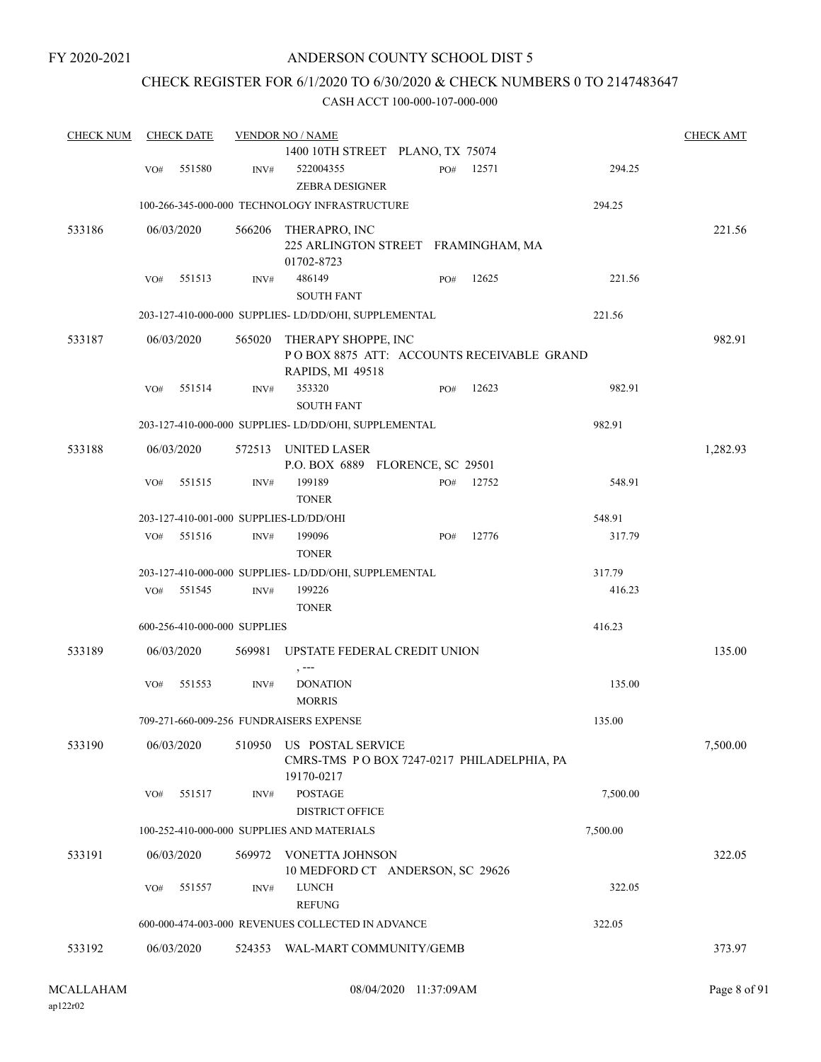FY 2020-2021

# ANDERSON COUNTY SCHOOL DIST 5

## CHECK REGISTER FOR 6/1/2020 TO 6/30/2020 & CHECK NUMBERS 0 TO 2147483647

### CASH ACCT 100-000-107-000-000

| CHECK NUM | CHECK DATE | VENDOR NO / NAME | | | CHECK AMT |
|---|---|---|---|---|---|
| | | 1400 10TH STREET PLANO, TX 75074 | | | |
| | VO# 551580 | INV# 522004355 ZEBRA DESIGNER | PO# 12571 | 294.25 | |
| | 100-266-345-000-000 TECHNOLOGY INFRASTRUCTURE | | | 294.25 | |
| 533186 | 06/03/2020 | 566206 THERAPRO, INC 225 ARLINGTON STREET FRAMINGHAM, MA 01702-8723 | | | 221.56 |
| | VO# 551513 | INV# 486149 SOUTH FANT | PO# 12625 | 221.56 | |
| | 203-127-410-000-000 SUPPLIES- LD/DD/OHI, SUPPLEMENTAL | | | 221.56 | |
| 533187 | 06/03/2020 | 565020 THERAPY SHOPPE, INC P O BOX 8875 ATT: ACCOUNTS RECEIVABLE GRAND RAPIDS, MI 49518 | | | 982.91 |
| | VO# 551514 | INV# 353320 SOUTH FANT | PO# 12623 | 982.91 | |
| | 203-127-410-000-000 SUPPLIES- LD/DD/OHI, SUPPLEMENTAL | | | 982.91 | |
| 533188 | 06/03/2020 | 572513 UNITED LASER P.O. BOX 6889 FLORENCE, SC 29501 | | | 1,282.93 |
| | VO# 551515 | INV# 199189 TONER | PO# 12752 | 548.91 | |
| | 203-127-410-001-000 SUPPLIES-LD/DD/OHI | | | 548.91 | |
| | VO# 551516 | INV# 199096 TONER | PO# 12776 | 317.79 | |
| | 203-127-410-000-000 SUPPLIES- LD/DD/OHI, SUPPLEMENTAL | | | 317.79 | |
| | VO# 551545 | INV# 199226 TONER | | 416.23 | |
| | 600-256-410-000-000 SUPPLIES | | | 416.23 | |
| 533189 | 06/03/2020 | 569981 UPSTATE FEDERAL CREDIT UNION , --- | | | 135.00 |
| | VO# 551553 | INV# DONATION MORRIS | | 135.00 | |
| | 709-271-660-009-256 FUNDRAISERS EXPENSE | | | 135.00 | |
| 533190 | 06/03/2020 | 510950 US POSTAL SERVICE CMRS-TMS P O BOX 7247-0217 PHILADELPHIA, PA 19170-0217 | | | 7,500.00 |
| | VO# 551517 | INV# POSTAGE DISTRICT OFFICE | | 7,500.00 | |
| | 100-252-410-000-000 SUPPLIES AND MATERIALS | | | 7,500.00 | |
| 533191 | 06/03/2020 | 569972 VONETTA JOHNSON 10 MEDFORD CT ANDERSON, SC 29626 | | | 322.05 |
| | VO# 551557 | INV# LUNCH REFUNG | | 322.05 | |
| | 600-000-474-003-000 REVENUES COLLECTED IN ADVANCE | | | 322.05 | |
| 533192 | 06/03/2020 | 524353 WAL-MART COMMUNITY/GEMB | | | 373.97 |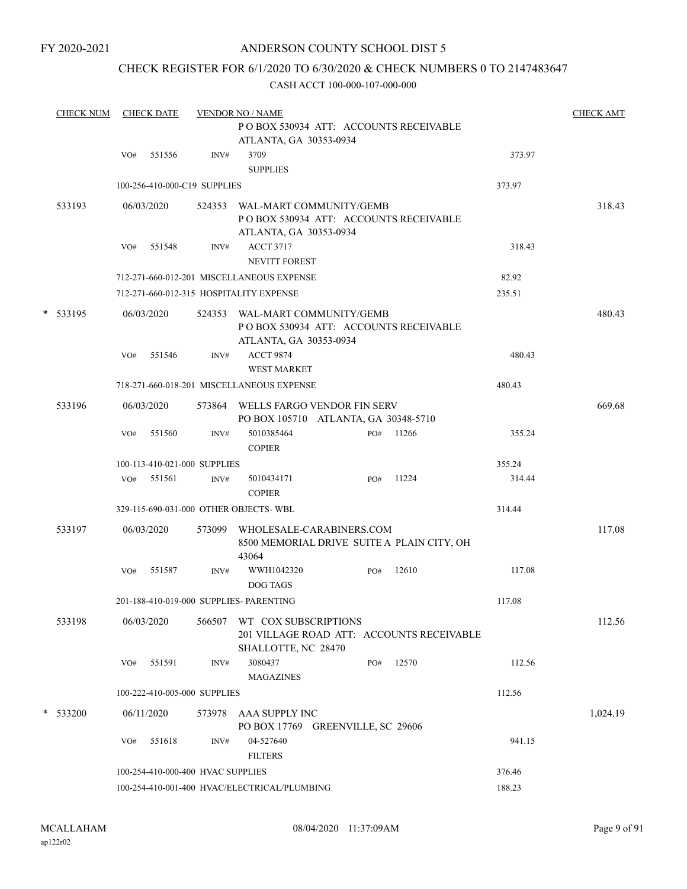FY 2020-2021

# ANDERSON COUNTY SCHOOL DIST 5

## CHECK REGISTER FOR 6/1/2020 TO 6/30/2020 & CHECK NUMBERS 0 TO 2147483647

CASH ACCT 100-000-107-000-000

| CHECK NUM | CHECK DATE | VENDOR NO / NAME | | CHECK AMT |
|---|---|---|---|---|
| | | P O BOX 530934 ATT: ACCOUNTS RECEIVABLE ATLANTA, GA 30353-0934 | | |
| | VO# 551556 | INV# 3709 SUPPLIES | 373.97 | |
| | 100-256-410-000-C19 SUPPLIES | | 373.97 | |
| 533193 | 06/03/2020 | 524353 WAL-MART COMMUNITY/GEMB P O BOX 530934 ATT: ACCOUNTS RECEIVABLE ATLANTA, GA 30353-0934 | | 318.43 |
| | VO# 551548 | INV# ACCT 3717 NEVITT FOREST | 318.43 | |
| | 712-271-660-012-201 MISCELLANEOUS EXPENSE | | 82.92 | |
| | 712-271-660-012-315 HOSPITALITY EXPENSE | | 235.51 | |
| * 533195 | 06/03/2020 | 524353 WAL-MART COMMUNITY/GEMB P O BOX 530934 ATT: ACCOUNTS RECEIVABLE ATLANTA, GA 30353-0934 | | 480.43 |
| | VO# 551546 | INV# ACCT 9874 WEST MARKET | 480.43 | |
| | 718-271-660-018-201 MISCELLANEOUS EXPENSE | | 480.43 | |
| 533196 | 06/03/2020 | 573864 WELLS FARGO VENDOR FIN SERV PO BOX 105710 ATLANTA, GA 30348-5710 | | 669.68 |
| | VO# 551560 | INV# 5010385464 PO# 11266 COPIER | 355.24 | |
| | 100-113-410-021-000 SUPPLIES | | 355.24 | |
| | VO# 551561 | INV# 5010434171 PO# 11224 COPIER | 314.44 | |
| | 329-115-690-031-000 OTHER OBJECTS- WBL | | 314.44 | |
| 533197 | 06/03/2020 | 573099 WHOLESALE-CARABINERS.COM 8500 MEMORIAL DRIVE SUITE A PLAIN CITY, OH 43064 | | 117.08 |
| | VO# 551587 | INV# WWH1042320 PO# 12610 DOG TAGS | 117.08 | |
| | 201-188-410-019-000 SUPPLIES- PARENTING | | 117.08 | |
| 533198 | 06/03/2020 | 566507 WT COX SUBSCRIPTIONS 201 VILLAGE ROAD ATT: ACCOUNTS RECEIVABLE SHALLOTTE, NC 28470 | | 112.56 |
| | VO# 551591 | INV# 3080437 PO# 12570 MAGAZINES | 112.56 | |
| | 100-222-410-005-000 SUPPLIES | | 112.56 | |
| * 533200 | 06/11/2020 | 573978 AAA SUPPLY INC PO BOX 17769 GREENVILLE, SC 29606 | | 1,024.19 |
| | VO# 551618 | INV# 04-527640 FILTERS | 941.15 | |
| | 100-254-410-000-400 HVAC SUPPLIES | | 376.46 | |
| | 100-254-410-001-400 HVAC/ELECTRICAL/PLUMBING | | 188.23 | |

MCALLAHAM ap122r02 08/04/2020 11:37:09AM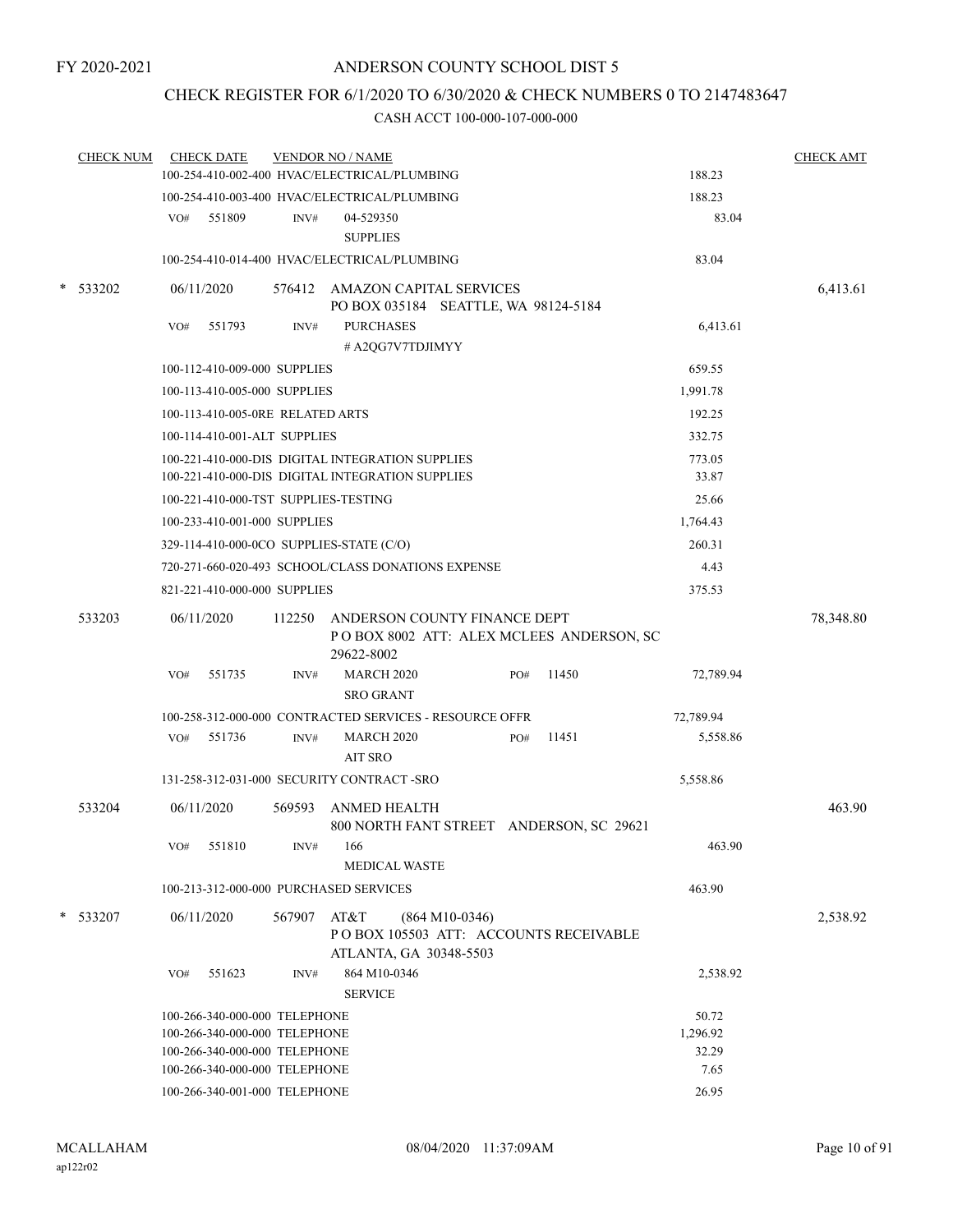FY 2020-2021

# ANDERSON COUNTY SCHOOL DIST 5

## CHECK REGISTER FOR 6/1/2020 TO 6/30/2020 & CHECK NUMBERS 0 TO 2147483647

### CASH ACCT 100-000-107-000-000

| CHECK NUM | CHECK DATE | VENDOR NO / NAME | | CHECK AMT |
|---|---|---|---|---|
| | | 100-254-410-002-400 HVAC/ELECTRICAL/PLUMBING | 188.23 | |
| | | 100-254-410-003-400 HVAC/ELECTRICAL/PLUMBING | 188.23 | |
| | VO# 551809 | INV# 04-529350 SUPPLIES | 83.04 | |
| | | 100-254-410-014-400 HVAC/ELECTRICAL/PLUMBING | 83.04 | |
| * 533202 | 06/11/2020 | 576412 AMAZON CAPITAL SERVICES PO BOX 035184 SEATTLE, WA 98124-5184 | | 6,413.61 |
| | VO# 551793 | INV# PURCHASES #A2QG7V7TDJIMYY | 6,413.61 | |
| | | 100-112-410-009-000 SUPPLIES | 659.55 | |
| | | 100-113-410-005-000 SUPPLIES | 1,991.78 | |
| | | 100-113-410-005-0RE RELATED ARTS | 192.25 | |
| | | 100-114-410-001-ALT SUPPLIES | 332.75 | |
| | | 100-221-410-000-DIS DIGITAL INTEGRATION SUPPLIES | 773.05 | |
| | | 100-221-410-000-DIS DIGITAL INTEGRATION SUPPLIES | 33.87 | |
| | | 100-221-410-000-TST SUPPLIES-TESTING | 25.66 | |
| | | 100-233-410-001-000 SUPPLIES | 1,764.43 | |
| | | 329-114-410-000-0CO SUPPLIES-STATE (C/O) | 260.31 | |
| | | 720-271-660-020-493 SCHOOL/CLASS DONATIONS EXPENSE | 4.43 | |
| | | 821-221-410-000-000 SUPPLIES | 375.53 | |
| 533203 | 06/11/2020 | 112250 ANDERSON COUNTY FINANCE DEPT P O BOX 8002 ATT: ALEX MCLEES ANDERSON, SC 29622-8002 | | 78,348.80 |
| | VO# 551735 | INV# MARCH 2020 SRO GRANT PO# 11450 | 72,789.94 | |
| | | 100-258-312-000-000 CONTRACTED SERVICES - RESOURCE OFFR | 72,789.94 | |
| | VO# 551736 | INV# MARCH 2020 AIT SRO PO# 11451 | 5,558.86 | |
| | | 131-258-312-031-000 SECURITY CONTRACT -SRO | 5,558.86 | |
| 533204 | 06/11/2020 | 569593 ANMED HEALTH 800 NORTH FANT STREET ANDERSON, SC 29621 | | 463.90 |
| | VO# 551810 | INV# 166 MEDICAL WASTE | 463.90 | |
| | | 100-213-312-000-000 PURCHASED SERVICES | 463.90 | |
| * 533207 | 06/11/2020 | 567907 AT&T (864 M10-0346) P O BOX 105503 ATT: ACCOUNTS RECEIVABLE ATLANTA, GA 30348-5503 | | 2,538.92 |
| | VO# 551623 | INV# 864 M10-0346 SERVICE | 2,538.92 | |
| | | 100-266-340-000-000 TELEPHONE | 50.72 | |
| | | 100-266-340-000-000 TELEPHONE | 1,296.92 | |
| | | 100-266-340-000-000 TELEPHONE | 32.29 | |
| | | 100-266-340-000-000 TELEPHONE | 7.65 | |
| | | 100-266-340-001-000 TELEPHONE | 26.95 | |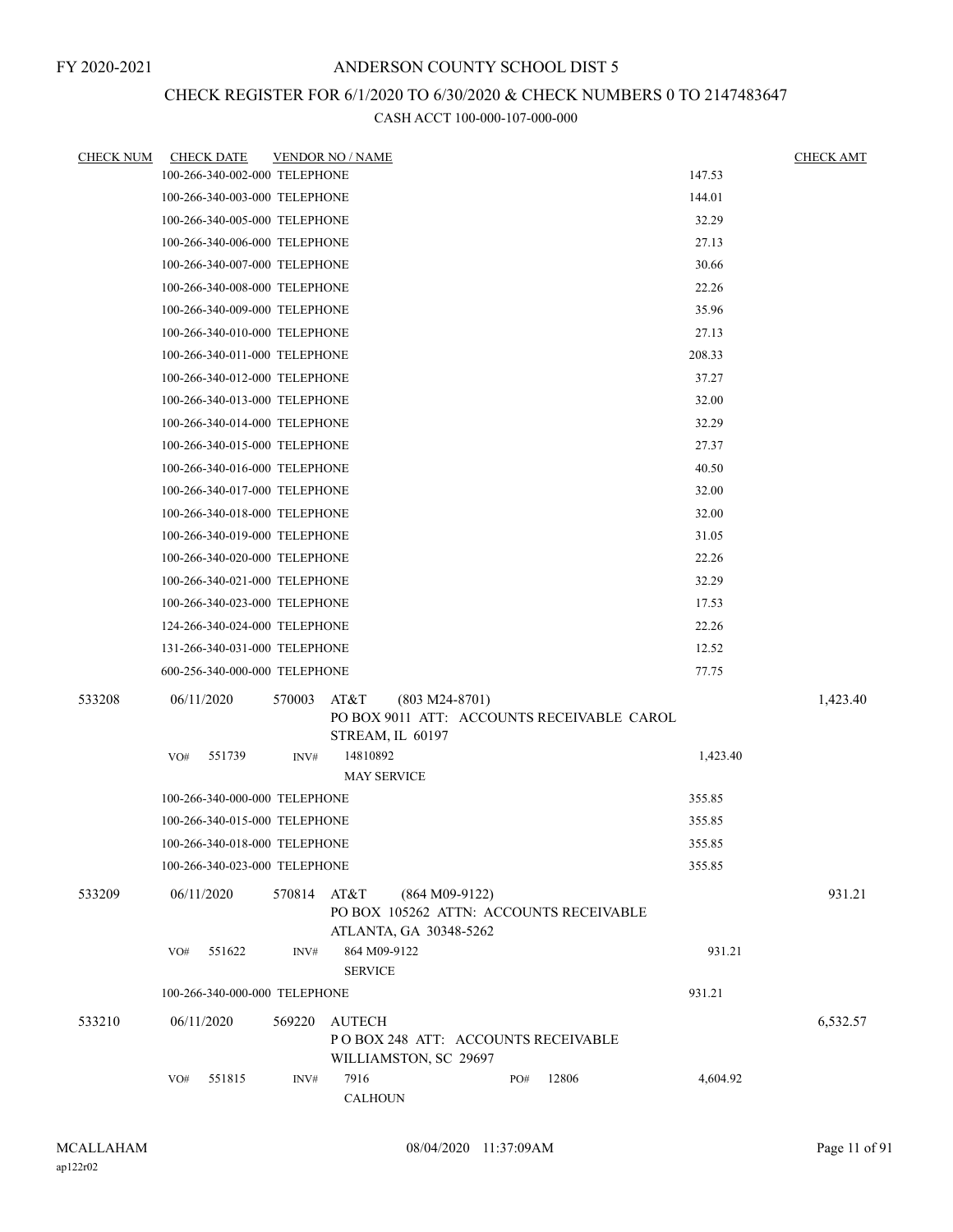FY 2020-2021

# ANDERSON COUNTY SCHOOL DIST 5

## CHECK REGISTER FOR 6/1/2020 TO 6/30/2020 & CHECK NUMBERS 0 TO 2147483647

CASH ACCT 100-000-107-000-000

| CHECK NUM | CHECK DATE | VENDOR NO / NAME | | CHECK AMT |
|---|---|---|---|---|
| | 100-266-340-002-000 TELEPHONE | | 147.53 | |
| | 100-266-340-003-000 TELEPHONE | | 144.01 | |
| | 100-266-340-005-000 TELEPHONE | | 32.29 | |
| | 100-266-340-006-000 TELEPHONE | | 27.13 | |
| | 100-266-340-007-000 TELEPHONE | | 30.66 | |
| | 100-266-340-008-000 TELEPHONE | | 22.26 | |
| | 100-266-340-009-000 TELEPHONE | | 35.96 | |
| | 100-266-340-010-000 TELEPHONE | | 27.13 | |
| | 100-266-340-011-000 TELEPHONE | | 208.33 | |
| | 100-266-340-012-000 TELEPHONE | | 37.27 | |
| | 100-266-340-013-000 TELEPHONE | | 32.00 | |
| | 100-266-340-014-000 TELEPHONE | | 32.29 | |
| | 100-266-340-015-000 TELEPHONE | | 27.37 | |
| | 100-266-340-016-000 TELEPHONE | | 40.50 | |
| | 100-266-340-017-000 TELEPHONE | | 32.00 | |
| | 100-266-340-018-000 TELEPHONE | | 32.00 | |
| | 100-266-340-019-000 TELEPHONE | | 31.05 | |
| | 100-266-340-020-000 TELEPHONE | | 22.26 | |
| | 100-266-340-021-000 TELEPHONE | | 32.29 | |
| | 100-266-340-023-000 TELEPHONE | | 17.53 | |
| | 124-266-340-024-000 TELEPHONE | | 22.26 | |
| | 131-266-340-031-000 TELEPHONE | | 12.52 | |
| | 600-256-340-000-000 TELEPHONE | | 77.75 | |
| 533208 | 06/11/2020 | 570003 AT&T (803 M24-8701) PO BOX 9011 ATT: ACCOUNTS RECEIVABLE CAROL STREAM, IL 60197 | | 1,423.40 |
| | VO# 551739 | INV# 14810892 MAY SERVICE | 1,423.40 | |
| | 100-266-340-000-000 TELEPHONE | | 355.85 | |
| | 100-266-340-015-000 TELEPHONE | | 355.85 | |
| | 100-266-340-018-000 TELEPHONE | | 355.85 | |
| | 100-266-340-023-000 TELEPHONE | | 355.85 | |
| 533209 | 06/11/2020 | 570814 AT&T (864 M09-9122) PO BOX 105262 ATTN: ACCOUNTS RECEIVABLE ATLANTA, GA 30348-5262 | | 931.21 |
| | VO# 551622 | INV# 864 M09-9122 SERVICE | 931.21 | |
| | 100-266-340-000-000 TELEPHONE | | 931.21 | |
| 533210 | 06/11/2020 | 569220 AUTECH P O BOX 248 ATT: ACCOUNTS RECEIVABLE WILLIAMSTON, SC 29697 | | 6,532.57 |
| | VO# 551815 | INV# 7916 PO# 12806 CALHOUN | 4,604.92 | |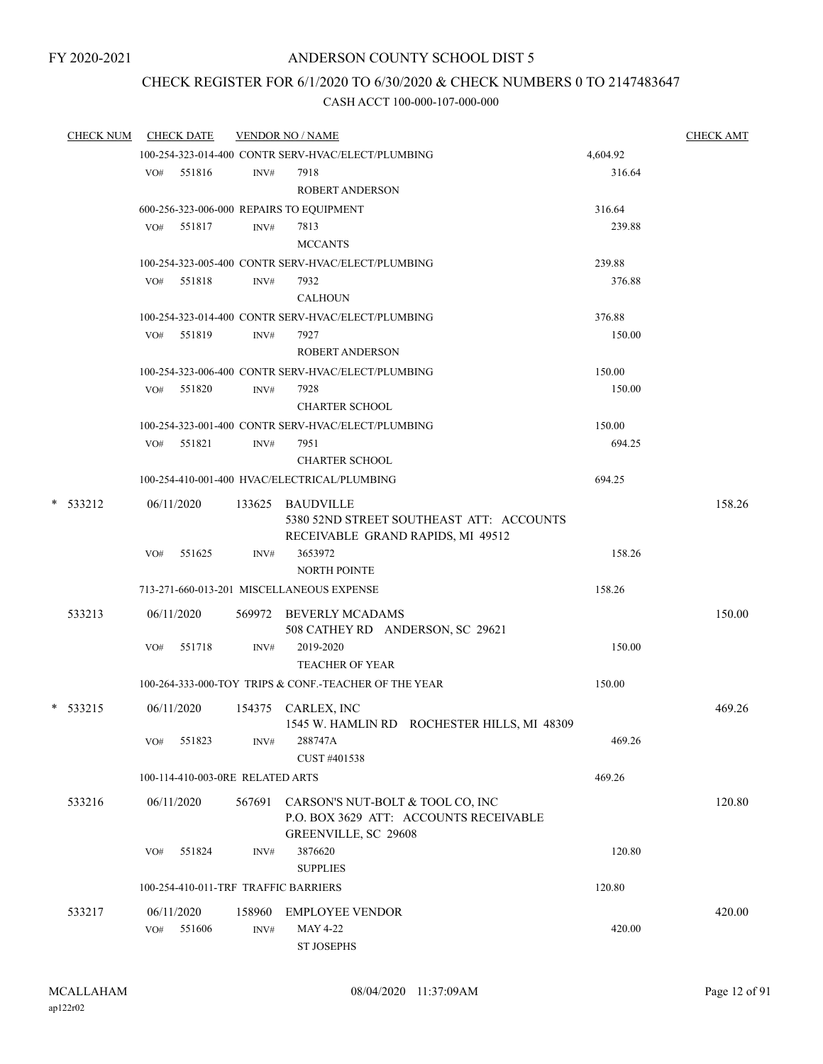FY 2020-2021

# ANDERSON COUNTY SCHOOL DIST 5

## CHECK REGISTER FOR 6/1/2020 TO 6/30/2020 & CHECK NUMBERS 0 TO 2147483647

### CASH ACCT 100-000-107-000-000

| CHECK NUM | CHECK DATE | VENDOR NO / NAME | | CHECK AMT |
|---|---|---|---|---|
| | | 100-254-323-014-400 CONTR SERV-HVAC/ELECT/PLUMBING | 4,604.92 | |
| | VO# 551816 | INV# 7918<br>ROBERT ANDERSON | 316.64 | |
| | | 600-256-323-006-000 REPAIRS TO EQUIPMENT | 316.64 | |
| | VO# 551817 | INV# 7813<br>MCCANTS | 239.88 | |
| | | 100-254-323-005-400 CONTR SERV-HVAC/ELECT/PLUMBING | 239.88 | |
| | VO# 551818 | INV# 7932<br>CALHOUN | 376.88 | |
| | | 100-254-323-014-400 CONTR SERV-HVAC/ELECT/PLUMBING | 376.88 | |
| | VO# 551819 | INV# 7927<br>ROBERT ANDERSON | 150.00 | |
| | | 100-254-323-006-400 CONTR SERV-HVAC/ELECT/PLUMBING | 150.00 | |
| | VO# 551820 | INV# 7928<br>CHARTER SCHOOL | 150.00 | |
| | | 100-254-323-001-400 CONTR SERV-HVAC/ELECT/PLUMBING | 150.00 | |
| | VO# 551821 | INV# 7951<br>CHARTER SCHOOL | 694.25 | |
| | | 100-254-410-001-400 HVAC/ELECTRICAL/PLUMBING | 694.25 | |
| * 533212 | 06/11/2020 | 133625 BAUDVILLE<br>5380 52ND STREET SOUTHEAST ATT: ACCOUNTS RECEIVABLE GRAND RAPIDS, MI 49512 | | 158.26 |
| | VO# 551625 | INV# 3653972<br>NORTH POINTE | 158.26 | |
| | | 713-271-660-013-201 MISCELLANEOUS EXPENSE | 158.26 | |
| 533213 | 06/11/2020 | 569972 BEVERLY MCADAMS<br>508 CATHEY RD ANDERSON, SC 29621 | | 150.00 |
| | VO# 551718 | INV# 2019-2020<br>TEACHER OF YEAR | 150.00 | |
| | | 100-264-333-000-TOY TRIPS & CONF.-TEACHER OF THE YEAR | 150.00 | |
| * 533215 | 06/11/2020 | 154375 CARLEX, INC<br>1545 W. HAMLIN RD ROCHESTER HILLS, MI 48309 | | 469.26 |
| | VO# 551823 | INV# 288747A<br>CUST #401538 | 469.26 | |
| | | 100-114-410-003-0RE RELATED ARTS | 469.26 | |
| 533216 | 06/11/2020 | 567691 CARSON'S NUT-BOLT & TOOL CO, INC<br>P.O. BOX 3629 ATT: ACCOUNTS RECEIVABLE GREENVILLE, SC 29608 | | 120.80 |
| | VO# 551824 | INV# 3876620<br>SUPPLIES | 120.80 | |
| | | 100-254-410-011-TRF TRAFFIC BARRIERS | 120.80 | |
| 533217 | 06/11/2020 | 158960 EMPLOYEE VENDOR | | 420.00 |
| | VO# 551606 | INV# MAY 4-22<br>ST JOSEPHS | 420.00 | |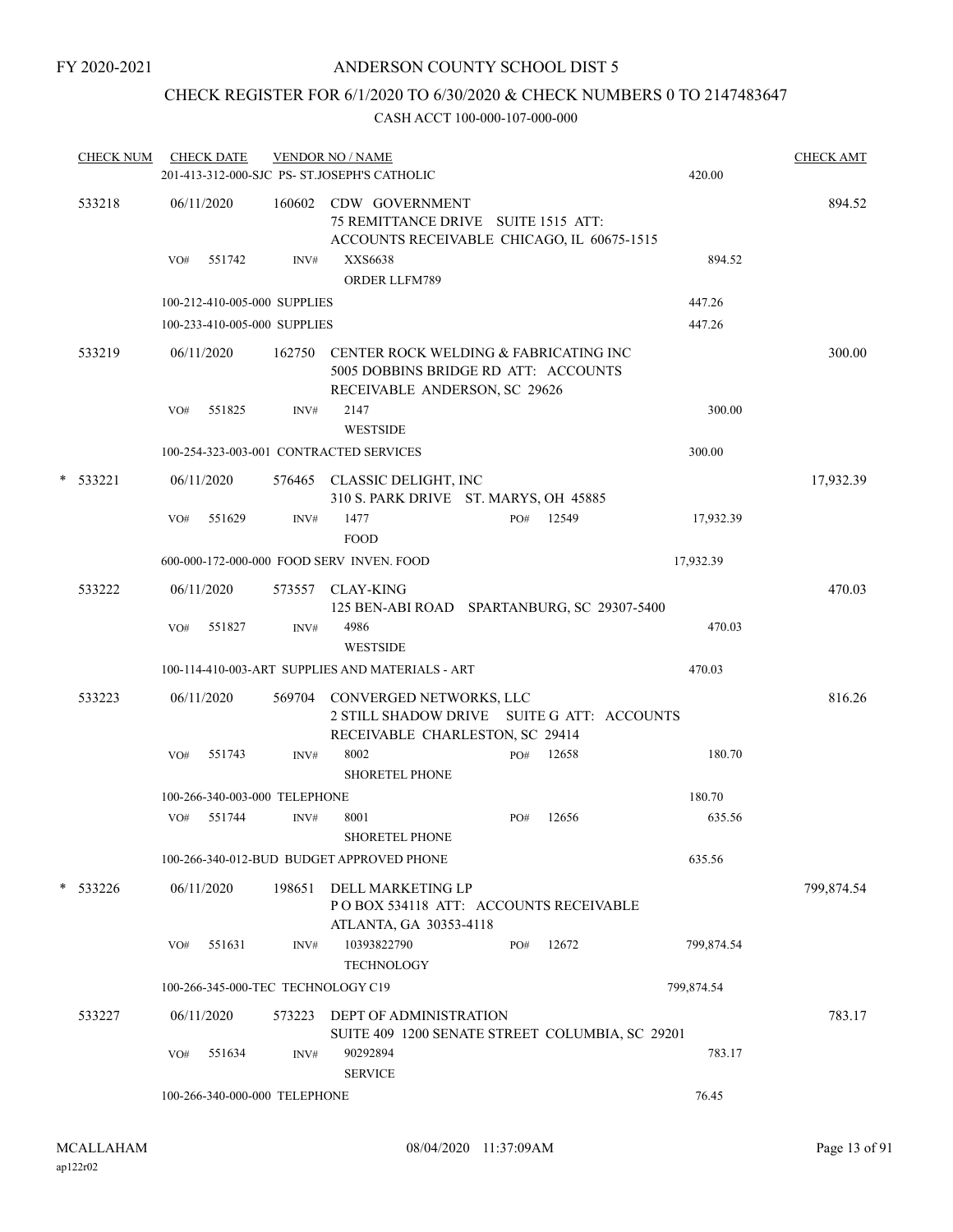FY 2020-2021

# ANDERSON COUNTY SCHOOL DIST 5

## CHECK REGISTER FOR 6/1/2020 TO 6/30/2020 & CHECK NUMBERS 0 TO 2147483647

### CASH ACCT 100-000-107-000-000

| CHECK NUM | CHECK DATE | VENDOR NO / NAME | | | CHECK AMT |
|---|---|---|---|---|---|
| | 201-413-312-000-SJC PS- ST.JOSEPH'S CATHOLIC | | | 420.00 | |
| 533218 | 06/11/2020 | 160602 CDW GOVERNMENT 75 REMITTANCE DRIVE SUITE 1515 ATT: ACCOUNTS RECEIVABLE CHICAGO, IL 60675-1515 | | | 894.52 |
| | VO# 551742 | INV# XXS6638 ORDER LLFM789 | | 894.52 | |
| | 100-212-410-005-000 SUPPLIES | | | 447.26 | |
| | 100-233-410-005-000 SUPPLIES | | | 447.26 | |
| 533219 | 06/11/2020 | 162750 CENTER ROCK WELDING & FABRICATING INC 5005 DOBBINS BRIDGE RD ATT: ACCOUNTS RECEIVABLE ANDERSON, SC 29626 | | | 300.00 |
| | VO# 551825 | INV# 2147 WESTSIDE | | 300.00 | |
| | 100-254-323-003-001 CONTRACTED SERVICES | | | 300.00 | |
| * 533221 | 06/11/2020 | 576465 CLASSIC DELIGHT, INC 310 S. PARK DRIVE ST. MARYS, OH 45885 | | | 17,932.39 |
| | VO# 551629 | INV# 1477 FOOD | PO# 12549 | 17,932.39 | |
| | 600-000-172-000-000 FOOD SERV INVEN. FOOD | | | 17,932.39 | |
| 533222 | 06/11/2020 | 573557 CLAY-KING 125 BEN-ABI ROAD SPARTANBURG, SC 29307-5400 | | | 470.03 |
| | VO# 551827 | INV# 4986 WESTSIDE | | 470.03 | |
| | 100-114-410-003-ART SUPPLIES AND MATERIALS - ART | | | 470.03 | |
| 533223 | 06/11/2020 | 569704 CONVERGED NETWORKS, LLC 2 STILL SHADOW DRIVE SUITE G ATT: ACCOUNTS RECEIVABLE CHARLESTON, SC 29414 | | | 816.26 |
| | VO# 551743 | INV# 8002 SHORETEL PHONE | PO# 12658 | 180.70 | |
| | 100-266-340-003-000 TELEPHONE | | | 180.70 | |
| | VO# 551744 | INV# 8001 SHORETEL PHONE | PO# 12656 | 635.56 | |
| | 100-266-340-012-BUD BUDGET APPROVED PHONE | | | 635.56 | |
| * 533226 | 06/11/2020 | 198651 DELL MARKETING LP P O BOX 534118 ATT: ACCOUNTS RECEIVABLE ATLANTA, GA 30353-4118 | | | 799,874.54 |
| | VO# 551631 | INV# 10393822790 TECHNOLOGY | PO# 12672 | 799,874.54 | |
| | 100-266-345-000-TEC TECHNOLOGY C19 | | | 799,874.54 | |
| 533227 | 06/11/2020 | 573223 DEPT OF ADMINISTRATION SUITE 409 1200 SENATE STREET COLUMBIA, SC 29201 | | | 783.17 |
| | VO# 551634 | INV# 90292894 SERVICE | | 783.17 | |
| | 100-266-340-000-000 TELEPHONE | | | 76.45 | |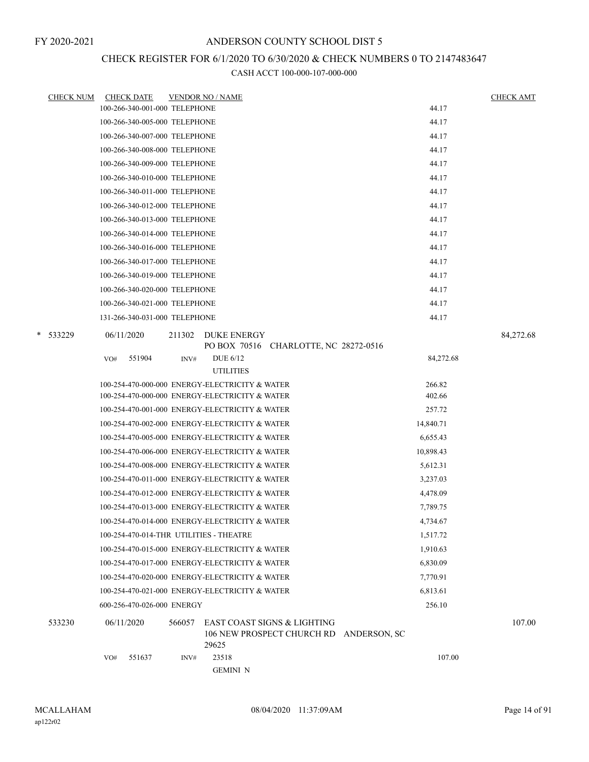FY 2020-2021

# ANDERSON COUNTY SCHOOL DIST 5

## CHECK REGISTER FOR 6/1/2020 TO 6/30/2020 & CHECK NUMBERS 0 TO 2147483647

CASH ACCT 100-000-107-000-000

| CHECK NUM | CHECK DATE | VENDOR NO / NAME | | CHECK AMT |
|---|---|---|---|---|
| | 100-266-340-001-000 TELEPHONE | | 44.17 | |
| | 100-266-340-005-000 TELEPHONE | | 44.17 | |
| | 100-266-340-007-000 TELEPHONE | | 44.17 | |
| | 100-266-340-008-000 TELEPHONE | | 44.17 | |
| | 100-266-340-009-000 TELEPHONE | | 44.17 | |
| | 100-266-340-010-000 TELEPHONE | | 44.17 | |
| | 100-266-340-011-000 TELEPHONE | | 44.17 | |
| | 100-266-340-012-000 TELEPHONE | | 44.17 | |
| | 100-266-340-013-000 TELEPHONE | | 44.17 | |
| | 100-266-340-014-000 TELEPHONE | | 44.17 | |
| | 100-266-340-016-000 TELEPHONE | | 44.17 | |
| | 100-266-340-017-000 TELEPHONE | | 44.17 | |
| | 100-266-340-019-000 TELEPHONE | | 44.17 | |
| | 100-266-340-020-000 TELEPHONE | | 44.17 | |
| | 100-266-340-021-000 TELEPHONE | | 44.17 | |
| | 131-266-340-031-000 TELEPHONE | | 44.17 | |
| * 533229 | 06/11/2020 | 211302 DUKE ENERGY<br>PO BOX 70516 CHARLOTTE, NC 28272-0516 | | 84,272.68 |
| | VO# 551904 | INV# DUE 6/12<br>UTILITIES | 84,272.68 | |
| | 100-254-470-000-000 ENERGY-ELECTRICITY & WATER | | 266.82 | |
| | 100-254-470-000-000 ENERGY-ELECTRICITY & WATER | | 402.66 | |
| | 100-254-470-001-000 ENERGY-ELECTRICITY & WATER | | 257.72 | |
| | 100-254-470-002-000 ENERGY-ELECTRICITY & WATER | | 14,840.71 | |
| | 100-254-470-005-000 ENERGY-ELECTRICITY & WATER | | 6,655.43 | |
| | 100-254-470-006-000 ENERGY-ELECTRICITY & WATER | | 10,898.43 | |
| | 100-254-470-008-000 ENERGY-ELECTRICITY & WATER | | 5,612.31 | |
| | 100-254-470-011-000 ENERGY-ELECTRICITY & WATER | | 3,237.03 | |
| | 100-254-470-012-000 ENERGY-ELECTRICITY & WATER | | 4,478.09 | |
| | 100-254-470-013-000 ENERGY-ELECTRICITY & WATER | | 7,789.75 | |
| | 100-254-470-014-000 ENERGY-ELECTRICITY & WATER | | 4,734.67 | |
| | 100-254-470-014-THR UTILITIES - THEATRE | | 1,517.72 | |
| | 100-254-470-015-000 ENERGY-ELECTRICITY & WATER | | 1,910.63 | |
| | 100-254-470-017-000 ENERGY-ELECTRICITY & WATER | | 6,830.09 | |
| | 100-254-470-020-000 ENERGY-ELECTRICITY & WATER | | 7,770.91 | |
| | 100-254-470-021-000 ENERGY-ELECTRICITY & WATER | | 6,813.61 | |
| | 600-256-470-026-000 ENERGY | | 256.10 | |
| 533230 | 06/11/2020 | 566057 EAST COAST SIGNS & LIGHTING<br>106 NEW PROSPECT CHURCH RD ANDERSON, SC 29625 | | 107.00 |
| | VO# 551637 | INV# 23518<br>GEMINI N | 107.00 | |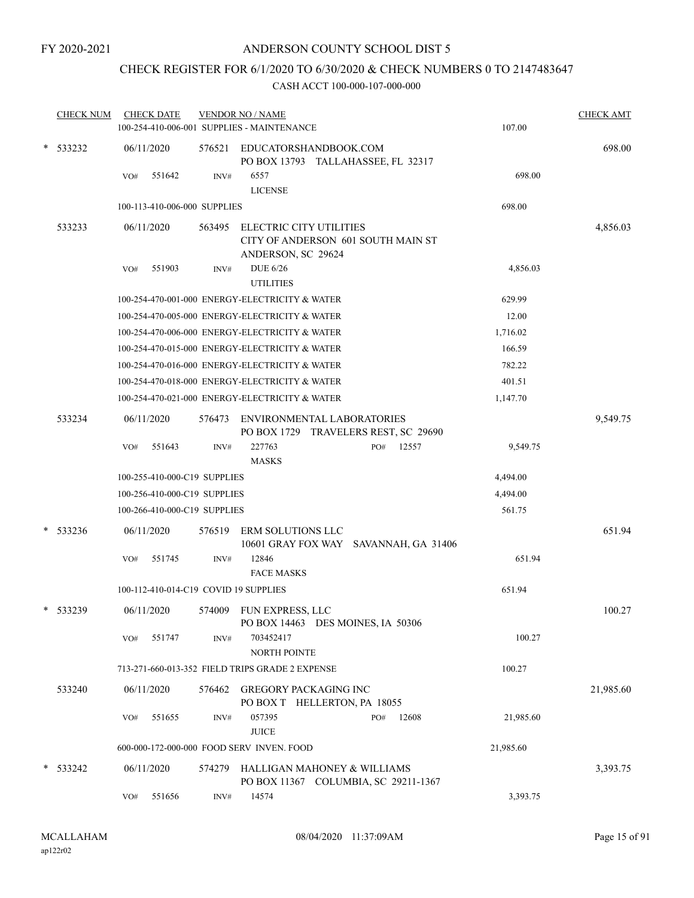FY 2020-2021

# ANDERSON COUNTY SCHOOL DIST 5

## CHECK REGISTER FOR 6/1/2020 TO 6/30/2020 & CHECK NUMBERS 0 TO 2147483647

CASH ACCT 100-000-107-000-000

| CHECK NUM | CHECK DATE | VENDOR NO / NAME | | CHECK AMT |
|---|---|---|---|---|
| | 100-254-410-006-001 SUPPLIES - MAINTENANCE | | 107.00 | |
| * 533232 | 06/11/2020 | 576521 EDUCATORSHANDBOOK.COM PO BOX 13793 TALLAHASSEE, FL 32317 | | 698.00 |
| | VO# 551642 | INV# 6557 LICENSE | 698.00 | |
| | 100-113-410-006-000 SUPPLIES | | 698.00 | |
| 533233 | 06/11/2020 | 563495 ELECTRIC CITY UTILITIES CITY OF ANDERSON 601 SOUTH MAIN ST ANDERSON, SC 29624 | | 4,856.03 |
| | VO# 551903 | INV# DUE 6/26 UTILITIES | 4,856.03 | |
| | 100-254-470-001-000 ENERGY-ELECTRICITY & WATER | | 629.99 | |
| | 100-254-470-005-000 ENERGY-ELECTRICITY & WATER | | 12.00 | |
| | 100-254-470-006-000 ENERGY-ELECTRICITY & WATER | | 1,716.02 | |
| | 100-254-470-015-000 ENERGY-ELECTRICITY & WATER | | 166.59 | |
| | 100-254-470-016-000 ENERGY-ELECTRICITY & WATER | | 782.22 | |
| | 100-254-470-018-000 ENERGY-ELECTRICITY & WATER | | 401.51 | |
| | 100-254-470-021-000 ENERGY-ELECTRICITY & WATER | | 1,147.70 | |
| 533234 | 06/11/2020 | 576473 ENVIRONMENTAL LABORATORIES PO BOX 1729 TRAVELERS REST, SC 29690 | | 9,549.75 |
| | VO# 551643 | INV# 227763 MASKS PO# 12557 | 9,549.75 | |
| | 100-255-410-000-C19 SUPPLIES | | 4,494.00 | |
| | 100-256-410-000-C19 SUPPLIES | | 4,494.00 | |
| | 100-266-410-000-C19 SUPPLIES | | 561.75 | |
| * 533236 | 06/11/2020 | 576519 ERM SOLUTIONS LLC 10601 GRAY FOX WAY SAVANNAH, GA 31406 | | 651.94 |
| | VO# 551745 | INV# 12846 FACE MASKS | 651.94 | |
| | 100-112-410-014-C19 COVID 19 SUPPLIES | | 651.94 | |
| * 533239 | 06/11/2020 | 574009 FUN EXPRESS, LLC PO BOX 14463 DES MOINES, IA 50306 | | 100.27 |
| | VO# 551747 | INV# 703452417 NORTH POINTE | 100.27 | |
| | 713-271-660-013-352 FIELD TRIPS GRADE 2 EXPENSE | | 100.27 | |
| 533240 | 06/11/2020 | 576462 GREGORY PACKAGING INC PO BOX T HELLERTON, PA 18055 | | 21,985.60 |
| | VO# 551655 | INV# 057395 JUICE PO# 12608 | 21,985.60 | |
| | 600-000-172-000-000 FOOD SERV INVEN. FOOD | | 21,985.60 | |
| * 533242 | 06/11/2020 | 574279 HALLIGAN MAHONEY & WILLIAMS PO BOX 11367 COLUMBIA, SC 29211-1367 | | 3,393.75 |
| | VO# 551656 | INV# 14574 | 3,393.75 | |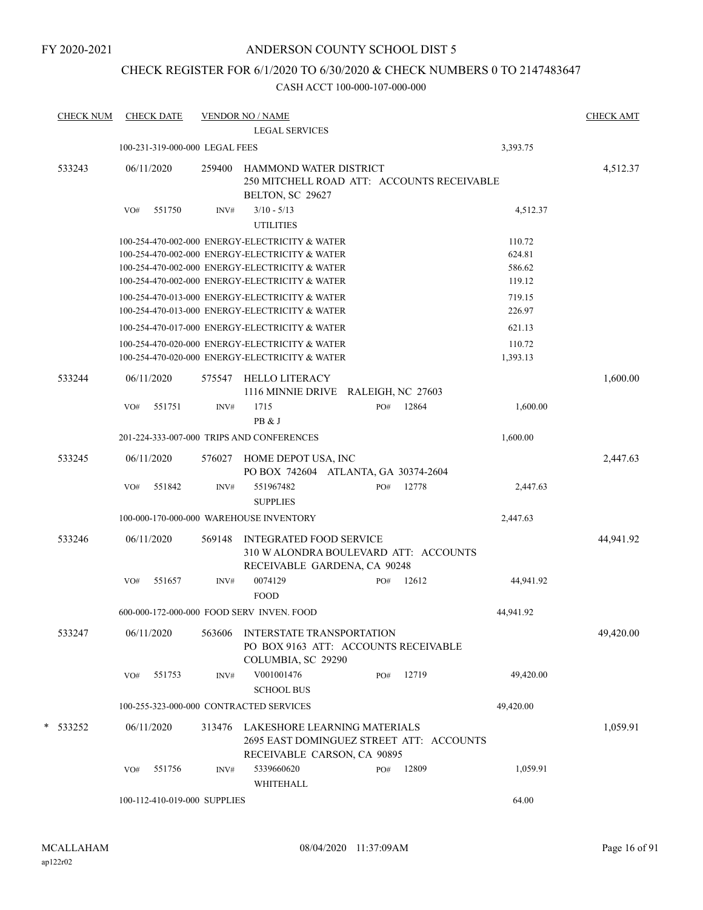FY 2020-2021

# ANDERSON COUNTY SCHOOL DIST 5

## CHECK REGISTER FOR 6/1/2020 TO 6/30/2020 & CHECK NUMBERS 0 TO 2147483647

CASH ACCT 100-000-107-000-000

| CHECK NUM | CHECK DATE | VENDOR NO / NAME | | CHECK AMT |
|---|---|---|---|---|
| | | LEGAL SERVICES | | |
| | 100-231-319-000-000 LEGAL FEES | | 3,393.75 | |
| 533243 | 06/11/2020 | 259400 HAMMOND WATER DISTRICT<br>250 MITCHELL ROAD ATT: ACCOUNTS RECEIVABLE<br>BELTON, SC 29627 | | 4,512.37 |
| | VO# 551750 | INV# 3/10 - 5/13<br>UTILITIES | 4,512.37 | |
| | 100-254-470-002-000 ENERGY-ELECTRICITY & WATER | | 110.72 | |
| | 100-254-470-002-000 ENERGY-ELECTRICITY & WATER | | 624.81 | |
| | 100-254-470-002-000 ENERGY-ELECTRICITY & WATER | | 586.62 | |
| | 100-254-470-002-000 ENERGY-ELECTRICITY & WATER | | 119.12 | |
| | 100-254-470-013-000 ENERGY-ELECTRICITY & WATER | | 719.15 | |
| | 100-254-470-013-000 ENERGY-ELECTRICITY & WATER | | 226.97 | |
| | 100-254-470-017-000 ENERGY-ELECTRICITY & WATER | | 621.13 | |
| | 100-254-470-020-000 ENERGY-ELECTRICITY & WATER | | 110.72 | |
| | 100-254-470-020-000 ENERGY-ELECTRICITY & WATER | | 1,393.13 | |
| 533244 | 06/11/2020 | 575547 HELLO LITERACY<br>1116 MINNIE DRIVE RALEIGH, NC 27603 | | 1,600.00 |
| | VO# 551751 | INV# 1715 PO# 12864<br>PB & J | 1,600.00 | |
| | 201-224-333-007-000 TRIPS AND CONFERENCES | | 1,600.00 | |
| 533245 | 06/11/2020 | 576027 HOME DEPOT USA, INC<br>PO BOX 742604 ATLANTA, GA 30374-2604 | | 2,447.63 |
| | VO# 551842 | INV# 551967482 PO# 12778<br>SUPPLIES | 2,447.63 | |
| | 100-000-170-000-000 WAREHOUSE INVENTORY | | 2,447.63 | |
| 533246 | 06/11/2020 | 569148 INTEGRATED FOOD SERVICE<br>310 W ALONDRA BOULEVARD ATT: ACCOUNTS<br>RECEIVABLE GARDENA, CA 90248 | | 44,941.92 |
| | VO# 551657 | INV# 0074129 PO# 12612<br>FOOD | 44,941.92 | |
| | 600-000-172-000-000 FOOD SERV INVEN. FOOD | | 44,941.92 | |
| 533247 | 06/11/2020 | 563606 INTERSTATE TRANSPORTATION<br>PO BOX 9163 ATT: ACCOUNTS RECEIVABLE<br>COLUMBIA, SC 29290 | | 49,420.00 |
| | VO# 551753 | INV# V001001476 PO# 12719<br>SCHOOL BUS | 49,420.00 | |
| | 100-255-323-000-000 CONTRACTED SERVICES | | 49,420.00 | |
| * 533252 | 06/11/2020 | 313476 LAKESHORE LEARNING MATERIALS<br>2695 EAST DOMINGUEZ STREET ATT: ACCOUNTS<br>RECEIVABLE CARSON, CA 90895 | | 1,059.91 |
| | VO# 551756 | INV# 5339660620 PO# 12809<br>WHITEHALL | 1,059.91 | |
| | 100-112-410-019-000 SUPPLIES | | 64.00 | |

MCALLAHAM
ap122r02

08/04/2020 11:37:09AM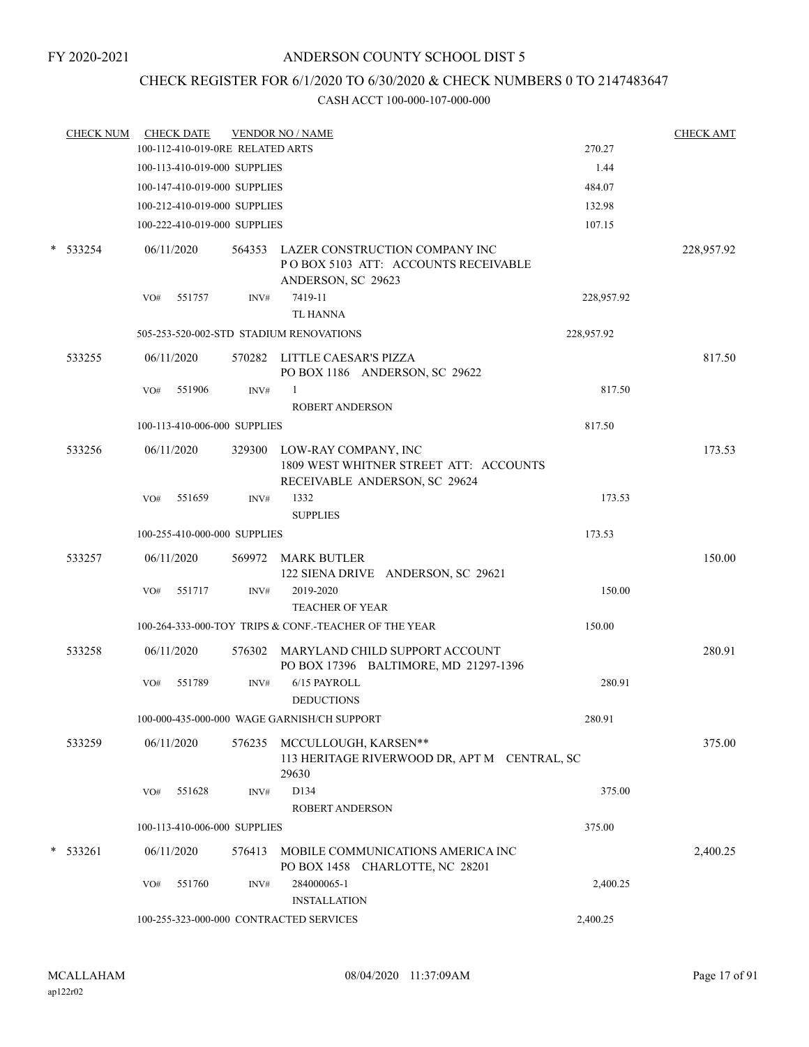FY 2020-2021

# ANDERSON COUNTY SCHOOL DIST 5

## CHECK REGISTER FOR 6/1/2020 TO 6/30/2020 & CHECK NUMBERS 0 TO 2147483647

CASH ACCT 100-000-107-000-000

| CHECK NUM | CHECK DATE | VENDOR NO / NAME | | CHECK AMT |
|---|---|---|---|---|
| | 100-112-410-019-0RE RELATED ARTS | | 270.27 | |
| | 100-113-410-019-000 SUPPLIES | | 1.44 | |
| | 100-147-410-019-000 SUPPLIES | | 484.07 | |
| | 100-212-410-019-000 SUPPLIES | | 132.98 | |
| | 100-222-410-019-000 SUPPLIES | | 107.15 | |
| * 533254 | 06/11/2020 | 564353 LAZER CONSTRUCTION COMPANY INC P O BOX 5103 ATT: ACCOUNTS RECEIVABLE ANDERSON, SC 29623 | | 228,957.92 |
| | VO# 551757 | INV# 7419-11 TL HANNA | 228,957.92 | |
| | 505-253-520-002-STD STADIUM RENOVATIONS | | 228,957.92 | |
| 533255 | 06/11/2020 | 570282 LITTLE CAESAR'S PIZZA PO BOX 1186 ANDERSON, SC 29622 | | 817.50 |
| | VO# 551906 | INV# 1 ROBERT ANDERSON | 817.50 | |
| | 100-113-410-006-000 SUPPLIES | | 817.50 | |
| 533256 | 06/11/2020 | 329300 LOW-RAY COMPANY, INC 1809 WEST WHITNER STREET ATT: ACCOUNTS RECEIVABLE ANDERSON, SC 29624 | | 173.53 |
| | VO# 551659 | INV# 1332 SUPPLIES | 173.53 | |
| | 100-255-410-000-000 SUPPLIES | | 173.53 | |
| 533257 | 06/11/2020 | 569972 MARK BUTLER 122 SIENA DRIVE ANDERSON, SC 29621 | | 150.00 |
| | VO# 551717 | INV# 2019-2020 TEACHER OF YEAR | 150.00 | |
| | 100-264-333-000-TOY TRIPS & CONF.-TEACHER OF THE YEAR | | 150.00 | |
| 533258 | 06/11/2020 | 576302 MARYLAND CHILD SUPPORT ACCOUNT PO BOX 17396 BALTIMORE, MD 21297-1396 | | 280.91 |
| | VO# 551789 | INV# 6/15 PAYROLL DEDUCTIONS | 280.91 | |
| | 100-000-435-000-000 WAGE GARNISH/CH SUPPORT | | 280.91 | |
| 533259 | 06/11/2020 | 576235 MCCULLOUGH, KARSEN** 113 HERITAGE RIVERWOOD DR, APT M CENTRAL, SC 29630 | | 375.00 |
| | VO# 551628 | INV# D134 ROBERT ANDERSON | 375.00 | |
| | 100-113-410-006-000 SUPPLIES | | 375.00 | |
| * 533261 | 06/11/2020 | 576413 MOBILE COMMUNICATIONS AMERICA INC PO BOX 1458 CHARLOTTE, NC 28201 | | 2,400.25 |
| | VO# 551760 | INV# 284000065-1 INSTALLATION | 2,400.25 | |
| | 100-255-323-000-000 CONTRACTED SERVICES | | 2,400.25 | |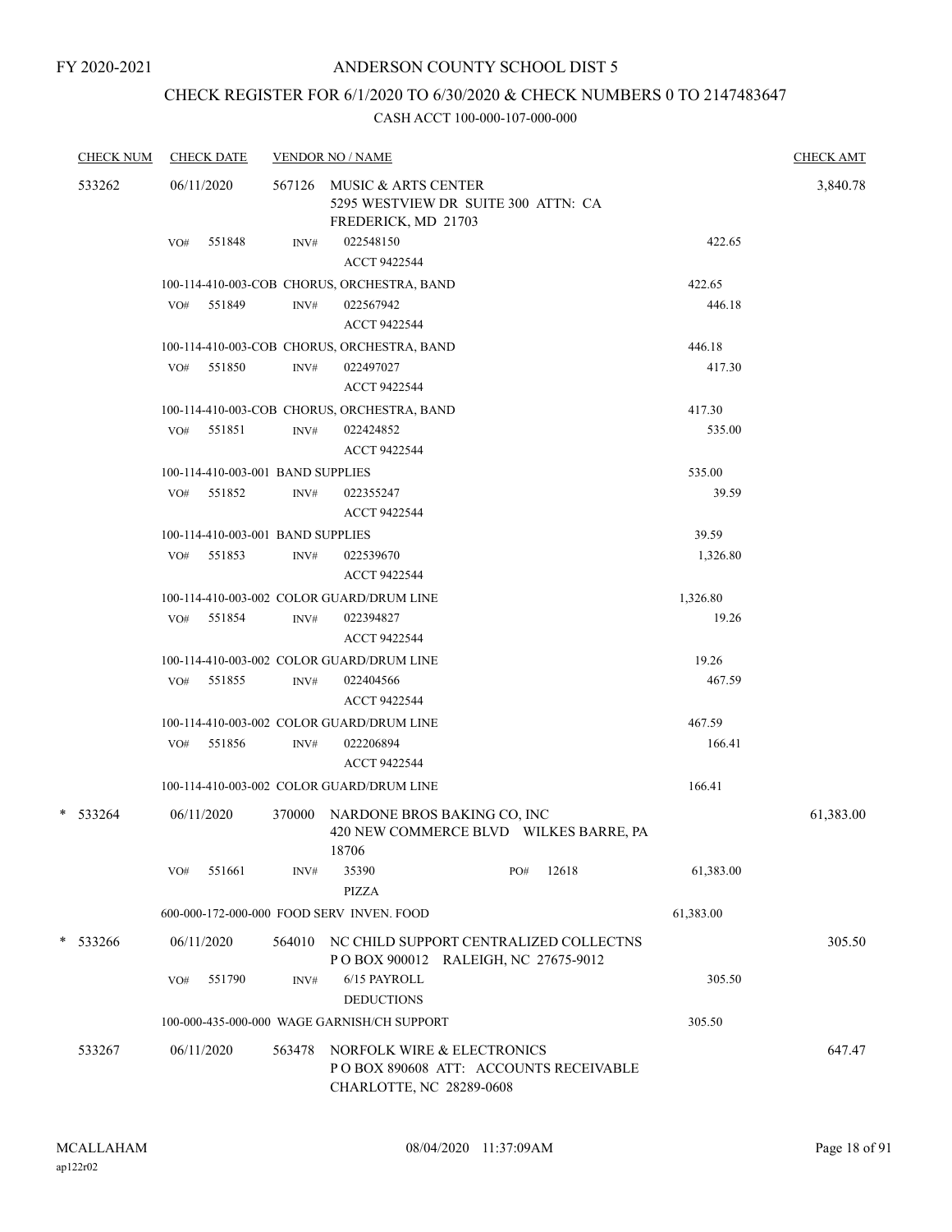FY 2020-2021

# ANDERSON COUNTY SCHOOL DIST 5

## CHECK REGISTER FOR 6/1/2020 TO 6/30/2020 & CHECK NUMBERS 0 TO 2147483647

CASH ACCT 100-000-107-000-000

| CHECK NUM | CHECK DATE | VENDOR NO / NAME | | CHECK AMT |
|---|---|---|---|---|
| 533262 | 06/11/2020 | 567126 MUSIC & ARTS CENTER<br>5295 WESTVIEW DR SUITE 300 ATTN: CA<br>FREDERICK, MD 21703 | | 3,840.78 |
| | VO# 551848 | INV# 022548150<br>ACCT 9422544 | 422.65 | |
| | | 100-114-410-003-COB CHORUS, ORCHESTRA, BAND | 422.65 | |
| | VO# 551849 | INV# 022567942<br>ACCT 9422544 | 446.18 | |
| | | 100-114-410-003-COB CHORUS, ORCHESTRA, BAND | 446.18 | |
| | VO# 551850 | INV# 022497027<br>ACCT 9422544 | 417.30 | |
| | | 100-114-410-003-COB CHORUS, ORCHESTRA, BAND | 417.30 | |
| | VO# 551851 | INV# 022424852<br>ACCT 9422544 | 535.00 | |
| | | 100-114-410-003-001 BAND SUPPLIES | 535.00 | |
| | VO# 551852 | INV# 022355247<br>ACCT 9422544 | 39.59 | |
| | | 100-114-410-003-001 BAND SUPPLIES | 39.59 | |
| | VO# 551853 | INV# 022539670<br>ACCT 9422544 | 1,326.80 | |
| | | 100-114-410-003-002 COLOR GUARD/DRUM LINE | 1,326.80 | |
| | VO# 551854 | INV# 022394827<br>ACCT 9422544 | 19.26 | |
| | | 100-114-410-003-002 COLOR GUARD/DRUM LINE | 19.26 | |
| | VO# 551855 | INV# 022404566<br>ACCT 9422544 | 467.59 | |
| | | 100-114-410-003-002 COLOR GUARD/DRUM LINE | 467.59 | |
| | VO# 551856 | INV# 022206894<br>ACCT 9422544 | 166.41 | |
| | | 100-114-410-003-002 COLOR GUARD/DRUM LINE | 166.41 | |
| * 533264 | 06/11/2020 | 370000 NARDONE BROS BAKING CO, INC<br>420 NEW COMMERCE BLVD WILKES BARRE, PA 18706 | | 61,383.00 |
| | VO# 551661 | INV# 35390 PO# 12618<br>PIZZA | 61,383.00 | |
| | | 600-000-172-000-000 FOOD SERV INVEN. FOOD | 61,383.00 | |
| * 533266 | 06/11/2020 | 564010 NC CHILD SUPPORT CENTRALIZED COLLECTNS<br>P O BOX 900012 RALEIGH, NC 27675-9012 | | 305.50 |
| | VO# 551790 | INV# 6/15 PAYROLL<br>DEDUCTIONS | 305.50 | |
| | | 100-000-435-000-000 WAGE GARNISH/CH SUPPORT | 305.50 | |
| 533267 | 06/11/2020 | 563478 NORFOLK WIRE & ELECTRONICS<br>P O BOX 890608 ATT: ACCOUNTS RECEIVABLE<br>CHARLOTTE, NC 28289-0608 | | 647.47 |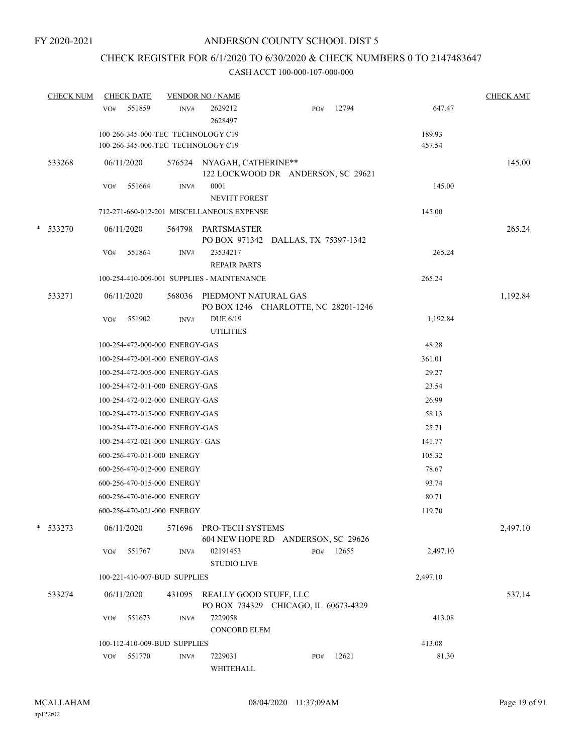FY 2020-2021

# ANDERSON COUNTY SCHOOL DIST 5

## CHECK REGISTER FOR 6/1/2020 TO 6/30/2020 & CHECK NUMBERS 0 TO 2147483647

### CASH ACCT 100-000-107-000-000

| CHECK NUM | CHECK DATE | VENDOR NO / NAME | | | | CHECK AMT |
|---|---|---|---|---|---|---|
| | VO# 551859 | INV# | 2629212<br>2628497 | PO# 12794 | 647.47 | |
| | 100-266-345-000-TEC TECHNOLOGY C19 | | | | 189.93 | |
| | 100-266-345-000-TEC TECHNOLOGY C19 | | | | 457.54 | |
| 533268 | 06/11/2020 | 576524 | NYAGAH, CATHERINE**<br>122 LOCKWOOD DR ANDERSON, SC 29621 | | | 145.00 |
| | VO# 551664 | INV# | 0001<br>NEVITT FOREST | | 145.00 | |
| | 712-271-660-012-201 MISCELLANEOUS EXPENSE | | | | 145.00 | |
| * 533270 | 06/11/2020 | 564798 | PARTSMASTER<br>PO BOX 971342 DALLAS, TX 75397-1342 | | | 265.24 |
| | VO# 551864 | INV# | 23534217<br>REPAIR PARTS | | 265.24 | |
| | 100-254-410-009-001 SUPPLIES - MAINTENANCE | | | | 265.24 | |
| 533271 | 06/11/2020 | 568036 | PIEDMONT NATURAL GAS<br>PO BOX 1246 CHARLOTTE, NC 28201-1246 | | | 1,192.84 |
| | VO# 551902 | INV# | DUE 6/19<br>UTILITIES | | 1,192.84 | |
| | 100-254-472-000-000 ENERGY-GAS | | | | 48.28 | |
| | 100-254-472-001-000 ENERGY-GAS | | | | 361.01 | |
| | 100-254-472-005-000 ENERGY-GAS | | | | 29.27 | |
| | 100-254-472-011-000 ENERGY-GAS | | | | 23.54 | |
| | 100-254-472-012-000 ENERGY-GAS | | | | 26.99 | |
| | 100-254-472-015-000 ENERGY-GAS | | | | 58.13 | |
| | 100-254-472-016-000 ENERGY-GAS | | | | 25.71 | |
| | 100-254-472-021-000 ENERGY- GAS | | | | 141.77 | |
| | 600-256-470-011-000 ENERGY | | | | 105.32 | |
| | 600-256-470-012-000 ENERGY | | | | 78.67 | |
| | 600-256-470-015-000 ENERGY | | | | 93.74 | |
| | 600-256-470-016-000 ENERGY | | | | 80.71 | |
| | 600-256-470-021-000 ENERGY | | | | 119.70 | |
| * 533273 | 06/11/2020 | 571696 | PRO-TECH SYSTEMS<br>604 NEW HOPE RD ANDERSON, SC 29626 | | | 2,497.10 |
| | VO# 551767 | INV# | 02191453<br>STUDIO LIVE | PO# 12655 | 2,497.10 | |
| | 100-221-410-007-BUD SUPPLIES | | | | 2,497.10 | |
| 533274 | 06/11/2020 | 431095 | REALLY GOOD STUFF, LLC<br>PO BOX 734329 CHICAGO, IL 60673-4329 | | | 537.14 |
| | VO# 551673 | INV# | 7229058<br>CONCORD ELEM | | 413.08 | |
| | 100-112-410-009-BUD SUPPLIES | | | | 413.08 | |
| | VO# 551770 | INV# | 7229031<br>WHITEHALL | PO# 12621 | 81.30 | |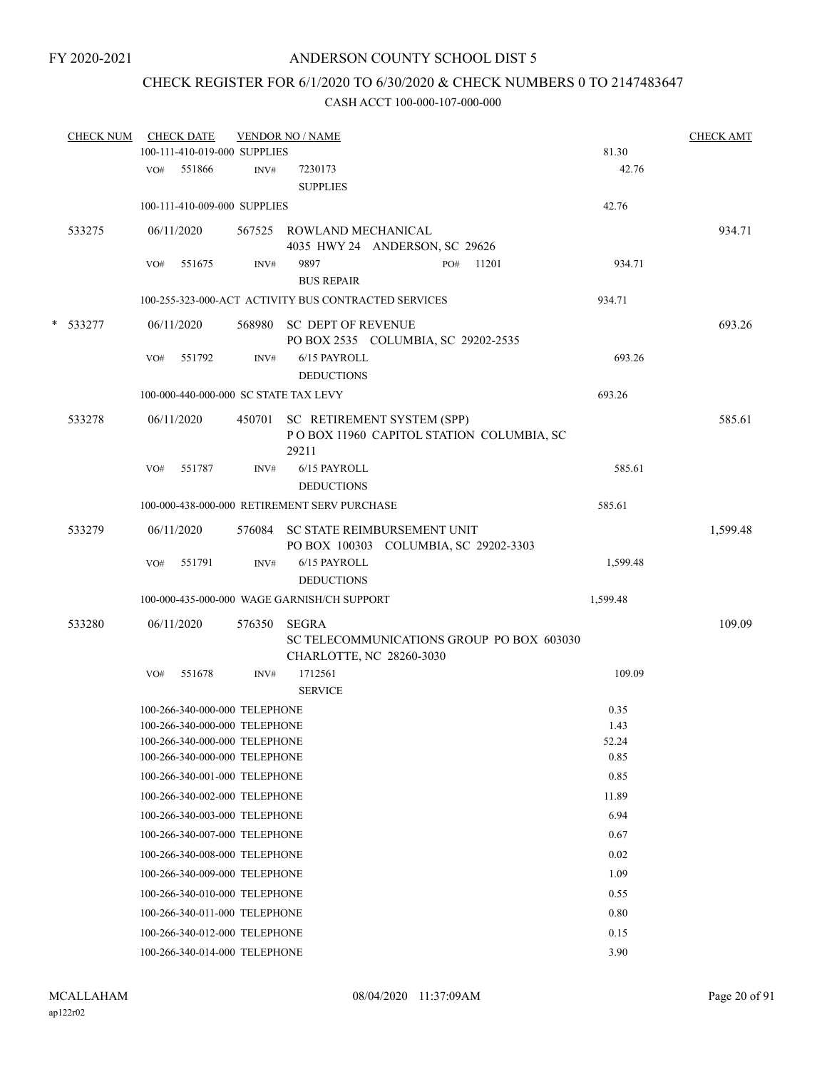FY 2020-2021

# ANDERSON COUNTY SCHOOL DIST 5

## CHECK REGISTER FOR 6/1/2020 TO 6/30/2020 & CHECK NUMBERS 0 TO 2147483647

### CASH ACCT 100-000-107-000-000

| CHECK NUM | CHECK DATE | VENDOR NO / NAME | | CHECK AMT |
|---|---|---|---|---|
| | 100-111-410-019-000 SUPPLIES | | 81.30 | |
| | VO# 551866 | INV# 7230173 SUPPLIES | 42.76 | |
| | 100-111-410-009-000 SUPPLIES | | 42.76 | |
| 533275 | 06/11/2020 | 567525 ROWLAND MECHANICAL 4035 HWY 24 ANDERSON, SC 29626 | | 934.71 |
| | VO# 551675 | INV# 9897 PO# 11201 BUS REPAIR | 934.71 | |
| | 100-255-323-000-ACT ACTIVITY BUS CONTRACTED SERVICES | | 934.71 | |
| * 533277 | 06/11/2020 | 568980 SC DEPT OF REVENUE PO BOX 2535 COLUMBIA, SC 29202-2535 | | 693.26 |
| | VO# 551792 | INV# 6/15 PAYROLL DEDUCTIONS | 693.26 | |
| | 100-000-440-000-000 SC STATE TAX LEVY | | 693.26 | |
| 533278 | 06/11/2020 | 450701 SC RETIREMENT SYSTEM (SPP) P O BOX 11960 CAPITOL STATION COLUMBIA, SC 29211 | | 585.61 |
| | VO# 551787 | INV# 6/15 PAYROLL DEDUCTIONS | 585.61 | |
| | 100-000-438-000-000 RETIREMENT SERV PURCHASE | | 585.61 | |
| 533279 | 06/11/2020 | 576084 SC STATE REIMBURSEMENT UNIT PO BOX 100303 COLUMBIA, SC 29202-3303 | | 1,599.48 |
| | VO# 551791 | INV# 6/15 PAYROLL DEDUCTIONS | 1,599.48 | |
| | 100-000-435-000-000 WAGE GARNISH/CH SUPPORT | | 1,599.48 | |
| 533280 | 06/11/2020 | 576350 SEGRA SC TELECOMMUNICATIONS GROUP PO BOX 603030 CHARLOTTE, NC 28260-3030 | | 109.09 |
| | VO# 551678 | INV# 1712561 SERVICE | 109.09 | |
| | 100-266-340-000-000 TELEPHONE | | 0.35 | |
| | 100-266-340-000-000 TELEPHONE | | 1.43 | |
| | 100-266-340-000-000 TELEPHONE | | 52.24 | |
| | 100-266-340-000-000 TELEPHONE | | 0.85 | |
| | 100-266-340-001-000 TELEPHONE | | 0.85 | |
| | 100-266-340-002-000 TELEPHONE | | 11.89 | |
| | 100-266-340-003-000 TELEPHONE | | 6.94 | |
| | 100-266-340-007-000 TELEPHONE | | 0.67 | |
| | 100-266-340-008-000 TELEPHONE | | 0.02 | |
| | 100-266-340-009-000 TELEPHONE | | 1.09 | |
| | 100-266-340-010-000 TELEPHONE | | 0.55 | |
| | 100-266-340-011-000 TELEPHONE | | 0.80 | |
| | 100-266-340-012-000 TELEPHONE | | 0.15 | |
| | 100-266-340-014-000 TELEPHONE | | 3.90 | |

MCALLAHAM
ap122r02

08/04/2020 11:37:09AM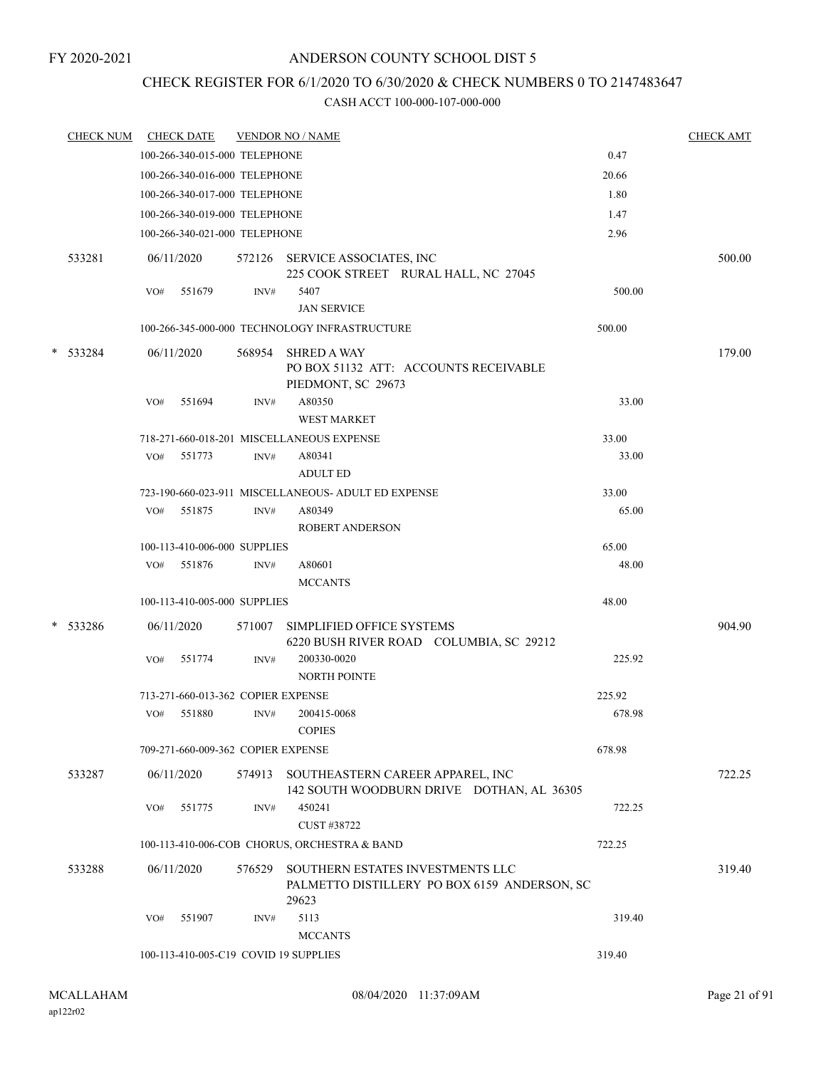FY 2020-2021

# ANDERSON COUNTY SCHOOL DIST 5

## CHECK REGISTER FOR 6/1/2020 TO 6/30/2020 & CHECK NUMBERS 0 TO 2147483647

### CASH ACCT 100-000-107-000-000

| CHECK NUM | CHECK DATE | VENDOR NO / NAME | | CHECK AMT |
|---|---|---|---|---|
| | 100-266-340-015-000 TELEPHONE | | 0.47 | |
| | 100-266-340-016-000 TELEPHONE | | 20.66 | |
| | 100-266-340-017-000 TELEPHONE | | 1.80 | |
| | 100-266-340-019-000 TELEPHONE | | 1.47 | |
| | 100-266-340-021-000 TELEPHONE | | 2.96 | |
| 533281 | 06/11/2020 | 572126 SERVICE ASSOCIATES, INC<br>225 COOK STREET RURAL HALL, NC 27045 | | 500.00 |
| | VO# 551679 | INV# 5407<br>JAN SERVICE | 500.00 | |
| | 100-266-345-000-000 TECHNOLOGY INFRASTRUCTURE | | 500.00 | |
| * 533284 | 06/11/2020 | 568954 SHRED A WAY<br>PO BOX 51132 ATT: ACCOUNTS RECEIVABLE<br>PIEDMONT, SC 29673 | | 179.00 |
| | VO# 551694 | INV# A80350<br>WEST MARKET | 33.00 | |
| | 718-271-660-018-201 MISCELLANEOUS EXPENSE | | 33.00 | |
| | VO# 551773 | INV# A80341<br>ADULT ED | 33.00 | |
| | 723-190-660-023-911 MISCELLANEOUS- ADULT ED EXPENSE | | 33.00 | |
| | VO# 551875 | INV# A80349<br>ROBERT ANDERSON | 65.00 | |
| | 100-113-410-006-000 SUPPLIES | | 65.00 | |
| | VO# 551876 | INV# A80601<br>MCCANTS | 48.00 | |
| | 100-113-410-005-000 SUPPLIES | | 48.00 | |
| * 533286 | 06/11/2020 | 571007 SIMPLIFIED OFFICE SYSTEMS<br>6220 BUSH RIVER ROAD COLUMBIA, SC 29212 | | 904.90 |
| | VO# 551774 | INV# 200330-0020<br>NORTH POINTE | 225.92 | |
| | 713-271-660-013-362 COPIER EXPENSE | | 225.92 | |
| | VO# 551880 | INV# 200415-0068<br>COPIES | 678.98 | |
| | 709-271-660-009-362 COPIER EXPENSE | | 678.98 | |
| 533287 | 06/11/2020 | 574913 SOUTHEASTERN CAREER APPAREL, INC<br>142 SOUTH WOODBURN DRIVE DOTHAN, AL 36305 | | 722.25 |
| | VO# 551775 | INV# 450241<br>CUST #38722 | 722.25 | |
| | 100-113-410-006-COB CHORUS, ORCHESTRA & BAND | | 722.25 | |
| 533288 | 06/11/2020 | 576529 SOUTHERN ESTATES INVESTMENTS LLC<br>PALMETTO DISTILLERY PO BOX 6159 ANDERSON, SC 29623 | | 319.40 |
| | VO# 551907 | INV# 5113<br>MCCANTS | 319.40 | |
| | 100-113-410-005-C19 COVID 19 SUPPLIES | | 319.40 | |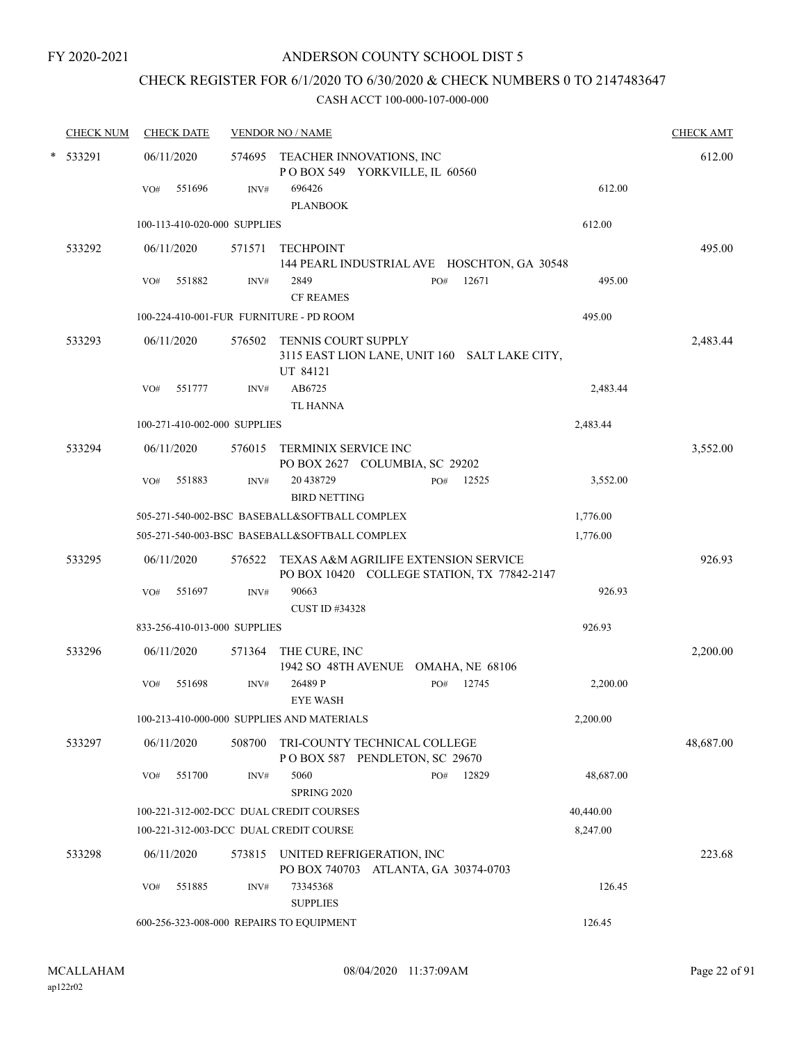FY 2020-2021

# ANDERSON COUNTY SCHOOL DIST 5

## CHECK REGISTER FOR 6/1/2020 TO 6/30/2020 & CHECK NUMBERS 0 TO 2147483647

CASH ACCT 100-000-107-000-000

| CHECK NUM | CHECK DATE | VENDOR NO / NAME | | | CHECK AMT |
|---|---|---|---|---|---|
| * 533291 | 06/11/2020 | 574695 TEACHER INNOVATIONS, INC<br>P O BOX 549 YORKVILLE, IL 60560 | | | 612.00 |
| | VO# 551696 | INV# 696426<br>PLANBOOK | | 612.00 | |
| | 100-113-410-020-000 SUPPLIES | | | 612.00 | |
| 533292 | 06/11/2020 | 571571 TECHPOINT<br>144 PEARL INDUSTRIAL AVE HOSCHTON, GA 30548 | | | 495.00 |
| | VO# 551882 | INV# 2849<br>CF REAMES | PO# 12671 | 495.00 | |
| | 100-224-410-001-FUR FURNITURE - PD ROOM | | | 495.00 | |
| 533293 | 06/11/2020 | 576502 TENNIS COURT SUPPLY<br>3115 EAST LION LANE, UNIT 160 SALT LAKE CITY, UT 84121 | | | 2,483.44 |
| | VO# 551777 | INV# AB6725<br>TL HANNA | | 2,483.44 | |
| | 100-271-410-002-000 SUPPLIES | | | 2,483.44 | |
| 533294 | 06/11/2020 | 576015 TERMINIX SERVICE INC<br>PO BOX 2627 COLUMBIA, SC 29202 | | | 3,552.00 |
| | VO# 551883 | INV# 20 438729<br>BIRD NETTING | PO# 12525 | 3,552.00 | |
| | 505-271-540-002-BSC BASEBALL&SOFTBALL COMPLEX | | | 1,776.00 | |
| | 505-271-540-003-BSC BASEBALL&SOFTBALL COMPLEX | | | 1,776.00 | |
| 533295 | 06/11/2020 | 576522 TEXAS A&M AGRILIFE EXTENSION SERVICE<br>PO BOX 10420 COLLEGE STATION, TX 77842-2147 | | | 926.93 |
| | VO# 551697 | INV# 90663<br>CUST ID #34328 | | 926.93 | |
| | 833-256-410-013-000 SUPPLIES | | | 926.93 | |
| 533296 | 06/11/2020 | 571364 THE CURE, INC<br>1942 SO 48TH AVENUE OMAHA, NE 68106 | | | 2,200.00 |
| | VO# 551698 | INV# 26489 P<br>EYE WASH | PO# 12745 | 2,200.00 | |
| | 100-213-410-000-000 SUPPLIES AND MATERIALS | | | 2,200.00 | |
| 533297 | 06/11/2020 | 508700 TRI-COUNTY TECHNICAL COLLEGE<br>P O BOX 587 PENDLETON, SC 29670 | | | 48,687.00 |
| | VO# 551700 | INV# 5060<br>SPRING 2020 | PO# 12829 | 48,687.00 | |
| | 100-221-312-002-DCC DUAL CREDIT COURSES | | | 40,440.00 | |
| | 100-221-312-003-DCC DUAL CREDIT COURSE | | | 8,247.00 | |
| 533298 | 06/11/2020 | 573815 UNITED REFRIGERATION, INC<br>PO BOX 740703 ATLANTA, GA 30374-0703 | | | 223.68 |
| | VO# 551885 | INV# 73345368<br>SUPPLIES | | 126.45 | |
| | 600-256-323-008-000 REPAIRS TO EQUIPMENT | | | 126.45 | |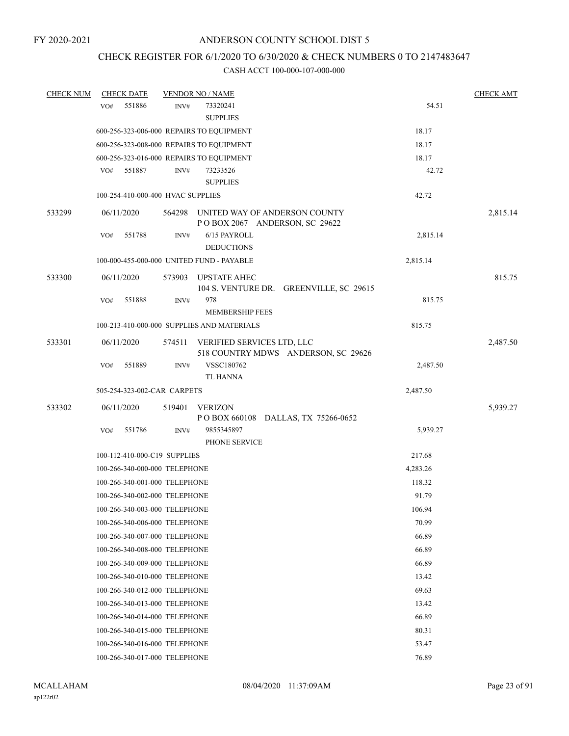FY 2020-2021

# ANDERSON COUNTY SCHOOL DIST 5

## CHECK REGISTER FOR 6/1/2020 TO 6/30/2020 & CHECK NUMBERS 0 TO 2147483647

### CASH ACCT 100-000-107-000-000

| CHECK NUM | CHECK DATE | VENDOR NO / NAME | | CHECK AMT |
|---|---|---|---|---|
| | VO# 551886 | INV# 73320241 SUPPLIES | 54.51 | |
| | 600-256-323-006-000 REPAIRS TO EQUIPMENT | | 18.17 | |
| | 600-256-323-008-000 REPAIRS TO EQUIPMENT | | 18.17 | |
| | 600-256-323-016-000 REPAIRS TO EQUIPMENT | | 18.17 | |
| | VO# 551887 | INV# 73233526 SUPPLIES | 42.72 | |
| | 100-254-410-000-400 HVAC SUPPLIES | | 42.72 | |
| 533299 | 06/11/2020 | 564298 UNITED WAY OF ANDERSON COUNTY P O BOX 2067 ANDERSON, SC 29622 | | 2,815.14 |
| | VO# 551788 | INV# 6/15 PAYROLL DEDUCTIONS | 2,815.14 | |
| | 100-000-455-000-000 UNITED FUND - PAYABLE | | 2,815.14 | |
| 533300 | 06/11/2020 | 573903 UPSTATE AHEC 104 S. VENTURE DR. GREENVILLE, SC 29615 | | 815.75 |
| | VO# 551888 | INV# 978 MEMBERSHIP FEES | 815.75 | |
| | 100-213-410-000-000 SUPPLIES AND MATERIALS | | 815.75 | |
| 533301 | 06/11/2020 | 574511 VERIFIED SERVICES LTD, LLC 518 COUNTRY MDWS ANDERSON, SC 29626 | | 2,487.50 |
| | VO# 551889 | INV# VSSC180762 TL HANNA | 2,487.50 | |
| | 505-254-323-002-CAR CARPETS | | 2,487.50 | |
| 533302 | 06/11/2020 | 519401 VERIZON P O BOX 660108 DALLAS, TX 75266-0652 | | 5,939.27 |
| | VO# 551786 | INV# 9855345897 PHONE SERVICE | 5,939.27 | |
| | 100-112-410-000-C19 SUPPLIES | | 217.68 | |
| | 100-266-340-000-000 TELEPHONE | | 4,283.26 | |
| | 100-266-340-001-000 TELEPHONE | | 118.32 | |
| | 100-266-340-002-000 TELEPHONE | | 91.79 | |
| | 100-266-340-003-000 TELEPHONE | | 106.94 | |
| | 100-266-340-006-000 TELEPHONE | | 70.99 | |
| | 100-266-340-007-000 TELEPHONE | | 66.89 | |
| | 100-266-340-008-000 TELEPHONE | | 66.89 | |
| | 100-266-340-009-000 TELEPHONE | | 66.89 | |
| | 100-266-340-010-000 TELEPHONE | | 13.42 | |
| | 100-266-340-012-000 TELEPHONE | | 69.63 | |
| | 100-266-340-013-000 TELEPHONE | | 13.42 | |
| | 100-266-340-014-000 TELEPHONE | | 66.89 | |
| | 100-266-340-015-000 TELEPHONE | | 80.31 | |
| | 100-266-340-016-000 TELEPHONE | | 53.47 | |
| | 100-266-340-017-000 TELEPHONE | | 76.89 | |

MCALLAHAM
ap122r02
08/04/2020 11:37:09AM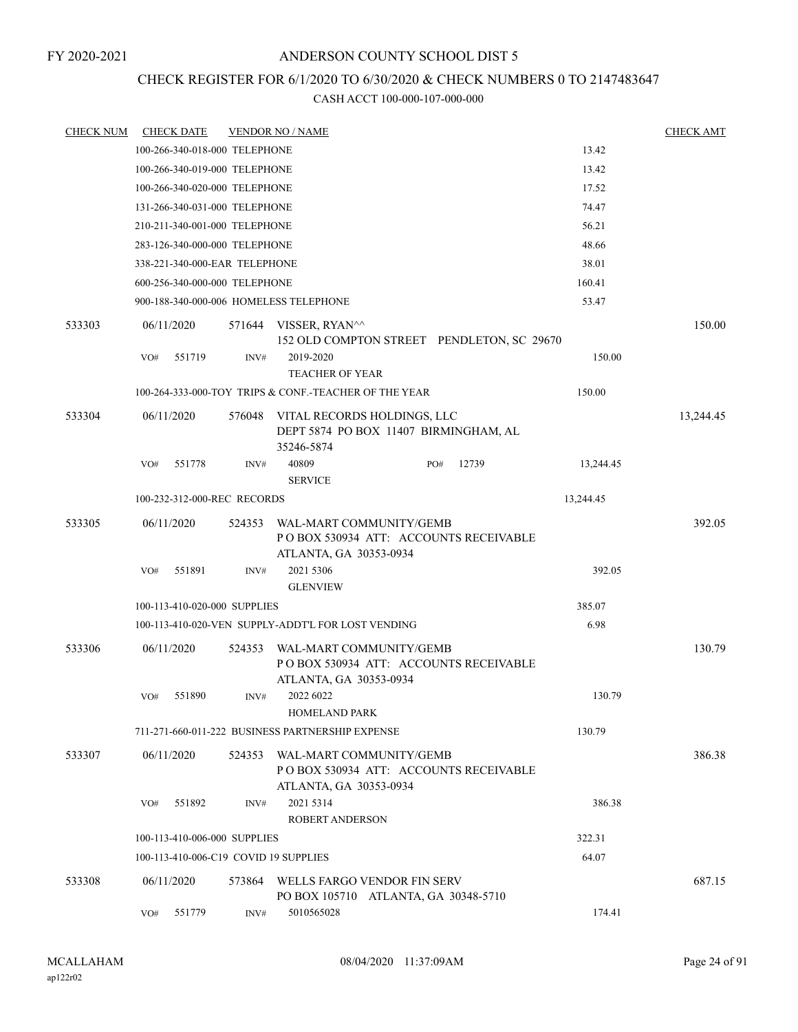FY 2020-2021

# ANDERSON COUNTY SCHOOL DIST 5

## CHECK REGISTER FOR 6/1/2020 TO 6/30/2020 & CHECK NUMBERS 0 TO 2147483647

CASH ACCT 100-000-107-000-000

| CHECK NUM | CHECK DATE | VENDOR NO / NAME | | CHECK AMT |
|---|---|---|---|---|
| | 100-266-340-018-000 TELEPHONE | | 13.42 | |
| | 100-266-340-019-000 TELEPHONE | | 13.42 | |
| | 100-266-340-020-000 TELEPHONE | | 17.52 | |
| | 131-266-340-031-000 TELEPHONE | | 74.47 | |
| | 210-211-340-001-000 TELEPHONE | | 56.21 | |
| | 283-126-340-000-000 TELEPHONE | | 48.66 | |
| | 338-221-340-000-EAR TELEPHONE | | 38.01 | |
| | 600-256-340-000-000 TELEPHONE | | 160.41 | |
| | 900-188-340-000-006 HOMELESS TELEPHONE | | 53.47 | |
| 533303 | 06/11/2020 | 571644 VISSER, RYAN^^ 152 OLD COMPTON STREET PENDLETON, SC 29670 | | 150.00 |
| | VO# 551719 INV# | 2019-2020 TEACHER OF YEAR | 150.00 | |
| | 100-264-333-000-TOY TRIPS & CONF.-TEACHER OF THE YEAR | | 150.00 | |
| 533304 | 06/11/2020 | 576048 VITAL RECORDS HOLDINGS, LLC DEPT 5874 PO BOX 11407 BIRMINGHAM, AL 35246-5874 | | 13,244.45 |
| | VO# 551778 INV# | 40809 PO# 12739 SERVICE | 13,244.45 | |
| | 100-232-312-000-REC RECORDS | | 13,244.45 | |
| 533305 | 06/11/2020 | 524353 WAL-MART COMMUNITY/GEMB P O BOX 530934 ATT: ACCOUNTS RECEIVABLE ATLANTA, GA 30353-0934 | | 392.05 |
| | VO# 551891 INV# | 2021 5306 GLENVIEW | 392.05 | |
| | 100-113-410-020-000 SUPPLIES | | 385.07 | |
| | 100-113-410-020-VEN SUPPLY-ADDT'L FOR LOST VENDING | | 6.98 | |
| 533306 | 06/11/2020 | 524353 WAL-MART COMMUNITY/GEMB P O BOX 530934 ATT: ACCOUNTS RECEIVABLE ATLANTA, GA 30353-0934 | | 130.79 |
| | VO# 551890 INV# | 2022 6022 HOMELAND PARK | 130.79 | |
| | 711-271-660-011-222 BUSINESS PARTNERSHIP EXPENSE | | 130.79 | |
| 533307 | 06/11/2020 | 524353 WAL-MART COMMUNITY/GEMB P O BOX 530934 ATT: ACCOUNTS RECEIVABLE ATLANTA, GA 30353-0934 | | 386.38 |
| | VO# 551892 INV# | 2021 5314 ROBERT ANDERSON | 386.38 | |
| | 100-113-410-006-000 SUPPLIES | | 322.31 | |
| | 100-113-410-006-C19 COVID 19 SUPPLIES | | 64.07 | |
| 533308 | 06/11/2020 | 573864 WELLS FARGO VENDOR FIN SERV PO BOX 105710 ATLANTA, GA 30348-5710 | | 687.15 |
| | VO# 551779 INV# | 5010565028 | 174.41 | |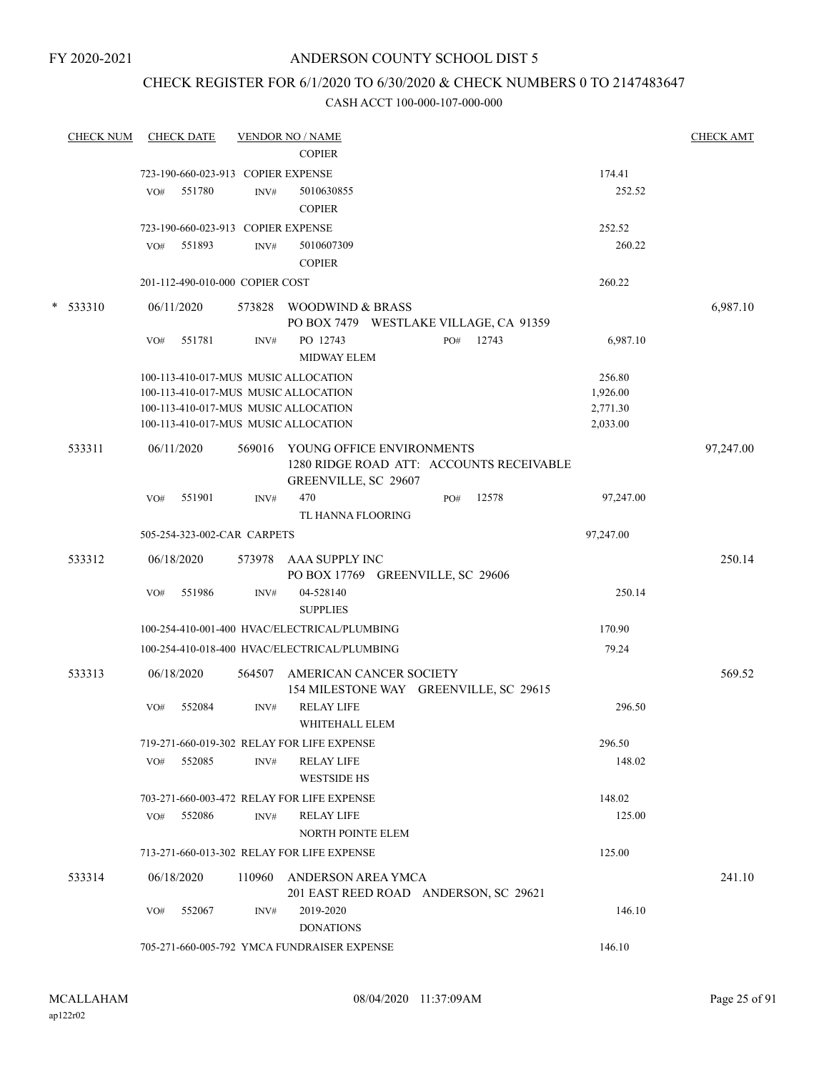FY 2020-2021

# ANDERSON COUNTY SCHOOL DIST 5

## CHECK REGISTER FOR 6/1/2020 TO 6/30/2020 & CHECK NUMBERS 0 TO 2147483647

### CASH ACCT 100-000-107-000-000

| CHECK NUM | CHECK DATE | VENDOR NO / NAME | | CHECK AMT |
|---|---|---|---|---|
| | | COPIER | | |
| | 723-190-660-023-913 COPIER EXPENSE | | 174.41 | |
| | VO# 551780 | INV# 5010630855 COPIER | 252.52 | |
| | 723-190-660-023-913 COPIER EXPENSE | | 252.52 | |
| | VO# 551893 | INV# 5010607309 COPIER | 260.22 | |
| | 201-112-490-010-000 COPIER COST | | 260.22 | |
| * 533310 | 06/11/2020 | 573828 WOODWIND & BRASS PO BOX 7479 WESTLAKE VILLAGE, CA 91359 | | 6,987.10 |
| | VO# 551781 | INV# PO 12743 PO# 12743 MIDWAY ELEM | 6,987.10 | |
| | 100-113-410-017-MUS MUSIC ALLOCATION | | 256.80 | |
| | 100-113-410-017-MUS MUSIC ALLOCATION | | 1,926.00 | |
| | 100-113-410-017-MUS MUSIC ALLOCATION | | 2,771.30 | |
| | 100-113-410-017-MUS MUSIC ALLOCATION | | 2,033.00 | |
| 533311 | 06/11/2020 | 569016 YOUNG OFFICE ENVIRONMENTS 1280 RIDGE ROAD ATT: ACCOUNTS RECEIVABLE GREENVILLE, SC 29607 | | 97,247.00 |
| | VO# 551901 | INV# 470 PO# 12578 TL HANNA FLOORING | 97,247.00 | |
| | 505-254-323-002-CAR CARPETS | | 97,247.00 | |
| 533312 | 06/18/2020 | 573978 AAA SUPPLY INC PO BOX 17769 GREENVILLE, SC 29606 | | 250.14 |
| | VO# 551986 | INV# 04-528140 SUPPLIES | 250.14 | |
| | 100-254-410-001-400 HVAC/ELECTRICAL/PLUMBING | | 170.90 | |
| | 100-254-410-018-400 HVAC/ELECTRICAL/PLUMBING | | 79.24 | |
| 533313 | 06/18/2020 | 564507 AMERICAN CANCER SOCIETY 154 MILESTONE WAY GREENVILLE, SC 29615 | | 569.52 |
| | VO# 552084 | INV# RELAY LIFE WHITEHALL ELEM | 296.50 | |
| | 719-271-660-019-302 RELAY FOR LIFE EXPENSE | | 296.50 | |
| | VO# 552085 | INV# RELAY LIFE WESTSIDE HS | 148.02 | |
| | 703-271-660-003-472 RELAY FOR LIFE EXPENSE | | 148.02 | |
| | VO# 552086 | INV# RELAY LIFE NORTH POINTE ELEM | 125.00 | |
| | 713-271-660-013-302 RELAY FOR LIFE EXPENSE | | 125.00 | |
| 533314 | 06/18/2020 | 110960 ANDERSON AREA YMCA 201 EAST REED ROAD ANDERSON, SC 29621 | | 241.10 |
| | VO# 552067 | INV# 2019-2020 DONATIONS | 146.10 | |
| | 705-271-660-005-792 YMCA FUNDRAISER EXPENSE | | 146.10 | |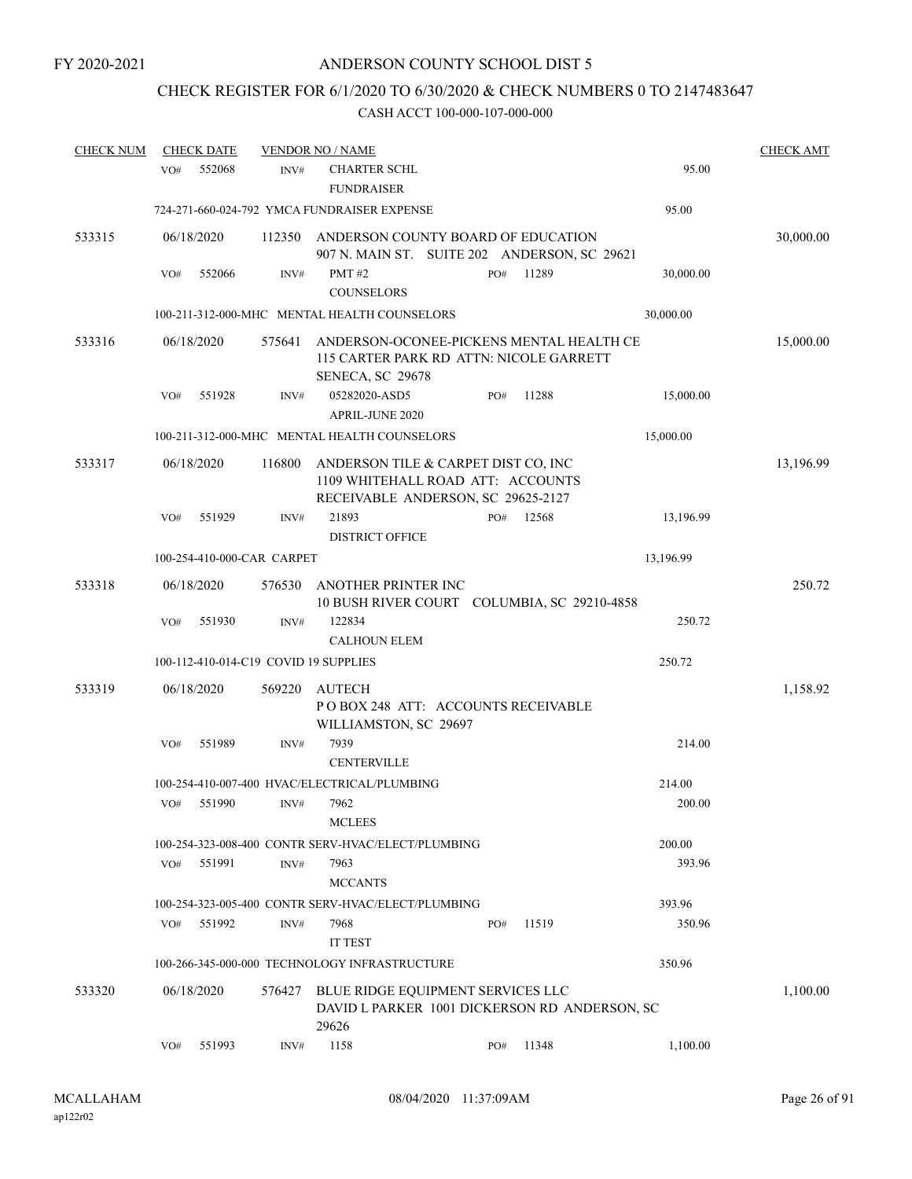FY 2020-2021

# ANDERSON COUNTY SCHOOL DIST 5

## CHECK REGISTER FOR 6/1/2020 TO 6/30/2020 & CHECK NUMBERS 0 TO 2147483647

CASH ACCT 100-000-107-000-000

| CHECK NUM | CHECK DATE | VENDOR NO / NAME | | | CHECK AMT |
|---|---|---|---|---|---|
| | VO# 552068 | INV# | CHARTER SCHL FUNDRAISER | 95.00 | |
| | 724-271-660-024-792 YMCA FUNDRAISER EXPENSE | | | 95.00 | |
| 533315 | 06/18/2020 | 112350 | ANDERSON COUNTY BOARD OF EDUCATION 907 N. MAIN ST. SUITE 202 ANDERSON, SC 29621 | | 30,000.00 |
| | VO# 552066 | INV# | PMT #2 COUNSELORS PO# 11289 | 30,000.00 | |
| | 100-211-312-000-MHC MENTAL HEALTH COUNSELORS | | | 30,000.00 | |
| 533316 | 06/18/2020 | 575641 | ANDERSON-OCONEE-PICKENS MENTAL HEALTH CE 115 CARTER PARK RD ATTN: NICOLE GARRETT SENECA, SC 29678 | | 15,000.00 |
| | VO# 551928 | INV# | 05282020-ASD5 APRIL-JUNE 2020 PO# 11288 | 15,000.00 | |
| | 100-211-312-000-MHC MENTAL HEALTH COUNSELORS | | | 15,000.00 | |
| 533317 | 06/18/2020 | 116800 | ANDERSON TILE & CARPET DIST CO, INC 1109 WHITEHALL ROAD ATT: ACCOUNTS RECEIVABLE ANDERSON, SC 29625-2127 | | 13,196.99 |
| | VO# 551929 | INV# | 21893 DISTRICT OFFICE PO# 12568 | 13,196.99 | |
| | 100-254-410-000-CAR CARPET | | | 13,196.99 | |
| 533318 | 06/18/2020 | 576530 | ANOTHER PRINTER INC 10 BUSH RIVER COURT COLUMBIA, SC 29210-4858 | | 250.72 |
| | VO# 551930 | INV# | 122834 CALHOUN ELEM | 250.72 | |
| | 100-112-410-014-C19 COVID 19 SUPPLIES | | | 250.72 | |
| 533319 | 06/18/2020 | 569220 | AUTECH P O BOX 248 ATT: ACCOUNTS RECEIVABLE WILLIAMSTON, SC 29697 | | 1,158.92 |
| | VO# 551989 | INV# | 7939 CENTERVILLE | 214.00 | |
| | 100-254-410-007-400 HVAC/ELECTRICAL/PLUMBING | | | 214.00 | |
| | VO# 551990 | INV# | 7962 MCLEES | 200.00 | |
| | 100-254-323-008-400 CONTR SERV-HVAC/ELECT/PLUMBING | | | 200.00 | |
| | VO# 551991 | INV# | 7963 MCCANTS | 393.96 | |
| | 100-254-323-005-400 CONTR SERV-HVAC/ELECT/PLUMBING | | | 393.96 | |
| | VO# 551992 | INV# | 7968 IT TEST PO# 11519 | 350.96 | |
| | 100-266-345-000-000 TECHNOLOGY INFRASTRUCTURE | | | 350.96 | |
| 533320 | 06/18/2020 | 576427 | BLUE RIDGE EQUIPMENT SERVICES LLC DAVID L PARKER 1001 DICKERSON RD ANDERSON, SC 29626 | | 1,100.00 |
| | VO# 551993 | INV# | 1158 PO# 11348 | 1,100.00 | |

MCALLAHAM ap122r02 08/04/2020 11:37:09AM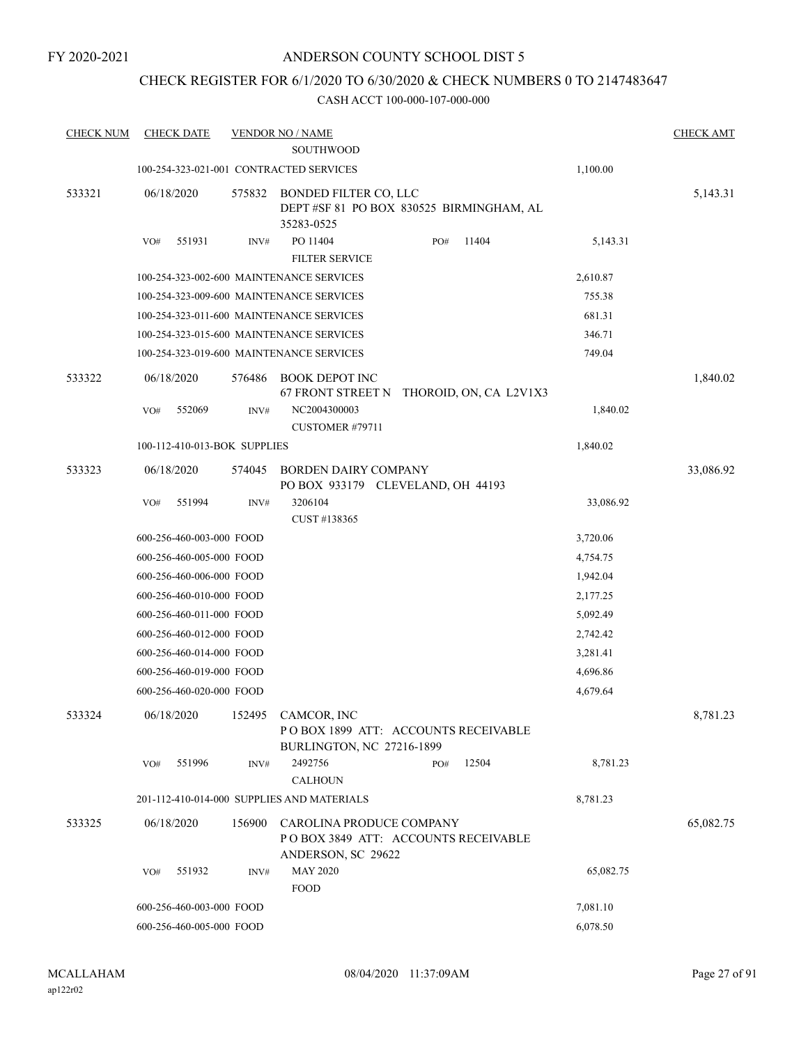FY 2020-2021

# ANDERSON COUNTY SCHOOL DIST 5

## CHECK REGISTER FOR 6/1/2020 TO 6/30/2020 & CHECK NUMBERS 0 TO 2147483647

### CASH ACCT 100-000-107-000-000

| CHECK NUM | CHECK DATE | VENDOR NO / NAME | | CHECK AMT |
|---|---|---|---|---|
| | | SOUTHWOOD | | |
| | 100-254-323-021-001 CONTRACTED SERVICES | | 1,100.00 | |
| 533321 | 06/18/2020 | 575832 BONDED FILTER CO, LLC<br>DEPT #SF 81 PO BOX 830525 BIRMINGHAM, AL 35283-0525 | | 5,143.31 |
| | VO# 551931 | INV# PO 11404 PO# 11404<br>FILTER SERVICE | 5,143.31 | |
| | 100-254-323-002-600 MAINTENANCE SERVICES | | 2,610.87 | |
| | 100-254-323-009-600 MAINTENANCE SERVICES | | 755.38 | |
| | 100-254-323-011-600 MAINTENANCE SERVICES | | 681.31 | |
| | 100-254-323-015-600 MAINTENANCE SERVICES | | 346.71 | |
| | 100-254-323-019-600 MAINTENANCE SERVICES | | 749.04 | |
| 533322 | 06/18/2020 | 576486 BOOK DEPOT INC<br>67 FRONT STREET N THOROID, ON, CA L2V1X3 | | 1,840.02 |
| | VO# 552069 | INV# NC2004300003<br>CUSTOMER #79711 | 1,840.02 | |
| | 100-112-410-013-BOK SUPPLIES | | 1,840.02 | |
| 533323 | 06/18/2020 | 574045 BORDEN DAIRY COMPANY<br>PO BOX 933179 CLEVELAND, OH 44193 | | 33,086.92 |
| | VO# 551994 | INV# 3206104<br>CUST #138365 | 33,086.92 | |
| | 600-256-460-003-000 FOOD | | 3,720.06 | |
| | 600-256-460-005-000 FOOD | | 4,754.75 | |
| | 600-256-460-006-000 FOOD | | 1,942.04 | |
| | 600-256-460-010-000 FOOD | | 2,177.25 | |
| | 600-256-460-011-000 FOOD | | 5,092.49 | |
| | 600-256-460-012-000 FOOD | | 2,742.42 | |
| | 600-256-460-014-000 FOOD | | 3,281.41 | |
| | 600-256-460-019-000 FOOD | | 4,696.86 | |
| | 600-256-460-020-000 FOOD | | 4,679.64 | |
| 533324 | 06/18/2020 | 152495 CAMCOR, INC<br>P O BOX 1899 ATT: ACCOUNTS RECEIVABLE<br>BURLINGTON, NC 27216-1899 | | 8,781.23 |
| | VO# 551996 | INV# 2492756 PO# 12504<br>CALHOUN | 8,781.23 | |
| | 201-112-410-014-000 SUPPLIES AND MATERIALS | | 8,781.23 | |
| 533325 | 06/18/2020 | 156900 CAROLINA PRODUCE COMPANY<br>P O BOX 3849 ATT: ACCOUNTS RECEIVABLE<br>ANDERSON, SC 29622 | | 65,082.75 |
| | VO# 551932 | INV# MAY 2020<br>FOOD | 65,082.75 | |
| | 600-256-460-003-000 FOOD | | 7,081.10 | |
| | 600-256-460-005-000 FOOD | | 6,078.50 | |

MCALLAHAM
ap122r02

08/04/2020 11:37:09AM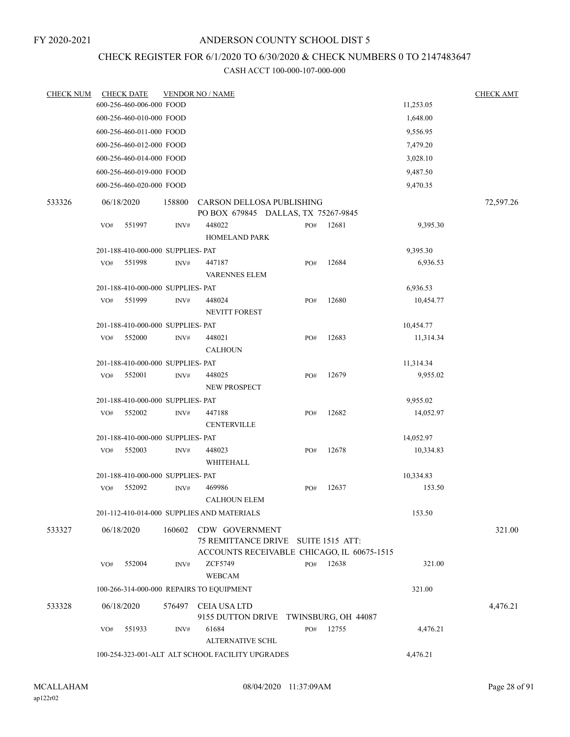FY 2020-2021

# ANDERSON COUNTY SCHOOL DIST 5

## CHECK REGISTER FOR 6/1/2020 TO 6/30/2020 & CHECK NUMBERS 0 TO 2147483647

### CASH ACCT 100-000-107-000-000

| CHECK NUM | CHECK DATE | VENDOR NO / NAME | | | | CHECK AMT |
|---|---|---|---|---|---|---|
| | 600-256-460-006-000 FOOD | | | | 11,253.05 | |
| | 600-256-460-010-000 FOOD | | | | 1,648.00 | |
| | 600-256-460-011-000 FOOD | | | | 9,556.95 | |
| | 600-256-460-012-000 FOOD | | | | 7,479.20 | |
| | 600-256-460-014-000 FOOD | | | | 3,028.10 | |
| | 600-256-460-019-000 FOOD | | | | 9,487.50 | |
| | 600-256-460-020-000 FOOD | | | | 9,470.35 | |
| 533326 | 06/18/2020 | 158800 CARSON DELLOSA PUBLISHING<br>PO BOX 679845 DALLAS, TX 75267-9845 | | | | 72,597.26 |
| | VO# 551997 | INV# 448022<br>HOMELAND PARK | PO# 12681 | | 9,395.30 | |
| | 201-188-410-000-000 SUPPLIES- PAT | | | | 9,395.30 | |
| | VO# 551998 | INV# 447187<br>VARENNES ELEM | PO# 12684 | | 6,936.53 | |
| | 201-188-410-000-000 SUPPLIES- PAT | | | | 6,936.53 | |
| | VO# 551999 | INV# 448024<br>NEVITT FOREST | PO# 12680 | | 10,454.77 | |
| | 201-188-410-000-000 SUPPLIES- PAT | | | | 10,454.77 | |
| | VO# 552000 | INV# 448021<br>CALHOUN | PO# 12683 | | 11,314.34 | |
| | 201-188-410-000-000 SUPPLIES- PAT | | | | 11,314.34 | |
| | VO# 552001 | INV# 448025<br>NEW PROSPECT | PO# 12679 | | 9,955.02 | |
| | 201-188-410-000-000 SUPPLIES- PAT | | | | 9,955.02 | |
| | VO# 552002 | INV# 447188<br>CENTERVILLE | PO# 12682 | | 14,052.97 | |
| | 201-188-410-000-000 SUPPLIES- PAT | | | | 14,052.97 | |
| | VO# 552003 | INV# 448023<br>WHITEHALL | PO# 12678 | | 10,334.83 | |
| | 201-188-410-000-000 SUPPLIES- PAT | | | | 10,334.83 | |
| | VO# 552092 | INV# 469986<br>CALHOUN ELEM | PO# 12637 | | 153.50 | |
| | 201-112-410-014-000 SUPPLIES AND MATERIALS | | | | 153.50 | |
| 533327 | 06/18/2020 | 160602 CDW GOVERNMENT<br>75 REMITTANCE DRIVE SUITE 1515 ATT:<br>ACCOUNTS RECEIVABLE CHICAGO, IL 60675-1515 | | | | 321.00 |
| | VO# 552004 | INV# ZCF5749<br>WEBCAM | PO# 12638 | | 321.00 | |
| | 100-266-314-000-000 REPAIRS TO EQUIPMENT | | | | 321.00 | |
| 533328 | 06/18/2020 | 576497 CEIA USA LTD<br>9155 DUTTON DRIVE TWINSBURG, OH 44087 | | | | 4,476.21 |
| | VO# 551933 | INV# 61684<br>ALTERNATIVE SCHL | PO# 12755 | | 4,476.21 | |
| | 100-254-323-001-ALT ALT SCHOOL FACILITY UPGRADES | | | | 4,476.21 | |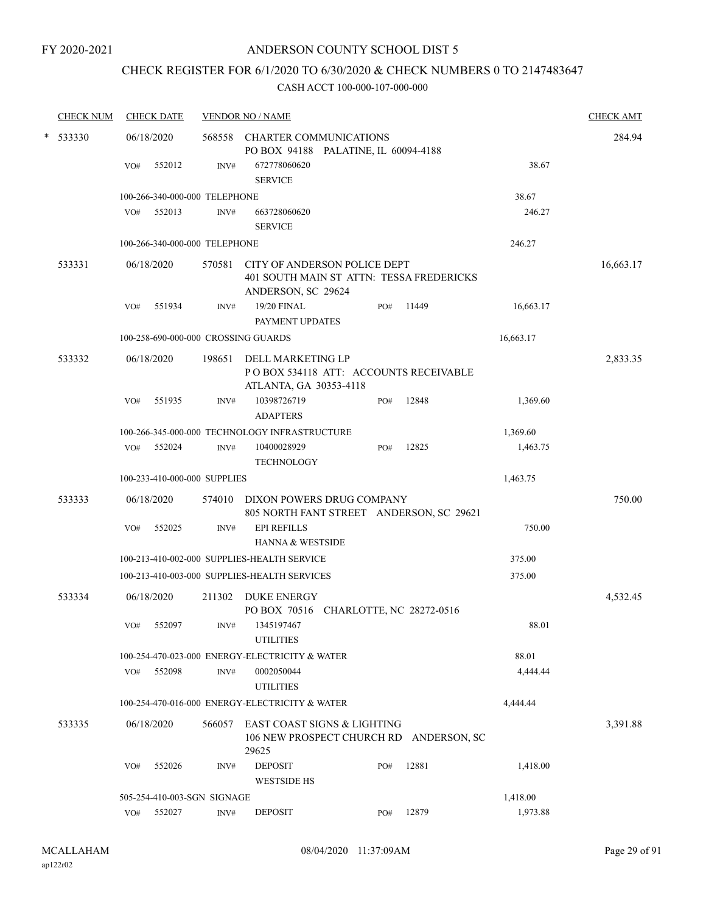FY 2020-2021

# ANDERSON COUNTY SCHOOL DIST 5

## CHECK REGISTER FOR 6/1/2020 TO 6/30/2020 & CHECK NUMBERS 0 TO 2147483647

### CASH ACCT 100-000-107-000-000

| CHECK NUM | CHECK DATE | VENDOR NO / NAME | | | CHECK AMT |
|---|---|---|---|---|---|
| * 533330 | 06/18/2020 | 568558 CHARTER COMMUNICATIONS<br>PO BOX 94188 PALATINE, IL 60094-4188 | | | 284.94 |
| | VO# 552012 | INV# 672778060620<br>SERVICE | | 38.67 | |
| | 100-266-340-000-000 TELEPHONE | | | 38.67 | |
| | VO# 552013 | INV# 663728060620<br>SERVICE | | 246.27 | |
| | 100-266-340-000-000 TELEPHONE | | | 246.27 | |
| 533331 | 06/18/2020 | 570581 CITY OF ANDERSON POLICE DEPT<br>401 SOUTH MAIN ST ATTN: TESSA FREDERICKS<br>ANDERSON, SC 29624 | | | 16,663.17 |
| | VO# 551934 | INV# 19/20 FINAL<br>PAYMENT UPDATES | PO# 11449 | 16,663.17 | |
| | 100-258-690-000-000 CROSSING GUARDS | | | 16,663.17 | |
| 533332 | 06/18/2020 | 198651 DELL MARKETING LP<br>P O BOX 534118 ATT: ACCOUNTS RECEIVABLE<br>ATLANTA, GA 30353-4118 | | | 2,833.35 |
| | VO# 551935 | INV# 10398726719<br>ADAPTERS | PO# 12848 | 1,369.60 | |
| | 100-266-345-000-000 TECHNOLOGY INFRASTRUCTURE | | | 1,369.60 | |
| | VO# 552024 | INV# 10400028929<br>TECHNOLOGY | PO# 12825 | 1,463.75 | |
| | 100-233-410-000-000 SUPPLIES | | | 1,463.75 | |
| 533333 | 06/18/2020 | 574010 DIXON POWERS DRUG COMPANY<br>805 NORTH FANT STREET ANDERSON, SC 29621 | | | 750.00 |
| | VO# 552025 | INV# EPI REFILLS<br>HANNA & WESTSIDE | | 750.00 | |
| | 100-213-410-002-000 SUPPLIES-HEALTH SERVICE | | | 375.00 | |
| | 100-213-410-003-000 SUPPLIES-HEALTH SERVICES | | | 375.00 | |
| 533334 | 06/18/2020 | 211302 DUKE ENERGY<br>PO BOX 70516 CHARLOTTE, NC 28272-0516 | | | 4,532.45 |
| | VO# 552097 | INV# 1345197467<br>UTILITIES | | 88.01 | |
| | 100-254-470-023-000 ENERGY-ELECTRICITY & WATER | | | 88.01 | |
| | VO# 552098 | INV# 0002050044<br>UTILITIES | | 4,444.44 | |
| | 100-254-470-016-000 ENERGY-ELECTRICITY & WATER | | | 4,444.44 | |
| 533335 | 06/18/2020 | 566057 EAST COAST SIGNS & LIGHTING<br>106 NEW PROSPECT CHURCH RD ANDERSON, SC<br>29625 | | | 3,391.88 |
| | VO# 552026 | INV# DEPOSIT<br>WESTSIDE HS | PO# 12881 | 1,418.00 | |
| | 505-254-410-003-SGN SIGNAGE | | | 1,418.00 | |
| | VO# 552027 | INV# DEPOSIT | PO# 12879 | 1,973.88 | |

MCALLAHAM
ap122r02
08/04/2020 11:37:09AM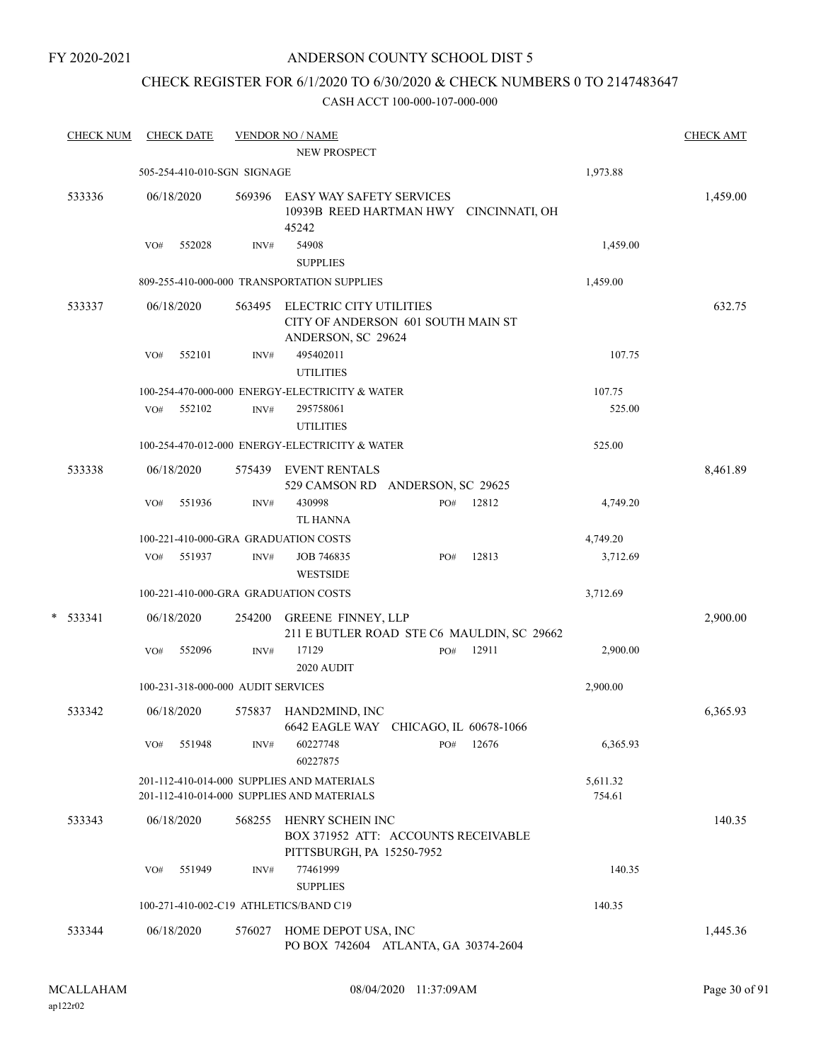FY 2020-2021

# ANDERSON COUNTY SCHOOL DIST 5

## CHECK REGISTER FOR 6/1/2020 TO 6/30/2020 & CHECK NUMBERS 0 TO 2147483647

CASH ACCT 100-000-107-000-000

| CHECK NUM | CHECK DATE | VENDOR NO / NAME | | CHECK AMT |
|---|---|---|---|---|
| | | NEW PROSPECT | | |
| | 505-254-410-010-SGN SIGNAGE | | 1,973.88 | |
| 533336 | 06/18/2020 | 569396 EASY WAY SAFETY SERVICES 10939B REED HARTMAN HWY CINCINNATI, OH 45242 | | 1,459.00 |
| | VO# 552028 | INV# 54908 SUPPLIES | 1,459.00 | |
| | 809-255-410-000-000 TRANSPORTATION SUPPLIES | | 1,459.00 | |
| 533337 | 06/18/2020 | 563495 ELECTRIC CITY UTILITIES CITY OF ANDERSON 601 SOUTH MAIN ST ANDERSON, SC 29624 | | 632.75 |
| | VO# 552101 | INV# 495402011 UTILITIES | 107.75 | |
| | 100-254-470-000-000 ENERGY-ELECTRICITY & WATER | | 107.75 | |
| | VO# 552102 | INV# 295758061 UTILITIES | 525.00 | |
| | 100-254-470-012-000 ENERGY-ELECTRICITY & WATER | | 525.00 | |
| 533338 | 06/18/2020 | 575439 EVENT RENTALS 529 CAMSON RD ANDERSON, SC 29625 | | 8,461.89 |
| | VO# 551936 | INV# 430998 PO# 12812 TL HANNA | 4,749.20 | |
| | 100-221-410-000-GRA GRADUATION COSTS | | 4,749.20 | |
| | VO# 551937 | INV# JOB 746835 PO# 12813 WESTSIDE | 3,712.69 | |
| | 100-221-410-000-GRA GRADUATION COSTS | | 3,712.69 | |
| * 533341 | 06/18/2020 | 254200 GREENE FINNEY, LLP 211 E BUTLER ROAD STE C6 MAULDIN, SC 29662 | | 2,900.00 |
| | VO# 552096 | INV# 17129 PO# 12911 2020 AUDIT | 2,900.00 | |
| | 100-231-318-000-000 AUDIT SERVICES | | 2,900.00 | |
| 533342 | 06/18/2020 | 575837 HAND2MIND, INC 6642 EAGLE WAY CHICAGO, IL 60678-1066 | | 6,365.93 |
| | VO# 551948 | INV# 60227748 PO# 12676 60227875 | 6,365.93 | |
| | 201-112-410-014-000 SUPPLIES AND MATERIALS | | 5,611.32 | |
| | 201-112-410-014-000 SUPPLIES AND MATERIALS | | 754.61 | |
| 533343 | 06/18/2020 | 568255 HENRY SCHEIN INC BOX 371952 ATT: ACCOUNTS RECEIVABLE PITTSBURGH, PA 15250-7952 | | 140.35 |
| | VO# 551949 | INV# 77461999 SUPPLIES | 140.35 | |
| | 100-271-410-002-C19 ATHLETICS/BAND C19 | | 140.35 | |
| 533344 | 06/18/2020 | 576027 HOME DEPOT USA, INC PO BOX 742604 ATLANTA, GA 30374-2604 | | 1,445.36 |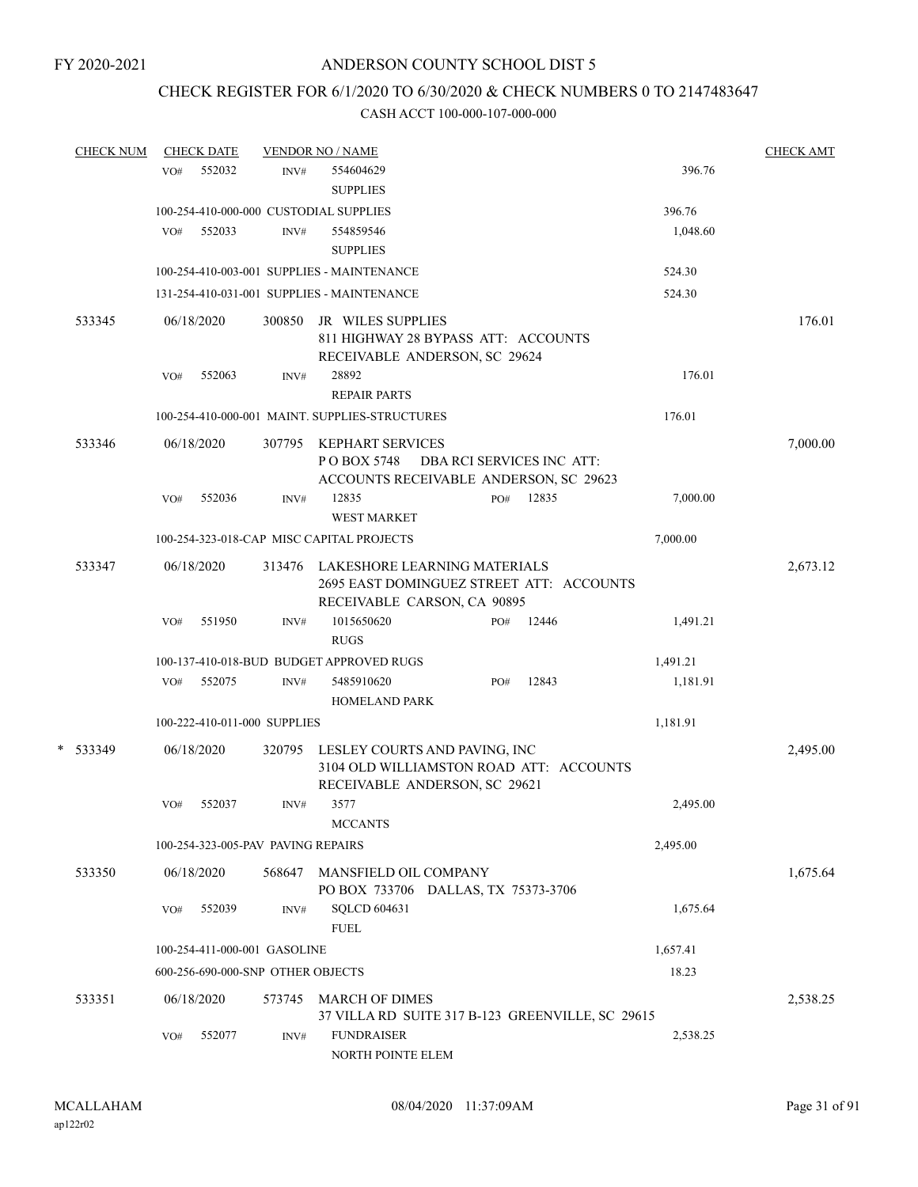FY 2020-2021

# ANDERSON COUNTY SCHOOL DIST 5

## CHECK REGISTER FOR 6/1/2020 TO 6/30/2020 & CHECK NUMBERS 0 TO 2147483647

### CASH ACCT 100-000-107-000-000

| CHECK NUM | CHECK DATE | VENDOR NO / NAME | | | CHECK AMT |
|---|---|---|---|---|---|
| | VO# 552032 | INV# 554604629 SUPPLIES | | 396.76 | |
| | 100-254-410-000-000 CUSTODIAL SUPPLIES | | | 396.76 | |
| | VO# 552033 | INV# 554859546 SUPPLIES | | 1,048.60 | |
| | 100-254-410-003-001 SUPPLIES - MAINTENANCE | | | 524.30 | |
| | 131-254-410-031-001 SUPPLIES - MAINTENANCE | | | 524.30 | |
| 533345 | 06/18/2020 | 300850 JR WILES SUPPLIES 811 HIGHWAY 28 BYPASS ATT: ACCOUNTS RECEIVABLE ANDERSON, SC 29624 | | | 176.01 |
| | VO# 552063 | INV# 28892 REPAIR PARTS | | 176.01 | |
| | 100-254-410-000-001 MAINT. SUPPLIES-STRUCTURES | | | 176.01 | |
| 533346 | 06/18/2020 | 307795 KEPHART SERVICES P O BOX 5748 DBA RCI SERVICES INC ATT: ACCOUNTS RECEIVABLE ANDERSON, SC 29623 | | | 7,000.00 |
| | VO# 552036 | INV# 12835 WEST MARKET | PO# 12835 | 7,000.00 | |
| | 100-254-323-018-CAP MISC CAPITAL PROJECTS | | | 7,000.00 | |
| 533347 | 06/18/2020 | 313476 LAKESHORE LEARNING MATERIALS 2695 EAST DOMINGUEZ STREET ATT: ACCOUNTS RECEIVABLE CARSON, CA 90895 | | | 2,673.12 |
| | VO# 551950 | INV# 1015650620 RUGS | PO# 12446 | 1,491.21 | |
| | 100-137-410-018-BUD BUDGET APPROVED RUGS | | | 1,491.21 | |
| | VO# 552075 | INV# 5485910620 HOMELAND PARK | PO# 12843 | 1,181.91 | |
| | 100-222-410-011-000 SUPPLIES | | | 1,181.91 | |
| * 533349 | 06/18/2020 | 320795 LESLEY COURTS AND PAVING, INC 3104 OLD WILLIAMSTON ROAD ATT: ACCOUNTS RECEIVABLE ANDERSON, SC 29621 | | | 2,495.00 |
| | VO# 552037 | INV# 3577 MCCANTS | | 2,495.00 | |
| | 100-254-323-005-PAV PAVING REPAIRS | | | 2,495.00 | |
| 533350 | 06/18/2020 | 568647 MANSFIELD OIL COMPANY PO BOX 733706 DALLAS, TX 75373-3706 | | | 1,675.64 |
| | VO# 552039 | INV# SQLCD 604631 FUEL | | 1,675.64 | |
| | 100-254-411-000-001 GASOLINE | | | 1,657.41 | |
| | 600-256-690-000-SNP OTHER OBJECTS | | | 18.23 | |
| 533351 | 06/18/2020 | 573745 MARCH OF DIMES 37 VILLA RD SUITE 317 B-123 GREENVILLE, SC 29615 | | | 2,538.25 |
| | VO# 552077 | INV# FUNDRAISER NORTH POINTE ELEM | | 2,538.25 | |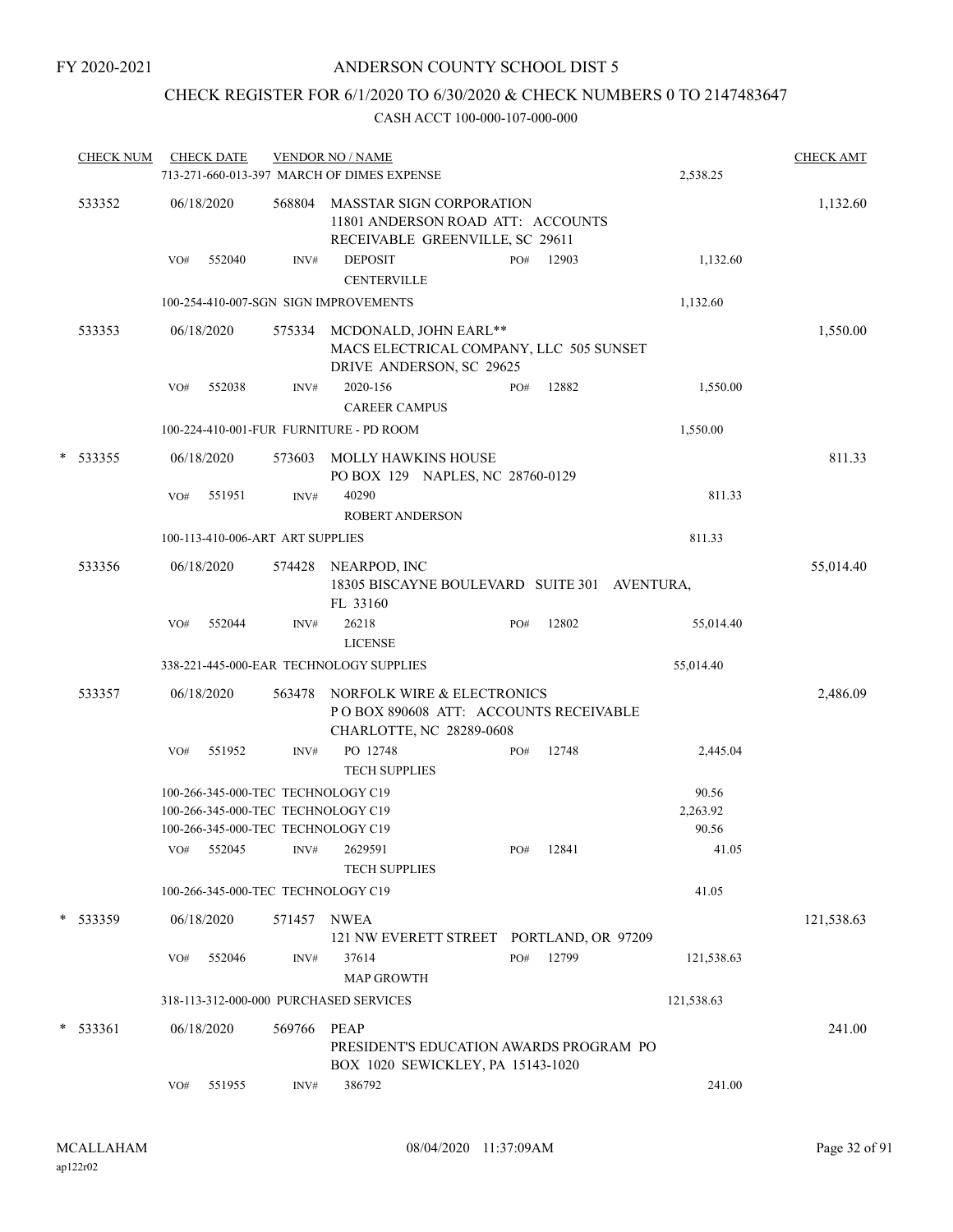FY 2020-2021

ANDERSON COUNTY SCHOOL DIST 5

CHECK REGISTER FOR 6/1/2020 TO 6/30/2020 & CHECK NUMBERS 0 TO 2147483647

CASH ACCT 100-000-107-000-000

| CHECK NUM | CHECK DATE | VENDOR NO / NAME | | | CHECK AMT |
|---|---|---|---|---|---|
| | 713-271-660-013-397 MARCH OF DIMES EXPENSE | | | 2,538.25 | |
| 533352 | 06/18/2020 | 568804 MASSTAR SIGN CORPORATION 11801 ANDERSON ROAD ATT: ACCOUNTS RECEIVABLE GREENVILLE, SC 29611 | | | 1,132.60 |
| | VO# 552040 | INV# DEPOSIT CENTERVILLE | PO# 12903 | 1,132.60 | |
| | 100-254-410-007-SGN SIGN IMPROVEMENTS | | | 1,132.60 | |
| 533353 | 06/18/2020 | 575334 MCDONALD, JOHN EARL** MACS ELECTRICAL COMPANY, LLC 505 SUNSET DRIVE ANDERSON, SC 29625 | | | 1,550.00 |
| | VO# 552038 | INV# 2020-156 CAREER CAMPUS | PO# 12882 | 1,550.00 | |
| | 100-224-410-001-FUR FURNITURE - PD ROOM | | | 1,550.00 | |
| * 533355 | 06/18/2020 | 573603 MOLLY HAWKINS HOUSE PO BOX 129 NAPLES, NC 28760-0129 | | | 811.33 |
| | VO# 551951 | INV# 40290 ROBERT ANDERSON | | 811.33 | |
| | 100-113-410-006-ART ART SUPPLIES | | | 811.33 | |
| 533356 | 06/18/2020 | 574428 NEARPOD, INC 18305 BISCAYNE BOULEVARD SUITE 301 AVENTURA, FL 33160 | | | 55,014.40 |
| | VO# 552044 | INV# 26218 LICENSE | PO# 12802 | 55,014.40 | |
| | 338-221-445-000-EAR TECHNOLOGY SUPPLIES | | | 55,014.40 | |
| 533357 | 06/18/2020 | 563478 NORFOLK WIRE & ELECTRONICS P O BOX 890608 ATT: ACCOUNTS RECEIVABLE CHARLOTTE, NC 28289-0608 | | | 2,486.09 |
| | VO# 551952 | INV# PO 12748 TECH SUPPLIES | PO# 12748 | 2,445.04 | |
| | 100-266-345-000-TEC TECHNOLOGY C19 | | | 90.56 | |
| | 100-266-345-000-TEC TECHNOLOGY C19 | | | 2,263.92 | |
| | 100-266-345-000-TEC TECHNOLOGY C19 | | | 90.56 | |
| | VO# 552045 | INV# 2629591 TECH SUPPLIES | PO# 12841 | 41.05 | |
| | 100-266-345-000-TEC TECHNOLOGY C19 | | | 41.05 | |
| * 533359 | 06/18/2020 | 571457 NWEA 121 NW EVERETT STREET PORTLAND, OR 97209 | | | 121,538.63 |
| | VO# 552046 | INV# 37614 MAP GROWTH | PO# 12799 | 121,538.63 | |
| | 318-113-312-000-000 PURCHASED SERVICES | | | 121,538.63 | |
| * 533361 | 06/18/2020 | 569766 PEAP PRESIDENT'S EDUCATION AWARDS PROGRAM PO BOX 1020 SEWICKLEY, PA 15143-1020 | | | 241.00 |
| | VO# 551955 | INV# 386792 | | 241.00 | |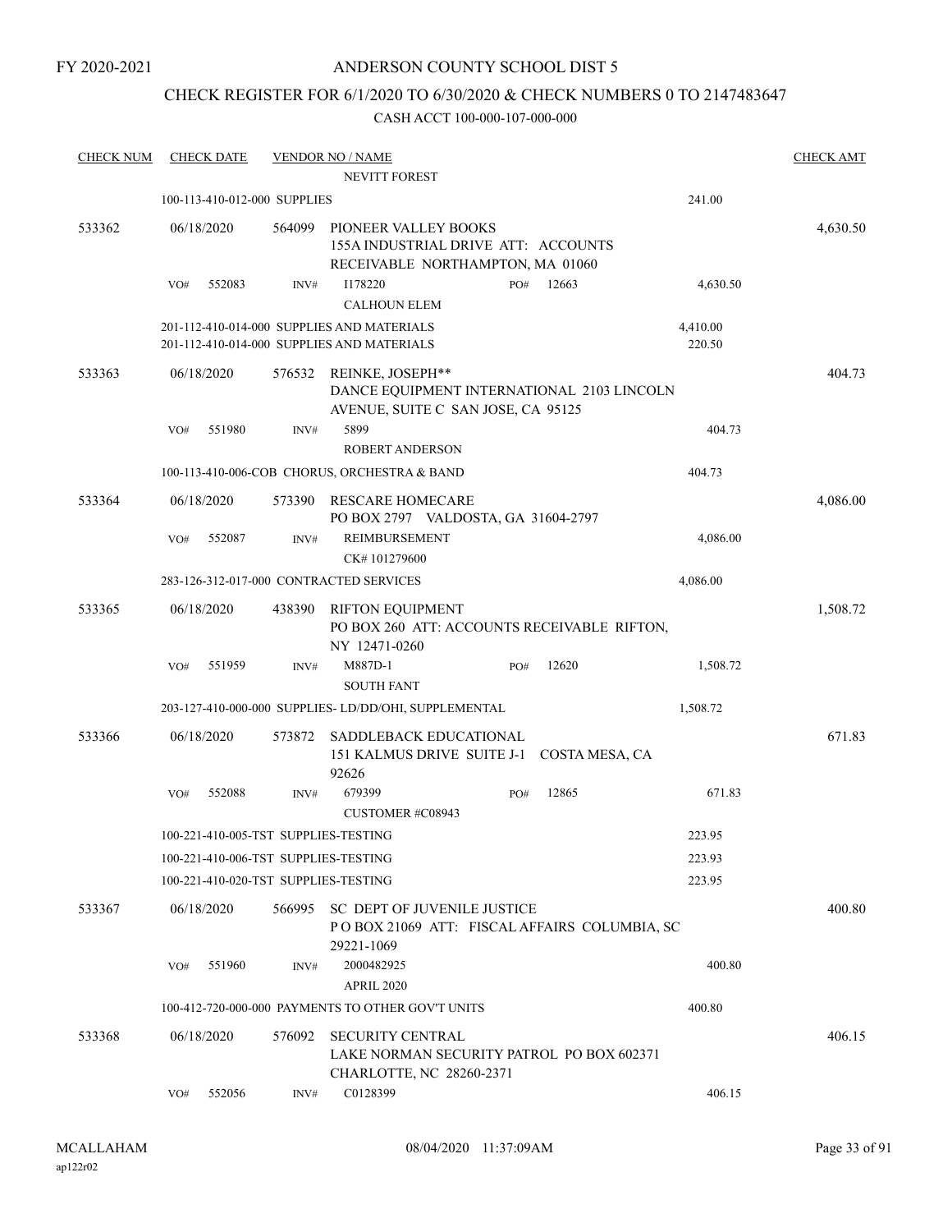FY 2020-2021

# ANDERSON COUNTY SCHOOL DIST 5

## CHECK REGISTER FOR 6/1/2020 TO 6/30/2020 & CHECK NUMBERS 0 TO 2147483647

### CASH ACCT 100-000-107-000-000

| CHECK NUM | CHECK DATE | VENDOR NO / NAME | | CHECK AMT |
|---|---|---|---|---|
| | | NEVITT FOREST | | |
| | 100-113-410-012-000 SUPPLIES | | 241.00 | |
| 533362 | 06/18/2020 | 564099 PIONEER VALLEY BOOKS 155A INDUSTRIAL DRIVE ATT: ACCOUNTS RECEIVABLE NORTHAMPTON, MA 01060 | | 4,630.50 |
| | VO# 552083 | INV# I178220 PO# 12663 CALHOUN ELEM | 4,630.50 | |
| | 201-112-410-014-000 SUPPLIES AND MATERIALS | | 4,410.00 | |
| | 201-112-410-014-000 SUPPLIES AND MATERIALS | | 220.50 | |
| 533363 | 06/18/2020 | 576532 REINKE, JOSEPH** DANCE EQUIPMENT INTERNATIONAL 2103 LINCOLN AVENUE, SUITE C SAN JOSE, CA 95125 | | 404.73 |
| | VO# 551980 | INV# 5899 ROBERT ANDERSON | 404.73 | |
| | 100-113-410-006-COB CHORUS, ORCHESTRA & BAND | | 404.73 | |
| 533364 | 06/18/2020 | 573390 RESCARE HOMECARE PO BOX 2797 VALDOSTA, GA 31604-2797 | | 4,086.00 |
| | VO# 552087 | INV# REIMBURSEMENT CK# 101279600 | 4,086.00 | |
| | 283-126-312-017-000 CONTRACTED SERVICES | | 4,086.00 | |
| 533365 | 06/18/2020 | 438390 RIFTON EQUIPMENT PO BOX 260 ATT: ACCOUNTS RECEIVABLE RIFTON, NY 12471-0260 | | 1,508.72 |
| | VO# 551959 | INV# M887D-1 PO# 12620 SOUTH FANT | 1,508.72 | |
| | 203-127-410-000-000 SUPPLIES- LD/DD/OHI, SUPPLEMENTAL | | 1,508.72 | |
| 533366 | 06/18/2020 | 573872 SADDLEBACK EDUCATIONAL 151 KALMUS DRIVE SUITE J-1 COSTA MESA, CA 92626 | | 671.83 |
| | VO# 552088 | INV# 679399 PO# 12865 CUSTOMER #C08943 | 671.83 | |
| | 100-221-410-005-TST SUPPLIES-TESTING | | 223.95 | |
| | 100-221-410-006-TST SUPPLIES-TESTING | | 223.93 | |
| | 100-221-410-020-TST SUPPLIES-TESTING | | 223.95 | |
| 533367 | 06/18/2020 | 566995 SC DEPT OF JUVENILE JUSTICE P O BOX 21069 ATT: FISCAL AFFAIRS COLUMBIA, SC 29221-1069 | | 400.80 |
| | VO# 551960 | INV# 2000482925 APRIL 2020 | 400.80 | |
| | 100-412-720-000-000 PAYMENTS TO OTHER GOV'T UNITS | | 400.80 | |
| 533368 | 06/18/2020 | 576092 SECURITY CENTRAL LAKE NORMAN SECURITY PATROL PO BOX 602371 CHARLOTTE, NC 28260-2371 | | 406.15 |
| | VO# 552056 | INV# C0128399 | 406.15 | |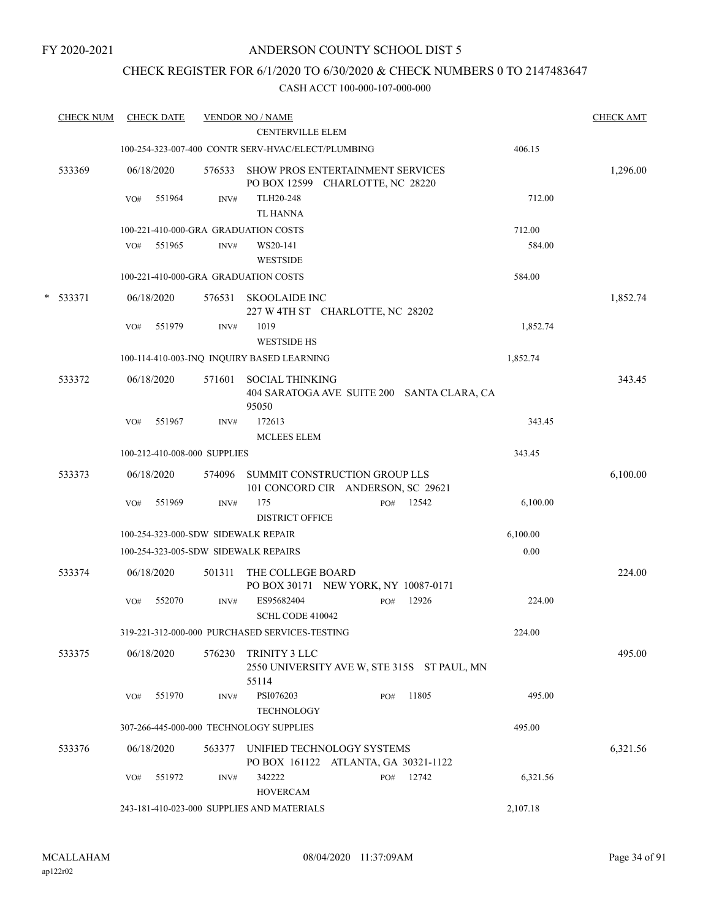FY 2020-2021

# ANDERSON COUNTY SCHOOL DIST 5

## CHECK REGISTER FOR 6/1/2020 TO 6/30/2020 & CHECK NUMBERS 0 TO 2147483647

### CASH ACCT 100-000-107-000-000

| CHECK NUM | CHECK DATE | VENDOR NO / NAME | | | CHECK AMT |
|---|---|---|---|---|---|
| | | | CENTERVILLE ELEM | | |
| | | 100-254-323-007-400 CONTR SERV-HVAC/ELECT/PLUMBING | | 406.15 | |
| 533369 | 06/18/2020 | 576533 | SHOW PROS ENTERTAINMENT SERVICES<br>PO BOX 12599 CHARLOTTE, NC 28220 | | 1,296.00 |
| | VO# 551964 | INV# | TLH20-248<br>TL HANNA | 712.00 | |
| | | 100-221-410-000-GRA GRADUATION COSTS | | 712.00 | |
| | VO# 551965 | INV# | WS20-141<br>WESTSIDE | 584.00 | |
| | | 100-221-410-000-GRA GRADUATION COSTS | | 584.00 | |
| * 533371 | 06/18/2020 | 576531 | SKOOLAIDE INC<br>227 W 4TH ST CHARLOTTE, NC 28202 | | 1,852.74 |
| | VO# 551979 | INV# | 1019<br>WESTSIDE HS | 1,852.74 | |
| | | 100-114-410-003-INQ INQUIRY BASED LEARNING | | 1,852.74 | |
| 533372 | 06/18/2020 | 571601 | SOCIAL THINKING<br>404 SARATOGA AVE SUITE 200 SANTA CLARA, CA 95050 | | 343.45 |
| | VO# 551967 | INV# | 172613<br>MCLEES ELEM | 343.45 | |
| | | 100-212-410-008-000 SUPPLIES | | 343.45 | |
| 533373 | 06/18/2020 | 574096 | SUMMIT CONSTRUCTION GROUP LLS<br>101 CONCORD CIR ANDERSON, SC 29621 | | 6,100.00 |
| | VO# 551969 | INV# | 175 PO# 12542<br>DISTRICT OFFICE | 6,100.00 | |
| | | 100-254-323-000-SDW SIDEWALK REPAIR | | 6,100.00 | |
| | | 100-254-323-005-SDW SIDEWALK REPAIRS | | 0.00 | |
| 533374 | 06/18/2020 | 501311 | THE COLLEGE BOARD<br>PO BOX 30171 NEW YORK, NY 10087-0171 | | 224.00 |
| | VO# 552070 | INV# | ES95682404 PO# 12926<br>SCHL CODE 410042 | 224.00 | |
| | | 319-221-312-000-000 PURCHASED SERVICES-TESTING | | 224.00 | |
| 533375 | 06/18/2020 | 576230 | TRINITY 3 LLC<br>2550 UNIVERSITY AVE W, STE 315S ST PAUL, MN 55114 | | 495.00 |
| | VO# 551970 | INV# | PSI076203 PO# 11805<br>TECHNOLOGY | 495.00 | |
| | | 307-266-445-000-000 TECHNOLOGY SUPPLIES | | 495.00 | |
| 533376 | 06/18/2020 | 563377 | UNIFIED TECHNOLOGY SYSTEMS<br>PO BOX 161122 ATLANTA, GA 30321-1122 | | 6,321.56 |
| | VO# 551972 | INV# | 342222 PO# 12742<br>HOVERCAM | 6,321.56 | |
| | | 243-181-410-023-000 SUPPLIES AND MATERIALS | | 2,107.18 | |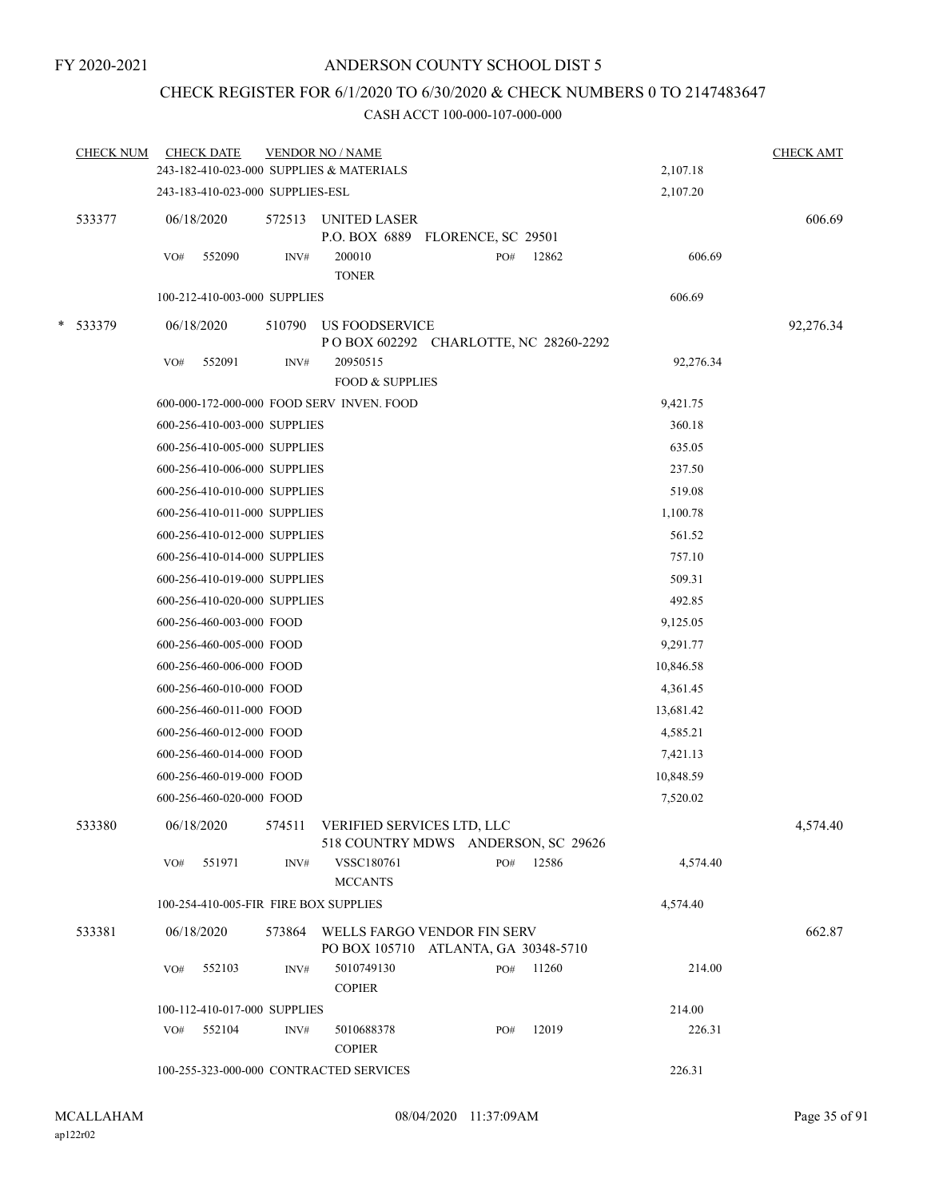FY 2020-2021

# ANDERSON COUNTY SCHOOL DIST 5

## CHECK REGISTER FOR 6/1/2020 TO 6/30/2020 & CHECK NUMBERS 0 TO 2147483647

### CASH ACCT 100-000-107-000-000

| CHECK NUM | CHECK DATE | VENDOR NO / NAME | | | CHECK AMT |
|---|---|---|---|---|---|
| | 243-182-410-023-000 SUPPLIES & MATERIALS | | | 2,107.18 | |
| | 243-183-410-023-000 SUPPLIES-ESL | | | 2,107.20 | |
| 533377 | 06/18/2020 | 572513 UNITED LASER<br>P.O. BOX 6889 FLORENCE, SC 29501 | | | 606.69 |
| | VO# 552090 | INV# 200010<br>TONER | PO# 12862 | 606.69 | |
| | 100-212-410-003-000 SUPPLIES | | | 606.69 | |
| * 533379 | 06/18/2020 | 510790 US FOODSERVICE<br>P O BOX 602292 CHARLOTTE, NC 28260-2292 | | | 92,276.34 |
| | VO# 552091 | INV# 20950515<br>FOOD & SUPPLIES | | 92,276.34 | |
| | 600-000-172-000-000 FOOD SERV INVEN. FOOD | | | 9,421.75 | |
| | 600-256-410-003-000 SUPPLIES | | | 360.18 | |
| | 600-256-410-005-000 SUPPLIES | | | 635.05 | |
| | 600-256-410-006-000 SUPPLIES | | | 237.50 | |
| | 600-256-410-010-000 SUPPLIES | | | 519.08 | |
| | 600-256-410-011-000 SUPPLIES | | | 1,100.78 | |
| | 600-256-410-012-000 SUPPLIES | | | 561.52 | |
| | 600-256-410-014-000 SUPPLIES | | | 757.10 | |
| | 600-256-410-019-000 SUPPLIES | | | 509.31 | |
| | 600-256-410-020-000 SUPPLIES | | | 492.85 | |
| | 600-256-460-003-000 FOOD | | | 9,125.05 | |
| | 600-256-460-005-000 FOOD | | | 9,291.77 | |
| | 600-256-460-006-000 FOOD | | | 10,846.58 | |
| | 600-256-460-010-000 FOOD | | | 4,361.45 | |
| | 600-256-460-011-000 FOOD | | | 13,681.42 | |
| | 600-256-460-012-000 FOOD | | | 4,585.21 | |
| | 600-256-460-014-000 FOOD | | | 7,421.13 | |
| | 600-256-460-019-000 FOOD | | | 10,848.59 | |
| | 600-256-460-020-000 FOOD | | | 7,520.02 | |
| 533380 | 06/18/2020 | 574511 VERIFIED SERVICES LTD, LLC<br>518 COUNTRY MDWS ANDERSON, SC 29626 | | | 4,574.40 |
| | VO# 551971 | INV# VSSC180761<br>MCCANTS | PO# 12586 | 4,574.40 | |
| | 100-254-410-005-FIR FIRE BOX SUPPLIES | | | 4,574.40 | |
| 533381 | 06/18/2020 | 573864 WELLS FARGO VENDOR FIN SERV<br>PO BOX 105710 ATLANTA, GA 30348-5710 | | | 662.87 |
| | VO# 552103 | INV# 5010749130<br>COPIER | PO# 11260 | 214.00 | |
| | 100-112-410-017-000 SUPPLIES | | | 214.00 | |
| | VO# 552104 | INV# 5010688378<br>COPIER | PO# 12019 | 226.31 | |
| | 100-255-323-000-000 CONTRACTED SERVICES | | | 226.31 | |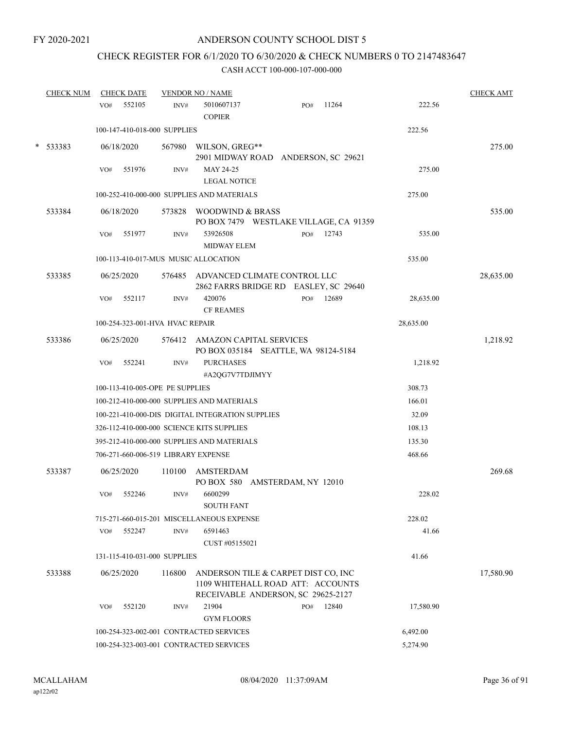FY 2020-2021

# ANDERSON COUNTY SCHOOL DIST 5

## CHECK REGISTER FOR 6/1/2020 TO 6/30/2020 & CHECK NUMBERS 0 TO 2147483647

### CASH ACCT 100-000-107-000-000

| CHECK NUM | CHECK DATE | VENDOR NO / NAME | | | CHECK AMT |
|---|---|---|---|---|---|
| | VO# 552105 | INV# 5010607137 COPIER | PO# 11264 | 222.56 | |
| | 100-147-410-018-000 SUPPLIES | | | 222.56 | |
| * 533383 | 06/18/2020 | 567980 WILSON, GREG** 2901 MIDWAY ROAD ANDERSON, SC 29621 | | | 275.00 |
| | VO# 551976 | INV# MAY 24-25 LEGAL NOTICE | | 275.00 | |
| | 100-252-410-000-000 SUPPLIES AND MATERIALS | | | 275.00 | |
| 533384 | 06/18/2020 | 573828 WOODWIND & BRASS PO BOX 7479 WESTLAKE VILLAGE, CA 91359 | | | 535.00 |
| | VO# 551977 | INV# 53926508 MIDWAY ELEM | PO# 12743 | 535.00 | |
| | 100-113-410-017-MUS MUSIC ALLOCATION | | | 535.00 | |
| 533385 | 06/25/2020 | 576485 ADVANCED CLIMATE CONTROL LLC 2862 FARRS BRIDGE RD EASLEY, SC 29640 | | | 28,635.00 |
| | VO# 552117 | INV# 420076 CF REAMES | PO# 12689 | 28,635.00 | |
| | 100-254-323-001-HVA HVAC REPAIR | | | 28,635.00 | |
| 533386 | 06/25/2020 | 576412 AMAZON CAPITAL SERVICES PO BOX 035184 SEATTLE, WA 98124-5184 | | | 1,218.92 |
| | VO# 552241 | INV# PURCHASES #A2QG7V7TDJIMYY | | 1,218.92 | |
| | 100-113-410-005-OPE PE SUPPLIES | | | 308.73 | |
| | 100-212-410-000-000 SUPPLIES AND MATERIALS | | | 166.01 | |
| | 100-221-410-000-DIS DIGITAL INTEGRATION SUPPLIES | | | 32.09 | |
| | 326-112-410-000-000 SCIENCE KITS SUPPLIES | | | 108.13 | |
| | 395-212-410-000-000 SUPPLIES AND MATERIALS | | | 135.30 | |
| | 706-271-660-006-519 LIBRARY EXPENSE | | | 468.66 | |
| 533387 | 06/25/2020 | 110100 AMSTERDAM PO BOX 580 AMSTERDAM, NY 12010 | | | 269.68 |
| | VO# 552246 | INV# 6600299 SOUTH FANT | | 228.02 | |
| | 715-271-660-015-201 MISCELLANEOUS EXPENSE | | | 228.02 | |
| | VO# 552247 | INV# 6591463 CUST #05155021 | | 41.66 | |
| | 131-115-410-031-000 SUPPLIES | | | 41.66 | |
| 533388 | 06/25/2020 | 116800 ANDERSON TILE & CARPET DIST CO, INC 1109 WHITEHALL ROAD ATT: ACCOUNTS RECEIVABLE ANDERSON, SC 29625-2127 | | | 17,580.90 |
| | VO# 552120 | INV# 21904 GYM FLOORS | PO# 12840 | 17,580.90 | |
| | 100-254-323-002-001 CONTRACTED SERVICES | | | 6,492.00 | |
| | 100-254-323-003-001 CONTRACTED SERVICES | | | 5,274.90 | |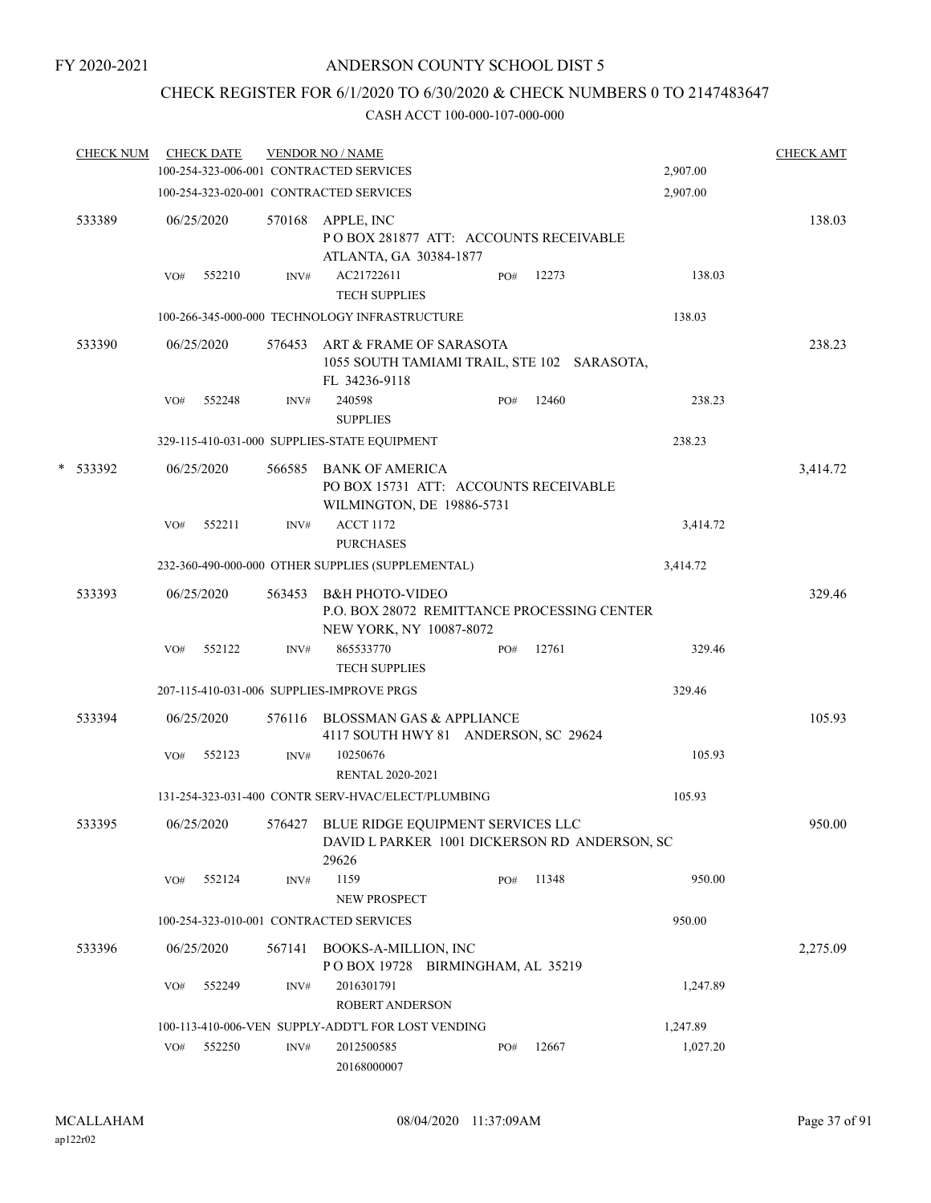FY 2020-2021

# ANDERSON COUNTY SCHOOL DIST 5

## CHECK REGISTER FOR 6/1/2020 TO 6/30/2020 & CHECK NUMBERS 0 TO 2147483647

CASH ACCT 100-000-107-000-000

| CHECK NUM | CHECK DATE | VENDOR NO / NAME | | | CHECK AMT |
|---|---|---|---|---|---|
| | | 100-254-323-006-001 CONTRACTED SERVICES | | 2,907.00 | |
| | | 100-254-323-020-001 CONTRACTED SERVICES | | 2,907.00 | |
| 533389 | 06/25/2020 | 570168 APPLE, INC<br>P O BOX 281877 ATT: ACCOUNTS RECEIVABLE<br>ATLANTA, GA 30384-1877 | | | 138.03 |
| | VO# 552210 | INV# AC21722611<br>TECH SUPPLIES | PO# 12273 | 138.03 | |
| | | 100-266-345-000-000 TECHNOLOGY INFRASTRUCTURE | | 138.03 | |
| 533390 | 06/25/2020 | 576453 ART & FRAME OF SARASOTA<br>1055 SOUTH TAMIAMI TRAIL, STE 102 SARASOTA, FL 34236-9118 | | | 238.23 |
| | VO# 552248 | INV# 240598<br>SUPPLIES | PO# 12460 | 238.23 | |
| | | 329-115-410-031-000 SUPPLIES-STATE EQUIPMENT | | 238.23 | |
| * 533392 | 06/25/2020 | 566585 BANK OF AMERICA<br>PO BOX 15731 ATT: ACCOUNTS RECEIVABLE<br>WILMINGTON, DE 19886-5731 | | | 3,414.72 |
| | VO# 552211 | INV# ACCT 1172<br>PURCHASES | | 3,414.72 | |
| | | 232-360-490-000-000 OTHER SUPPLIES (SUPPLEMENTAL) | | 3,414.72 | |
| 533393 | 06/25/2020 | 563453 B&H PHOTO-VIDEO<br>P.O. BOX 28072 REMITTANCE PROCESSING CENTER<br>NEW YORK, NY 10087-8072 | | | 329.46 |
| | VO# 552122 | INV# 865533770<br>TECH SUPPLIES | PO# 12761 | 329.46 | |
| | | 207-115-410-031-006 SUPPLIES-IMPROVE PRGS | | 329.46 | |
| 533394 | 06/25/2020 | 576116 BLOSSMAN GAS & APPLIANCE<br>4117 SOUTH HWY 81 ANDERSON, SC 29624 | | | 105.93 |
| | VO# 552123 | INV# 10250676<br>RENTAL 2020-2021 | | 105.93 | |
| | | 131-254-323-031-400 CONTR SERV-HVAC/ELECT/PLUMBING | | 105.93 | |
| 533395 | 06/25/2020 | 576427 BLUE RIDGE EQUIPMENT SERVICES LLC<br>DAVID L PARKER 1001 DICKERSON RD ANDERSON, SC 29626 | | | 950.00 |
| | VO# 552124 | INV# 1159<br>NEW PROSPECT | PO# 11348 | 950.00 | |
| | | 100-254-323-010-001 CONTRACTED SERVICES | | 950.00 | |
| 533396 | 06/25/2020 | 567141 BOOKS-A-MILLION, INC<br>P O BOX 19728 BIRMINGHAM, AL 35219 | | | 2,275.09 |
| | VO# 552249 | INV# 2016301791<br>ROBERT ANDERSON | | 1,247.89 | |
| | | 100-113-410-006-VEN SUPPLY-ADDT'L FOR LOST VENDING | | 1,247.89 | |
| | VO# 552250 | INV# 2012500585<br>20168000007 | PO# 12667 | 1,027.20 | |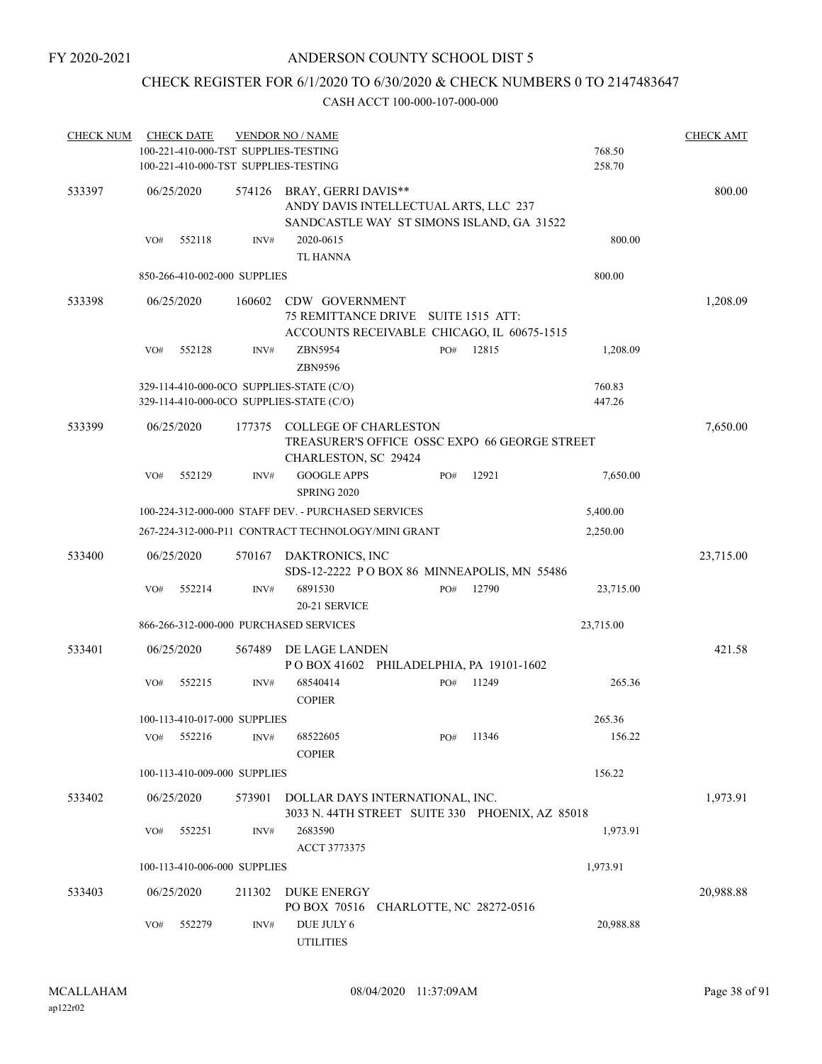FY 2020-2021

# ANDERSON COUNTY SCHOOL DIST 5

## CHECK REGISTER FOR 6/1/2020 TO 6/30/2020 & CHECK NUMBERS 0 TO 2147483647

### CASH ACCT 100-000-107-000-000

| CHECK NUM | CHECK DATE | VENDOR NO / NAME | | | | CHECK AMT |
|---|---|---|---|---|---|---|
| | 100-221-410-000-TST SUPPLIES-TESTING | | | | 768.50 | |
| | 100-221-410-000-TST SUPPLIES-TESTING | | | | 258.70 | |
| 533397 | 06/25/2020 | 574126 | BRAY, GERRI DAVIS** ANDY DAVIS INTELLECTUAL ARTS, LLC 237 SANDCASTLE WAY ST SIMONS ISLAND, GA 31522 | | | 800.00 |
| | VO# 552118 | INV# | 2020-0615 TL HANNA | | 800.00 | |
| | 850-266-410-002-000 SUPPLIES | | | | 800.00 | |
| 533398 | 06/25/2020 | 160602 | CDW GOVERNMENT 75 REMITTANCE DRIVE SUITE 1515 ATT: ACCOUNTS RECEIVABLE CHICAGO, IL 60675-1515 | | | 1,208.09 |
| | VO# 552128 | INV# | ZBN5954 ZBN9596 | PO# 12815 | 1,208.09 | |
| | 329-114-410-000-0CO SUPPLIES-STATE (C/O) | | | | 760.83 | |
| | 329-114-410-000-0CO SUPPLIES-STATE (C/O) | | | | 447.26 | |
| 533399 | 06/25/2020 | 177375 | COLLEGE OF CHARLESTON TREASURER'S OFFICE OSSC EXPO 66 GEORGE STREET CHARLESTON, SC 29424 | | | 7,650.00 |
| | VO# 552129 | INV# | GOOGLE APPS SPRING 2020 | PO# 12921 | 7,650.00 | |
| | 100-224-312-000-000 STAFF DEV. - PURCHASED SERVICES | | | | 5,400.00 | |
| | 267-224-312-000-P11 CONTRACT TECHNOLOGY/MINI GRANT | | | | 2,250.00 | |
| 533400 | 06/25/2020 | 570167 | DAKTRONICS, INC SDS-12-2222 P O BOX 86 MINNEAPOLIS, MN 55486 | | | 23,715.00 |
| | VO# 552214 | INV# | 6891530 20-21 SERVICE | PO# 12790 | 23,715.00 | |
| | 866-266-312-000-000 PURCHASED SERVICES | | | | 23,715.00 | |
| 533401 | 06/25/2020 | 567489 | DE LAGE LANDEN P O BOX 41602 PHILADELPHIA, PA 19101-1602 | | | 421.58 |
| | VO# 552215 | INV# | 68540414 COPIER | PO# 11249 | 265.36 | |
| | 100-113-410-017-000 SUPPLIES | | | | 265.36 | |
| | VO# 552216 | INV# | 68522605 COPIER | PO# 11346 | 156.22 | |
| | 100-113-410-009-000 SUPPLIES | | | | 156.22 | |
| 533402 | 06/25/2020 | 573901 | DOLLAR DAYS INTERNATIONAL, INC. 3033 N. 44TH STREET SUITE 330 PHOENIX, AZ 85018 | | | 1,973.91 |
| | VO# 552251 | INV# | 2683590 ACCT 3773375 | | 1,973.91 | |
| | 100-113-410-006-000 SUPPLIES | | | | 1,973.91 | |
| 533403 | 06/25/2020 | 211302 | DUKE ENERGY PO BOX 70516 CHARLOTTE, NC 28272-0516 | | | 20,988.88 |
| | VO# 552279 | INV# | DUE JULY 6 UTILITIES | | 20,988.88 | |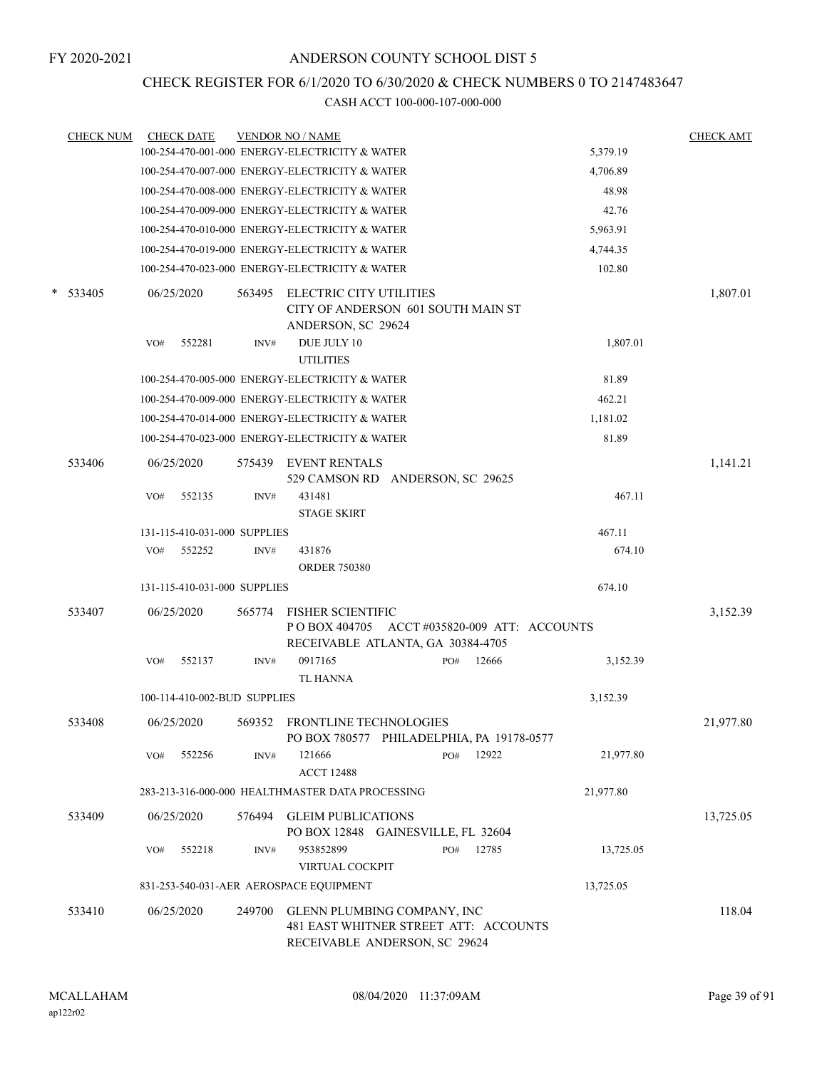FY 2020-2021

# ANDERSON COUNTY SCHOOL DIST 5

## CHECK REGISTER FOR 6/1/2020 TO 6/30/2020 & CHECK NUMBERS 0 TO 2147483647

### CASH ACCT 100-000-107-000-000

| CHECK NUM | CHECK DATE | VENDOR NO / NAME | | CHECK AMT |
|---|---|---|---|---|
| | | 100-254-470-001-000 ENERGY-ELECTRICITY & WATER | 5,379.19 | |
| | | 100-254-470-007-000 ENERGY-ELECTRICITY & WATER | 4,706.89 | |
| | | 100-254-470-008-000 ENERGY-ELECTRICITY & WATER | 48.98 | |
| | | 100-254-470-009-000 ENERGY-ELECTRICITY & WATER | 42.76 | |
| | | 100-254-470-010-000 ENERGY-ELECTRICITY & WATER | 5,963.91 | |
| | | 100-254-470-019-000 ENERGY-ELECTRICITY & WATER | 4,744.35 | |
| | | 100-254-470-023-000 ENERGY-ELECTRICITY & WATER | 102.80 | |
| * 533405 | 06/25/2020 | 563495 ELECTRIC CITY UTILITIES CITY OF ANDERSON 601 SOUTH MAIN ST ANDERSON, SC 29624 | | 1,807.01 |
| | VO# 552281 | INV# DUE JULY 10 UTILITIES | 1,807.01 | |
| | | 100-254-470-005-000 ENERGY-ELECTRICITY & WATER | 81.89 | |
| | | 100-254-470-009-000 ENERGY-ELECTRICITY & WATER | 462.21 | |
| | | 100-254-470-014-000 ENERGY-ELECTRICITY & WATER | 1,181.02 | |
| | | 100-254-470-023-000 ENERGY-ELECTRICITY & WATER | 81.89 | |
| 533406 | 06/25/2020 | 575439 EVENT RENTALS 529 CAMSON RD ANDERSON, SC 29625 | | 1,141.21 |
| | VO# 552135 | INV# 431481 STAGE SKIRT | 467.11 | |
| | | 131-115-410-031-000 SUPPLIES | 467.11 | |
| | VO# 552252 | INV# 431876 ORDER 750380 | 674.10 | |
| | | 131-115-410-031-000 SUPPLIES | 674.10 | |
| 533407 | 06/25/2020 | 565774 FISHER SCIENTIFIC P O BOX 404705 ACCT #035820-009 ATT: ACCOUNTS RECEIVABLE ATLANTA, GA 30384-4705 | | 3,152.39 |
| | VO# 552137 | INV# 0917165 PO# 12666 TL HANNA | 3,152.39 | |
| | | 100-114-410-002-BUD SUPPLIES | 3,152.39 | |
| 533408 | 06/25/2020 | 569352 FRONTLINE TECHNOLOGIES PO BOX 780577 PHILADELPHIA, PA 19178-0577 | | 21,977.80 |
| | VO# 552256 | INV# 121666 PO# 12922 ACCT 12488 | 21,977.80 | |
| | | 283-213-316-000-000 HEALTHMASTER DATA PROCESSING | 21,977.80 | |
| 533409 | 06/25/2020 | 576494 GLEIM PUBLICATIONS PO BOX 12848 GAINESVILLE, FL 32604 | | 13,725.05 |
| | VO# 552218 | INV# 953852899 PO# 12785 VIRTUAL COCKPIT | 13,725.05 | |
| | | 831-253-540-031-AER AEROSPACE EQUIPMENT | 13,725.05 | |
| 533410 | 06/25/2020 | 249700 GLENN PLUMBING COMPANY, INC 481 EAST WHITNER STREET ATT: ACCOUNTS RECEIVABLE ANDERSON, SC 29624 | | 118.04 |

MCALLAHAM ap122r02 08/04/2020 11:37:09AM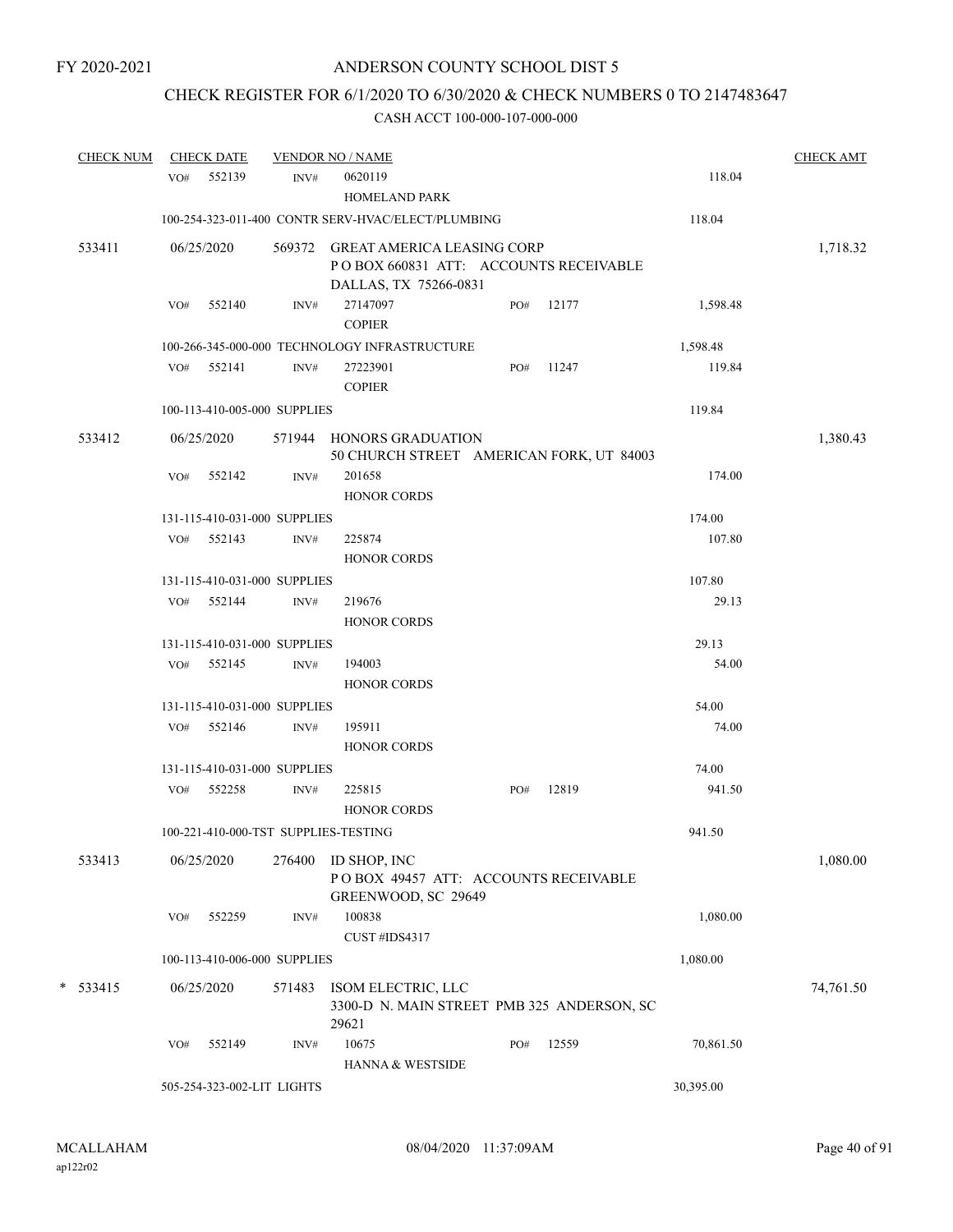FY 2020-2021

# ANDERSON COUNTY SCHOOL DIST 5

## CHECK REGISTER FOR 6/1/2020 TO 6/30/2020 & CHECK NUMBERS 0 TO 2147483647

### CASH ACCT 100-000-107-000-000

| CHECK NUM | CHECK DATE | VENDOR NO / NAME | | | | CHECK AMT |
|---|---|---|---|---|---|---|
| | VO# 552139 | INV# | 0620119<br>HOMELAND PARK | | 118.04 | |
| | 100-254-323-011-400 CONTR SERV-HVAC/ELECT/PLUMBING | | | | 118.04 | |
| 533411 | 06/25/2020 | 569372 | GREAT AMERICA LEASING CORP<br>P O BOX 660831 ATT: ACCOUNTS RECEIVABLE<br>DALLAS, TX 75266-0831 | | | 1,718.32 |
| | VO# 552140 | INV# | 27147097<br>COPIER | PO# 12177 | 1,598.48 | |
| | 100-266-345-000-000 TECHNOLOGY INFRASTRUCTURE | | | | 1,598.48 | |
| | VO# 552141 | INV# | 27223901<br>COPIER | PO# 11247 | 119.84 | |
| | 100-113-410-005-000 SUPPLIES | | | | 119.84 | |
| 533412 | 06/25/2020 | 571944 | HONORS GRADUATION<br>50 CHURCH STREET AMERICAN FORK, UT 84003 | | | 1,380.43 |
| | VO# 552142 | INV# | 201658<br>HONOR CORDS | | 174.00 | |
| | 131-115-410-031-000 SUPPLIES | | | | 174.00 | |
| | VO# 552143 | INV# | 225874<br>HONOR CORDS | | 107.80 | |
| | 131-115-410-031-000 SUPPLIES | | | | 107.80 | |
| | VO# 552144 | INV# | 219676<br>HONOR CORDS | | 29.13 | |
| | 131-115-410-031-000 SUPPLIES | | | | 29.13 | |
| | VO# 552145 | INV# | 194003<br>HONOR CORDS | | 54.00 | |
| | 131-115-410-031-000 SUPPLIES | | | | 54.00 | |
| | VO# 552146 | INV# | 195911<br>HONOR CORDS | | 74.00 | |
| | 131-115-410-031-000 SUPPLIES | | | | 74.00 | |
| | VO# 552258 | INV# | 225815<br>HONOR CORDS | PO# 12819 | 941.50 | |
| | 100-221-410-000-TST SUPPLIES-TESTING | | | | 941.50 | |
| 533413 | 06/25/2020 | 276400 | ID SHOP, INC<br>P O BOX 49457 ATT: ACCOUNTS RECEIVABLE<br>GREENWOOD, SC 29649 | | | 1,080.00 |
| | VO# 552259 | INV# | 100838<br>CUST #IDS4317 | | 1,080.00 | |
| | 100-113-410-006-000 SUPPLIES | | | | 1,080.00 | |
| * 533415 | 06/25/2020 | 571483 | ISOM ELECTRIC, LLC<br>3300-D N. MAIN STREET PMB 325 ANDERSON, SC 29621 | | | 74,761.50 |
| | VO# 552149 | INV# | 10675<br>HANNA & WESTSIDE | PO# 12559 | 70,861.50 | |
| | 505-254-323-002-LIT LIGHTS | | | | 30,395.00 | |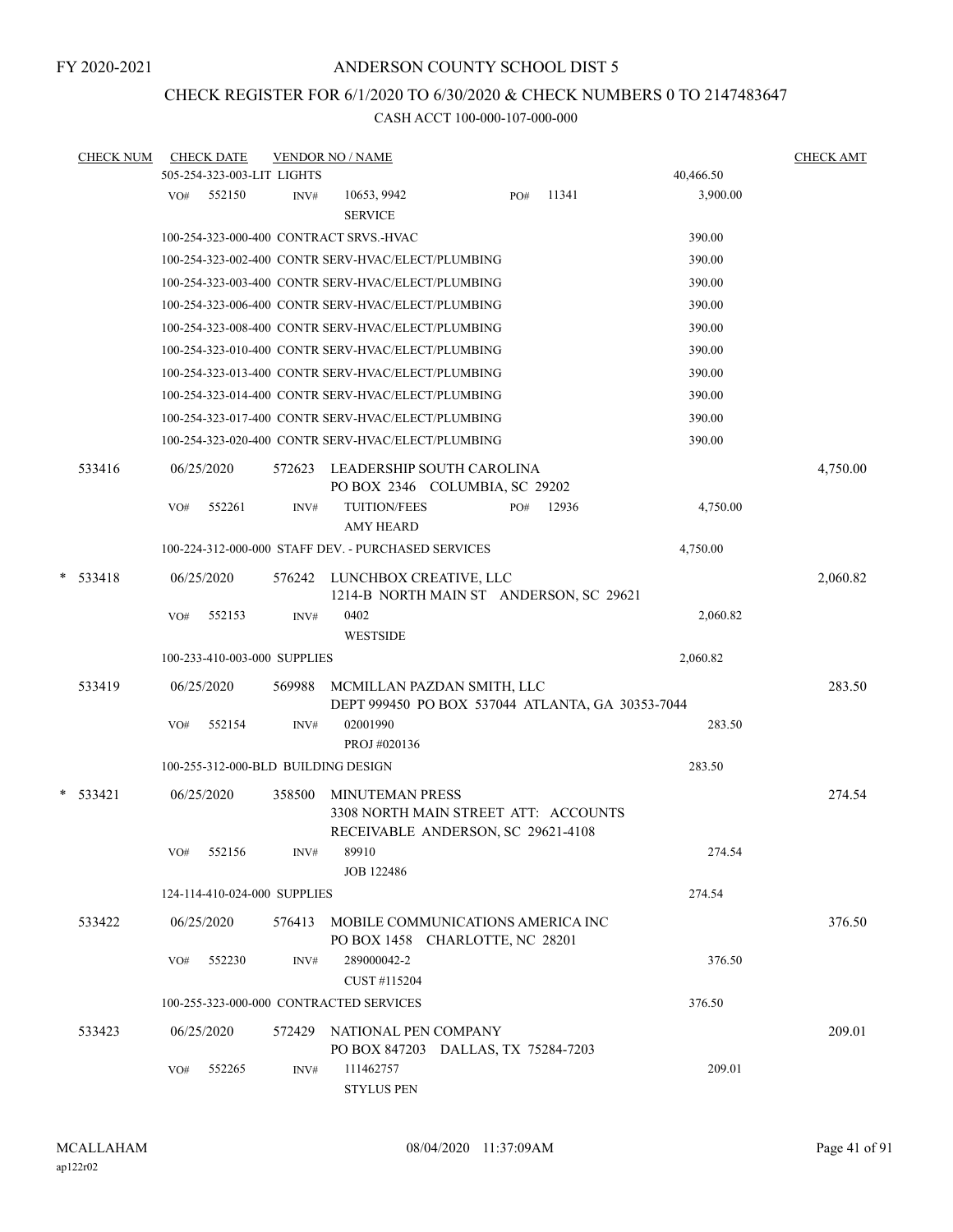FY 2020-2021

# ANDERSON COUNTY SCHOOL DIST 5

## CHECK REGISTER FOR 6/1/2020 TO 6/30/2020 & CHECK NUMBERS 0 TO 2147483647

CASH ACCT 100-000-107-000-000

| CHECK NUM | CHECK DATE | VENDOR NO / NAME | | CHECK AMT |
|---|---|---|---|---|
| | 505-254-323-003-LIT LIGHTS | | 40,466.50 | |
| | VO# 552150 | INV# 10653, 9942 SERVICE PO# 11341 | 3,900.00 | |
| | 100-254-323-000-400 CONTRACT SRVS.-HVAC | | 390.00 | |
| | 100-254-323-002-400 CONTR SERV-HVAC/ELECT/PLUMBING | | 390.00 | |
| | 100-254-323-003-400 CONTR SERV-HVAC/ELECT/PLUMBING | | 390.00 | |
| | 100-254-323-006-400 CONTR SERV-HVAC/ELECT/PLUMBING | | 390.00 | |
| | 100-254-323-008-400 CONTR SERV-HVAC/ELECT/PLUMBING | | 390.00 | |
| | 100-254-323-010-400 CONTR SERV-HVAC/ELECT/PLUMBING | | 390.00 | |
| | 100-254-323-013-400 CONTR SERV-HVAC/ELECT/PLUMBING | | 390.00 | |
| | 100-254-323-014-400 CONTR SERV-HVAC/ELECT/PLUMBING | | 390.00 | |
| | 100-254-323-017-400 CONTR SERV-HVAC/ELECT/PLUMBING | | 390.00 | |
| | 100-254-323-020-400 CONTR SERV-HVAC/ELECT/PLUMBING | | 390.00 | |
| 533416 | 06/25/2020 | 572623 LEADERSHIP SOUTH CAROLINA PO BOX 2346 COLUMBIA, SC 29202 | | 4,750.00 |
| | VO# 552261 | INV# TUITION/FEES AMY HEARD PO# 12936 | 4,750.00 | |
| | 100-224-312-000-000 STAFF DEV. - PURCHASED SERVICES | | 4,750.00 | |
| * 533418 | 06/25/2020 | 576242 LUNCHBOX CREATIVE, LLC 1214-B NORTH MAIN ST ANDERSON, SC 29621 | | 2,060.82 |
| | VO# 552153 | INV# 0402 WESTSIDE | 2,060.82 | |
| | 100-233-410-003-000 SUPPLIES | | 2,060.82 | |
| 533419 | 06/25/2020 | 569988 MCMILLAN PAZDAN SMITH, LLC DEPT 999450 PO BOX 537044 ATLANTA, GA 30353-7044 | | 283.50 |
| | VO# 552154 | INV# 02001990 PROJ #020136 | 283.50 | |
| | 100-255-312-000-BLD BUILDING DESIGN | | 283.50 | |
| * 533421 | 06/25/2020 | 358500 MINUTEMAN PRESS 3308 NORTH MAIN STREET ATT: ACCOUNTS RECEIVABLE ANDERSON, SC 29621-4108 | | 274.54 |
| | VO# 552156 | INV# 89910 JOB 122486 | 274.54 | |
| | 124-114-410-024-000 SUPPLIES | | 274.54 | |
| 533422 | 06/25/2020 | 576413 MOBILE COMMUNICATIONS AMERICA INC PO BOX 1458 CHARLOTTE, NC 28201 | | 376.50 |
| | VO# 552230 | INV# 289000042-2 CUST #115204 | 376.50 | |
| | 100-255-323-000-000 CONTRACTED SERVICES | | 376.50 | |
| 533423 | 06/25/2020 | 572429 NATIONAL PEN COMPANY PO BOX 847203 DALLAS, TX 75284-7203 | | 209.01 |
| | VO# 552265 | INV# 111462757 STYLUS PEN | 209.01 | |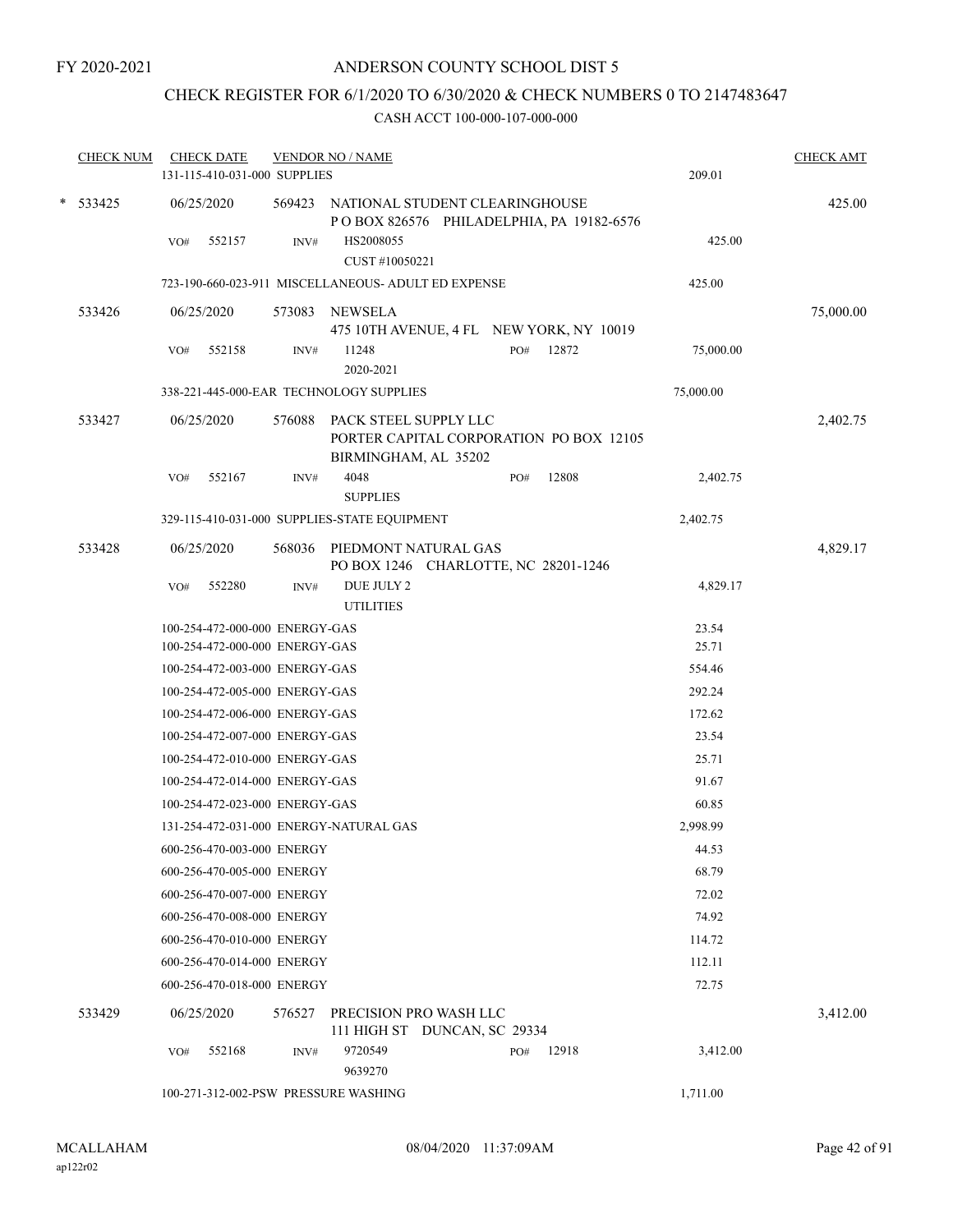FY 2020-2021

# ANDERSON COUNTY SCHOOL DIST 5

## CHECK REGISTER FOR 6/1/2020 TO 6/30/2020 & CHECK NUMBERS 0 TO 2147483647

### CASH ACCT 100-000-107-000-000

| CHECK NUM | CHECK DATE | VENDOR NO / NAME | | CHECK AMT |
|---|---|---|---|---|
| | 131-115-410-031-000 SUPPLIES | | 209.01 | |
| * 533425 | 06/25/2020 | 569423 NATIONAL STUDENT CLEARINGHOUSE<br>P O BOX 826576 PHILADELPHIA, PA 19182-6576 | | 425.00 |
| | VO# 552157 | INV# HS2008055<br>CUST #10050221 | 425.00 | |
| | 723-190-660-023-911 MISCELLANEOUS- ADULT ED EXPENSE | | 425.00 | |
| 533426 | 06/25/2020 | 573083 NEWSELA<br>475 10TH AVENUE, 4 FL NEW YORK, NY 10019 | | 75,000.00 |
| | VO# 552158 | INV# 11248 PO# 12872<br>2020-2021 | 75,000.00 | |
| | 338-221-445-000-EAR TECHNOLOGY SUPPLIES | | 75,000.00 | |
| 533427 | 06/25/2020 | 576088 PACK STEEL SUPPLY LLC<br>PORTER CAPITAL CORPORATION PO BOX 12105<br>BIRMINGHAM, AL 35202 | | 2,402.75 |
| | VO# 552167 | INV# 4048 PO# 12808<br>SUPPLIES | 2,402.75 | |
| | 329-115-410-031-000 SUPPLIES-STATE EQUIPMENT | | 2,402.75 | |
| 533428 | 06/25/2020 | 568036 PIEDMONT NATURAL GAS<br>PO BOX 1246 CHARLOTTE, NC 28201-1246 | | 4,829.17 |
| | VO# 552280 | INV# DUE JULY 2<br>UTILITIES | 4,829.17 | |
| | 100-254-472-000-000 ENERGY-GAS | | 23.54 | |
| | 100-254-472-000-000 ENERGY-GAS | | 25.71 | |
| | 100-254-472-003-000 ENERGY-GAS | | 554.46 | |
| | 100-254-472-005-000 ENERGY-GAS | | 292.24 | |
| | 100-254-472-006-000 ENERGY-GAS | | 172.62 | |
| | 100-254-472-007-000 ENERGY-GAS | | 23.54 | |
| | 100-254-472-010-000 ENERGY-GAS | | 25.71 | |
| | 100-254-472-014-000 ENERGY-GAS | | 91.67 | |
| | 100-254-472-023-000 ENERGY-GAS | | 60.85 | |
| | 131-254-472-031-000 ENERGY-NATURAL GAS | | 2,998.99 | |
| | 600-256-470-003-000 ENERGY | | 44.53 | |
| | 600-256-470-005-000 ENERGY | | 68.79 | |
| | 600-256-470-007-000 ENERGY | | 72.02 | |
| | 600-256-470-008-000 ENERGY | | 74.92 | |
| | 600-256-470-010-000 ENERGY | | 114.72 | |
| | 600-256-470-014-000 ENERGY | | 112.11 | |
| | 600-256-470-018-000 ENERGY | | 72.75 | |
| 533429 | 06/25/2020 | 576527 PRECISION PRO WASH LLC<br>111 HIGH ST DUNCAN, SC 29334 | | 3,412.00 |
| | VO# 552168 | INV# 9720549 PO# 12918<br>9639270 | 3,412.00 | |
| | 100-271-312-002-PSW PRESSURE WASHING | | 1,711.00 | |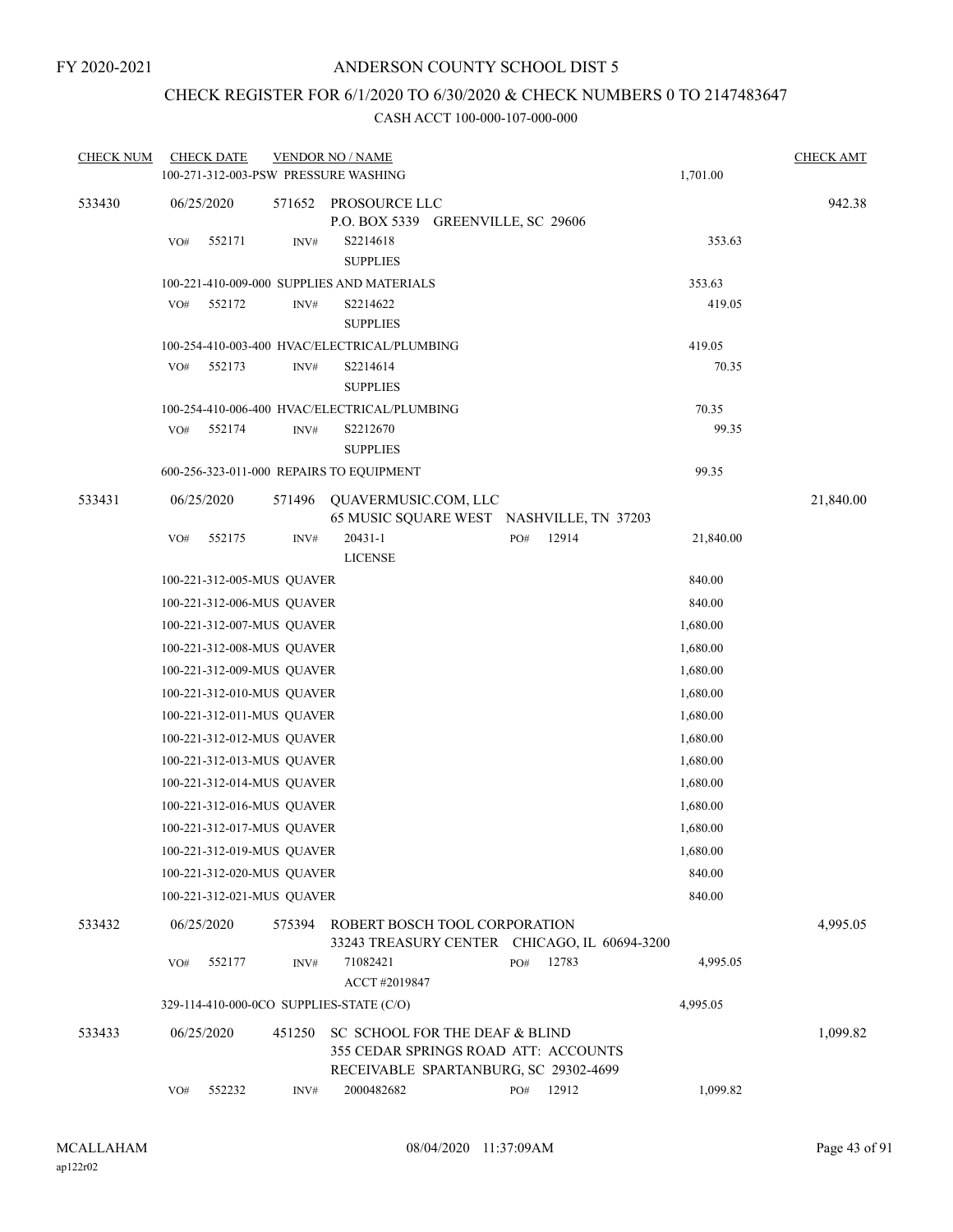FY 2020-2021

# ANDERSON COUNTY SCHOOL DIST 5

## CHECK REGISTER FOR 6/1/2020 TO 6/30/2020 & CHECK NUMBERS 0 TO 2147483647

### CASH ACCT 100-000-107-000-000

| CHECK NUM | CHECK DATE | VENDOR NO / NAME | | CHECK AMT |
|---|---|---|---|---|
| | 100-271-312-003-PSW PRESSURE WASHING | | 1,701.00 | |
| 533430 | 06/25/2020 | 571652 PROSOURCE LLC<br>P.O. BOX 5339 GREENVILLE, SC 29606 | | 942.38 |
| | VO# 552171 | INV# S2214618<br>SUPPLIES | 353.63 | |
| | 100-221-410-009-000 SUPPLIES AND MATERIALS | | 353.63 | |
| | VO# 552172 | INV# S2214622<br>SUPPLIES | 419.05 | |
| | 100-254-410-003-400 HVAC/ELECTRICAL/PLUMBING | | 419.05 | |
| | VO# 552173 | INV# S2214614<br>SUPPLIES | 70.35 | |
| | 100-254-410-006-400 HVAC/ELECTRICAL/PLUMBING | | 70.35 | |
| | VO# 552174 | INV# S2212670<br>SUPPLIES | 99.35 | |
| | 600-256-323-011-000 REPAIRS TO EQUIPMENT | | 99.35 | |
| 533431 | 06/25/2020 | 571496 QUAVERMUSIC.COM, LLC<br>65 MUSIC SQUARE WEST NASHVILLE, TN 37203 | | 21,840.00 |
| | VO# 552175 | INV# 20431-1 PO# 12914<br>LICENSE | 21,840.00 | |
| | 100-221-312-005-MUS QUAVER | | 840.00 | |
| | 100-221-312-006-MUS QUAVER | | 840.00 | |
| | 100-221-312-007-MUS QUAVER | | 1,680.00 | |
| | 100-221-312-008-MUS QUAVER | | 1,680.00 | |
| | 100-221-312-009-MUS QUAVER | | 1,680.00 | |
| | 100-221-312-010-MUS QUAVER | | 1,680.00 | |
| | 100-221-312-011-MUS QUAVER | | 1,680.00 | |
| | 100-221-312-012-MUS QUAVER | | 1,680.00 | |
| | 100-221-312-013-MUS QUAVER | | 1,680.00 | |
| | 100-221-312-014-MUS QUAVER | | 1,680.00 | |
| | 100-221-312-016-MUS QUAVER | | 1,680.00 | |
| | 100-221-312-017-MUS QUAVER | | 1,680.00 | |
| | 100-221-312-019-MUS QUAVER | | 1,680.00 | |
| | 100-221-312-020-MUS QUAVER | | 840.00 | |
| | 100-221-312-021-MUS QUAVER | | 840.00 | |
| 533432 | 06/25/2020 | 575394 ROBERT BOSCH TOOL CORPORATION<br>33243 TREASURY CENTER CHICAGO, IL 60694-3200 | | 4,995.05 |
| | VO# 552177 | INV# 71082421 PO# 12783<br>ACCT #2019847 | 4,995.05 | |
| | 329-114-410-000-0CO SUPPLIES-STATE (C/O) | | 4,995.05 | |
| 533433 | 06/25/2020 | 451250 SC SCHOOL FOR THE DEAF & BLIND<br>355 CEDAR SPRINGS ROAD ATT: ACCOUNTS<br>RECEIVABLE SPARTANBURG, SC 29302-4699 | | 1,099.82 |
| | VO# 552232 | INV# 2000482682 PO# 12912 | 1,099.82 | |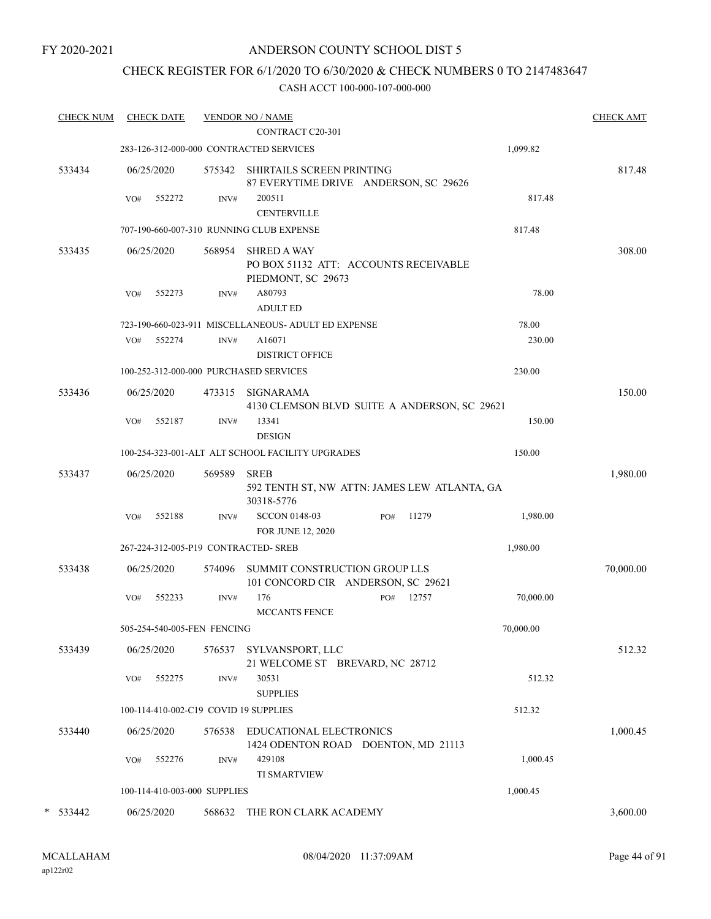FY 2020-2021

ANDERSON COUNTY SCHOOL DIST 5

CHECK REGISTER FOR 6/1/2020 TO 6/30/2020 & CHECK NUMBERS 0 TO 2147483647

CASH ACCT 100-000-107-000-000

| CHECK NUM | CHECK DATE | VENDOR NO / NAME | | CHECK AMT |
|---|---|---|---|---|
| | | CONTRACT C20-301 | | |
| | | 283-126-312-000-000 CONTRACTED SERVICES | 1,099.82 | |
| 533434 | 06/25/2020 | 575342 SHIRTAILS SCREEN PRINTING 87 EVERYTIME DRIVE ANDERSON, SC 29626 | | 817.48 |
| | VO# 552272 | INV# 200511 CENTERVILLE | 817.48 | |
| | | 707-190-660-007-310 RUNNING CLUB EXPENSE | 817.48 | |
| 533435 | 06/25/2020 | 568954 SHRED A WAY PO BOX 51132 ATT: ACCOUNTS RECEIVABLE PIEDMONT, SC 29673 | | 308.00 |
| | VO# 552273 | INV# A80793 ADULT ED | 78.00 | |
| | | 723-190-660-023-911 MISCELLANEOUS- ADULT ED EXPENSE | 78.00 | |
| | VO# 552274 | INV# A16071 DISTRICT OFFICE | 230.00 | |
| | | 100-252-312-000-000 PURCHASED SERVICES | 230.00 | |
| 533436 | 06/25/2020 | 473315 SIGNARAMA 4130 CLEMSON BLVD SUITE A ANDERSON, SC 29621 | | 150.00 |
| | VO# 552187 | INV# 13341 DESIGN | 150.00 | |
| | | 100-254-323-001-ALT ALT SCHOOL FACILITY UPGRADES | 150.00 | |
| 533437 | 06/25/2020 | 569589 SREB 592 TENTH ST, NW ATTN: JAMES LEW ATLANTA, GA 30318-5776 | | 1,980.00 |
| | VO# 552188 | INV# SCCON 0148-03 PO# 11279 FOR JUNE 12, 2020 | 1,980.00 | |
| | | 267-224-312-005-P19 CONTRACTED- SREB | 1,980.00 | |
| 533438 | 06/25/2020 | 574096 SUMMIT CONSTRUCTION GROUP LLS 101 CONCORD CIR ANDERSON, SC 29621 | | 70,000.00 |
| | VO# 552233 | INV# 176 PO# 12757 MCCANTS FENCE | 70,000.00 | |
| | | 505-254-540-005-FEN FENCING | 70,000.00 | |
| 533439 | 06/25/2020 | 576537 SYLVANSPORT, LLC 21 WELCOME ST BREVARD, NC 28712 | | 512.32 |
| | VO# 552275 | INV# 30531 SUPPLIES | 512.32 | |
| | | 100-114-410-002-C19 COVID 19 SUPPLIES | 512.32 | |
| 533440 | 06/25/2020 | 576538 EDUCATIONAL ELECTRONICS 1424 ODENTON ROAD DOENTON, MD 21113 | | 1,000.45 |
| | VO# 552276 | INV# 429108 TI SMARTVIEW | 1,000.45 | |
| | | 100-114-410-003-000 SUPPLIES | 1,000.45 | |
| * 533442 | 06/25/2020 | 568632 THE RON CLARK ACADEMY | | 3,600.00 |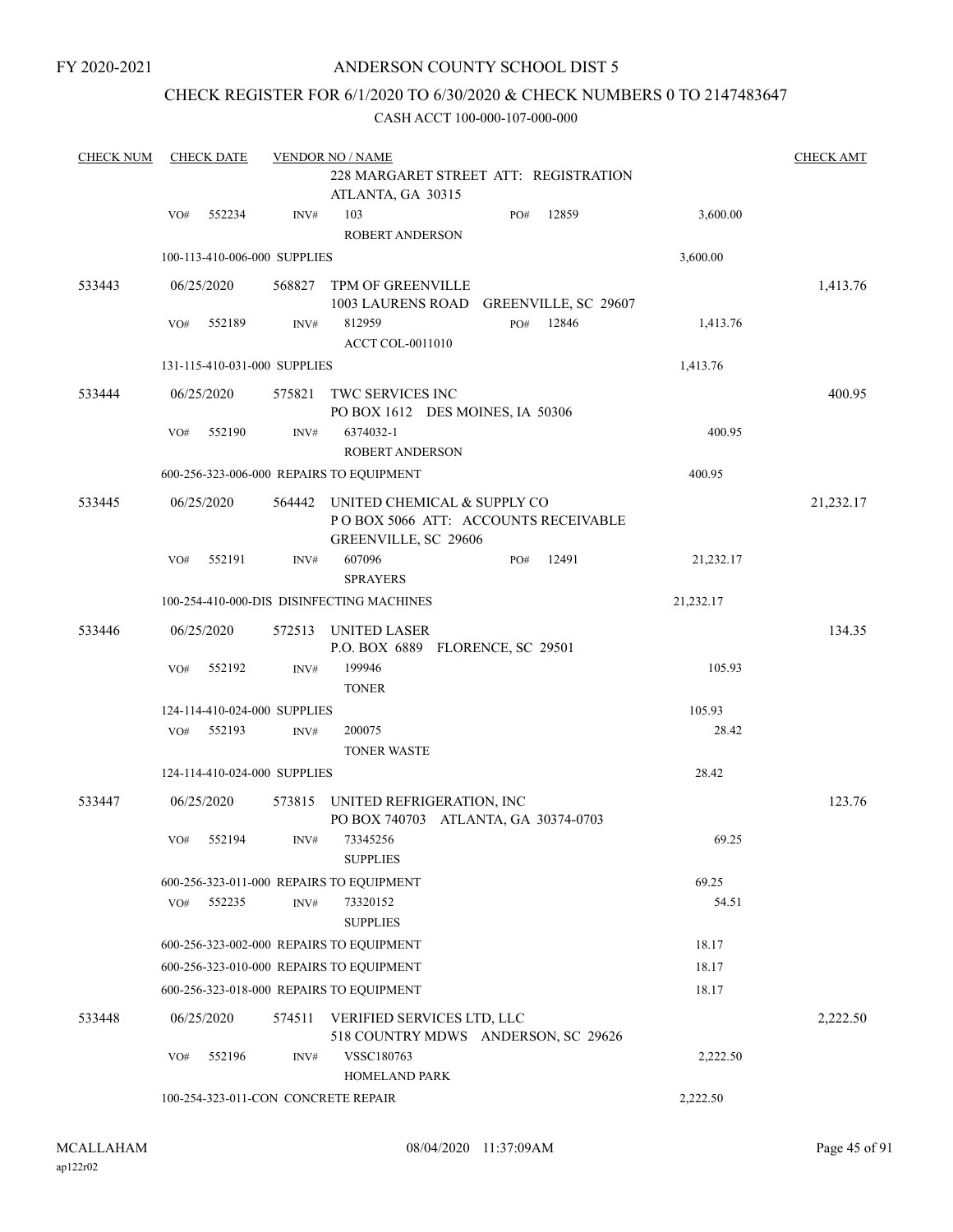FY 2020-2021

# ANDERSON COUNTY SCHOOL DIST 5

## CHECK REGISTER FOR 6/1/2020 TO 6/30/2020 & CHECK NUMBERS 0 TO 2147483647

### CASH ACCT 100-000-107-000-000

| CHECK NUM | CHECK DATE | VENDOR NO / NAME | | | CHECK AMT |
|---|---|---|---|---|---|
| | | 228 MARGARET STREET ATT: REGISTRATION ATLANTA, GA 30315 | | | |
| | VO# 552234 | INV# 103 ROBERT ANDERSON | PO# 12859 | 3,600.00 | |
| | 100-113-410-006-000 SUPPLIES | | | 3,600.00 | |
| 533443 | 06/25/2020 | 568827 TPM OF GREENVILLE 1003 LAURENS ROAD GREENVILLE, SC 29607 | | | 1,413.76 |
| | VO# 552189 | INV# 812959 ACCT COL-0011010 | PO# 12846 | 1,413.76 | |
| | 131-115-410-031-000 SUPPLIES | | | 1,413.76 | |
| 533444 | 06/25/2020 | 575821 TWC SERVICES INC PO BOX 1612 DES MOINES, IA 50306 | | | 400.95 |
| | VO# 552190 | INV# 6374032-1 ROBERT ANDERSON | | 400.95 | |
| | 600-256-323-006-000 REPAIRS TO EQUIPMENT | | | 400.95 | |
| 533445 | 06/25/2020 | 564442 UNITED CHEMICAL & SUPPLY CO P O BOX 5066 ATT: ACCOUNTS RECEIVABLE GREENVILLE, SC 29606 | | | 21,232.17 |
| | VO# 552191 | INV# 607096 SPRAYERS | PO# 12491 | 21,232.17 | |
| | 100-254-410-000-DIS DISINFECTING MACHINES | | | 21,232.17 | |
| 533446 | 06/25/2020 | 572513 UNITED LASER P.O. BOX 6889 FLORENCE, SC 29501 | | | 134.35 |
| | VO# 552192 | INV# 199946 TONER | | 105.93 | |
| | 124-114-410-024-000 SUPPLIES | | | 105.93 | |
| | VO# 552193 | INV# 200075 TONER WASTE | | 28.42 | |
| | 124-114-410-024-000 SUPPLIES | | | 28.42 | |
| 533447 | 06/25/2020 | 573815 UNITED REFRIGERATION, INC PO BOX 740703 ATLANTA, GA 30374-0703 | | | 123.76 |
| | VO# 552194 | INV# 73345256 SUPPLIES | | 69.25 | |
| | 600-256-323-011-000 REPAIRS TO EQUIPMENT | | | 69.25 | |
| | VO# 552235 | INV# 73320152 SUPPLIES | | 54.51 | |
| | 600-256-323-002-000 REPAIRS TO EQUIPMENT | | | 18.17 | |
| | 600-256-323-010-000 REPAIRS TO EQUIPMENT | | | 18.17 | |
| | 600-256-323-018-000 REPAIRS TO EQUIPMENT | | | 18.17 | |
| 533448 | 06/25/2020 | 574511 VERIFIED SERVICES LTD, LLC 518 COUNTRY MDWS ANDERSON, SC 29626 | | | 2,222.50 |
| | VO# 552196 | INV# VSSC180763 HOMELAND PARK | | 2,222.50 | |
| | 100-254-323-011-CON CONCRETE REPAIR | | | 2,222.50 | |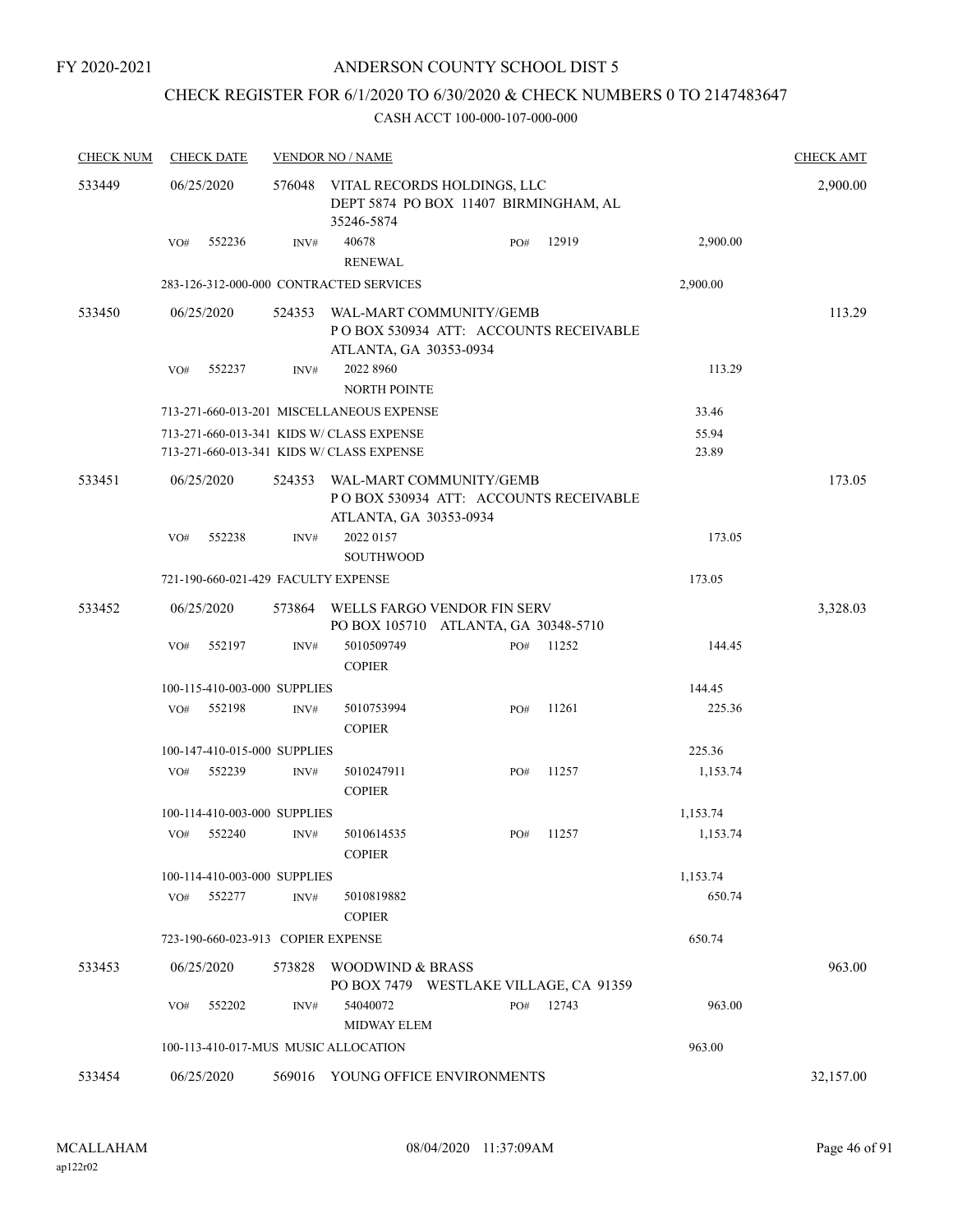FY 2020-2021

# ANDERSON COUNTY SCHOOL DIST 5

## CHECK REGISTER FOR 6/1/2020 TO 6/30/2020 & CHECK NUMBERS 0 TO 2147483647

### CASH ACCT 100-000-107-000-000

| CHECK NUM | CHECK DATE | VENDOR NO / NAME | | | | CHECK AMT |
|---|---|---|---|---|---|---|
| 533449 | 06/25/2020 | 576048 VITAL RECORDS HOLDINGS, LLC<br>DEPT 5874 PO BOX 11407 BIRMINGHAM, AL 35246-5874 | | | | 2,900.00 |
| | VO# 552236 | INV# 40678<br>RENEWAL | PO# 12919 | | 2,900.00 | |
| | 283-126-312-000-000 CONTRACTED SERVICES | | | | 2,900.00 | |
| 533450 | 06/25/2020 | 524353 WAL-MART COMMUNITY/GEMB<br>P O BOX 530934 ATT: ACCOUNTS RECEIVABLE<br>ATLANTA, GA 30353-0934 | | | | 113.29 |
| | VO# 552237 | INV# 2022 8960<br>NORTH POINTE | | | 113.29 | |
| | 713-271-660-013-201 MISCELLANEOUS EXPENSE | | | | 33.46 | |
| | 713-271-660-013-341 KIDS W/ CLASS EXPENSE | | | | 55.94 | |
| | 713-271-660-013-341 KIDS W/ CLASS EXPENSE | | | | 23.89 | |
| 533451 | 06/25/2020 | 524353 WAL-MART COMMUNITY/GEMB<br>P O BOX 530934 ATT: ACCOUNTS RECEIVABLE<br>ATLANTA, GA 30353-0934 | | | | 173.05 |
| | VO# 552238 | INV# 2022 0157<br>SOUTHWOOD | | | 173.05 | |
| | 721-190-660-021-429 FACULTY EXPENSE | | | | 173.05 | |
| 533452 | 06/25/2020 | 573864 WELLS FARGO VENDOR FIN SERV<br>PO BOX 105710 ATLANTA, GA 30348-5710 | | | | 3,328.03 |
| | VO# 552197 | INV# 5010509749<br>COPIER | PO# 11252 | | 144.45 | |
| | 100-115-410-003-000 SUPPLIES | | | | 144.45 | |
| | VO# 552198 | INV# 5010753994<br>COPIER | PO# 11261 | | 225.36 | |
| | 100-147-410-015-000 SUPPLIES | | | | 225.36 | |
| | VO# 552239 | INV# 5010247911<br>COPIER | PO# 11257 | | 1,153.74 | |
| | 100-114-410-003-000 SUPPLIES | | | | 1,153.74 | |
| | VO# 552240 | INV# 5010614535<br>COPIER | PO# 11257 | | 1,153.74 | |
| | 100-114-410-003-000 SUPPLIES | | | | 1,153.74 | |
| | VO# 552277 | INV# 5010819882<br>COPIER | | | 650.74 | |
| | 723-190-660-023-913 COPIER EXPENSE | | | | 650.74 | |
| 533453 | 06/25/2020 | 573828 WOODWIND & BRASS<br>PO BOX 7479 WESTLAKE VILLAGE, CA 91359 | | | | 963.00 |
| | VO# 552202 | INV# 54040072<br>MIDWAY ELEM | PO# 12743 | | 963.00 | |
| | 100-113-410-017-MUS MUSIC ALLOCATION | | | | 963.00 | |
| 533454 | 06/25/2020 | 569016 YOUNG OFFICE ENVIRONMENTS | | | | 32,157.00 |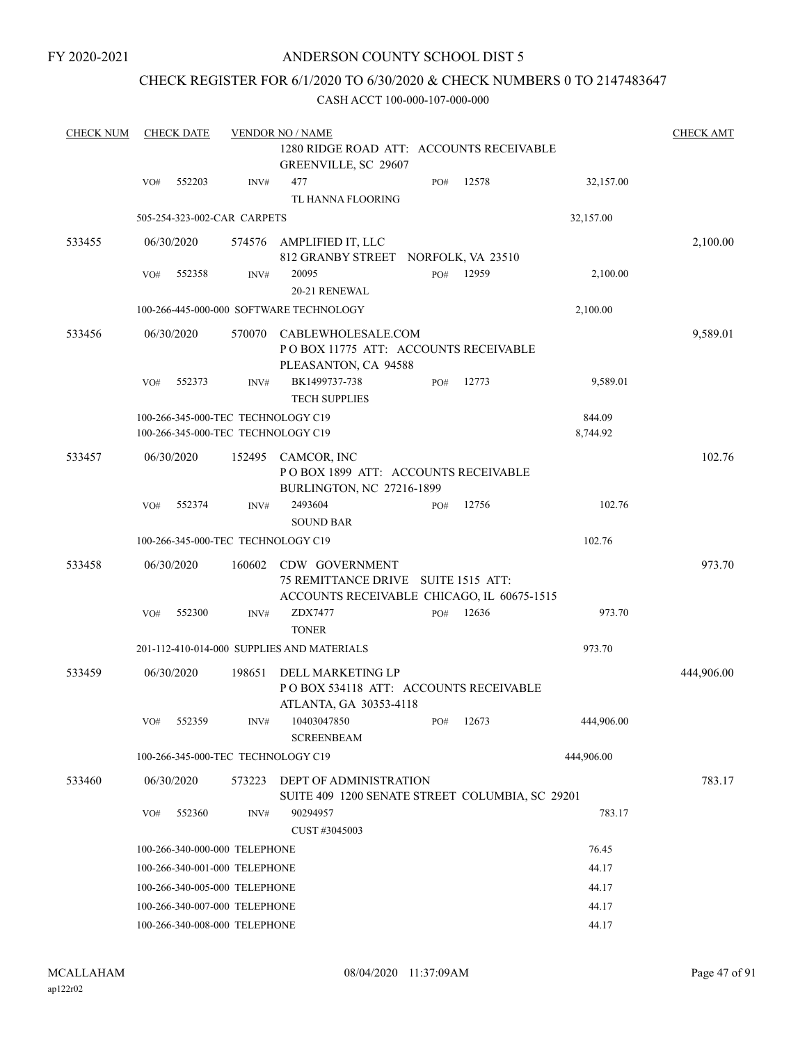FY 2020-2021

# ANDERSON COUNTY SCHOOL DIST 5

## CHECK REGISTER FOR 6/1/2020 TO 6/30/2020 & CHECK NUMBERS 0 TO 2147483647

CASH ACCT 100-000-107-000-000

| CHECK NUM | CHECK DATE | VENDOR NO / NAME | | | | CHECK AMT |
|---|---|---|---|---|---|---|
| | | | 1280 RIDGE ROAD ATT: ACCOUNTS RECEIVABLE GREENVILLE, SC 29607 | | | |
| | VO# 552203 | INV# | 477 TL HANNA FLOORING | PO# 12578 | 32,157.00 | |
| | 505-254-323-002-CAR CARPETS | | | | 32,157.00 | |
| 533455 | 06/30/2020 | 574576 | AMPLIFIED IT, LLC 812 GRANBY STREET NORFOLK, VA 23510 | | | 2,100.00 |
| | VO# 552358 | INV# | 20095 20-21 RENEWAL | PO# 12959 | 2,100.00 | |
| | 100-266-445-000-000 SOFTWARE TECHNOLOGY | | | | 2,100.00 | |
| 533456 | 06/30/2020 | 570070 | CABLEWHOLESALE.COM P O BOX 11775 ATT: ACCOUNTS RECEIVABLE PLEASANTON, CA 94588 | | | 9,589.01 |
| | VO# 552373 | INV# | BK1499737-738 TECH SUPPLIES | PO# 12773 | 9,589.01 | |
| | 100-266-345-000-TEC TECHNOLOGY C19 | | | | 844.09 | |
| | 100-266-345-000-TEC TECHNOLOGY C19 | | | | 8,744.92 | |
| 533457 | 06/30/2020 | 152495 | CAMCOR, INC P O BOX 1899 ATT: ACCOUNTS RECEIVABLE BURLINGTON, NC 27216-1899 | | | 102.76 |
| | VO# 552374 | INV# | 2493604 SOUND BAR | PO# 12756 | 102.76 | |
| | 100-266-345-000-TEC TECHNOLOGY C19 | | | | 102.76 | |
| 533458 | 06/30/2020 | 160602 | CDW GOVERNMENT 75 REMITTANCE DRIVE SUITE 1515 ATT: ACCOUNTS RECEIVABLE CHICAGO, IL 60675-1515 | | | 973.70 |
| | VO# 552300 | INV# | ZDX7477 TONER | PO# 12636 | 973.70 | |
| | 201-112-410-014-000 SUPPLIES AND MATERIALS | | | | 973.70 | |
| 533459 | 06/30/2020 | 198651 | DELL MARKETING LP P O BOX 534118 ATT: ACCOUNTS RECEIVABLE ATLANTA, GA 30353-4118 | | | 444,906.00 |
| | VO# 552359 | INV# | 10403047850 SCREENBEAM | PO# 12673 | 444,906.00 | |
| | 100-266-345-000-TEC TECHNOLOGY C19 | | | | 444,906.00 | |
| 533460 | 06/30/2020 | 573223 | DEPT OF ADMINISTRATION SUITE 409 1200 SENATE STREET COLUMBIA, SC 29201 | | | 783.17 |
| | VO# 552360 | INV# | 90294957 CUST #3045003 | | 783.17 | |
| | 100-266-340-000-000 TELEPHONE | | | | 76.45 | |
| | 100-266-340-001-000 TELEPHONE | | | | 44.17 | |
| | 100-266-340-005-000 TELEPHONE | | | | 44.17 | |
| | 100-266-340-007-000 TELEPHONE | | | | 44.17 | |
| | 100-266-340-008-000 TELEPHONE | | | | 44.17 | |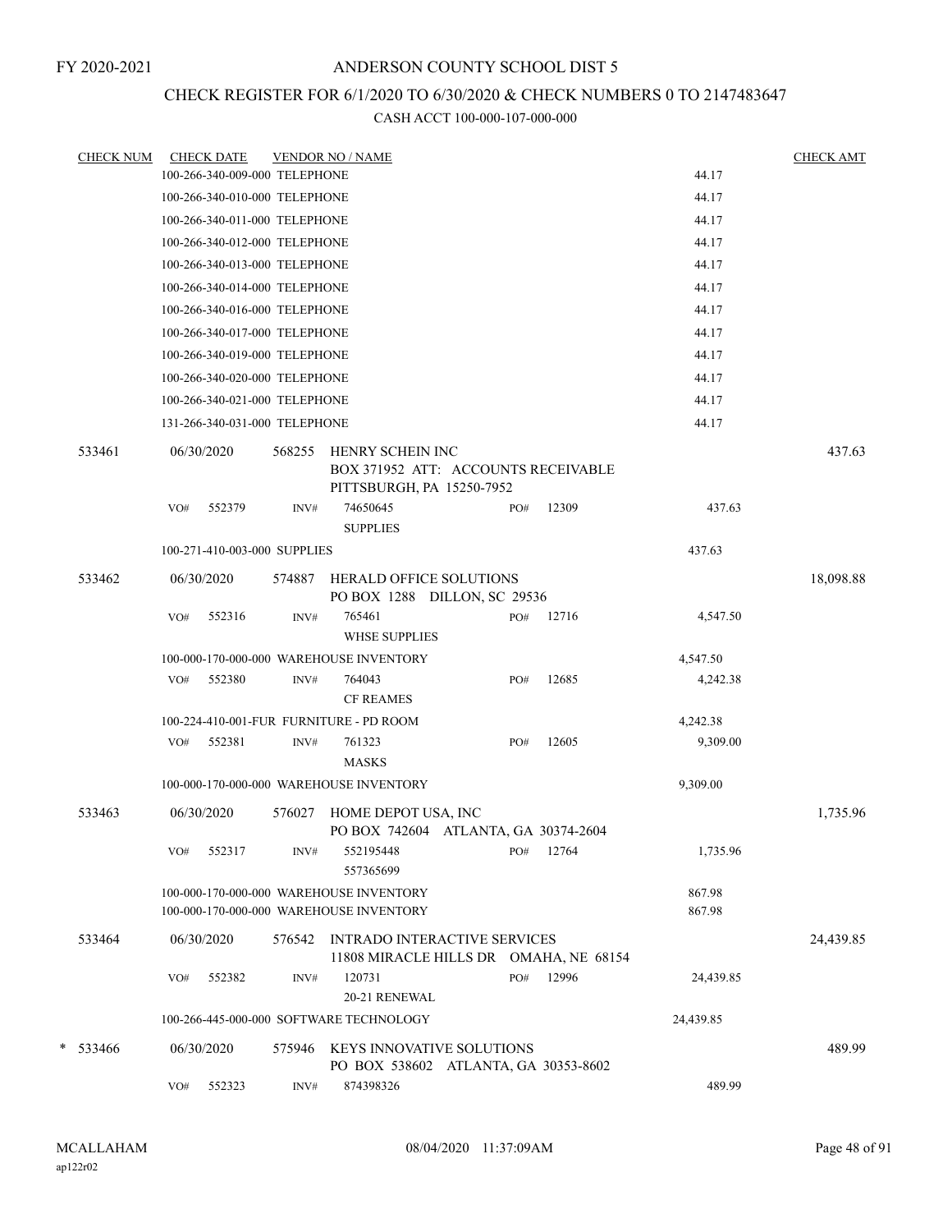FY 2020-2021

# ANDERSON COUNTY SCHOOL DIST 5

## CHECK REGISTER FOR 6/1/2020 TO 6/30/2020 & CHECK NUMBERS 0 TO 2147483647

### CASH ACCT 100-000-107-000-000

| CHECK NUM | CHECK DATE | VENDOR NO / NAME | | | CHECK AMT |
|---|---|---|---|---|---|
| | 100-266-340-009-000 TELEPHONE | | | 44.17 | |
| | 100-266-340-010-000 TELEPHONE | | | 44.17 | |
| | 100-266-340-011-000 TELEPHONE | | | 44.17 | |
| | 100-266-340-012-000 TELEPHONE | | | 44.17 | |
| | 100-266-340-013-000 TELEPHONE | | | 44.17 | |
| | 100-266-340-014-000 TELEPHONE | | | 44.17 | |
| | 100-266-340-016-000 TELEPHONE | | | 44.17 | |
| | 100-266-340-017-000 TELEPHONE | | | 44.17 | |
| | 100-266-340-019-000 TELEPHONE | | | 44.17 | |
| | 100-266-340-020-000 TELEPHONE | | | 44.17 | |
| | 100-266-340-021-000 TELEPHONE | | | 44.17 | |
| | 131-266-340-031-000 TELEPHONE | | | 44.17 | |
| 533461 | 06/30/2020 | 568255 HENRY SCHEIN INC<br>BOX 371952 ATT: ACCOUNTS RECEIVABLE<br>PITTSBURGH, PA 15250-7952 | | | 437.63 |
| | VO# 552379 | INV# 74650645<br>SUPPLIES | PO# 12309 | 437.63 | |
| | 100-271-410-003-000 SUPPLIES | | | 437.63 | |
| 533462 | 06/30/2020 | 574887 HERALD OFFICE SOLUTIONS<br>PO BOX 1288 DILLON, SC 29536 | | | 18,098.88 |
| | VO# 552316 | INV# 765461<br>WHSE SUPPLIES | PO# 12716 | 4,547.50 | |
| | 100-000-170-000-000 WAREHOUSE INVENTORY | | | 4,547.50 | |
| | VO# 552380 | INV# 764043<br>CF REAMES | PO# 12685 | 4,242.38 | |
| | 100-224-410-001-FUR FURNITURE - PD ROOM | | | 4,242.38 | |
| | VO# 552381 | INV# 761323<br>MASKS | PO# 12605 | 9,309.00 | |
| | 100-000-170-000-000 WAREHOUSE INVENTORY | | | 9,309.00 | |
| 533463 | 06/30/2020 | 576027 HOME DEPOT USA, INC<br>PO BOX 742604 ATLANTA, GA 30374-2604 | | | 1,735.96 |
| | VO# 552317 | INV# 552195448<br>557365699 | PO# 12764 | 1,735.96 | |
| | 100-000-170-000-000 WAREHOUSE INVENTORY | | | 867.98 | |
| | 100-000-170-000-000 WAREHOUSE INVENTORY | | | 867.98 | |
| 533464 | 06/30/2020 | 576542 INTRADO INTERACTIVE SERVICES<br>11808 MIRACLE HILLS DR OMAHA, NE 68154 | | | 24,439.85 |
| | VO# 552382 | INV# 120731<br>20-21 RENEWAL | PO# 12996 | 24,439.85 | |
| | 100-266-445-000-000 SOFTWARE TECHNOLOGY | | | 24,439.85 | |
| * 533466 | 06/30/2020 | 575946 KEYS INNOVATIVE SOLUTIONS<br>PO BOX 538602 ATLANTA, GA 30353-8602 | | | 489.99 |
| | VO# 552323 | INV# 874398326 | | 489.99 | |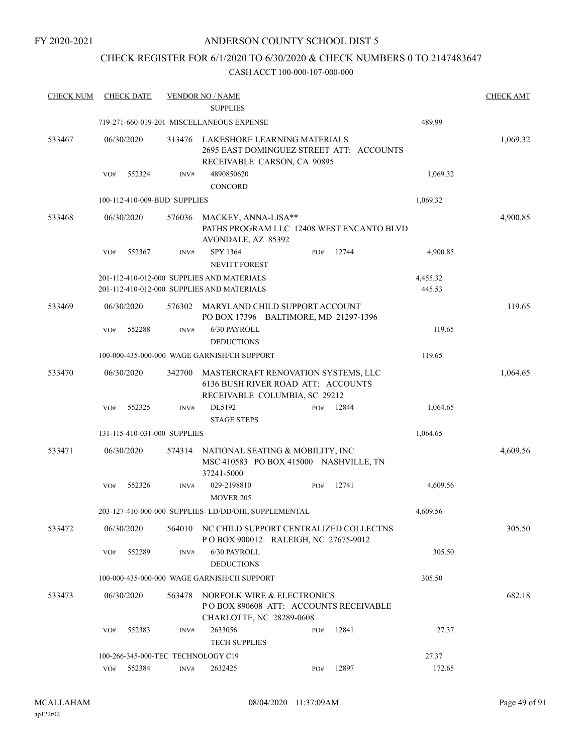FY 2020-2021

# ANDERSON COUNTY SCHOOL DIST 5

## CHECK REGISTER FOR 6/1/2020 TO 6/30/2020 & CHECK NUMBERS 0 TO 2147483647

CASH ACCT 100-000-107-000-000

| CHECK NUM | CHECK DATE | VENDOR NO / NAME | | | CHECK AMT |
|---|---|---|---|---|---|
| | | SUPPLIES | | | |
| | 719-271-660-019-201 MISCELLANEOUS EXPENSE | | | 489.99 | |
| 533467 | 06/30/2020 | 313476 LAKESHORE LEARNING MATERIALS<br>2695 EAST DOMINGUEZ STREET ATT: ACCOUNTS RECEIVABLE CARSON, CA 90895 | | | 1,069.32 |
| | VO# 552324 | INV# 4890850620<br>CONCORD | | 1,069.32 | |
| | 100-112-410-009-BUD SUPPLIES | | | 1,069.32 | |
| 533468 | 06/30/2020 | 576036 MACKEY, ANNA-LISA**<br>PATHS PROGRAM LLC 12408 WEST ENCANTO BLVD AVONDALE, AZ 85392 | | | 4,900.85 |
| | VO# 552367 | INV# SPY 1364<br>NEVITT FOREST | PO# 12744 | 4,900.85 | |
| | 201-112-410-012-000 SUPPLIES AND MATERIALS | | | 4,455.32 | |
| | 201-112-410-012-000 SUPPLIES AND MATERIALS | | | 445.53 | |
| 533469 | 06/30/2020 | 576302 MARYLAND CHILD SUPPORT ACCOUNT<br>PO BOX 17396 BALTIMORE, MD 21297-1396 | | | 119.65 |
| | VO# 552288 | INV# 6/30 PAYROLL<br>DEDUCTIONS | | 119.65 | |
| | 100-000-435-000-000 WAGE GARNISH/CH SUPPORT | | | 119.65 | |
| 533470 | 06/30/2020 | 342700 MASTERCRAFT RENOVATION SYSTEMS, LLC<br>6136 BUSH RIVER ROAD ATT: ACCOUNTS RECEIVABLE COLUMBIA, SC 29212 | | | 1,064.65 |
| | VO# 552325 | INV# DL5192<br>STAGE STEPS | PO# 12844 | 1,064.65 | |
| | 131-115-410-031-000 SUPPLIES | | | 1,064.65 | |
| 533471 | 06/30/2020 | 574314 NATIONAL SEATING & MOBILITY, INC<br>MSC 410583 PO BOX 415000 NASHVILLE, TN 37241-5000 | | | 4,609.56 |
| | VO# 552326 | INV# 029-2198810<br>MOVER 205 | PO# 12741 | 4,609.56 | |
| | 203-127-410-000-000 SUPPLIES- LD/DD/OHI, SUPPLEMENTAL | | | 4,609.56 | |
| 533472 | 06/30/2020 | 564010 NC CHILD SUPPORT CENTRALIZED COLLECTNS<br>P O BOX 900012 RALEIGH, NC 27675-9012 | | | 305.50 |
| | VO# 552289 | INV# 6/30 PAYROLL<br>DEDUCTIONS | | 305.50 | |
| | 100-000-435-000-000 WAGE GARNISH/CH SUPPORT | | | 305.50 | |
| 533473 | 06/30/2020 | 563478 NORFOLK WIRE & ELECTRONICS<br>P O BOX 890608 ATT: ACCOUNTS RECEIVABLE CHARLOTTE, NC 28289-0608 | | | 682.18 |
| | VO# 552383 | INV# 2633056<br>TECH SUPPLIES | PO# 12841 | 27.37 | |
| | 100-266-345-000-TEC TECHNOLOGY C19 | | | 27.37 | |
| | VO# 552384 | INV# 2632425 | PO# 12897 | 172.65 | |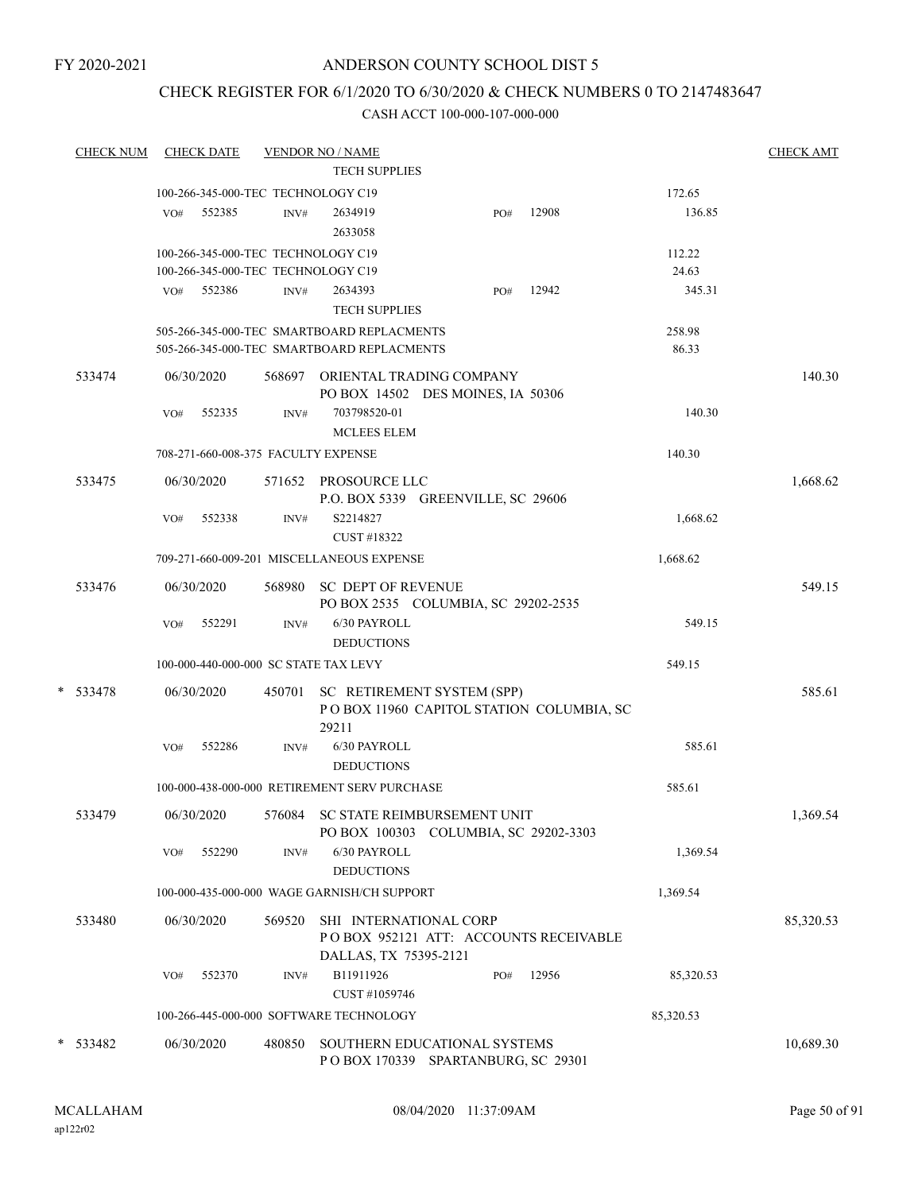FY 2020-2021

# ANDERSON COUNTY SCHOOL DIST 5

## CHECK REGISTER FOR 6/1/2020 TO 6/30/2020 & CHECK NUMBERS 0 TO 2147483647

### CASH ACCT 100-000-107-000-000

| CHECK NUM | CHECK DATE | VENDOR NO / NAME | | | CHECK AMT |
|---|---|---|---|---|---|
| | | TECH SUPPLIES | | | |
| | 100-266-345-000-TEC TECHNOLOGY C19 | | | 172.65 | |
| | VO# 552385 | INV# 2634919 / 2633058 | PO# 12908 | 136.85 | |
| | 100-266-345-000-TEC TECHNOLOGY C19 | | | 112.22 | |
| | 100-266-345-000-TEC TECHNOLOGY C19 | | | 24.63 | |
| | VO# 552386 | INV# 2634393 / TECH SUPPLIES | PO# 12942 | 345.31 | |
| | 505-266-345-000-TEC SMARTBOARD REPLACMENTS | | | 258.98 | |
| | 505-266-345-000-TEC SMARTBOARD REPLACMENTS | | | 86.33 | |
| 533474 | 06/30/2020 | 568697 ORIENTAL TRADING COMPANY PO BOX 14502 DES MOINES, IA 50306 | | | 140.30 |
| | VO# 552335 | INV# 703798520-01 / MCLEES ELEM | | 140.30 | |
| | 708-271-660-008-375 FACULTY EXPENSE | | | 140.30 | |
| 533475 | 06/30/2020 | 571652 PROSOURCE LLC P.O. BOX 5339 GREENVILLE, SC 29606 | | | 1,668.62 |
| | VO# 552338 | INV# S2214827 / CUST #18322 | | 1,668.62 | |
| | 709-271-660-009-201 MISCELLANEOUS EXPENSE | | | 1,668.62 | |
| 533476 | 06/30/2020 | 568980 SC DEPT OF REVENUE PO BOX 2535 COLUMBIA, SC 29202-2535 | | | 549.15 |
| | VO# 552291 | INV# 6/30 PAYROLL / DEDUCTIONS | | 549.15 | |
| | 100-000-440-000-000 SC STATE TAX LEVY | | | 549.15 | |
| * 533478 | 06/30/2020 | 450701 SC RETIREMENT SYSTEM (SPP) P O BOX 11960 CAPITOL STATION COLUMBIA, SC 29211 | | | 585.61 |
| | VO# 552286 | INV# 6/30 PAYROLL / DEDUCTIONS | | 585.61 | |
| | 100-000-438-000-000 RETIREMENT SERV PURCHASE | | | 585.61 | |
| 533479 | 06/30/2020 | 576084 SC STATE REIMBURSEMENT UNIT PO BOX 100303 COLUMBIA, SC 29202-3303 | | | 1,369.54 |
| | VO# 552290 | INV# 6/30 PAYROLL / DEDUCTIONS | | 1,369.54 | |
| | 100-000-435-000-000 WAGE GARNISH/CH SUPPORT | | | 1,369.54 | |
| 533480 | 06/30/2020 | 569520 SHI INTERNATIONAL CORP P O BOX 952121 ATT: ACCOUNTS RECEIVABLE DALLAS, TX 75395-2121 | | | 85,320.53 |
| | VO# 552370 | INV# B11911926 / CUST #1059746 | PO# 12956 | 85,320.53 | |
| | 100-266-445-000-000 SOFTWARE TECHNOLOGY | | | 85,320.53 | |
| * 533482 | 06/30/2020 | 480850 SOUTHERN EDUCATIONAL SYSTEMS P O BOX 170339 SPARTANBURG, SC 29301 | | | 10,689.30 |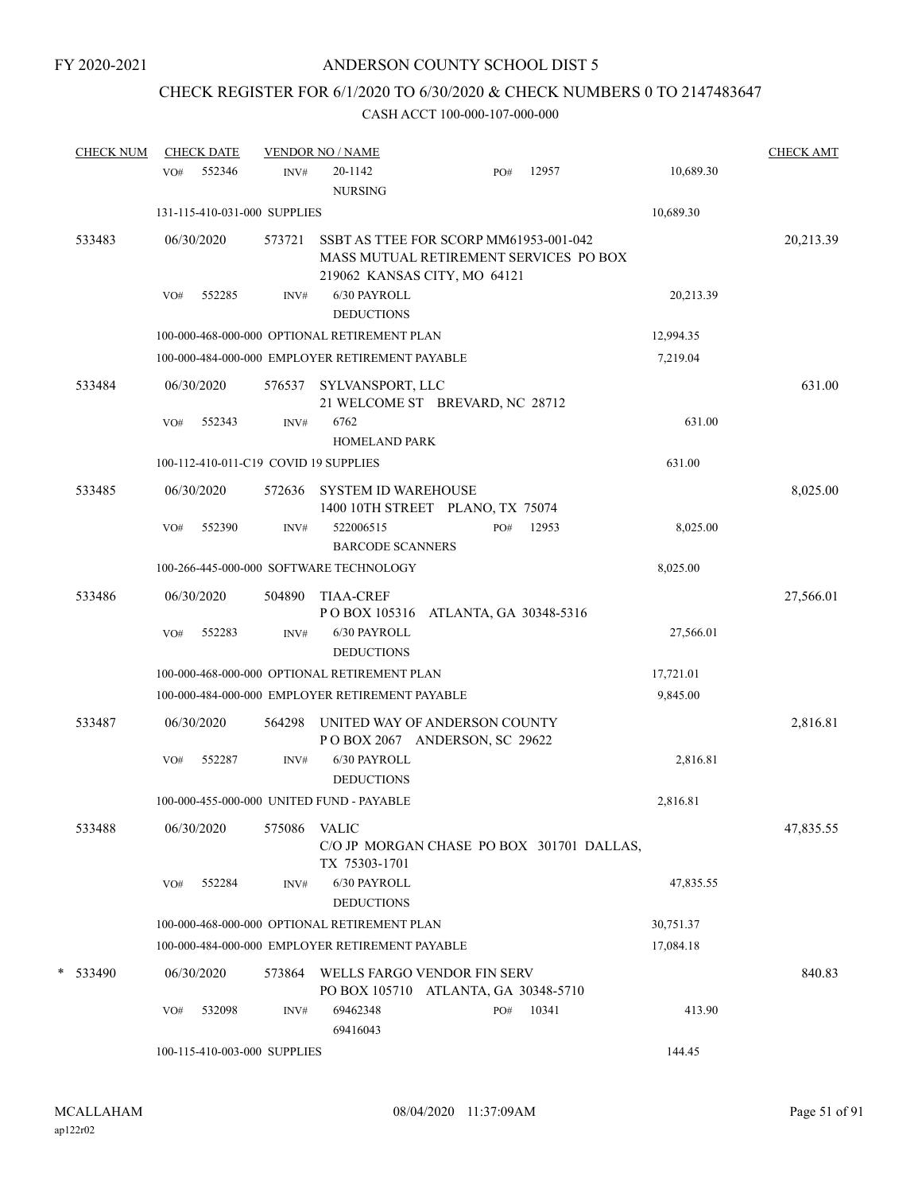FY 2020-2021

# ANDERSON COUNTY SCHOOL DIST 5

## CHECK REGISTER FOR 6/1/2020 TO 6/30/2020 & CHECK NUMBERS 0 TO 2147483647

CASH ACCT 100-000-107-000-000

| CHECK NUM | CHECK DATE | VENDOR NO / NAME | | | CHECK AMT |
|---|---|---|---|---|---|
| | VO# 552346 | INV# 20-1142 NURSING | PO# 12957 | 10,689.30 | |
| | 131-115-410-031-000 SUPPLIES | | | 10,689.30 | |
| 533483 | 06/30/2020 | 573721 SSBT AS TTEE FOR SCORP MM61953-001-042 MASS MUTUAL RETIREMENT SERVICES PO BOX 219062 KANSAS CITY, MO 64121 | | | 20,213.39 |
| | VO# 552285 | INV# 6/30 PAYROLL DEDUCTIONS | | 20,213.39 | |
| | 100-000-468-000-000 OPTIONAL RETIREMENT PLAN | | | 12,994.35 | |
| | 100-000-484-000-000 EMPLOYER RETIREMENT PAYABLE | | | 7,219.04 | |
| 533484 | 06/30/2020 | 576537 SYLVANSPORT, LLC 21 WELCOME ST BREVARD, NC 28712 | | | 631.00 |
| | VO# 552343 | INV# 6762 HOMELAND PARK | | 631.00 | |
| | 100-112-410-011-C19 COVID 19 SUPPLIES | | | 631.00 | |
| 533485 | 06/30/2020 | 572636 SYSTEM ID WAREHOUSE 1400 10TH STREET PLANO, TX 75074 | | | 8,025.00 |
| | VO# 552390 | INV# 522006515 BARCODE SCANNERS | PO# 12953 | 8,025.00 | |
| | 100-266-445-000-000 SOFTWARE TECHNOLOGY | | | 8,025.00 | |
| 533486 | 06/30/2020 | 504890 TIAA-CREF P O BOX 105316 ATLANTA, GA 30348-5316 | | | 27,566.01 |
| | VO# 552283 | INV# 6/30 PAYROLL DEDUCTIONS | | 27,566.01 | |
| | 100-000-468-000-000 OPTIONAL RETIREMENT PLAN | | | 17,721.01 | |
| | 100-000-484-000-000 EMPLOYER RETIREMENT PAYABLE | | | 9,845.00 | |
| 533487 | 06/30/2020 | 564298 UNITED WAY OF ANDERSON COUNTY P O BOX 2067 ANDERSON, SC 29622 | | | 2,816.81 |
| | VO# 552287 | INV# 6/30 PAYROLL DEDUCTIONS | | 2,816.81 | |
| | 100-000-455-000-000 UNITED FUND - PAYABLE | | | 2,816.81 | |
| 533488 | 06/30/2020 | 575086 VALIC C/O JP MORGAN CHASE PO BOX 301701 DALLAS, TX 75303-1701 | | | 47,835.55 |
| | VO# 552284 | INV# 6/30 PAYROLL DEDUCTIONS | | 47,835.55 | |
| | 100-000-468-000-000 OPTIONAL RETIREMENT PLAN | | | 30,751.37 | |
| | 100-000-484-000-000 EMPLOYER RETIREMENT PAYABLE | | | 17,084.18 | |
| * 533490 | 06/30/2020 | 573864 WELLS FARGO VENDOR FIN SERV PO BOX 105710 ATLANTA, GA 30348-5710 | | | 840.83 |
| | VO# 532098 | INV# 69462348 69416043 | PO# 10341 | 413.90 | |
| | 100-115-410-003-000 SUPPLIES | | | 144.45 | |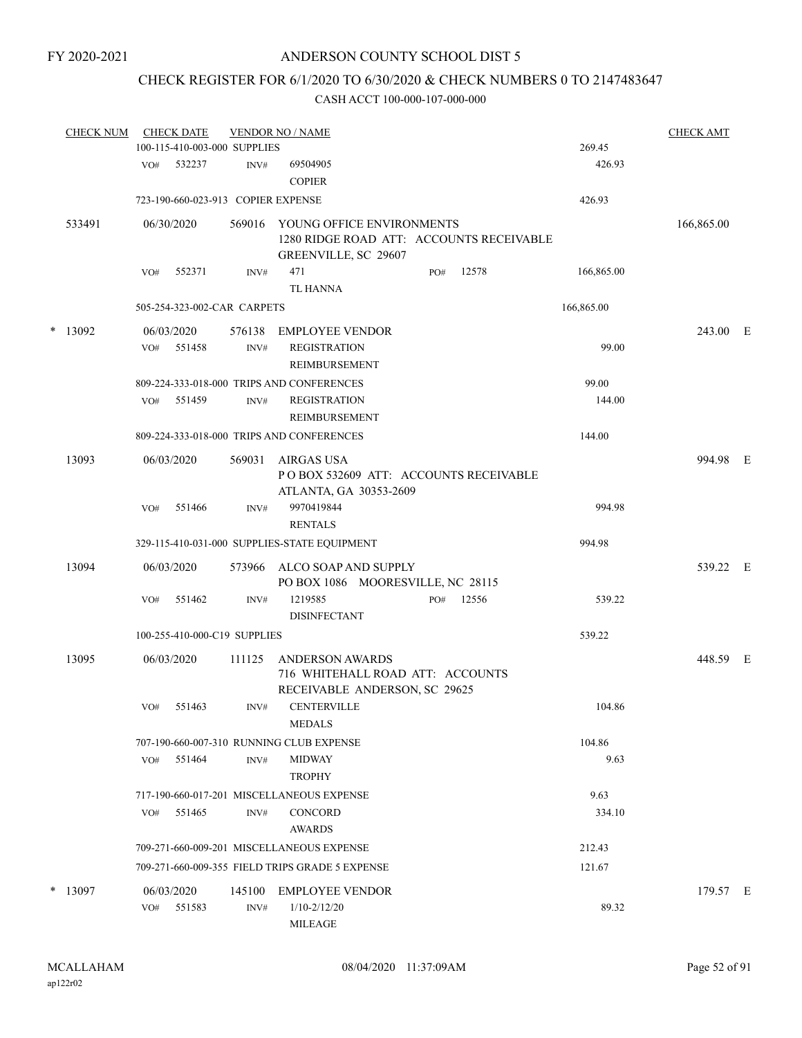FY 2020-2021

# ANDERSON COUNTY SCHOOL DIST 5

## CHECK REGISTER FOR 6/1/2020 TO 6/30/2020 & CHECK NUMBERS 0 TO 2147483647

CASH ACCT 100-000-107-000-000

| CHECK NUM | CHECK DATE | VENDOR NO / NAME | | CHECK AMT |
|---|---|---|---|---|
| | 100-115-410-003-000 SUPPLIES | | 269.45 | |
| | VO# 532237 | INV# 69504905 COPIER | 426.93 | |
| | 723-190-660-023-913 COPIER EXPENSE | | 426.93 | |
| 533491 | 06/30/2020 | 569016 YOUNG OFFICE ENVIRONMENTS 1280 RIDGE ROAD ATT: ACCOUNTS RECEIVABLE GREENVILLE, SC 29607 | | 166,865.00 |
| | VO# 552371 | INV# 471 TL HANNA PO# 12578 | 166,865.00 | |
| | 505-254-323-002-CAR CARPETS | | 166,865.00 | |
| * 13092 | 06/03/2020 | 576138 EMPLOYEE VENDOR | | 243.00 E |
| | VO# 551458 | INV# REGISTRATION REIMBURSEMENT | 99.00 | |
| | 809-224-333-018-000 TRIPS AND CONFERENCES | | 99.00 | |
| | VO# 551459 | INV# REGISTRATION REIMBURSEMENT | 144.00 | |
| | 809-224-333-018-000 TRIPS AND CONFERENCES | | 144.00 | |
| 13093 | 06/03/2020 | 569031 AIRGAS USA P O BOX 532609 ATT: ACCOUNTS RECEIVABLE ATLANTA, GA 30353-2609 | | 994.98 E |
| | VO# 551466 | INV# 9970419844 RENTALS | 994.98 | |
| | 329-115-410-031-000 SUPPLIES-STATE EQUIPMENT | | 994.98 | |
| 13094 | 06/03/2020 | 573966 ALCO SOAP AND SUPPLY PO BOX 1086 MOORESVILLE, NC 28115 | | 539.22 E |
| | VO# 551462 | INV# 1219585 DISINFECTANT PO# 12556 | 539.22 | |
| | 100-255-410-000-C19 SUPPLIES | | 539.22 | |
| 13095 | 06/03/2020 | 111125 ANDERSON AWARDS 716 WHITEHALL ROAD ATT: ACCOUNTS RECEIVABLE ANDERSON, SC 29625 | | 448.59 E |
| | VO# 551463 | INV# CENTERVILLE MEDALS | 104.86 | |
| | 707-190-660-007-310 RUNNING CLUB EXPENSE | | 104.86 | |
| | VO# 551464 | INV# MIDWAY TROPHY | 9.63 | |
| | 717-190-660-017-201 MISCELLANEOUS EXPENSE | | 9.63 | |
| | VO# 551465 | INV# CONCORD AWARDS | 334.10 | |
| | 709-271-660-009-201 MISCELLANEOUS EXPENSE | | 212.43 | |
| | 709-271-660-009-355 FIELD TRIPS GRADE 5 EXPENSE | | 121.67 | |
| * 13097 | 06/03/2020 | 145100 EMPLOYEE VENDOR | | 179.57 E |
| | VO# 551583 | INV# 1/10-2/12/20 MILEAGE | 89.32 | |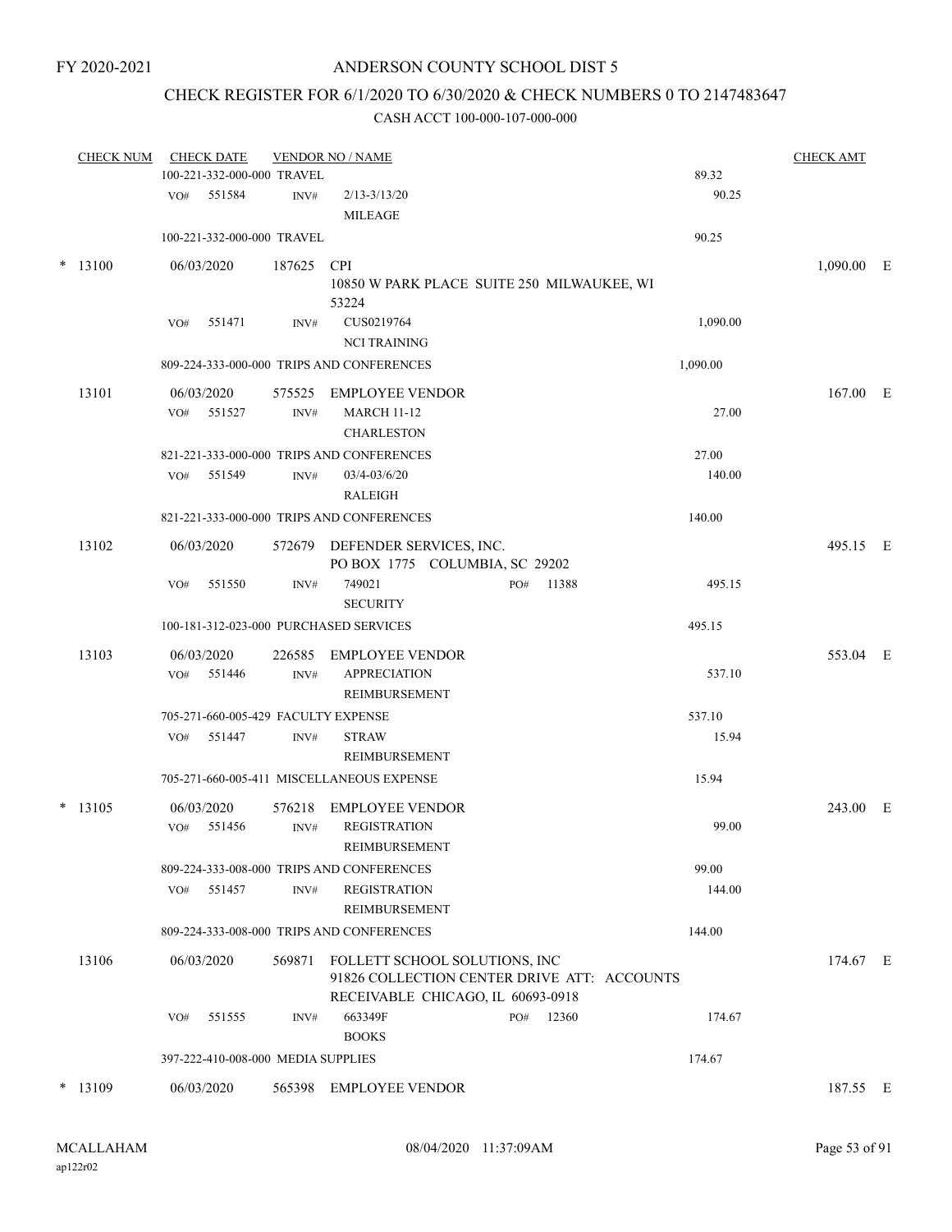FY 2020-2021

# ANDERSON COUNTY SCHOOL DIST 5

## CHECK REGISTER FOR 6/1/2020 TO 6/30/2020 & CHECK NUMBERS 0 TO 2147483647

### CASH ACCT 100-000-107-000-000

| CHECK NUM | CHECK DATE | VENDOR NO / NAME | | CHECK AMT | |
|---|---|---|---|---|---|
| | 100-221-332-000-000 TRAVEL | | 89.32 | | |
| | VO# 551584 | INV# 2/13-3/13/20 MILEAGE | 90.25 | | |
| | 100-221-332-000-000 TRAVEL | | 90.25 | | |
| * 13100 | 06/03/2020 | 187625 CPI 10850 W PARK PLACE SUITE 250 MILWAUKEE, WI 53224 | | 1,090.00 | E |
| | VO# 551471 | INV# CUS0219764 NCI TRAINING | 1,090.00 | | |
| | 809-224-333-000-000 TRIPS AND CONFERENCES | | 1,090.00 | | |
| 13101 | 06/03/2020 | 575525 EMPLOYEE VENDOR | | 167.00 | E |
| | VO# 551527 | INV# MARCH 11-12 CHARLESTON | 27.00 | | |
| | 821-221-333-000-000 TRIPS AND CONFERENCES | | 27.00 | | |
| | VO# 551549 | INV# 03/4-03/6/20 RALEIGH | 140.00 | | |
| | 821-221-333-000-000 TRIPS AND CONFERENCES | | 140.00 | | |
| 13102 | 06/03/2020 | 572679 DEFENDER SERVICES, INC. PO BOX 1775 COLUMBIA, SC 29202 | | 495.15 | E |
| | VO# 551550 | INV# 749021 PO# 11388 SECURITY | 495.15 | | |
| | 100-181-312-023-000 PURCHASED SERVICES | | 495.15 | | |
| 13103 | 06/03/2020 | 226585 EMPLOYEE VENDOR | | 553.04 | E |
| | VO# 551446 | INV# APPRECIATION REIMBURSEMENT | 537.10 | | |
| | 705-271-660-005-429 FACULTY EXPENSE | | 537.10 | | |
| | VO# 551447 | INV# STRAW REIMBURSEMENT | 15.94 | | |
| | 705-271-660-005-411 MISCELLANEOUS EXPENSE | | 15.94 | | |
| * 13105 | 06/03/2020 | 576218 EMPLOYEE VENDOR | | 243.00 | E |
| | VO# 551456 | INV# REGISTRATION REIMBURSEMENT | 99.00 | | |
| | 809-224-333-008-000 TRIPS AND CONFERENCES | | 99.00 | | |
| | VO# 551457 | INV# REGISTRATION REIMBURSEMENT | 144.00 | | |
| | 809-224-333-008-000 TRIPS AND CONFERENCES | | 144.00 | | |
| 13106 | 06/03/2020 | 569871 FOLLETT SCHOOL SOLUTIONS, INC 91826 COLLECTION CENTER DRIVE ATT: ACCOUNTS RECEIVABLE CHICAGO, IL 60693-0918 | | 174.67 | E |
| | VO# 551555 | INV# 663349F PO# 12360 BOOKS | 174.67 | | |
| | 397-222-410-008-000 MEDIA SUPPLIES | | 174.67 | | |
| * 13109 | 06/03/2020 | 565398 EMPLOYEE VENDOR | | 187.55 | E |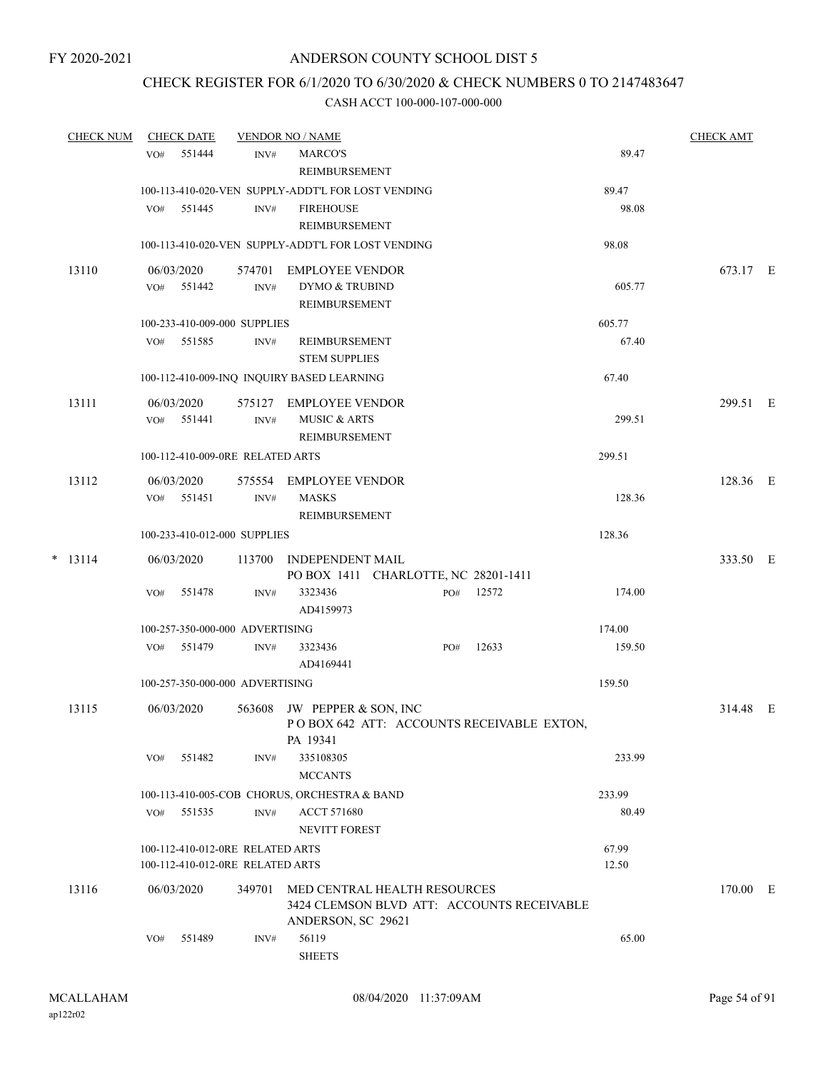FY 2020-2021

# ANDERSON COUNTY SCHOOL DIST 5

## CHECK REGISTER FOR 6/1/2020 TO 6/30/2020 & CHECK NUMBERS 0 TO 2147483647

CASH ACCT 100-000-107-000-000

| CHECK NUM | CHECK DATE | VENDOR NO / NAME | | | CHECK AMT |
|---|---|---|---|---|---|
| | VO# 551444 | INV# | MARCO'S REIMBURSEMENT | 89.47 | |
| | 100-113-410-020-VEN SUPPLY-ADDT'L FOR LOST VENDING | | | 89.47 | |
| | VO# 551445 | INV# | FIREHOUSE REIMBURSEMENT | 98.08 | |
| | 100-113-410-020-VEN SUPPLY-ADDT'L FOR LOST VENDING | | | 98.08 | |
| 13110 | 06/03/2020 | 574701 | EMPLOYEE VENDOR | | 673.17 E |
| | VO# 551442 | INV# | DYMO & TRUBIND REIMBURSEMENT | 605.77 | |
| | 100-233-410-009-000 SUPPLIES | | | 605.77 | |
| | VO# 551585 | INV# | REIMBURSEMENT STEM SUPPLIES | 67.40 | |
| | 100-112-410-009-INQ INQUIRY BASED LEARNING | | | 67.40 | |
| 13111 | 06/03/2020 | 575127 | EMPLOYEE VENDOR | | 299.51 E |
| | VO# 551441 | INV# | MUSIC & ARTS REIMBURSEMENT | 299.51 | |
| | 100-112-410-009-0RE RELATED ARTS | | | 299.51 | |
| 13112 | 06/03/2020 | 575554 | EMPLOYEE VENDOR | | 128.36 E |
| | VO# 551451 | INV# | MASKS REIMBURSEMENT | 128.36 | |
| | 100-233-410-012-000 SUPPLIES | | | 128.36 | |
| * 13114 | 06/03/2020 | 113700 | INDEPENDENT MAIL PO BOX 1411 CHARLOTTE, NC 28201-1411 | | 333.50 E |
| | VO# 551478 | INV# | 3323436 AD4159973 PO# 12572 | 174.00 | |
| | 100-257-350-000-000 ADVERTISING | | | 174.00 | |
| | VO# 551479 | INV# | 3323436 AD4169441 PO# 12633 | 159.50 | |
| | 100-257-350-000-000 ADVERTISING | | | 159.50 | |
| 13115 | 06/03/2020 | 563608 | JW PEPPER & SON, INC P O BOX 642 ATT: ACCOUNTS RECEIVABLE EXTON, PA 19341 | | 314.48 E |
| | VO# 551482 | INV# | 335108305 MCCANTS | 233.99 | |
| | 100-113-410-005-COB CHORUS, ORCHESTRA & BAND | | | 233.99 | |
| | VO# 551535 | INV# | ACCT 571680 NEVITT FOREST | 80.49 | |
| | 100-112-410-012-0RE RELATED ARTS | | | 67.99 | |
| | 100-112-410-012-0RE RELATED ARTS | | | 12.50 | |
| 13116 | 06/03/2020 | 349701 | MED CENTRAL HEALTH RESOURCES 3424 CLEMSON BLVD ATT: ACCOUNTS RECEIVABLE ANDERSON, SC 29621 | | 170.00 E |
| | VO# 551489 | INV# | 56119 SHEETS | 65.00 | |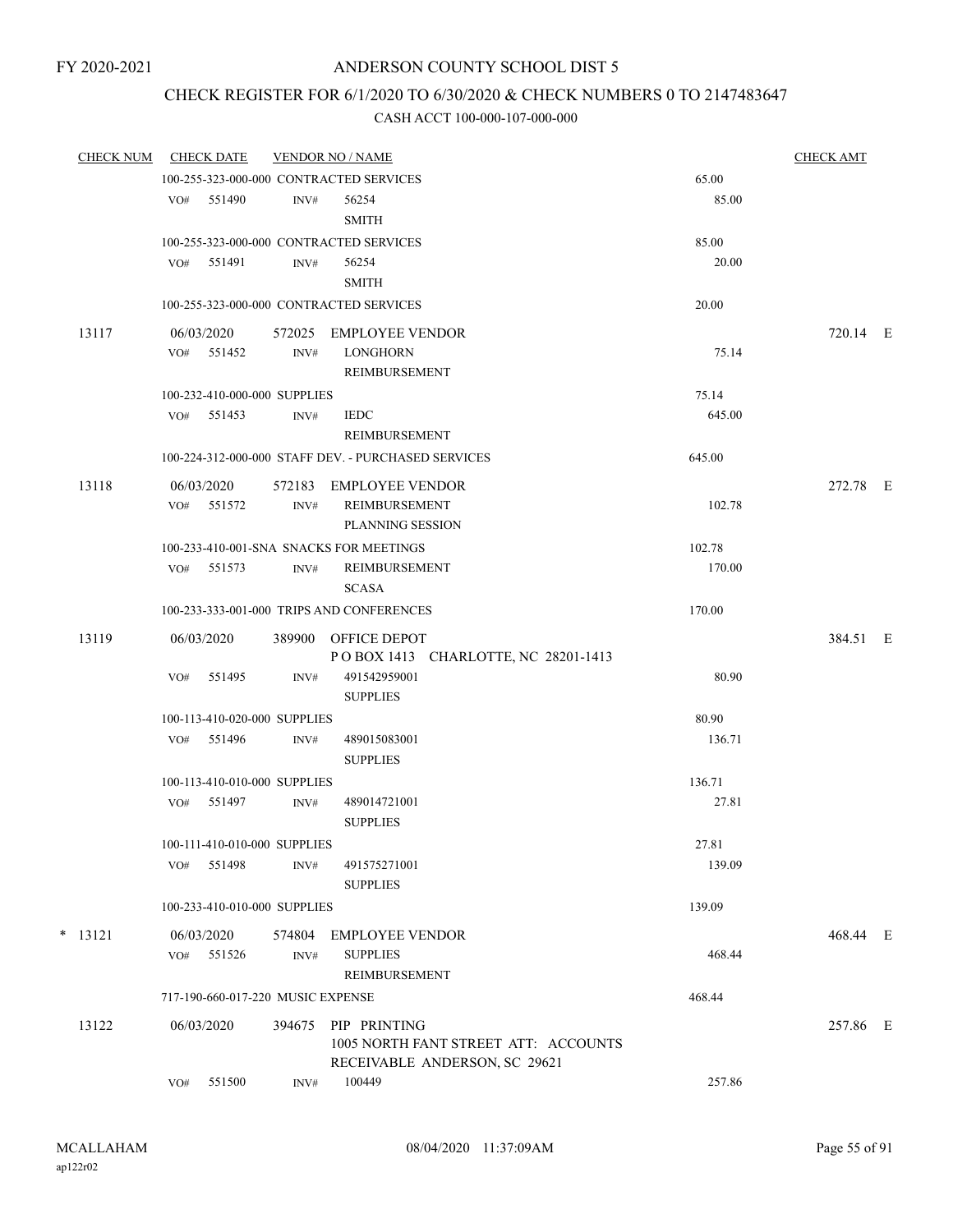FY 2020-2021

# ANDERSON COUNTY SCHOOL DIST 5

## CHECK REGISTER FOR 6/1/2020 TO 6/30/2020 & CHECK NUMBERS 0 TO 2147483647

### CASH ACCT 100-000-107-000-000

| CHECK NUM | CHECK DATE | VENDOR NO / NAME | | CHECK AMT | |
|---|---|---|---|---|---|
| | 100-255-323-000-000 CONTRACTED SERVICES | | 65.00 | | |
| | VO# 551490 INV# | 56254 SMITH | 85.00 | | |
| | 100-255-323-000-000 CONTRACTED SERVICES | | 85.00 | | |
| | VO# 551491 INV# | 56254 SMITH | 20.00 | | |
| | 100-255-323-000-000 CONTRACTED SERVICES | | 20.00 | | |
| 13117 | 06/03/2020 | 572025 EMPLOYEE VENDOR | | 720.14 | E |
| | VO# 551452 INV# | LONGHORN REIMBURSEMENT | 75.14 | | |
| | 100-232-410-000-000 SUPPLIES | | 75.14 | | |
| | VO# 551453 INV# | IEDC REIMBURSEMENT | 645.00 | | |
| | 100-224-312-000-000 STAFF DEV. - PURCHASED SERVICES | | 645.00 | | |
| 13118 | 06/03/2020 | 572183 EMPLOYEE VENDOR | | 272.78 | E |
| | VO# 551572 INV# | REIMBURSEMENT PLANNING SESSION | 102.78 | | |
| | 100-233-410-001-SNA SNACKS FOR MEETINGS | | 102.78 | | |
| | VO# 551573 INV# | REIMBURSEMENT SCASA | 170.00 | | |
| | 100-233-333-001-000 TRIPS AND CONFERENCES | | 170.00 | | |
| 13119 | 06/03/2020 | 389900 OFFICE DEPOT P O BOX 1413 CHARLOTTE, NC 28201-1413 | | 384.51 | E |
| | VO# 551495 INV# | 491542959001 SUPPLIES | 80.90 | | |
| | 100-113-410-020-000 SUPPLIES | | 80.90 | | |
| | VO# 551496 INV# | 489015083001 SUPPLIES | 136.71 | | |
| | 100-113-410-010-000 SUPPLIES | | 136.71 | | |
| | VO# 551497 INV# | 489014721001 SUPPLIES | 27.81 | | |
| | 100-111-410-010-000 SUPPLIES | | 27.81 | | |
| | VO# 551498 INV# | 491575271001 SUPPLIES | 139.09 | | |
| | 100-233-410-010-000 SUPPLIES | | 139.09 | | |
| * 13121 | 06/03/2020 | 574804 EMPLOYEE VENDOR | | 468.44 | E |
| | VO# 551526 INV# | SUPPLIES REIMBURSEMENT | 468.44 | | |
| | 717-190-660-017-220 MUSIC EXPENSE | | 468.44 | | |
| 13122 | 06/03/2020 | 394675 PIP PRINTING 1005 NORTH FANT STREET ATT: ACCOUNTS RECEIVABLE ANDERSON, SC 29621 | | 257.86 | E |
| | VO# 551500 INV# | 100449 | 257.86 | | |

MCALLAHAM
ap122r02

08/04/2020 11:37:09AM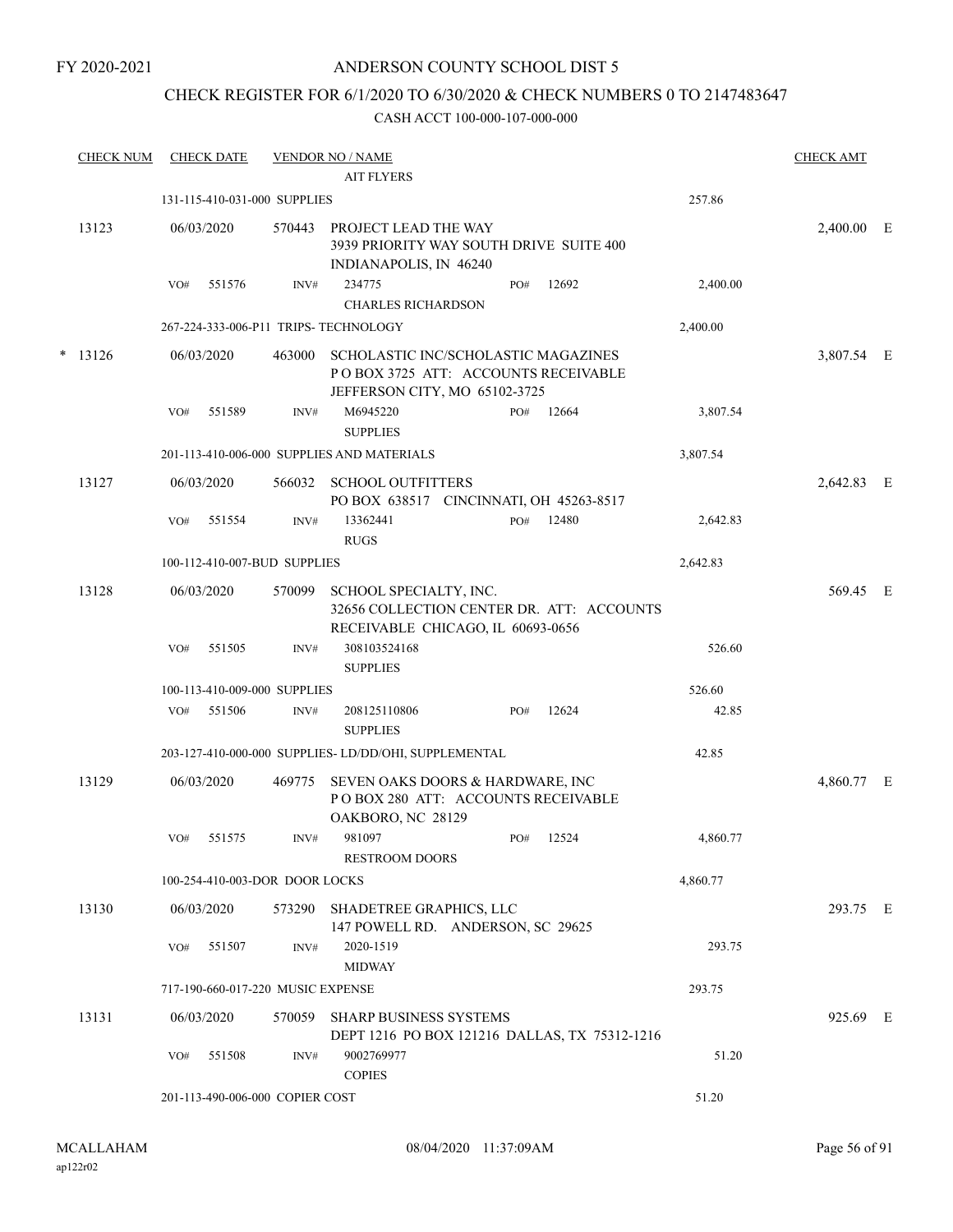FY 2020-2021

ANDERSON COUNTY SCHOOL DIST 5

CHECK REGISTER FOR 6/1/2020 TO 6/30/2020 & CHECK NUMBERS 0 TO 2147483647

CASH ACCT 100-000-107-000-000

| CHECK NUM | CHECK DATE | VENDOR NO / NAME | | | CHECK AMT | |
|---|---|---|---|---|---|---|
| | | AIT FLYERS | | | | |
| | 131-115-410-031-000 SUPPLIES | | | 257.86 | | |
| 13123 | 06/03/2020 | 570443 PROJECT LEAD THE WAY 3939 PRIORITY WAY SOUTH DRIVE SUITE 400 INDIANAPOLIS, IN 46240 | | | 2,400.00 | E |
| | VO# 551576 | INV# 234775 CHARLES RICHARDSON | PO# 12692 | 2,400.00 | | |
| | 267-224-333-006-P11 TRIPS- TECHNOLOGY | | | 2,400.00 | | |
| * 13126 | 06/03/2020 | 463000 SCHOLASTIC INC/SCHOLASTIC MAGAZINES P O BOX 3725 ATT: ACCOUNTS RECEIVABLE JEFFERSON CITY, MO 65102-3725 | | | 3,807.54 | E |
| | VO# 551589 | INV# M6945220 SUPPLIES | PO# 12664 | 3,807.54 | | |
| | 201-113-410-006-000 SUPPLIES AND MATERIALS | | | 3,807.54 | | |
| 13127 | 06/03/2020 | 566032 SCHOOL OUTFITTERS PO BOX 638517 CINCINNATI, OH 45263-8517 | | | 2,642.83 | E |
| | VO# 551554 | INV# 13362441 RUGS | PO# 12480 | 2,642.83 | | |
| | 100-112-410-007-BUD SUPPLIES | | | 2,642.83 | | |
| 13128 | 06/03/2020 | 570099 SCHOOL SPECIALTY, INC. 32656 COLLECTION CENTER DR. ATT: ACCOUNTS RECEIVABLE CHICAGO, IL 60693-0656 | | | 569.45 | E |
| | VO# 551505 | INV# 308103524168 SUPPLIES | | 526.60 | | |
| | 100-113-410-009-000 SUPPLIES | | | 526.60 | | |
| | VO# 551506 | INV# 208125110806 SUPPLIES | PO# 12624 | 42.85 | | |
| | 203-127-410-000-000 SUPPLIES- LD/DD/OHI, SUPPLEMENTAL | | | 42.85 | | |
| 13129 | 06/03/2020 | 469775 SEVEN OAKS DOORS & HARDWARE, INC P O BOX 280 ATT: ACCOUNTS RECEIVABLE OAKBORO, NC 28129 | | | 4,860.77 | E |
| | VO# 551575 | INV# 981097 RESTROOM DOORS | PO# 12524 | 4,860.77 | | |
| | 100-254-410-003-DOR DOOR LOCKS | | | 4,860.77 | | |
| 13130 | 06/03/2020 | 573290 SHADETREE GRAPHICS, LLC 147 POWELL RD. ANDERSON, SC 29625 | | | 293.75 | E |
| | VO# 551507 | INV# 2020-1519 MIDWAY | | 293.75 | | |
| | 717-190-660-017-220 MUSIC EXPENSE | | | 293.75 | | |
| 13131 | 06/03/2020 | 570059 SHARP BUSINESS SYSTEMS DEPT 1216 PO BOX 121216 DALLAS, TX 75312-1216 | | | 925.69 | E |
| | VO# 551508 | INV# 9002769977 COPIES | | 51.20 | | |
| | 201-113-490-006-000 COPIER COST | | | 51.20 | | |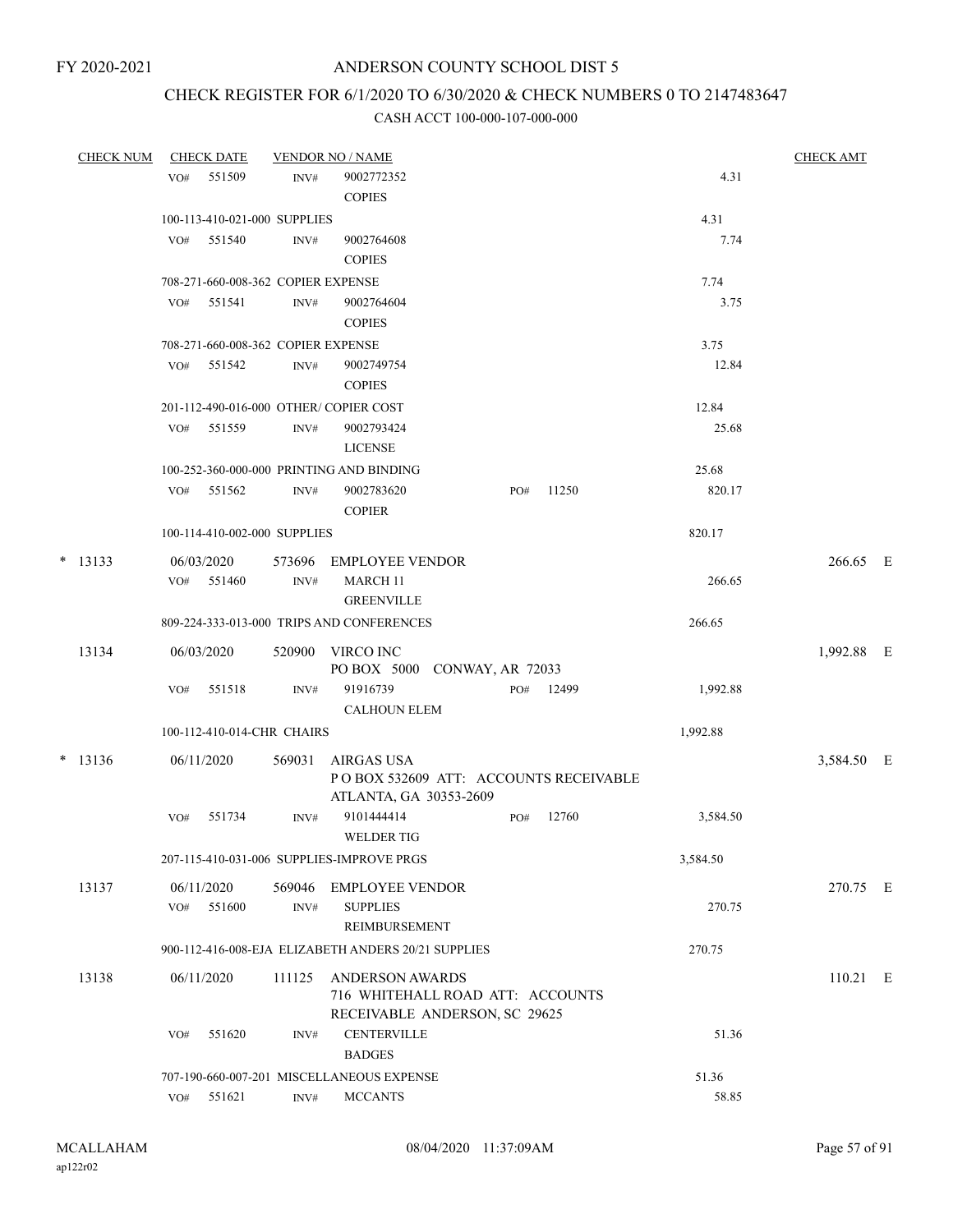FY 2020-2021

# ANDERSON COUNTY SCHOOL DIST 5

## CHECK REGISTER FOR 6/1/2020 TO 6/30/2020 & CHECK NUMBERS 0 TO 2147483647

CASH ACCT 100-000-107-000-000

| CHECK NUM | CHECK DATE | VENDOR NO / NAME | | | CHECK AMT |
|---|---|---|---|---|---|
| | VO# 551509 | INV# 9002772352 COPIES | | 4.31 | |
| | 100-113-410-021-000 SUPPLIES | | | 4.31 | |
| | VO# 551540 | INV# 9002764608 COPIES | | 7.74 | |
| | 708-271-660-008-362 COPIER EXPENSE | | | 7.74 | |
| | VO# 551541 | INV# 9002764604 COPIES | | 3.75 | |
| | 708-271-660-008-362 COPIER EXPENSE | | | 3.75 | |
| | VO# 551542 | INV# 9002749754 COPIES | | 12.84 | |
| | 201-112-490-016-000 OTHER/ COPIER COST | | | 12.84 | |
| | VO# 551559 | INV# 9002793424 LICENSE | | 25.68 | |
| | 100-252-360-000-000 PRINTING AND BINDING | | | 25.68 | |
| | VO# 551562 | INV# 9002783620 COPIER | PO# 11250 | 820.17 | |
| | 100-114-410-002-000 SUPPLIES | | | 820.17 | |
| * 13133 | 06/03/2020 | 573696 EMPLOYEE VENDOR | | | 266.65 E |
| | VO# 551460 | INV# MARCH 11 GREENVILLE | | 266.65 | |
| | 809-224-333-013-000 TRIPS AND CONFERENCES | | | 266.65 | |
| 13134 | 06/03/2020 | 520900 VIRCO INC PO BOX 5000 CONWAY, AR 72033 | | | 1,992.88 E |
| | VO# 551518 | INV# 91916739 CALHOUN ELEM | PO# 12499 | 1,992.88 | |
| | 100-112-410-014-CHR CHAIRS | | | 1,992.88 | |
| * 13136 | 06/11/2020 | 569031 AIRGAS USA P O BOX 532609 ATT: ACCOUNTS RECEIVABLE ATLANTA, GA 30353-2609 | | | 3,584.50 E |
| | VO# 551734 | INV# 9101444414 WELDER TIG | PO# 12760 | 3,584.50 | |
| | 207-115-410-031-006 SUPPLIES-IMPROVE PRGS | | | 3,584.50 | |
| 13137 | 06/11/2020 | 569046 EMPLOYEE VENDOR | | | 270.75 E |
| | VO# 551600 | INV# SUPPLIES REIMBURSEMENT | | 270.75 | |
| | 900-112-416-008-EJA ELIZABETH ANDERS 20/21 SUPPLIES | | | 270.75 | |
| 13138 | 06/11/2020 | 111125 ANDERSON AWARDS 716 WHITEHALL ROAD ATT: ACCOUNTS RECEIVABLE ANDERSON, SC 29625 | | | 110.21 E |
| | VO# 551620 | INV# CENTERVILLE BADGES | | 51.36 | |
| | 707-190-660-007-201 MISCELLANEOUS EXPENSE | | | 51.36 | |
| | VO# 551621 | INV# MCCANTS | | 58.85 | |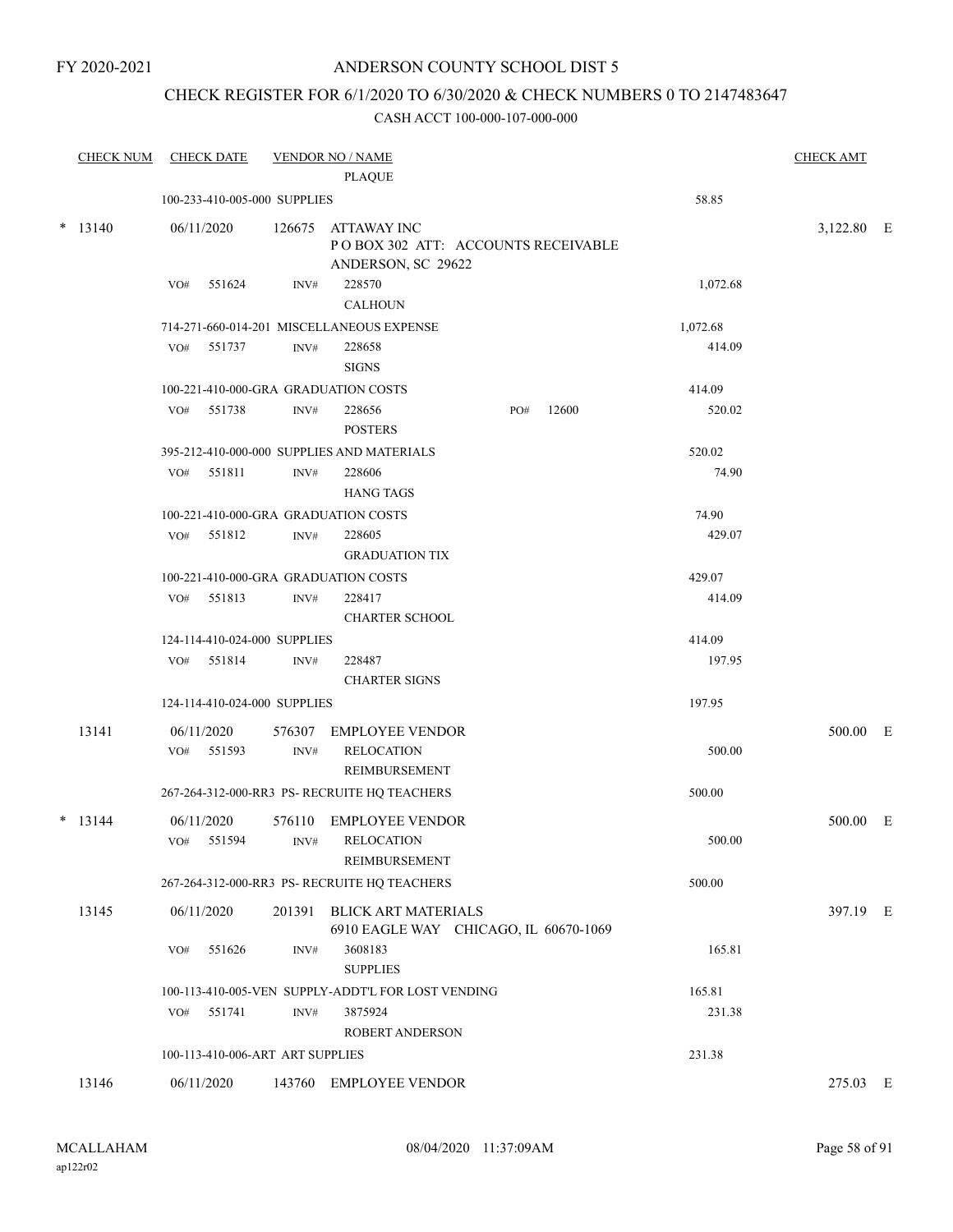FY 2020-2021

# ANDERSON COUNTY SCHOOL DIST 5

## CHECK REGISTER FOR 6/1/2020 TO 6/30/2020 & CHECK NUMBERS 0 TO 2147483647

CASH ACCT 100-000-107-000-000

| CHECK NUM | CHECK DATE | VENDOR NO / NAME | | | CHECK AMT | |
|---|---|---|---|---|---|---|
| | | PLAQUE | | | | |
| | 100-233-410-005-000 SUPPLIES | | | 58.85 | | |
| * 13140 | 06/11/2020 | 126675 ATTAWAY INC<br>P O BOX 302 ATT: ACCOUNTS RECEIVABLE<br>ANDERSON, SC 29622 | | | 3,122.80 | E |
| | VO# 551624 | INV# 228570<br>CALHOUN | | 1,072.68 | | |
| | 714-271-660-014-201 MISCELLANEOUS EXPENSE | | | 1,072.68 | | |
| | VO# 551737 | INV# 228658<br>SIGNS | | 414.09 | | |
| | 100-221-410-000-GRA GRADUATION COSTS | | | 414.09 | | |
| | VO# 551738 | INV# 228656<br>POSTERS | PO# 12600 | 520.02 | | |
| | 395-212-410-000-000 SUPPLIES AND MATERIALS | | | 520.02 | | |
| | VO# 551811 | INV# 228606<br>HANG TAGS | | 74.90 | | |
| | 100-221-410-000-GRA GRADUATION COSTS | | | 74.90 | | |
| | VO# 551812 | INV# 228605<br>GRADUATION TIX | | 429.07 | | |
| | 100-221-410-000-GRA GRADUATION COSTS | | | 429.07 | | |
| | VO# 551813 | INV# 228417<br>CHARTER SCHOOL | | 414.09 | | |
| | 124-114-410-024-000 SUPPLIES | | | 414.09 | | |
| | VO# 551814 | INV# 228487<br>CHARTER SIGNS | | 197.95 | | |
| | 124-114-410-024-000 SUPPLIES | | | 197.95 | | |
| 13141 | 06/11/2020 | 576307 EMPLOYEE VENDOR | | | 500.00 | E |
| | VO# 551593 | INV# RELOCATION<br>REIMBURSEMENT | | 500.00 | | |
| | 267-264-312-000-RR3 PS- RECRUITE HQ TEACHERS | | | 500.00 | | |
| * 13144 | 06/11/2020 | 576110 EMPLOYEE VENDOR | | | 500.00 | E |
| | VO# 551594 | INV# RELOCATION<br>REIMBURSEMENT | | 500.00 | | |
| | 267-264-312-000-RR3 PS- RECRUITE HQ TEACHERS | | | 500.00 | | |
| 13145 | 06/11/2020 | 201391 BLICK ART MATERIALS<br>6910 EAGLE WAY CHICAGO, IL 60670-1069 | | | 397.19 | E |
| | VO# 551626 | INV# 3608183<br>SUPPLIES | | 165.81 | | |
| | 100-113-410-005-VEN SUPPLY-ADDT'L FOR LOST VENDING | | | 165.81 | | |
| | VO# 551741 | INV# 3875924<br>ROBERT ANDERSON | | 231.38 | | |
| | 100-113-410-006-ART ART SUPPLIES | | | 231.38 | | |
| 13146 | 06/11/2020 | 143760 EMPLOYEE VENDOR | | | 275.03 | E |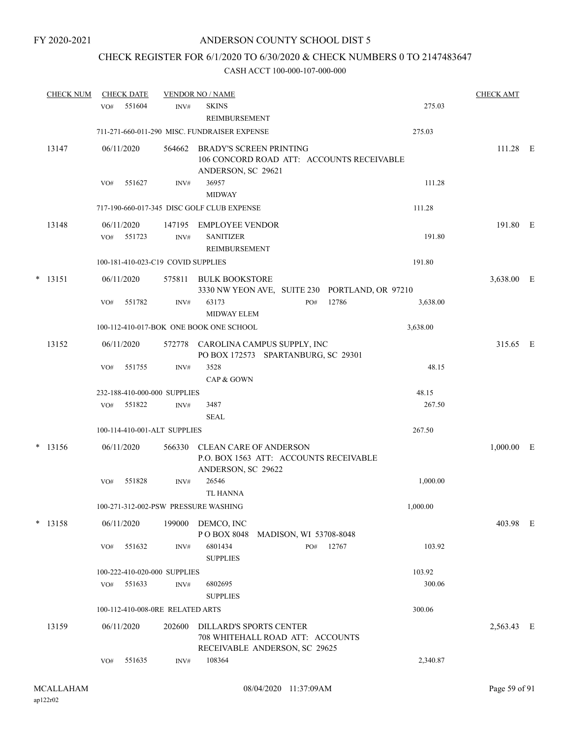FY 2020-2021

# ANDERSON COUNTY SCHOOL DIST 5

## CHECK REGISTER FOR 6/1/2020 TO 6/30/2020 & CHECK NUMBERS 0 TO 2147483647

### CASH ACCT 100-000-107-000-000

| CHECK NUM | CHECK DATE | VENDOR NO / NAME | | CHECK AMT |
|---|---|---|---|---|
| | VO# 551604 | INV# SKINS REIMBURSEMENT | 275.03 | |
| | 711-271-660-011-290 MISC. FUNDRAISER EXPENSE | | 275.03 | |
| 13147 | 06/11/2020 | 564662 BRADY'S SCREEN PRINTING 106 CONCORD ROAD ATT: ACCOUNTS RECEIVABLE ANDERSON, SC 29621 | | 111.28 E |
| | VO# 551627 | INV# 36957 MIDWAY | 111.28 | |
| | 717-190-660-017-345 DISC GOLF CLUB EXPENSE | | 111.28 | |
| 13148 | 06/11/2020 | 147195 EMPLOYEE VENDOR | | 191.80 E |
| | VO# 551723 | INV# SANITIZER REIMBURSEMENT | 191.80 | |
| | 100-181-410-023-C19 COVID SUPPLIES | | 191.80 | |
| * 13151 | 06/11/2020 | 575811 BULK BOOKSTORE 3330 NW YEON AVE, SUITE 230 PORTLAND, OR 97210 | | 3,638.00 E |
| | VO# 551782 | INV# 63173 PO# 12786 MIDWAY ELEM | 3,638.00 | |
| | 100-112-410-017-BOK ONE BOOK ONE SCHOOL | | 3,638.00 | |
| 13152 | 06/11/2020 | 572778 CAROLINA CAMPUS SUPPLY, INC PO BOX 172573 SPARTANBURG, SC 29301 | | 315.65 E |
| | VO# 551755 | INV# 3528 CAP & GOWN | 48.15 | |
| | 232-188-410-000-000 SUPPLIES | | 48.15 | |
| | VO# 551822 | INV# 3487 SEAL | 267.50 | |
| | 100-114-410-001-ALT SUPPLIES | | 267.50 | |
| * 13156 | 06/11/2020 | 566330 CLEAN CARE OF ANDERSON P.O. BOX 1563 ATT: ACCOUNTS RECEIVABLE ANDERSON, SC 29622 | | 1,000.00 E |
| | VO# 551828 | INV# 26546 TL HANNA | 1,000.00 | |
| | 100-271-312-002-PSW PRESSURE WASHING | | 1,000.00 | |
| * 13158 | 06/11/2020 | 199000 DEMCO, INC P O BOX 8048 MADISON, WI 53708-8048 | | 403.98 E |
| | VO# 551632 | INV# 6801434 PO# 12767 SUPPLIES | 103.92 | |
| | 100-222-410-020-000 SUPPLIES | | 103.92 | |
| | VO# 551633 | INV# 6802695 SUPPLIES | 300.06 | |
| | 100-112-410-008-0RE RELATED ARTS | | 300.06 | |
| 13159 | 06/11/2020 | 202600 DILLARD'S SPORTS CENTER 708 WHITEHALL ROAD ATT: ACCOUNTS RECEIVABLE ANDERSON, SC 29625 | | 2,563.43 E |
| | VO# 551635 | INV# 108364 | 2,340.87 | |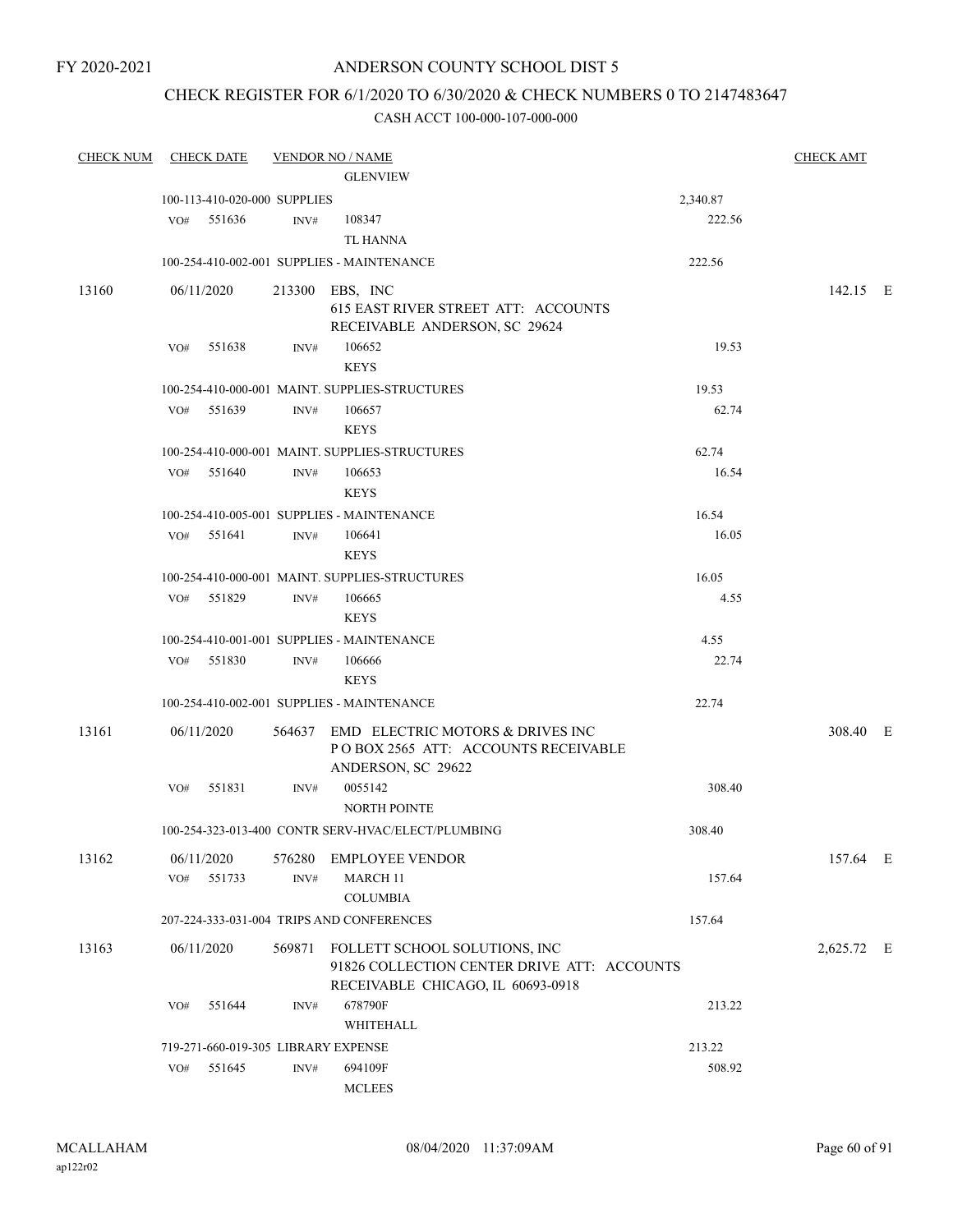FY 2020-2021

# ANDERSON COUNTY SCHOOL DIST 5

## CHECK REGISTER FOR 6/1/2020 TO 6/30/2020 & CHECK NUMBERS 0 TO 2147483647

### CASH ACCT 100-000-107-000-000

| CHECK NUM | CHECK DATE | VENDOR NO / NAME | | CHECK AMT |
|---|---|---|---|---|
| | | GLENVIEW | | |
| | 100-113-410-020-000 SUPPLIES | | 2,340.87 | |
| | VO# 551636 | INV# 108347 TL HANNA | 222.56 | |
| | 100-254-410-002-001 SUPPLIES - MAINTENANCE | | 222.56 | |
| 13160 | 06/11/2020 | 213300 EBS, INC 615 EAST RIVER STREET ATT: ACCOUNTS RECEIVABLE ANDERSON, SC 29624 | | 142.15 E |
| | VO# 551638 | INV# 106652 KEYS | 19.53 | |
| | 100-254-410-000-001 MAINT. SUPPLIES-STRUCTURES | | 19.53 | |
| | VO# 551639 | INV# 106657 KEYS | 62.74 | |
| | 100-254-410-000-001 MAINT. SUPPLIES-STRUCTURES | | 62.74 | |
| | VO# 551640 | INV# 106653 KEYS | 16.54 | |
| | 100-254-410-005-001 SUPPLIES - MAINTENANCE | | 16.54 | |
| | VO# 551641 | INV# 106641 KEYS | 16.05 | |
| | 100-254-410-000-001 MAINT. SUPPLIES-STRUCTURES | | 16.05 | |
| | VO# 551829 | INV# 106665 KEYS | 4.55 | |
| | 100-254-410-001-001 SUPPLIES - MAINTENANCE | | 4.55 | |
| | VO# 551830 | INV# 106666 KEYS | 22.74 | |
| | 100-254-410-002-001 SUPPLIES - MAINTENANCE | | 22.74 | |
| 13161 | 06/11/2020 | 564637 EMD ELECTRIC MOTORS & DRIVES INC P O BOX 2565 ATT: ACCOUNTS RECEIVABLE ANDERSON, SC 29622 | | 308.40 E |
| | VO# 551831 | INV# 0055142 NORTH POINTE | 308.40 | |
| | 100-254-323-013-400 CONTR SERV-HVAC/ELECT/PLUMBING | | 308.40 | |
| 13162 | 06/11/2020 | 576280 EMPLOYEE VENDOR | | 157.64 E |
| | VO# 551733 | INV# MARCH 11 COLUMBIA | 157.64 | |
| | 207-224-333-031-004 TRIPS AND CONFERENCES | | 157.64 | |
| 13163 | 06/11/2020 | 569871 FOLLETT SCHOOL SOLUTIONS, INC 91826 COLLECTION CENTER DRIVE ATT: ACCOUNTS RECEIVABLE CHICAGO, IL 60693-0918 | | 2,625.72 E |
| | VO# 551644 | INV# 678790F WHITEHALL | 213.22 | |
| | 719-271-660-019-305 LIBRARY EXPENSE | | 213.22 | |
| | VO# 551645 | INV# 694109F MCLEES | 508.92 | |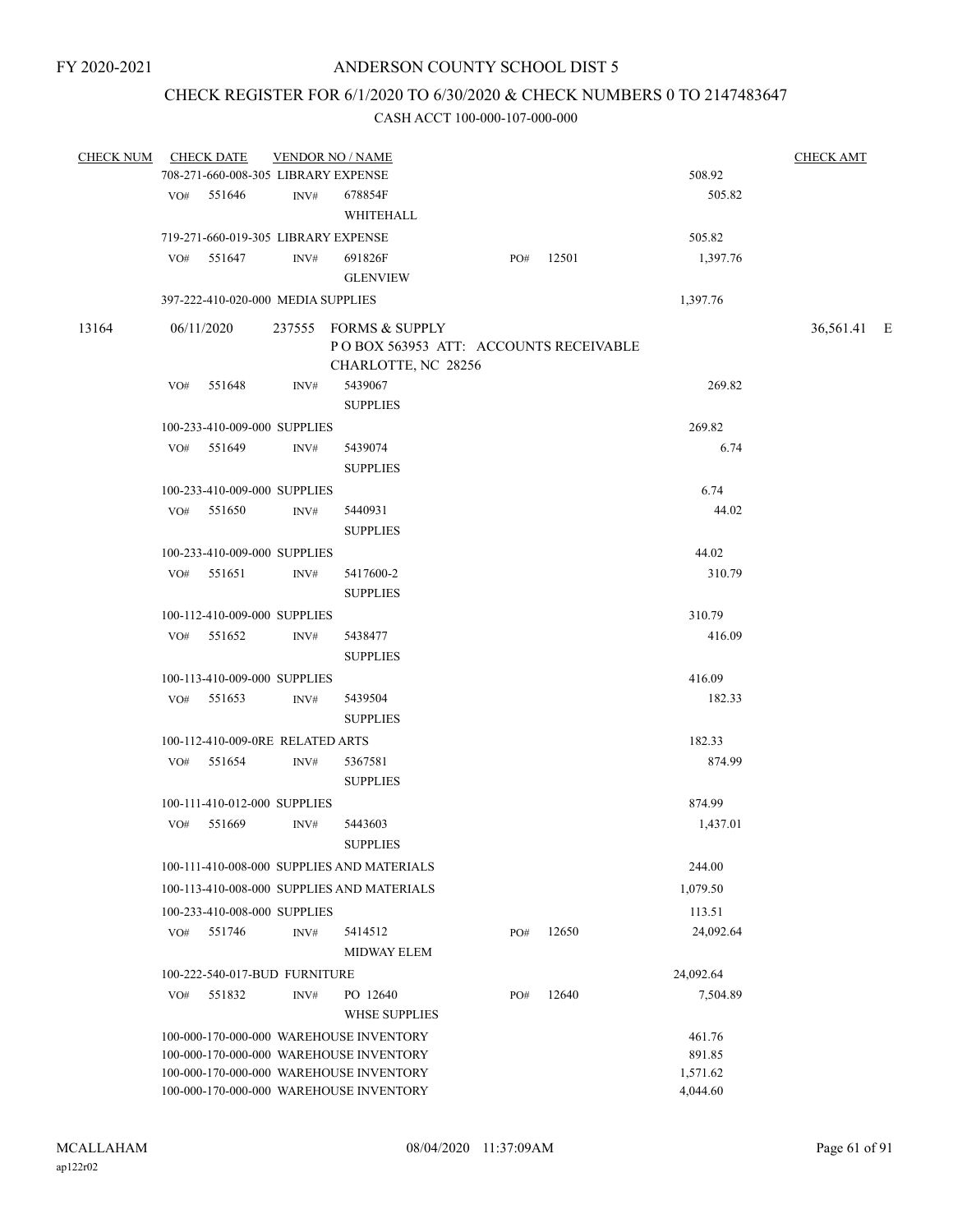FY 2020-2021

# ANDERSON COUNTY SCHOOL DIST 5

## CHECK REGISTER FOR 6/1/2020 TO 6/30/2020 & CHECK NUMBERS 0 TO 2147483647

### CASH ACCT 100-000-107-000-000

| CHECK NUM | CHECK DATE | VENDOR NO / NAME | | | | CHECK AMT |
|---|---|---|---|---|---|---|
| | 708-271-660-008-305 LIBRARY EXPENSE | | | | 508.92 | |
| | VO# 551646 | INV# 678854F WHITEHALL | | | 505.82 | |
| | 719-271-660-019-305 LIBRARY EXPENSE | | | | 505.82 | |
| | VO# 551647 | INV# 691826F GLENVIEW | PO# | 12501 | 1,397.76 | |
| | 397-222-410-020-000 MEDIA SUPPLIES | | | | 1,397.76 | |
| 13164 | 06/11/2020 | 237555 FORMS & SUPPLY P O BOX 563953 ATT: ACCOUNTS RECEIVABLE CHARLOTTE, NC 28256 | | | | 36,561.41 E |
| | VO# 551648 | INV# 5439067 SUPPLIES | | | 269.82 | |
| | 100-233-410-009-000 SUPPLIES | | | | 269.82 | |
| | VO# 551649 | INV# 5439074 SUPPLIES | | | 6.74 | |
| | 100-233-410-009-000 SUPPLIES | | | | 6.74 | |
| | VO# 551650 | INV# 5440931 SUPPLIES | | | 44.02 | |
| | 100-233-410-009-000 SUPPLIES | | | | 44.02 | |
| | VO# 551651 | INV# 5417600-2 SUPPLIES | | | 310.79 | |
| | 100-112-410-009-000 SUPPLIES | | | | 310.79 | |
| | VO# 551652 | INV# 5438477 SUPPLIES | | | 416.09 | |
| | 100-113-410-009-000 SUPPLIES | | | | 416.09 | |
| | VO# 551653 | INV# 5439504 SUPPLIES | | | 182.33 | |
| | 100-112-410-009-0RE RELATED ARTS | | | | 182.33 | |
| | VO# 551654 | INV# 5367581 SUPPLIES | | | 874.99 | |
| | 100-111-410-012-000 SUPPLIES | | | | 874.99 | |
| | VO# 551669 | INV# 5443603 SUPPLIES | | | 1,437.01 | |
| | 100-111-410-008-000 SUPPLIES AND MATERIALS | | | | 244.00 | |
| | 100-113-410-008-000 SUPPLIES AND MATERIALS | | | | 1,079.50 | |
| | 100-233-410-008-000 SUPPLIES | | | | 113.51 | |
| | VO# 551746 | INV# 5414512 MIDWAY ELEM | PO# | 12650 | 24,092.64 | |
| | 100-222-540-017-BUD FURNITURE | | | | 24,092.64 | |
| | VO# 551832 | INV# PO 12640 WHSE SUPPLIES | PO# | 12640 | 7,504.89 | |
| | 100-000-170-000-000 WAREHOUSE INVENTORY | | | | 461.76 | |
| | 100-000-170-000-000 WAREHOUSE INVENTORY | | | | 891.85 | |
| | 100-000-170-000-000 WAREHOUSE INVENTORY | | | | 1,571.62 | |
| | 100-000-170-000-000 WAREHOUSE INVENTORY | | | | 4,044.60 | |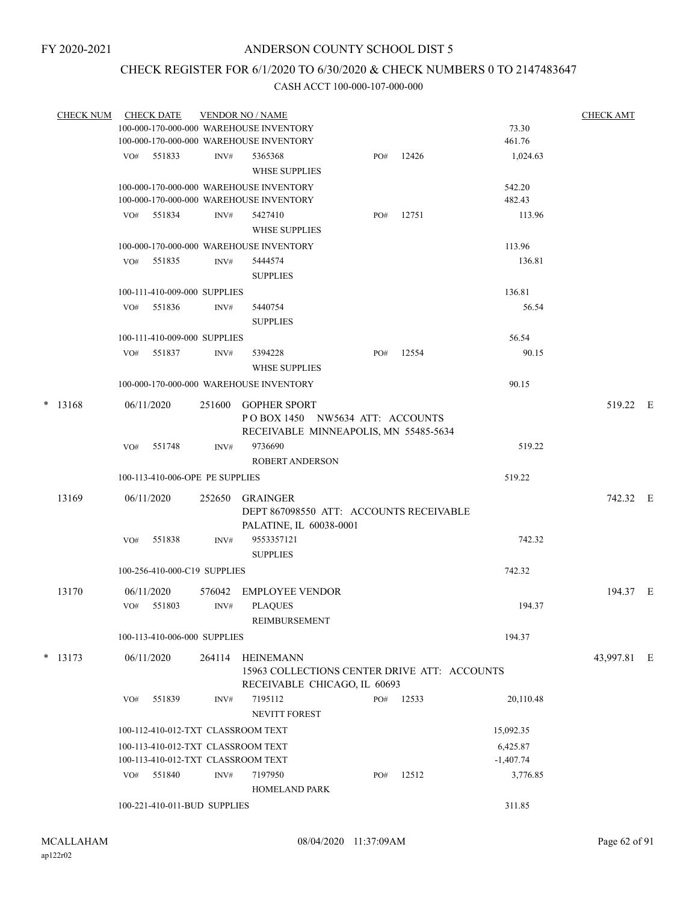FY 2020-2021

# ANDERSON COUNTY SCHOOL DIST 5

## CHECK REGISTER FOR 6/1/2020 TO 6/30/2020 & CHECK NUMBERS 0 TO 2147483647

### CASH ACCT 100-000-107-000-000

| CHECK NUM | CHECK DATE | VENDOR NO / NAME | | | | CHECK AMT |
|---|---|---|---|---|---|---|
| | 100-000-170-000-000 WAREHOUSE INVENTORY | | | | 73.30 | |
| | 100-000-170-000-000 WAREHOUSE INVENTORY | | | | 461.76 | |
| | VO# 551833 | INV# 5365368 WHSE SUPPLIES | PO# 12426 | | 1,024.63 | |
| | 100-000-170-000-000 WAREHOUSE INVENTORY | | | | 542.20 | |
| | 100-000-170-000-000 WAREHOUSE INVENTORY | | | | 482.43 | |
| | VO# 551834 | INV# 5427410 WHSE SUPPLIES | PO# 12751 | | 113.96 | |
| | 100-000-170-000-000 WAREHOUSE INVENTORY | | | | 113.96 | |
| | VO# 551835 | INV# 5444574 SUPPLIES | | | 136.81 | |
| | 100-111-410-009-000 SUPPLIES | | | | 136.81 | |
| | VO# 551836 | INV# 5440754 SUPPLIES | | | 56.54 | |
| | 100-111-410-009-000 SUPPLIES | | | | 56.54 | |
| | VO# 551837 | INV# 5394228 WHSE SUPPLIES | PO# 12554 | | 90.15 | |
| | 100-000-170-000-000 WAREHOUSE INVENTORY | | | | 90.15 | |
| * 13168 | 06/11/2020 | 251600 GOPHER SPORT<br>P O BOX 1450 NW5634 ATT: ACCOUNTS RECEIVABLE MINNEAPOLIS, MN 55485-5634 | | | | 519.22 E |
| | VO# 551748 | INV# 9736690 ROBERT ANDERSON | | | 519.22 | |
| | 100-113-410-006-OPE PE SUPPLIES | | | | 519.22 | |
| 13169 | 06/11/2020 | 252650 GRAINGER<br>DEPT 867098550 ATT: ACCOUNTS RECEIVABLE PALATINE, IL 60038-0001 | | | | 742.32 E |
| | VO# 551838 | INV# 9553357121 SUPPLIES | | | 742.32 | |
| | 100-256-410-000-C19 SUPPLIES | | | | 742.32 | |
| 13170 | 06/11/2020 | 576042 EMPLOYEE VENDOR | | | | 194.37 E |
| | VO# 551803 | INV# PLAQUES REIMBURSEMENT | | | 194.37 | |
| | 100-113-410-006-000 SUPPLIES | | | | 194.37 | |
| * 13173 | 06/11/2020 | 264114 HEINEMANN<br>15963 COLLECTIONS CENTER DRIVE ATT: ACCOUNTS RECEIVABLE CHICAGO, IL 60693 | | | | 43,997.81 E |
| | VO# 551839 | INV# 7195112 NEVITT FOREST | PO# 12533 | | 20,110.48 | |
| | 100-112-410-012-TXT CLASSROOM TEXT | | | | 15,092.35 | |
| | 100-113-410-012-TXT CLASSROOM TEXT | | | | 6,425.87 | |
| | 100-113-410-012-TXT CLASSROOM TEXT | | | | -1,407.74 | |
| | VO# 551840 | INV# 7197950 HOMELAND PARK | PO# 12512 | | 3,776.85 | |
| | 100-221-410-011-BUD SUPPLIES | | | | 311.85 | |

MCALLAHAM
ap122r02

08/04/2020 11:37:09AM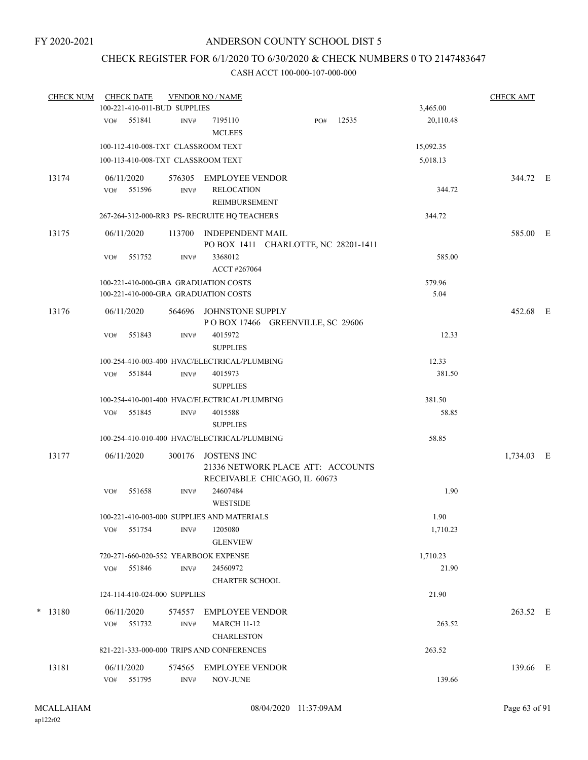FY 2020-2021

# ANDERSON COUNTY SCHOOL DIST 5

## CHECK REGISTER FOR 6/1/2020 TO 6/30/2020 & CHECK NUMBERS 0 TO 2147483647

CASH ACCT 100-000-107-000-000

| CHECK NUM | CHECK DATE | VENDOR NO / NAME | | CHECK AMT |
|---|---|---|---|---|
| | 100-221-410-011-BUD SUPPLIES | | 3,465.00 | |
| | VO# 551841 | INV# 7195110 MCLEES PO# 12535 | 20,110.48 | |
| | 100-112-410-008-TXT CLASSROOM TEXT | | 15,092.35 | |
| | 100-113-410-008-TXT CLASSROOM TEXT | | 5,018.13 | |
| 13174 | 06/11/2020 | 576305 EMPLOYEE VENDOR | | 344.72 E |
| | VO# 551596 | INV# RELOCATION REIMBURSEMENT | 344.72 | |
| | 267-264-312-000-RR3 PS- RECRUITE HQ TEACHERS | | 344.72 | |
| 13175 | 06/11/2020 | 113700 INDEPENDENT MAIL PO BOX 1411 CHARLOTTE, NC 28201-1411 | | 585.00 E |
| | VO# 551752 | INV# 3368012 ACCT #267064 | 585.00 | |
| | 100-221-410-000-GRA GRADUATION COSTS | | 579.96 | |
| | 100-221-410-000-GRA GRADUATION COSTS | | 5.04 | |
| 13176 | 06/11/2020 | 564696 JOHNSTONE SUPPLY P O BOX 17466 GREENVILLE, SC 29606 | | 452.68 E |
| | VO# 551843 | INV# 4015972 SUPPLIES | 12.33 | |
| | 100-254-410-003-400 HVAC/ELECTRICAL/PLUMBING | | 12.33 | |
| | VO# 551844 | INV# 4015973 SUPPLIES | 381.50 | |
| | 100-254-410-001-400 HVAC/ELECTRICAL/PLUMBING | | 381.50 | |
| | VO# 551845 | INV# 4015588 SUPPLIES | 58.85 | |
| | 100-254-410-010-400 HVAC/ELECTRICAL/PLUMBING | | 58.85 | |
| 13177 | 06/11/2020 | 300176 JOSTENS INC 21336 NETWORK PLACE ATT: ACCOUNTS RECEIVABLE CHICAGO, IL 60673 | | 1,734.03 E |
| | VO# 551658 | INV# 24607484 WESTSIDE | 1.90 | |
| | 100-221-410-003-000 SUPPLIES AND MATERIALS | | 1.90 | |
| | VO# 551754 | INV# 1205080 GLENVIEW | 1,710.23 | |
| | 720-271-660-020-552 YEARBOOK EXPENSE | | 1,710.23 | |
| | VO# 551846 | INV# 24560972 CHARTER SCHOOL | 21.90 | |
| | 124-114-410-024-000 SUPPLIES | | 21.90 | |
| * 13180 | 06/11/2020 | 574557 EMPLOYEE VENDOR | | 263.52 E |
| | VO# 551732 | INV# MARCH 11-12 CHARLESTON | 263.52 | |
| | 821-221-333-000-000 TRIPS AND CONFERENCES | | 263.52 | |
| 13181 | 06/11/2020 | 574565 EMPLOYEE VENDOR | | 139.66 E |
| | VO# 551795 | INV# NOV-JUNE | 139.66 | |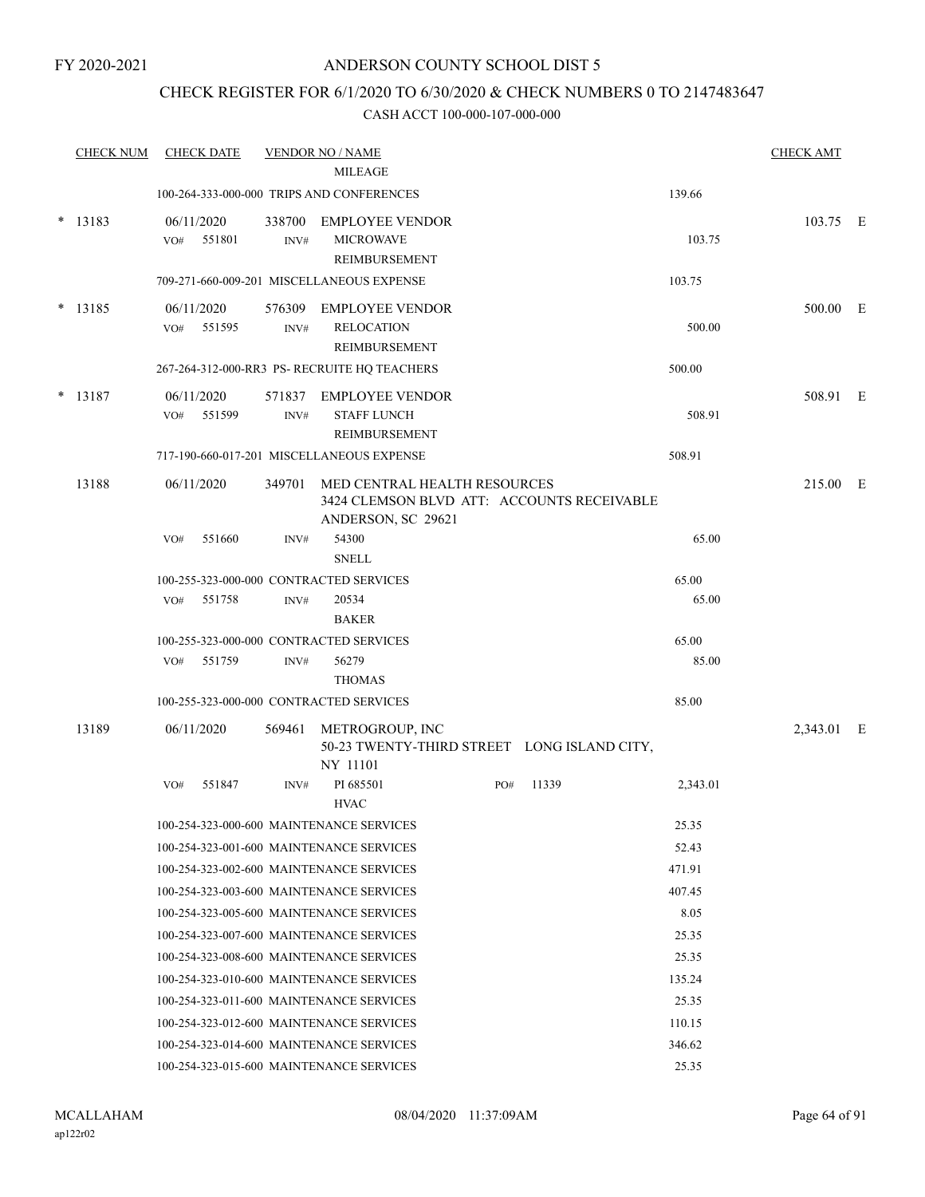FY 2020-2021

ANDERSON COUNTY SCHOOL DIST 5

CHECK REGISTER FOR 6/1/2020 TO 6/30/2020 & CHECK NUMBERS 0 TO 2147483647

CASH ACCT 100-000-107-000-000

| CHECK NUM | CHECK DATE | VENDOR NO / NAME | | | CHECK AMT |
|---|---|---|---|---|---|
| | | MILEAGE | | | |
| | 100-264-333-000-000 TRIPS AND CONFERENCES | | | 139.66 | |
| * 13183 | 06/11/2020 | 338700 EMPLOYEE VENDOR | | | 103.75 E |
| | VO# 551801 | INV# MICROWAVE REIMBURSEMENT | | 103.75 | |
| | 709-271-660-009-201 MISCELLANEOUS EXPENSE | | | 103.75 | |
| * 13185 | 06/11/2020 | 576309 EMPLOYEE VENDOR | | | 500.00 E |
| | VO# 551595 | INV# RELOCATION REIMBURSEMENT | | 500.00 | |
| | 267-264-312-000-RR3 PS- RECRUITE HQ TEACHERS | | | 500.00 | |
| * 13187 | 06/11/2020 | 571837 EMPLOYEE VENDOR | | | 508.91 E |
| | VO# 551599 | INV# STAFF LUNCH REIMBURSEMENT | | 508.91 | |
| | 717-190-660-017-201 MISCELLANEOUS EXPENSE | | | 508.91 | |
| 13188 | 06/11/2020 | 349701 MED CENTRAL HEALTH RESOURCES 3424 CLEMSON BLVD ATT: ACCOUNTS RECEIVABLE ANDERSON, SC 29621 | | | 215.00 E |
| | VO# 551660 | INV# 54300 SNELL | | 65.00 | |
| | 100-255-323-000-000 CONTRACTED SERVICES | | | 65.00 | |
| | VO# 551758 | INV# 20534 BAKER | | 65.00 | |
| | 100-255-323-000-000 CONTRACTED SERVICES | | | 65.00 | |
| | VO# 551759 | INV# 56279 THOMAS | | 85.00 | |
| | 100-255-323-000-000 CONTRACTED SERVICES | | | 85.00 | |
| 13189 | 06/11/2020 | 569461 METROGROUP, INC 50-23 TWENTY-THIRD STREET LONG ISLAND CITY, NY 11101 | | | 2,343.01 E |
| | VO# 551847 | INV# PI 685501 HVAC | PO# 11339 | 2,343.01 | |
| | 100-254-323-000-600 MAINTENANCE SERVICES | | | 25.35 | |
| | 100-254-323-001-600 MAINTENANCE SERVICES | | | 52.43 | |
| | 100-254-323-002-600 MAINTENANCE SERVICES | | | 471.91 | |
| | 100-254-323-003-600 MAINTENANCE SERVICES | | | 407.45 | |
| | 100-254-323-005-600 MAINTENANCE SERVICES | | | 8.05 | |
| | 100-254-323-007-600 MAINTENANCE SERVICES | | | 25.35 | |
| | 100-254-323-008-600 MAINTENANCE SERVICES | | | 25.35 | |
| | 100-254-323-010-600 MAINTENANCE SERVICES | | | 135.24 | |
| | 100-254-323-011-600 MAINTENANCE SERVICES | | | 25.35 | |
| | 100-254-323-012-600 MAINTENANCE SERVICES | | | 110.15 | |
| | 100-254-323-014-600 MAINTENANCE SERVICES | | | 346.62 | |
| | 100-254-323-015-600 MAINTENANCE SERVICES | | | 25.35 | |

MCALLAHAM
ap122r02

08/04/2020 11:37:09AM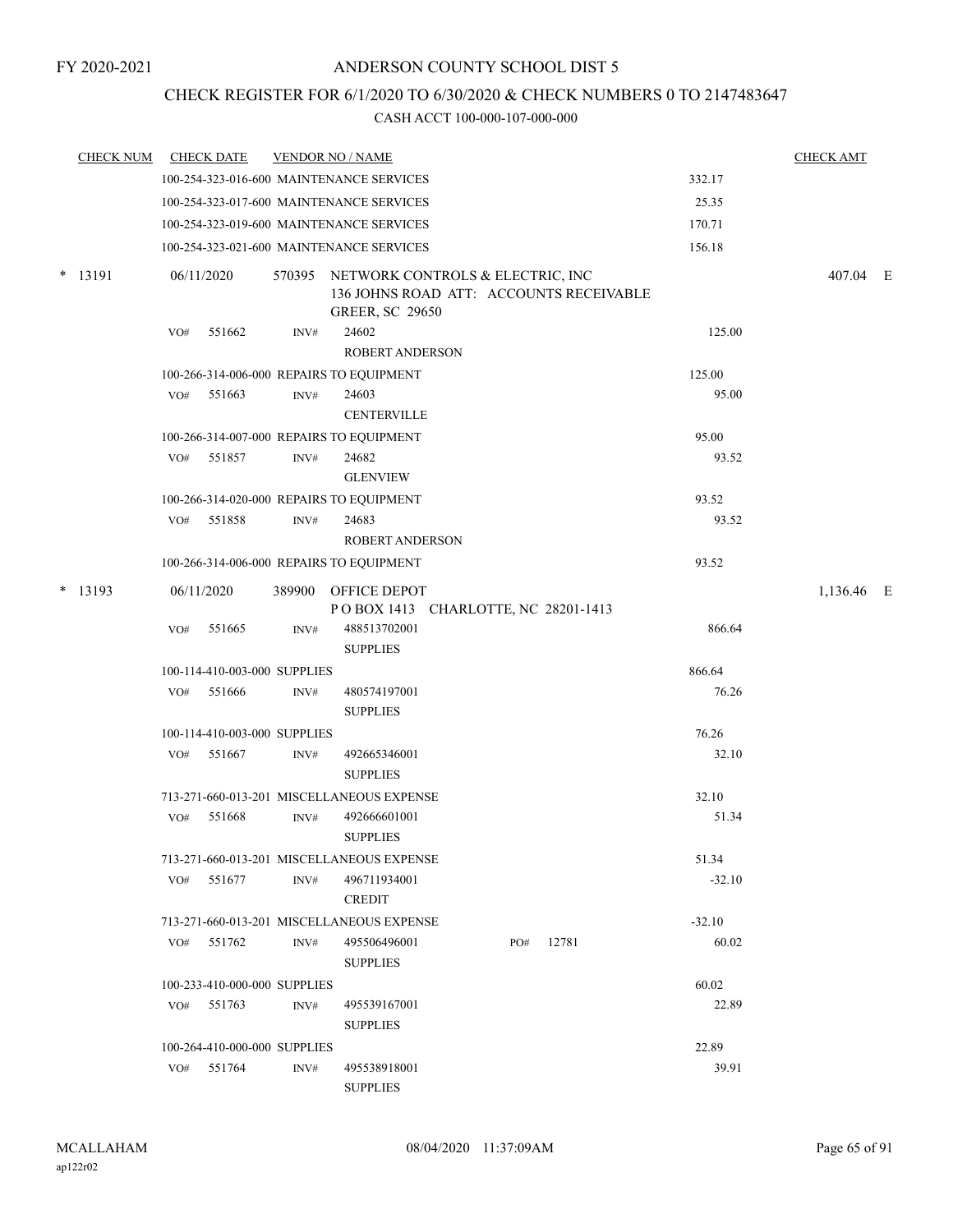FY 2020-2021

# ANDERSON COUNTY SCHOOL DIST 5

## CHECK REGISTER FOR 6/1/2020 TO 6/30/2020 & CHECK NUMBERS 0 TO 2147483647

### CASH ACCT 100-000-107-000-000

| CHECK NUM | CHECK DATE | VENDOR NO / NAME | | CHECK AMT |
|---|---|---|---|---|
| | | 100-254-323-016-600 MAINTENANCE SERVICES | 332.17 | |
| | | 100-254-323-017-600 MAINTENANCE SERVICES | 25.35 | |
| | | 100-254-323-019-600 MAINTENANCE SERVICES | 170.71 | |
| | | 100-254-323-021-600 MAINTENANCE SERVICES | 156.18 | |
| * 13191 | 06/11/2020 | 570395 NETWORK CONTROLS & ELECTRIC, INC<br>136 JOHNS ROAD ATT: ACCOUNTS RECEIVABLE<br>GREER, SC 29650 | | 407.04 E |
| | VO# 551662 | INV# 24602<br>ROBERT ANDERSON | 125.00 | |
| | | 100-266-314-006-000 REPAIRS TO EQUIPMENT | 125.00 | |
| | VO# 551663 | INV# 24603<br>CENTERVILLE | 95.00 | |
| | | 100-266-314-007-000 REPAIRS TO EQUIPMENT | 95.00 | |
| | VO# 551857 | INV# 24682<br>GLENVIEW | 93.52 | |
| | | 100-266-314-020-000 REPAIRS TO EQUIPMENT | 93.52 | |
| | VO# 551858 | INV# 24683<br>ROBERT ANDERSON | 93.52 | |
| | | 100-266-314-006-000 REPAIRS TO EQUIPMENT | 93.52 | |
| * 13193 | 06/11/2020 | 389900 OFFICE DEPOT<br>P O BOX 1413 CHARLOTTE, NC 28201-1413 | | 1,136.46 E |
| | VO# 551665 | INV# 488513702001<br>SUPPLIES | 866.64 | |
| | | 100-114-410-003-000 SUPPLIES | 866.64 | |
| | VO# 551666 | INV# 480574197001<br>SUPPLIES | 76.26 | |
| | | 100-114-410-003-000 SUPPLIES | 76.26 | |
| | VO# 551667 | INV# 492665346001<br>SUPPLIES | 32.10 | |
| | | 713-271-660-013-201 MISCELLANEOUS EXPENSE | 32.10 | |
| | VO# 551668 | INV# 492666601001<br>SUPPLIES | 51.34 | |
| | | 713-271-660-013-201 MISCELLANEOUS EXPENSE | 51.34 | |
| | VO# 551677 | INV# 496711934001<br>CREDIT | -32.10 | |
| | | 713-271-660-013-201 MISCELLANEOUS EXPENSE | -32.10 | |
| | VO# 551762 | INV# 495506496001 PO# 12781<br>SUPPLIES | 60.02 | |
| | | 100-233-410-000-000 SUPPLIES | 60.02 | |
| | VO# 551763 | INV# 495539167001<br>SUPPLIES | 22.89 | |
| | | 100-264-410-000-000 SUPPLIES | 22.89 | |
| | VO# 551764 | INV# 495538918001<br>SUPPLIES | 39.91 | |

MCALLAHAM
ap122r02

08/04/2020 11:37:09AM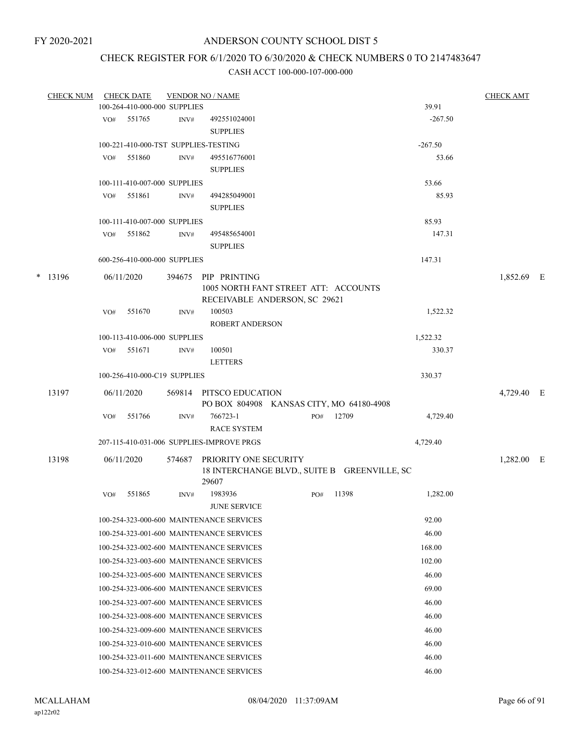FY 2020-2021

# ANDERSON COUNTY SCHOOL DIST 5

## CHECK REGISTER FOR 6/1/2020 TO 6/30/2020 & CHECK NUMBERS 0 TO 2147483647

### CASH ACCT 100-000-107-000-000

| CHECK NUM | CHECK DATE | VENDOR NO / NAME | | CHECK AMT |
|---|---|---|---|---|
| | 100-264-410-000-000 SUPPLIES | | 39.91 | |
| | VO# 551765 | INV# 492551024001 SUPPLIES | -267.50 | |
| | 100-221-410-000-TST SUPPLIES-TESTING | | -267.50 | |
| | VO# 551860 | INV# 495516776001 SUPPLIES | 53.66 | |
| | 100-111-410-007-000 SUPPLIES | | 53.66 | |
| | VO# 551861 | INV# 494285049001 SUPPLIES | 85.93 | |
| | 100-111-410-007-000 SUPPLIES | | 85.93 | |
| | VO# 551862 | INV# 495485654001 SUPPLIES | 147.31 | |
| | 600-256-410-000-000 SUPPLIES | | 147.31 | |
| * 13196 | 06/11/2020 | 394675 PIP PRINTING 1005 NORTH FANT STREET ATT: ACCOUNTS RECEIVABLE ANDERSON, SC 29621 | | 1,852.69 E |
| | VO# 551670 | INV# 100503 ROBERT ANDERSON | 1,522.32 | |
| | 100-113-410-006-000 SUPPLIES | | 1,522.32 | |
| | VO# 551671 | INV# 100501 LETTERS | 330.37 | |
| | 100-256-410-000-C19 SUPPLIES | | 330.37 | |
| 13197 | 06/11/2020 | 569814 PITSCO EDUCATION PO BOX 804908 KANSAS CITY, MO 64180-4908 | | 4,729.40 E |
| | VO# 551766 | INV# 766723-1 PO# 12709 RACE SYSTEM | 4,729.40 | |
| | 207-115-410-031-006 SUPPLIES-IMPROVE PRGS | | 4,729.40 | |
| 13198 | 06/11/2020 | 574687 PRIORITY ONE SECURITY 18 INTERCHANGE BLVD., SUITE B GREENVILLE, SC 29607 | | 1,282.00 E |
| | VO# 551865 | INV# 1983936 PO# 11398 JUNE SERVICE | 1,282.00 | |
| | 100-254-323-000-600 MAINTENANCE SERVICES | | 92.00 | |
| | 100-254-323-001-600 MAINTENANCE SERVICES | | 46.00 | |
| | 100-254-323-002-600 MAINTENANCE SERVICES | | 168.00 | |
| | 100-254-323-003-600 MAINTENANCE SERVICES | | 102.00 | |
| | 100-254-323-005-600 MAINTENANCE SERVICES | | 46.00 | |
| | 100-254-323-006-600 MAINTENANCE SERVICES | | 69.00 | |
| | 100-254-323-007-600 MAINTENANCE SERVICES | | 46.00 | |
| | 100-254-323-008-600 MAINTENANCE SERVICES | | 46.00 | |
| | 100-254-323-009-600 MAINTENANCE SERVICES | | 46.00 | |
| | 100-254-323-010-600 MAINTENANCE SERVICES | | 46.00 | |
| | 100-254-323-011-600 MAINTENANCE SERVICES | | 46.00 | |
| | 100-254-323-012-600 MAINTENANCE SERVICES | | 46.00 | |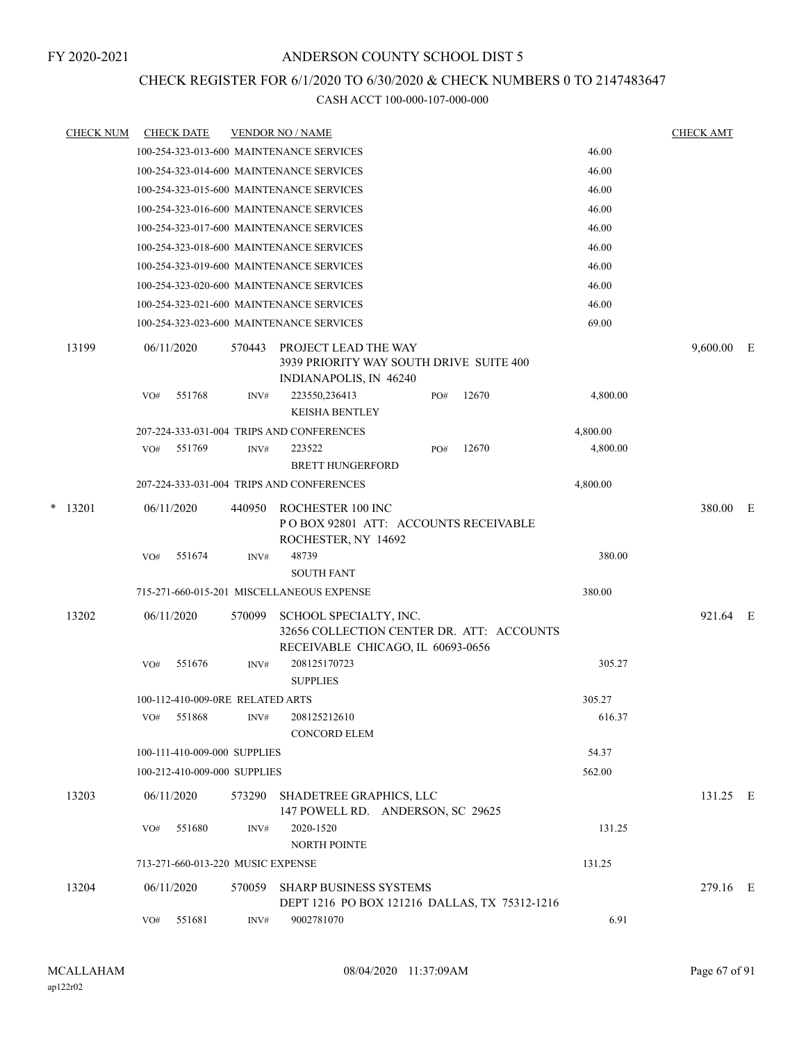FY 2020-2021

# ANDERSON COUNTY SCHOOL DIST 5

## CHECK REGISTER FOR 6/1/2020 TO 6/30/2020 & CHECK NUMBERS 0 TO 2147483647

CASH ACCT 100-000-107-000-000

| CHECK NUM | CHECK DATE | VENDOR NO / NAME | | CHECK AMT | |
|---|---|---|---|---|---|
| | | 100-254-323-013-600 MAINTENANCE SERVICES | 46.00 | | |
| | | 100-254-323-014-600 MAINTENANCE SERVICES | 46.00 | | |
| | | 100-254-323-015-600 MAINTENANCE SERVICES | 46.00 | | |
| | | 100-254-323-016-600 MAINTENANCE SERVICES | 46.00 | | |
| | | 100-254-323-017-600 MAINTENANCE SERVICES | 46.00 | | |
| | | 100-254-323-018-600 MAINTENANCE SERVICES | 46.00 | | |
| | | 100-254-323-019-600 MAINTENANCE SERVICES | 46.00 | | |
| | | 100-254-323-020-600 MAINTENANCE SERVICES | 46.00 | | |
| | | 100-254-323-021-600 MAINTENANCE SERVICES | 46.00 | | |
| | | 100-254-323-023-600 MAINTENANCE SERVICES | 69.00 | | |
| 13199 | 06/11/2020 | 570443 PROJECT LEAD THE WAY<br>3939 PRIORITY WAY SOUTH DRIVE SUITE 400<br>INDIANAPOLIS, IN 46240 | | 9,600.00 | E |
| | VO# 551768 | INV# 223550,236413 PO# 12670<br>KEISHA BENTLEY | 4,800.00 | | |
| | | 207-224-333-031-004 TRIPS AND CONFERENCES | 4,800.00 | | |
| | VO# 551769 | INV# 223522 PO# 12670<br>BRETT HUNGERFORD | 4,800.00 | | |
| | | 207-224-333-031-004 TRIPS AND CONFERENCES | 4,800.00 | | |
| * 13201 | 06/11/2020 | 440950 ROCHESTER 100 INC<br>P O BOX 92801 ATT: ACCOUNTS RECEIVABLE<br>ROCHESTER, NY 14692 | | 380.00 | E |
| | VO# 551674 | INV# 48739<br>SOUTH FANT | 380.00 | | |
| | | 715-271-660-015-201 MISCELLANEOUS EXPENSE | 380.00 | | |
| 13202 | 06/11/2020 | 570099 SCHOOL SPECIALTY, INC.<br>32656 COLLECTION CENTER DR. ATT: ACCOUNTS<br>RECEIVABLE CHICAGO, IL 60693-0656 | | 921.64 | E |
| | VO# 551676 | INV# 208125170723<br>SUPPLIES | 305.27 | | |
| | | 100-112-410-009-0RE RELATED ARTS | 305.27 | | |
| | VO# 551868 | INV# 208125212610<br>CONCORD ELEM | 616.37 | | |
| | | 100-111-410-009-000 SUPPLIES | 54.37 | | |
| | | 100-212-410-009-000 SUPPLIES | 562.00 | | |
| 13203 | 06/11/2020 | 573290 SHADETREE GRAPHICS, LLC<br>147 POWELL RD. ANDERSON, SC 29625 | | 131.25 | E |
| | VO# 551680 | INV# 2020-1520<br>NORTH POINTE | 131.25 | | |
| | | 713-271-660-013-220 MUSIC EXPENSE | 131.25 | | |
| 13204 | 06/11/2020 | 570059 SHARP BUSINESS SYSTEMS<br>DEPT 1216 PO BOX 121216 DALLAS, TX 75312-1216 | | 279.16 | E |
| | VO# 551681 | INV# 9002781070 | 6.91 | | |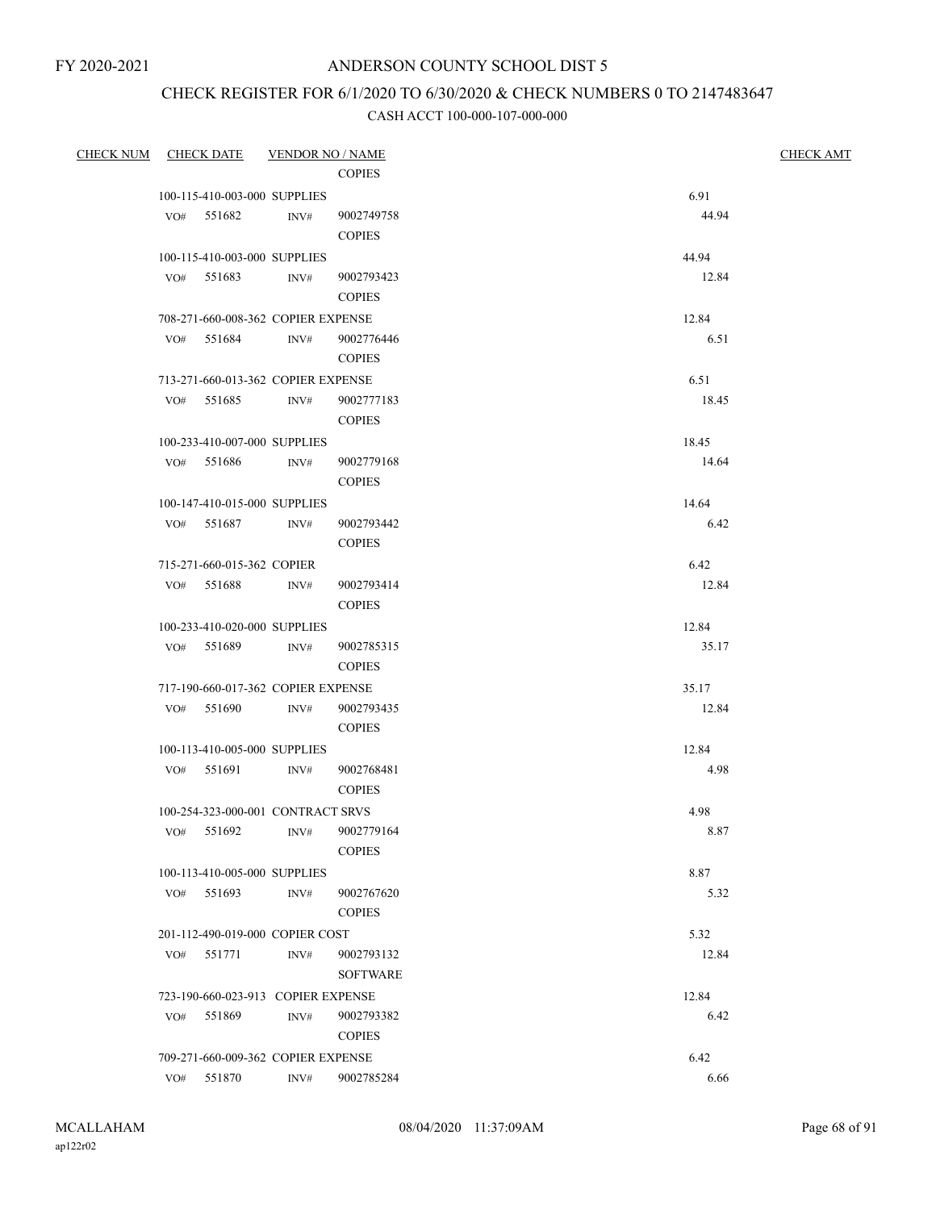FY 2020-2021

# ANDERSON COUNTY SCHOOL DIST 5

## CHECK REGISTER FOR 6/1/2020 TO 6/30/2020 & CHECK NUMBERS 0 TO 2147483647

### CASH ACCT 100-000-107-000-000

| CHECK NUM | CHECK DATE | VENDOR NO / NAME | | CHECK AMT |
|---|---|---|---|---|
| | | COPIES | | |
| | 100-115-410-003-000 SUPPLIES | | 6.91 | |
| | VO# 551682 | INV# 9002749758 | 44.94 | |
| | | COPIES | | |
| | 100-115-410-003-000 SUPPLIES | | 44.94 | |
| | VO# 551683 | INV# 9002793423 | 12.84 | |
| | | COPIES | | |
| | 708-271-660-008-362 COPIER EXPENSE | | 12.84 | |
| | VO# 551684 | INV# 9002776446 | 6.51 | |
| | | COPIES | | |
| | 713-271-660-013-362 COPIER EXPENSE | | 6.51 | |
| | VO# 551685 | INV# 9002777183 | 18.45 | |
| | | COPIES | | |
| | 100-233-410-007-000 SUPPLIES | | 18.45 | |
| | VO# 551686 | INV# 9002779168 | 14.64 | |
| | | COPIES | | |
| | 100-147-410-015-000 SUPPLIES | | 14.64 | |
| | VO# 551687 | INV# 9002793442 | 6.42 | |
| | | COPIES | | |
| | 715-271-660-015-362 COPIER | | 6.42 | |
| | VO# 551688 | INV# 9002793414 | 12.84 | |
| | | COPIES | | |
| | 100-233-410-020-000 SUPPLIES | | 12.84 | |
| | VO# 551689 | INV# 9002785315 | 35.17 | |
| | | COPIES | | |
| | 717-190-660-017-362 COPIER EXPENSE | | 35.17 | |
| | VO# 551690 | INV# 9002793435 | 12.84 | |
| | | COPIES | | |
| | 100-113-410-005-000 SUPPLIES | | 12.84 | |
| | VO# 551691 | INV# 9002768481 | 4.98 | |
| | | COPIES | | |
| | 100-254-323-000-001 CONTRACT SRVS | | 4.98 | |
| | VO# 551692 | INV# 9002779164 | 8.87 | |
| | | COPIES | | |
| | 100-113-410-005-000 SUPPLIES | | 8.87 | |
| | VO# 551693 | INV# 9002767620 | 5.32 | |
| | | COPIES | | |
| | 201-112-490-019-000 COPIER COST | | 5.32 | |
| | VO# 551771 | INV# 9002793132 | 12.84 | |
| | | SOFTWARE | | |
| | 723-190-660-023-913 COPIER EXPENSE | | 12.84 | |
| | VO# 551869 | INV# 9002793382 | 6.42 | |
| | | COPIES | | |
| | 709-271-660-009-362 COPIER EXPENSE | | 6.42 | |
| | VO# 551870 | INV# 9002785284 | 6.66 | |

MCALLAHAM
ap122r02

08/04/2020 11:37:09AM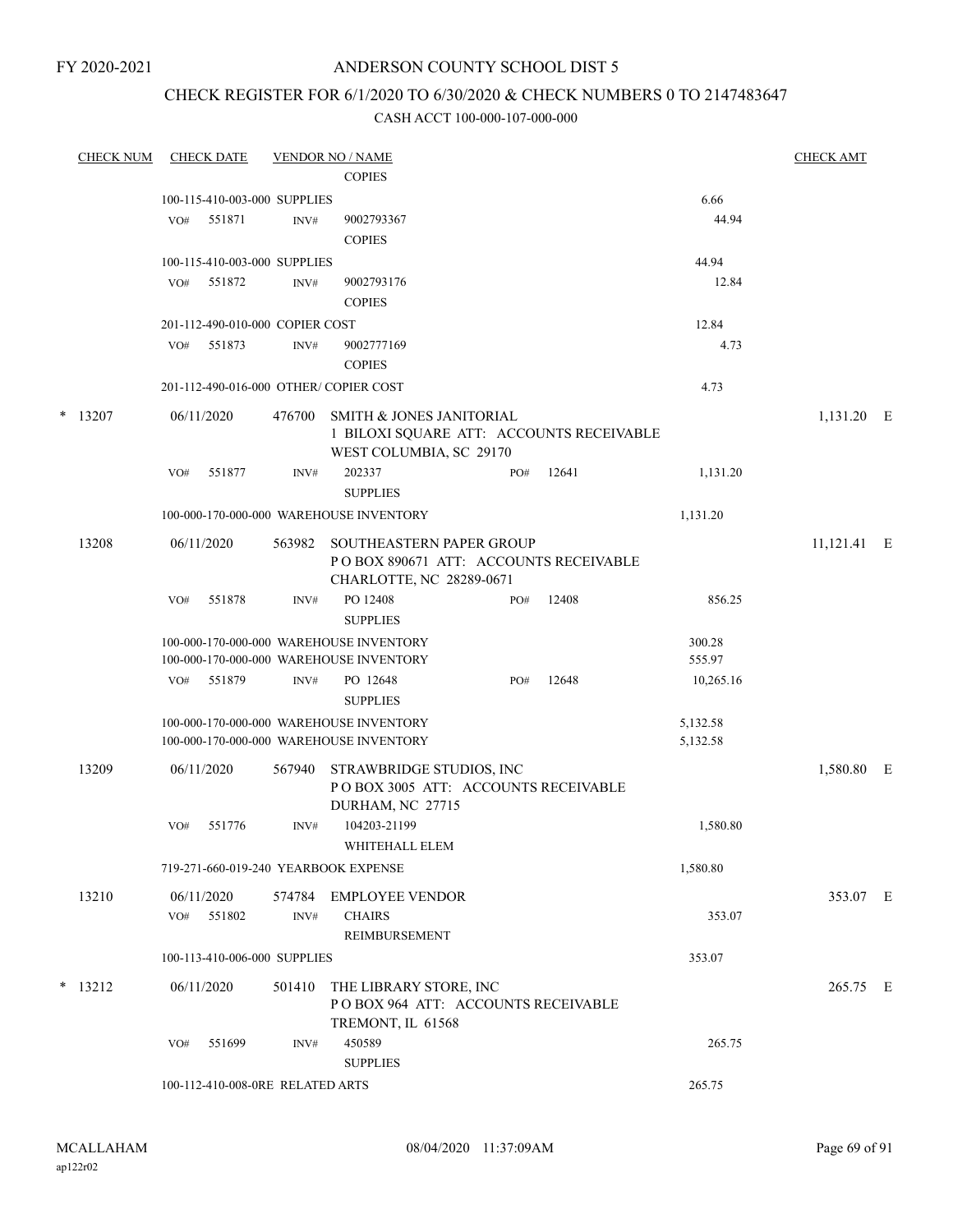FY 2020-2021

# ANDERSON COUNTY SCHOOL DIST 5

## CHECK REGISTER FOR 6/1/2020 TO 6/30/2020 & CHECK NUMBERS 0 TO 2147483647

### CASH ACCT 100-000-107-000-000

| CHECK NUM | CHECK DATE | VENDOR NO / NAME | | | CHECK AMT | |
|---|---|---|---|---|---|---|
| | | COPIES | | | | |
| | 100-115-410-003-000 SUPPLIES | | | 6.66 | | |
| | VO# 551871 INV# | 9002793367 COPIES | | 44.94 | | |
| | 100-115-410-003-000 SUPPLIES | | | 44.94 | | |
| | VO# 551872 INV# | 9002793176 COPIES | | 12.84 | | |
| | 201-112-490-010-000 COPIER COST | | | 12.84 | | |
| | VO# 551873 INV# | 9002777169 COPIES | | 4.73 | | |
| | 201-112-490-016-000 OTHER/ COPIER COST | | | 4.73 | | |
| * 13207 | 06/11/2020 | 476700 SMITH & JONES JANITORIAL 1 BILOXI SQUARE ATT: ACCOUNTS RECEIVABLE WEST COLUMBIA, SC 29170 | | | 1,131.20 | E |
| | VO# 551877 INV# | 202337 SUPPLIES | PO# 12641 | 1,131.20 | | |
| | 100-000-170-000-000 WAREHOUSE INVENTORY | | | 1,131.20 | | |
| 13208 | 06/11/2020 | 563982 SOUTHEASTERN PAPER GROUP P O BOX 890671 ATT: ACCOUNTS RECEIVABLE CHARLOTTE, NC 28289-0671 | | | 11,121.41 | E |
| | VO# 551878 INV# | PO 12408 SUPPLIES | PO# 12408 | 856.25 | | |
| | 100-000-170-000-000 WAREHOUSE INVENTORY | | | 300.28 | | |
| | 100-000-170-000-000 WAREHOUSE INVENTORY | | | 555.97 | | |
| | VO# 551879 INV# | PO 12648 SUPPLIES | PO# 12648 | 10,265.16 | | |
| | 100-000-170-000-000 WAREHOUSE INVENTORY | | | 5,132.58 | | |
| | 100-000-170-000-000 WAREHOUSE INVENTORY | | | 5,132.58 | | |
| 13209 | 06/11/2020 | 567940 STRAWBRIDGE STUDIOS, INC P O BOX 3005 ATT: ACCOUNTS RECEIVABLE DURHAM, NC 27715 | | | 1,580.80 | E |
| | VO# 551776 INV# | 104203-21199 WHITEHALL ELEM | | 1,580.80 | | |
| | 719-271-660-019-240 YEARBOOK EXPENSE | | | 1,580.80 | | |
| 13210 | 06/11/2020 | 574784 EMPLOYEE VENDOR | | | 353.07 | E |
| | VO# 551802 INV# | CHAIRS REIMBURSEMENT | | 353.07 | | |
| | 100-113-410-006-000 SUPPLIES | | | 353.07 | | |
| * 13212 | 06/11/2020 | 501410 THE LIBRARY STORE, INC P O BOX 964 ATT: ACCOUNTS RECEIVABLE TREMONT, IL 61568 | | | 265.75 | E |
| | VO# 551699 INV# | 450589 SUPPLIES | | 265.75 | | |
| | 100-112-410-008-0RE RELATED ARTS | | | 265.75 | | |

MCALLAHAM
ap122r02

08/04/2020 11:37:09AM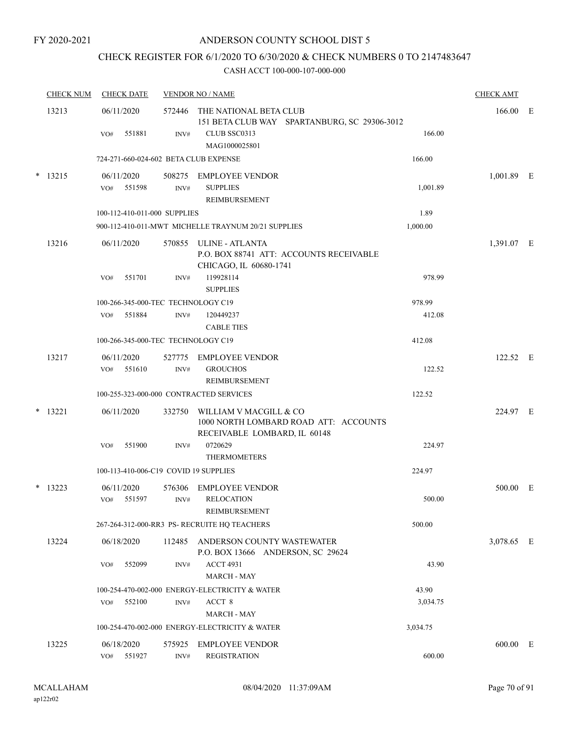FY 2020-2021

# ANDERSON COUNTY SCHOOL DIST 5

## CHECK REGISTER FOR 6/1/2020 TO 6/30/2020 & CHECK NUMBERS 0 TO 2147483647

### CASH ACCT 100-000-107-000-000

| CHECK NUM | CHECK DATE | VENDOR NO / NAME | | CHECK AMT | |
|---|---|---|---|---|---|
| 13213 | 06/11/2020 | 572446 THE NATIONAL BETA CLUB<br>151 BETA CLUB WAY SPARTANBURG, SC 29306-3012 | | 166.00 | E |
| | VO# 551881 | INV# CLUB SSC0313<br>MAG1000025801 | 166.00 | | |
| | 724-271-660-024-602 BETA CLUB EXPENSE | | 166.00 | | |
| * 13215 | 06/11/2020 | 508275 EMPLOYEE VENDOR | | 1,001.89 | E |
| | VO# 551598 | INV# SUPPLIES<br>REIMBURSEMENT | 1,001.89 | | |
| | 100-112-410-011-000 SUPPLIES | | 1.89 | | |
| | 900-112-410-011-MWT MICHELLE TRAYNUM 20/21 SUPPLIES | | 1,000.00 | | |
| 13216 | 06/11/2020 | 570855 ULINE - ATLANTA<br>P.O. BOX 88741 ATT: ACCOUNTS RECEIVABLE<br>CHICAGO, IL 60680-1741 | | 1,391.07 | E |
| | VO# 551701 | INV# 119928114<br>SUPPLIES | 978.99 | | |
| | 100-266-345-000-TEC TECHNOLOGY C19 | | 978.99 | | |
| | VO# 551884 | INV# 120449237<br>CABLE TIES | 412.08 | | |
| | 100-266-345-000-TEC TECHNOLOGY C19 | | 412.08 | | |
| 13217 | 06/11/2020 | 527775 EMPLOYEE VENDOR | | 122.52 | E |
| | VO# 551610 | INV# GROUCHOS<br>REIMBURSEMENT | 122.52 | | |
| | 100-255-323-000-000 CONTRACTED SERVICES | | 122.52 | | |
| * 13221 | 06/11/2020 | 332750 WILLIAM V MACGILL & CO<br>1000 NORTH LOMBARD ROAD ATT: ACCOUNTS<br>RECEIVABLE LOMBARD, IL 60148 | | 224.97 | E |
| | VO# 551900 | INV# 0720629<br>THERMOMETERS | 224.97 | | |
| | 100-113-410-006-C19 COVID 19 SUPPLIES | | 224.97 | | |
| * 13223 | 06/11/2020 | 576306 EMPLOYEE VENDOR | | 500.00 | E |
| | VO# 551597 | INV# RELOCATION<br>REIMBURSEMENT | 500.00 | | |
| | 267-264-312-000-RR3 PS- RECRUITE HQ TEACHERS | | 500.00 | | |
| 13224 | 06/18/2020 | 112485 ANDERSON COUNTY WASTEWATER<br>P.O. BOX 13666 ANDERSON, SC 29624 | | 3,078.65 | E |
| | VO# 552099 | INV# ACCT 4931<br>MARCH - MAY | 43.90 | | |
| | 100-254-470-002-000 ENERGY-ELECTRICITY & WATER | | 43.90 | | |
| | VO# 552100 | INV# ACCT 8<br>MARCH - MAY | 3,034.75 | | |
| | 100-254-470-002-000 ENERGY-ELECTRICITY & WATER | | 3,034.75 | | |
| 13225 | 06/18/2020 | 575925 EMPLOYEE VENDOR | | 600.00 | E |
| | VO# 551927 | INV# REGISTRATION | 600.00 | | |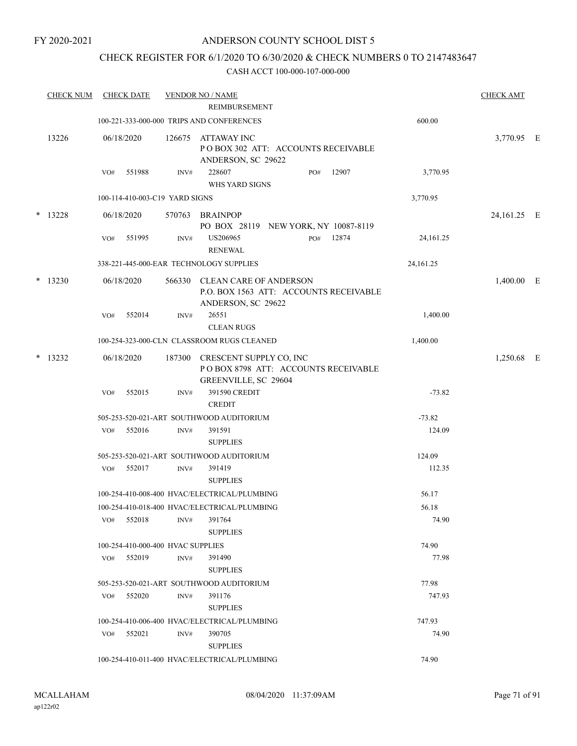FY 2020-2021

# ANDERSON COUNTY SCHOOL DIST 5

## CHECK REGISTER FOR 6/1/2020 TO 6/30/2020 & CHECK NUMBERS 0 TO 2147483647

CASH ACCT 100-000-107-000-000

| CHECK NUM | CHECK DATE | VENDOR NO / NAME | | | CHECK AMT |
|---|---|---|---|---|---|
| | | REIMBURSEMENT | | | |
| | | 100-221-333-000-000 TRIPS AND CONFERENCES | | 600.00 | |
| 13226 | 06/18/2020 | 126675 ATTAWAY INC<br>P O BOX 302 ATT: ACCOUNTS RECEIVABLE<br>ANDERSON, SC 29622 | | | 3,770.95 E |
| | VO# 551988 | INV# 228607<br>WHS YARD SIGNS | PO# 12907 | 3,770.95 | |
| | | 100-114-410-003-C19 YARD SIGNS | | 3,770.95 | |
| * 13228 | 06/18/2020 | 570763 BRAINPOP<br>PO BOX 28119 NEW YORK, NY 10087-8119 | | | 24,161.25 E |
| | VO# 551995 | INV# US206965<br>RENEWAL | PO# 12874 | 24,161.25 | |
| | | 338-221-445-000-EAR TECHNOLOGY SUPPLIES | | 24,161.25 | |
| * 13230 | 06/18/2020 | 566330 CLEAN CARE OF ANDERSON<br>P.O. BOX 1563 ATT: ACCOUNTS RECEIVABLE<br>ANDERSON, SC 29622 | | | 1,400.00 E |
| | VO# 552014 | INV# 26551<br>CLEAN RUGS | | 1,400.00 | |
| | | 100-254-323-000-CLN CLASSROOM RUGS CLEANED | | 1,400.00 | |
| * 13232 | 06/18/2020 | 187300 CRESCENT SUPPLY CO, INC<br>P O BOX 8798 ATT: ACCOUNTS RECEIVABLE<br>GREENVILLE, SC 29604 | | | 1,250.68 E |
| | VO# 552015 | INV# 391590 CREDIT<br>CREDIT | | -73.82 | |
| | | 505-253-520-021-ART SOUTHWOOD AUDITORIUM | | -73.82 | |
| | VO# 552016 | INV# 391591<br>SUPPLIES | | 124.09 | |
| | | 505-253-520-021-ART SOUTHWOOD AUDITORIUM | | 124.09 | |
| | VO# 552017 | INV# 391419<br>SUPPLIES | | 112.35 | |
| | | 100-254-410-008-400 HVAC/ELECTRICAL/PLUMBING | | 56.17 | |
| | | 100-254-410-018-400 HVAC/ELECTRICAL/PLUMBING | | 56.18 | |
| | VO# 552018 | INV# 391764<br>SUPPLIES | | 74.90 | |
| | | 100-254-410-000-400 HVAC SUPPLIES | | 74.90 | |
| | VO# 552019 | INV# 391490<br>SUPPLIES | | 77.98 | |
| | | 505-253-520-021-ART SOUTHWOOD AUDITORIUM | | 77.98 | |
| | VO# 552020 | INV# 391176<br>SUPPLIES | | 747.93 | |
| | | 100-254-410-006-400 HVAC/ELECTRICAL/PLUMBING | | 747.93 | |
| | VO# 552021 | INV# 390705<br>SUPPLIES | | 74.90 | |
| | | 100-254-410-011-400 HVAC/ELECTRICAL/PLUMBING | | 74.90 | |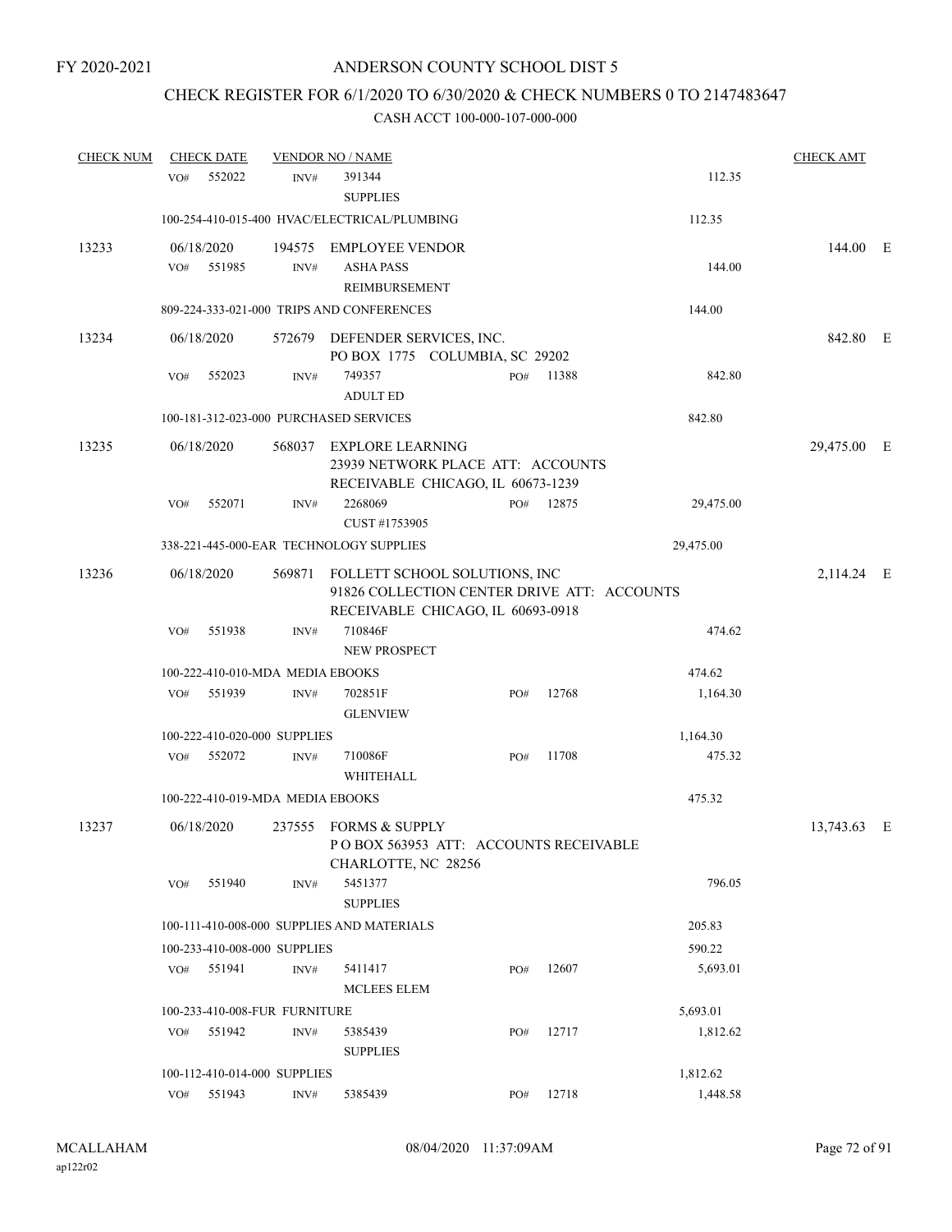FY 2020-2021

# ANDERSON COUNTY SCHOOL DIST 5

## CHECK REGISTER FOR 6/1/2020 TO 6/30/2020 & CHECK NUMBERS 0 TO 2147483647

### CASH ACCT 100-000-107-000-000

| CHECK NUM | CHECK DATE | VENDOR NO / NAME | | | CHECK AMT |
|---|---|---|---|---|---|
| | VO# 552022 | INV# 391344 SUPPLIES | | 112.35 | |
| | 100-254-410-015-400 HVAC/ELECTRICAL/PLUMBING | | | 112.35 | |
| 13233 | 06/18/2020 | 194575 EMPLOYEE VENDOR | | | 144.00 E |
| | VO# 551985 | INV# ASHA PASS REIMBURSEMENT | | 144.00 | |
| | 809-224-333-021-000 TRIPS AND CONFERENCES | | | 144.00 | |
| 13234 | 06/18/2020 | 572679 DEFENDER SERVICES, INC. PO BOX 1775 COLUMBIA, SC 29202 | | | 842.80 E |
| | VO# 552023 | INV# 749357 ADULT ED | PO# 11388 | 842.80 | |
| | 100-181-312-023-000 PURCHASED SERVICES | | | 842.80 | |
| 13235 | 06/18/2020 | 568037 EXPLORE LEARNING 23939 NETWORK PLACE ATT: ACCOUNTS RECEIVABLE CHICAGO, IL 60673-1239 | | | 29,475.00 E |
| | VO# 552071 | INV# 2268069 CUST #1753905 | PO# 12875 | 29,475.00 | |
| | 338-221-445-000-EAR TECHNOLOGY SUPPLIES | | | 29,475.00 | |
| 13236 | 06/18/2020 | 569871 FOLLETT SCHOOL SOLUTIONS, INC 91826 COLLECTION CENTER DRIVE ATT: ACCOUNTS RECEIVABLE CHICAGO, IL 60693-0918 | | | 2,114.24 E |
| | VO# 551938 | INV# 710846F NEW PROSPECT | | 474.62 | |
| | 100-222-410-010-MDA MEDIA EBOOKS | | | 474.62 | |
| | VO# 551939 | INV# 702851F GLENVIEW | PO# 12768 | 1,164.30 | |
| | 100-222-410-020-000 SUPPLIES | | | 1,164.30 | |
| | VO# 552072 | INV# 710086F WHITEHALL | PO# 11708 | 475.32 | |
| | 100-222-410-019-MDA MEDIA EBOOKS | | | 475.32 | |
| 13237 | 06/18/2020 | 237555 FORMS & SUPPLY P O BOX 563953 ATT: ACCOUNTS RECEIVABLE CHARLOTTE, NC 28256 | | | 13,743.63 E |
| | VO# 551940 | INV# 5451377 SUPPLIES | | 796.05 | |
| | 100-111-410-008-000 SUPPLIES AND MATERIALS | | | 205.83 | |
| | 100-233-410-008-000 SUPPLIES | | | 590.22 | |
| | VO# 551941 | INV# 5411417 MCLEES ELEM | PO# 12607 | 5,693.01 | |
| | 100-233-410-008-FUR FURNITURE | | | 5,693.01 | |
| | VO# 551942 | INV# 5385439 SUPPLIES | PO# 12717 | 1,812.62 | |
| | 100-112-410-014-000 SUPPLIES | | | 1,812.62 | |
| | VO# 551943 | INV# 5385439 | PO# 12718 | 1,448.58 | |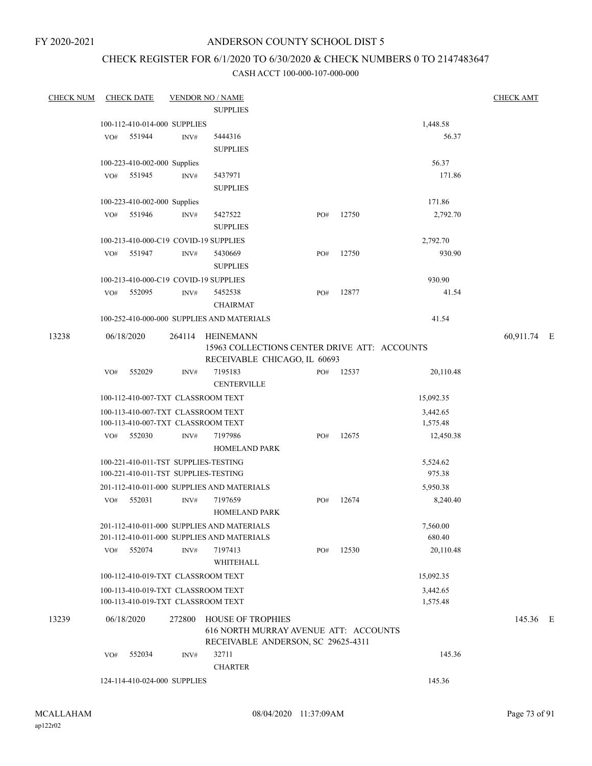FY 2020-2021

# ANDERSON COUNTY SCHOOL DIST 5

## CHECK REGISTER FOR 6/1/2020 TO 6/30/2020 & CHECK NUMBERS 0 TO 2147483647

### CASH ACCT 100-000-107-000-000

| CHECK NUM | CHECK DATE | VENDOR NO / NAME | | | | | CHECK AMT |
|---|---|---|---|---|---|---|---|
| | | | SUPPLIES | | | | |
| | 100-112-410-014-000 SUPPLIES | | | | | 1,448.58 | |
| | VO# 551944 | INV# | 5444316 SUPPLIES | | | 56.37 | |
| | 100-223-410-002-000 Supplies | | | | | 56.37 | |
| | VO# 551945 | INV# | 5437971 SUPPLIES | | | 171.86 | |
| | 100-223-410-002-000 Supplies | | | | | 171.86 | |
| | VO# 551946 | INV# | 5427522 SUPPLIES | PO# | 12750 | 2,792.70 | |
| | 100-213-410-000-C19 COVID-19 SUPPLIES | | | | | 2,792.70 | |
| | VO# 551947 | INV# | 5430669 SUPPLIES | PO# | 12750 | 930.90 | |
| | 100-213-410-000-C19 COVID-19 SUPPLIES | | | | | 930.90 | |
| | VO# 552095 | INV# | 5452538 CHAIRMAT | PO# | 12877 | 41.54 | |
| | 100-252-410-000-000 SUPPLIES AND MATERIALS | | | | | 41.54 | |
| 13238 | 06/18/2020 | 264114 | HEINEMANN 15963 COLLECTIONS CENTER DRIVE ATT: ACCOUNTS RECEIVABLE CHICAGO, IL 60693 | | | | 60,911.74 E |
| | VO# 552029 | INV# | 7195183 CENTERVILLE | PO# | 12537 | 20,110.48 | |
| | 100-112-410-007-TXT CLASSROOM TEXT | | | | | 15,092.35 | |
| | 100-113-410-007-TXT CLASSROOM TEXT | | | | | 3,442.65 | |
| | 100-113-410-007-TXT CLASSROOM TEXT | | | | | 1,575.48 | |
| | VO# 552030 | INV# | 7197986 HOMELAND PARK | PO# | 12675 | 12,450.38 | |
| | 100-221-410-011-TST SUPPLIES-TESTING | | | | | 5,524.62 | |
| | 100-221-410-011-TST SUPPLIES-TESTING | | | | | 975.38 | |
| | 201-112-410-011-000 SUPPLIES AND MATERIALS | | | | | 5,950.38 | |
| | VO# 552031 | INV# | 7197659 HOMELAND PARK | PO# | 12674 | 8,240.40 | |
| | 201-112-410-011-000 SUPPLIES AND MATERIALS | | | | | 7,560.00 | |
| | 201-112-410-011-000 SUPPLIES AND MATERIALS | | | | | 680.40 | |
| | VO# 552074 | INV# | 7197413 WHITEHALL | PO# | 12530 | 20,110.48 | |
| | 100-112-410-019-TXT CLASSROOM TEXT | | | | | 15,092.35 | |
| | 100-113-410-019-TXT CLASSROOM TEXT | | | | | 3,442.65 | |
| | 100-113-410-019-TXT CLASSROOM TEXT | | | | | 1,575.48 | |
| 13239 | 06/18/2020 | 272800 | HOUSE OF TROPHIES 616 NORTH MURRAY AVENUE ATT: ACCOUNTS RECEIVABLE ANDERSON, SC 29625-4311 | | | | 145.36 E |
| | VO# 552034 | INV# | 32711 CHARTER | | | 145.36 | |
| | 124-114-410-024-000 SUPPLIES | | | | | 145.36 | |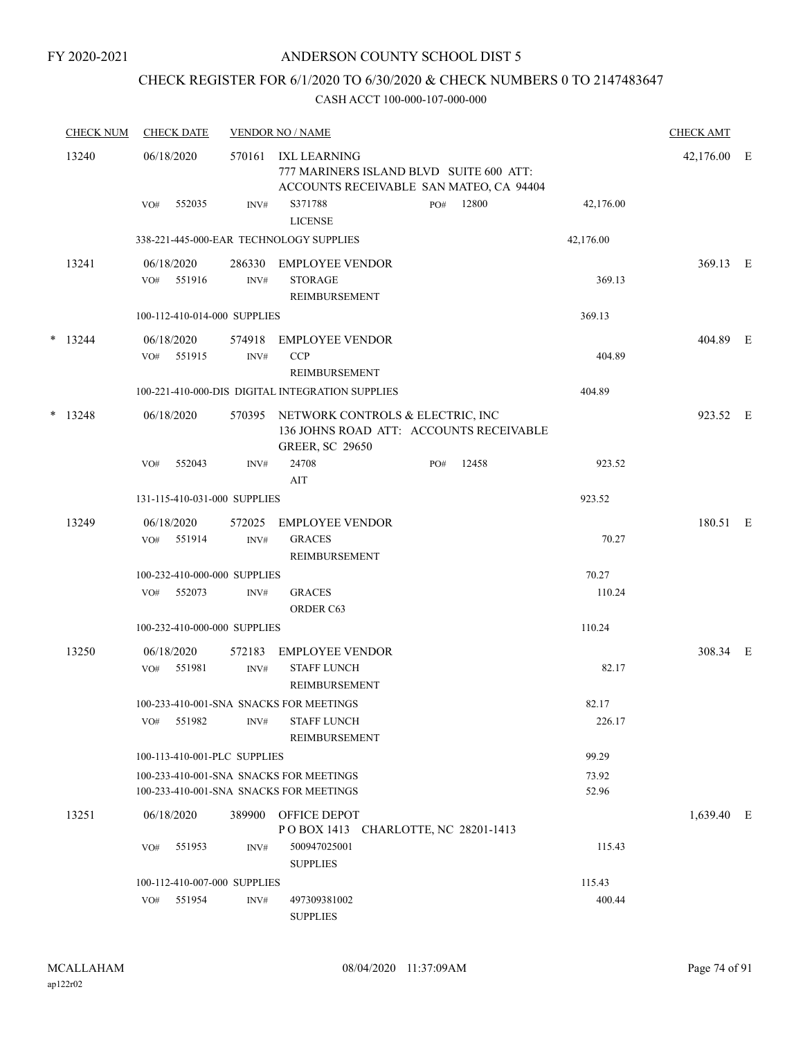FY 2020-2021

# ANDERSON COUNTY SCHOOL DIST 5

## CHECK REGISTER FOR 6/1/2020 TO 6/30/2020 & CHECK NUMBERS 0 TO 2147483647

### CASH ACCT 100-000-107-000-000

| CHECK NUM | CHECK DATE | VENDOR NO / NAME | | | CHECK AMT | |
|---|---|---|---|---|---|---|
| 13240 | 06/18/2020 | 570161 IXL LEARNING<br>777 MARINERS ISLAND BLVD SUITE 600 ATT: ACCOUNTS RECEIVABLE SAN MATEO, CA 94404 | | | 42,176.00 | E |
| | VO# 552035 | INV# S371788<br>LICENSE | PO# 12800 | 42,176.00 | | |
| | 338-221-445-000-EAR TECHNOLOGY SUPPLIES | | | 42,176.00 | | |
| 13241 | 06/18/2020 | 286330 EMPLOYEE VENDOR | | | 369.13 | E |
| | VO# 551916 | INV# STORAGE<br>REIMBURSEMENT | | 369.13 | | |
| | 100-112-410-014-000 SUPPLIES | | | 369.13 | | |
| * 13244 | 06/18/2020 | 574918 EMPLOYEE VENDOR | | | 404.89 | E |
| | VO# 551915 | INV# CCP<br>REIMBURSEMENT | | 404.89 | | |
| | 100-221-410-000-DIS DIGITAL INTEGRATION SUPPLIES | | | 404.89 | | |
| * 13248 | 06/18/2020 | 570395 NETWORK CONTROLS & ELECTRIC, INC<br>136 JOHNS ROAD ATT: ACCOUNTS RECEIVABLE GREER, SC 29650 | | | 923.52 | E |
| | VO# 552043 | INV# 24708<br>AIT | PO# 12458 | 923.52 | | |
| | 131-115-410-031-000 SUPPLIES | | | 923.52 | | |
| 13249 | 06/18/2020 | 572025 EMPLOYEE VENDOR | | | 180.51 | E |
| | VO# 551914 | INV# GRACES<br>REIMBURSEMENT | | 70.27 | | |
| | 100-232-410-000-000 SUPPLIES | | | 70.27 | | |
| | VO# 552073 | INV# GRACES<br>ORDER C63 | | 110.24 | | |
| | 100-232-410-000-000 SUPPLIES | | | 110.24 | | |
| 13250 | 06/18/2020 | 572183 EMPLOYEE VENDOR | | | 308.34 | E |
| | VO# 551981 | INV# STAFF LUNCH<br>REIMBURSEMENT | | 82.17 | | |
| | 100-233-410-001-SNA SNACKS FOR MEETINGS | | | 82.17 | | |
| | VO# 551982 | INV# STAFF LUNCH<br>REIMBURSEMENT | | 226.17 | | |
| | 100-113-410-001-PLC SUPPLIES | | | 99.29 | | |
| | 100-233-410-001-SNA SNACKS FOR MEETINGS | | | 73.92 | | |
| | 100-233-410-001-SNA SNACKS FOR MEETINGS | | | 52.96 | | |
| 13251 | 06/18/2020 | 389900 OFFICE DEPOT<br>P O BOX 1413 CHARLOTTE, NC 28201-1413 | | | 1,639.40 | E |
| | VO# 551953 | INV# 500947025001<br>SUPPLIES | | 115.43 | | |
| | 100-112-410-007-000 SUPPLIES | | | 115.43 | | |
| | VO# 551954 | INV# 497309381002<br>SUPPLIES | | 400.44 | | |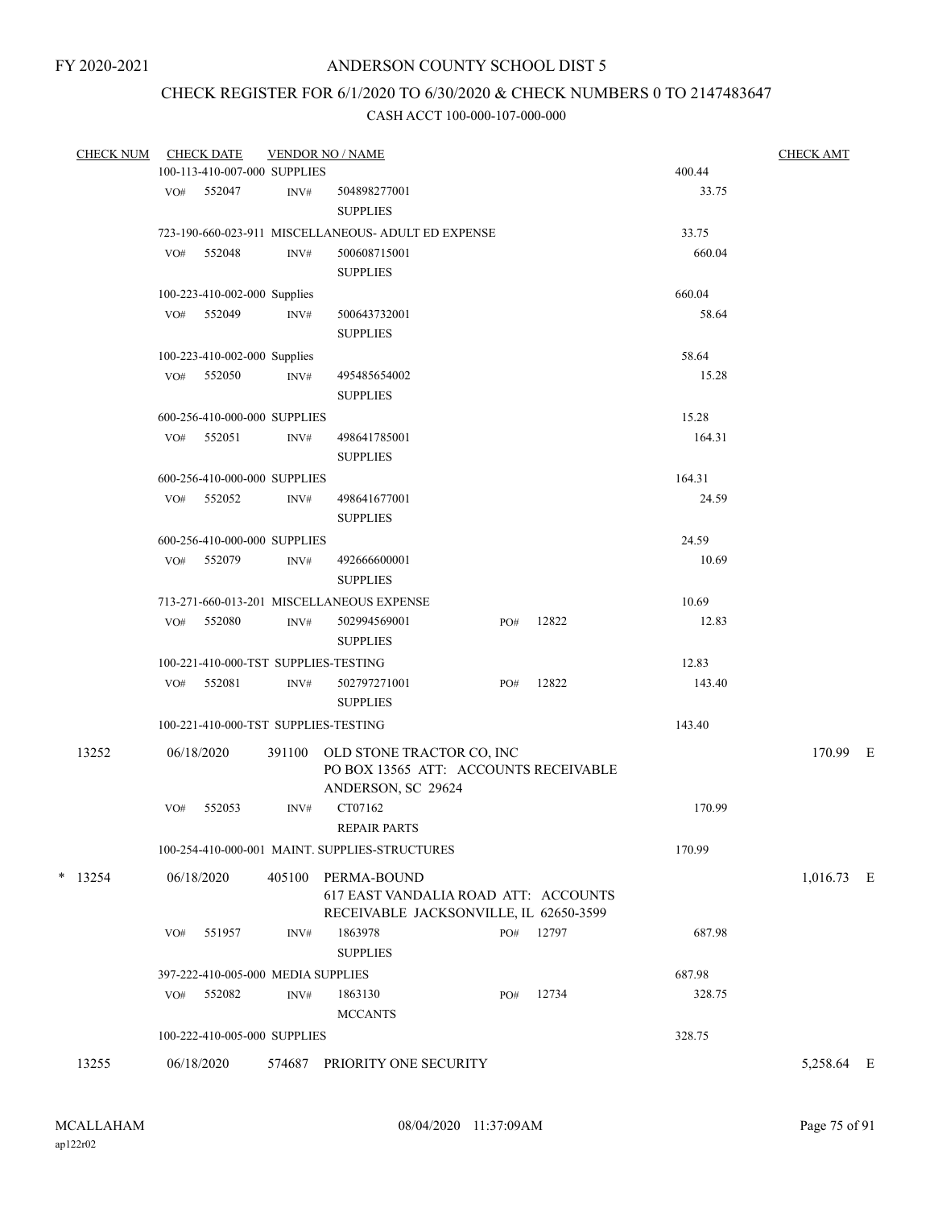FY 2020-2021

# ANDERSON COUNTY SCHOOL DIST 5

## CHECK REGISTER FOR 6/1/2020 TO 6/30/2020 & CHECK NUMBERS 0 TO 2147483647

### CASH ACCT 100-000-107-000-000

| CHECK NUM | CHECK DATE | VENDOR NO / NAME | | CHECK AMT |
|---|---|---|---|---|
| | 100-113-410-007-000 SUPPLIES | | 400.44 | |
| | VO# 552047 | INV# 504898277001 SUPPLIES | 33.75 | |
| | 723-190-660-023-911 MISCELLANEOUS- ADULT ED EXPENSE | | 33.75 | |
| | VO# 552048 | INV# 500608715001 SUPPLIES | 660.04 | |
| | 100-223-410-002-000 Supplies | | 660.04 | |
| | VO# 552049 | INV# 500643732001 SUPPLIES | 58.64 | |
| | 100-223-410-002-000 Supplies | | 58.64 | |
| | VO# 552050 | INV# 495485654002 SUPPLIES | 15.28 | |
| | 600-256-410-000-000 SUPPLIES | | 15.28 | |
| | VO# 552051 | INV# 498641785001 SUPPLIES | 164.31 | |
| | 600-256-410-000-000 SUPPLIES | | 164.31 | |
| | VO# 552052 | INV# 498641677001 SUPPLIES | 24.59 | |
| | 600-256-410-000-000 SUPPLIES | | 24.59 | |
| | VO# 552079 | INV# 492666600001 SUPPLIES | 10.69 | |
| | 713-271-660-013-201 MISCELLANEOUS EXPENSE | | 10.69 | |
| | VO# 552080 | INV# 502994569001 SUPPLIES PO# 12822 | 12.83 | |
| | 100-221-410-000-TST SUPPLIES-TESTING | | 12.83 | |
| | VO# 552081 | INV# 502797271001 SUPPLIES PO# 12822 | 143.40 | |
| | 100-221-410-000-TST SUPPLIES-TESTING | | 143.40 | |
| 13252 | 06/18/2020 | 391100 OLD STONE TRACTOR CO, INC PO BOX 13565 ATT: ACCOUNTS RECEIVABLE ANDERSON, SC 29624 | | 170.99 E |
| | VO# 552053 | INV# CT07162 REPAIR PARTS | 170.99 | |
| | 100-254-410-000-001 MAINT. SUPPLIES-STRUCTURES | | 170.99 | |
| * 13254 | 06/18/2020 | 405100 PERMA-BOUND 617 EAST VANDALIA ROAD ATT: ACCOUNTS RECEIVABLE JACKSONVILLE, IL 62650-3599 | | 1,016.73 E |
| | VO# 551957 | INV# 1863978 SUPPLIES PO# 12797 | 687.98 | |
| | 397-222-410-005-000 MEDIA SUPPLIES | | 687.98 | |
| | VO# 552082 | INV# 1863130 MCCANTS PO# 12734 | 328.75 | |
| | 100-222-410-005-000 SUPPLIES | | 328.75 | |
| 13255 | 06/18/2020 | 574687 PRIORITY ONE SECURITY | | 5,258.64 E |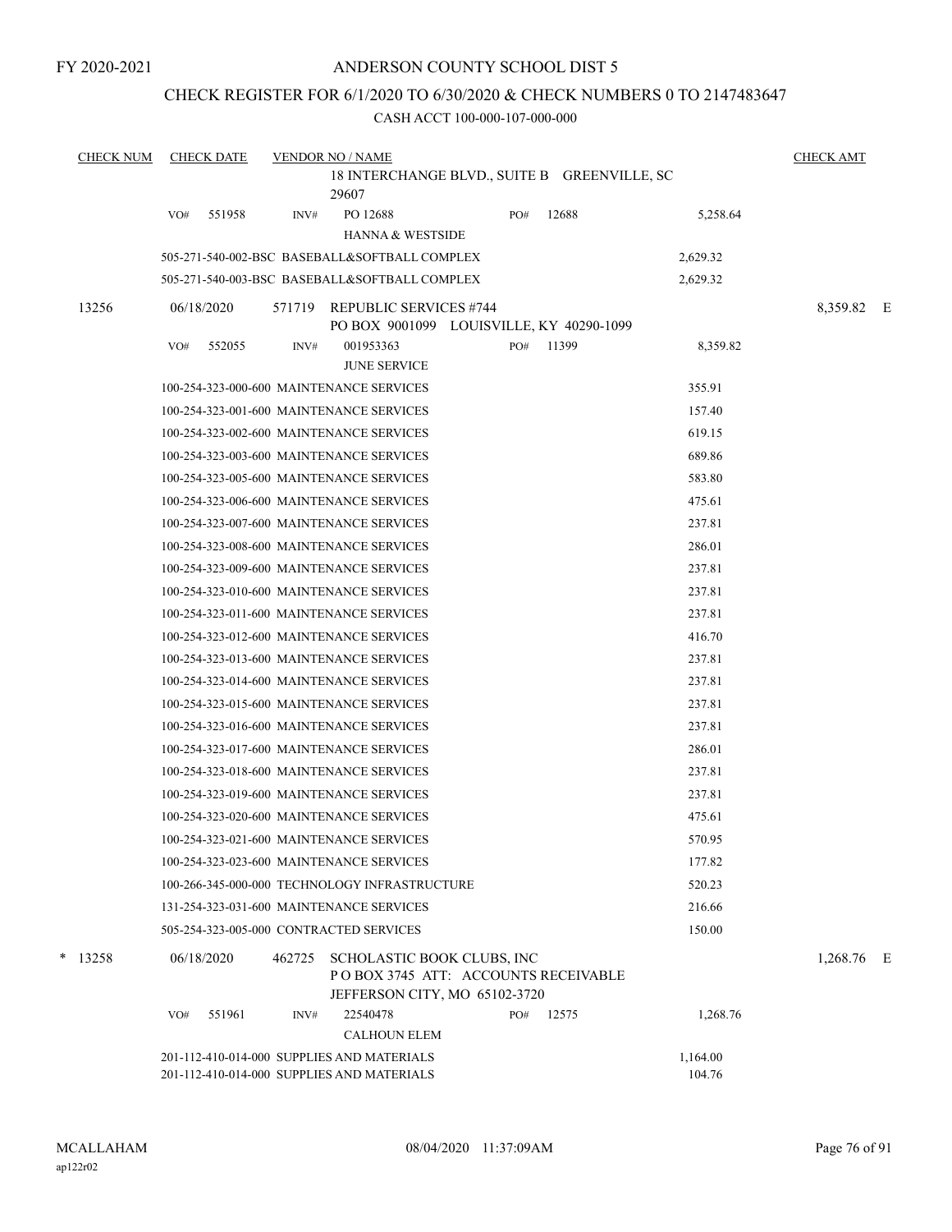FY 2020-2021

# ANDERSON COUNTY SCHOOL DIST 5

## CHECK REGISTER FOR 6/1/2020 TO 6/30/2020 & CHECK NUMBERS 0 TO 2147483647

CASH ACCT 100-000-107-000-000

| CHECK NUM | CHECK DATE | VENDOR NO / NAME | | | CHECK AMT |
|---|---|---|---|---|---|
| | | 18 INTERCHANGE BLVD., SUITE B GREENVILLE, SC 29607 | | | |
| | VO# 551958 | INV# PO 12688 HANNA & WESTSIDE | PO# 12688 | 5,258.64 | |
| | | 505-271-540-002-BSC BASEBALL&SOFTBALL COMPLEX | | 2,629.32 | |
| | | 505-271-540-003-BSC BASEBALL&SOFTBALL COMPLEX | | 2,629.32 | |
| 13256 | 06/18/2020 | 571719 REPUBLIC SERVICES #744 PO BOX 9001099 LOUISVILLE, KY 40290-1099 | | | 8,359.82 E |
| | VO# 552055 | INV# 001953363 JUNE SERVICE | PO# 11399 | 8,359.82 | |
| | | 100-254-323-000-600 MAINTENANCE SERVICES | | 355.91 | |
| | | 100-254-323-001-600 MAINTENANCE SERVICES | | 157.40 | |
| | | 100-254-323-002-600 MAINTENANCE SERVICES | | 619.15 | |
| | | 100-254-323-003-600 MAINTENANCE SERVICES | | 689.86 | |
| | | 100-254-323-005-600 MAINTENANCE SERVICES | | 583.80 | |
| | | 100-254-323-006-600 MAINTENANCE SERVICES | | 475.61 | |
| | | 100-254-323-007-600 MAINTENANCE SERVICES | | 237.81 | |
| | | 100-254-323-008-600 MAINTENANCE SERVICES | | 286.01 | |
| | | 100-254-323-009-600 MAINTENANCE SERVICES | | 237.81 | |
| | | 100-254-323-010-600 MAINTENANCE SERVICES | | 237.81 | |
| | | 100-254-323-011-600 MAINTENANCE SERVICES | | 237.81 | |
| | | 100-254-323-012-600 MAINTENANCE SERVICES | | 416.70 | |
| | | 100-254-323-013-600 MAINTENANCE SERVICES | | 237.81 | |
| | | 100-254-323-014-600 MAINTENANCE SERVICES | | 237.81 | |
| | | 100-254-323-015-600 MAINTENANCE SERVICES | | 237.81 | |
| | | 100-254-323-016-600 MAINTENANCE SERVICES | | 237.81 | |
| | | 100-254-323-017-600 MAINTENANCE SERVICES | | 286.01 | |
| | | 100-254-323-018-600 MAINTENANCE SERVICES | | 237.81 | |
| | | 100-254-323-019-600 MAINTENANCE SERVICES | | 237.81 | |
| | | 100-254-323-020-600 MAINTENANCE SERVICES | | 475.61 | |
| | | 100-254-323-021-600 MAINTENANCE SERVICES | | 570.95 | |
| | | 100-254-323-023-600 MAINTENANCE SERVICES | | 177.82 | |
| | | 100-266-345-000-000 TECHNOLOGY INFRASTRUCTURE | | 520.23 | |
| | | 131-254-323-031-600 MAINTENANCE SERVICES | | 216.66 | |
| | | 505-254-323-005-000 CONTRACTED SERVICES | | 150.00 | |
| * 13258 | 06/18/2020 | 462725 SCHOLASTIC BOOK CLUBS, INC P O BOX 3745 ATT: ACCOUNTS RECEIVABLE JEFFERSON CITY, MO 65102-3720 | | | 1,268.76 E |
| | VO# 551961 | INV# 22540478 CALHOUN ELEM | PO# 12575 | 1,268.76 | |
| | | 201-112-410-014-000 SUPPLIES AND MATERIALS | | 1,164.00 | |
| | | 201-112-410-014-000 SUPPLIES AND MATERIALS | | 104.76 | |

MCALLAHAM ap122r02 08/04/2020 11:37:09AM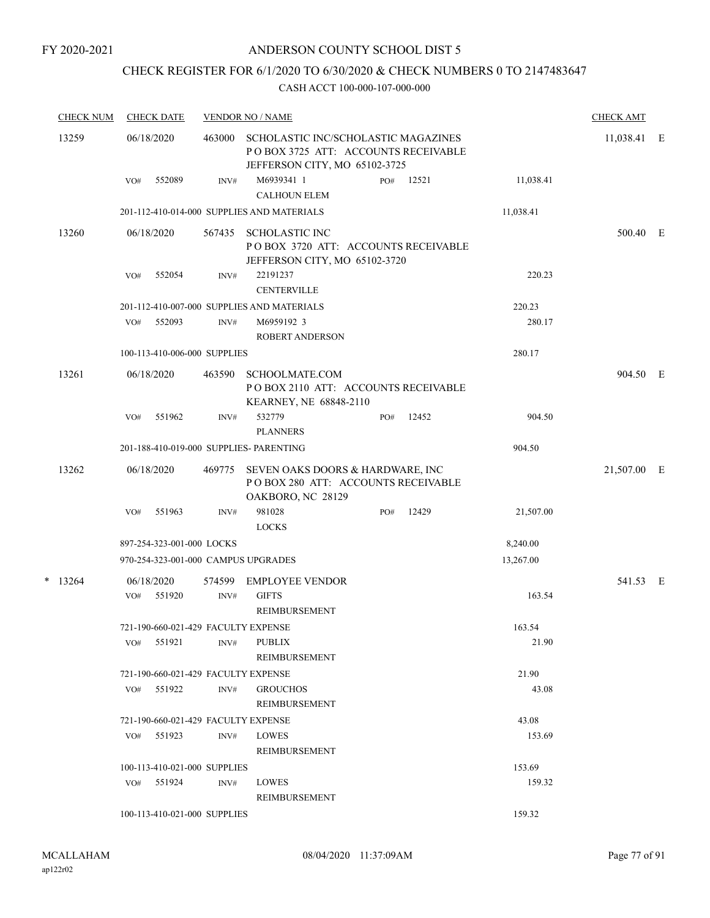FY 2020-2021

# ANDERSON COUNTY SCHOOL DIST 5

## CHECK REGISTER FOR 6/1/2020 TO 6/30/2020 & CHECK NUMBERS 0 TO 2147483647

CASH ACCT 100-000-107-000-000

| CHECK NUM | CHECK DATE | VENDOR NO / NAME | | | CHECK AMT | |
|---|---|---|---|---|---|---|
| 13259 | 06/18/2020 | 463000 SCHOLASTIC INC/SCHOLASTIC MAGAZINES<br>P O BOX 3725 ATT: ACCOUNTS RECEIVABLE<br>JEFFERSON CITY, MO 65102-3725 | | | 11,038.41 | E |
| | VO# 552089 | INV# M6939341 1<br>CALHOUN ELEM | PO# 12521 | 11,038.41 | | |
| | 201-112-410-014-000 SUPPLIES AND MATERIALS | | | 11,038.41 | | |
| 13260 | 06/18/2020 | 567435 SCHOLASTIC INC<br>P O BOX 3720 ATT: ACCOUNTS RECEIVABLE<br>JEFFERSON CITY, MO 65102-3720 | | | 500.40 | E |
| | VO# 552054 | INV# 22191237<br>CENTERVILLE | | 220.23 | | |
| | 201-112-410-007-000 SUPPLIES AND MATERIALS | | | 220.23 | | |
| | VO# 552093 | INV# M6959192 3<br>ROBERT ANDERSON | | 280.17 | | |
| | 100-113-410-006-000 SUPPLIES | | | 280.17 | | |
| 13261 | 06/18/2020 | 463590 SCHOOLMATE.COM<br>P O BOX 2110 ATT: ACCOUNTS RECEIVABLE<br>KEARNEY, NE 68848-2110 | | | 904.50 | E |
| | VO# 551962 | INV# 532779<br>PLANNERS | PO# 12452 | 904.50 | | |
| | 201-188-410-019-000 SUPPLIES- PARENTING | | | 904.50 | | |
| 13262 | 06/18/2020 | 469775 SEVEN OAKS DOORS & HARDWARE, INC<br>P O BOX 280 ATT: ACCOUNTS RECEIVABLE<br>OAKBORO, NC 28129 | | | 21,507.00 | E |
| | VO# 551963 | INV# 981028<br>LOCKS | PO# 12429 | 21,507.00 | | |
| | 897-254-323-001-000 LOCKS | | | 8,240.00 | | |
| | 970-254-323-001-000 CAMPUS UPGRADES | | | 13,267.00 | | |
| * 13264 | 06/18/2020 | 574599 EMPLOYEE VENDOR | | | 541.53 | E |
| | VO# 551920 | INV# GIFTS<br>REIMBURSEMENT | | 163.54 | | |
| | 721-190-660-021-429 FACULTY EXPENSE | | | 163.54 | | |
| | VO# 551921 | INV# PUBLIX<br>REIMBURSEMENT | | 21.90 | | |
| | 721-190-660-021-429 FACULTY EXPENSE | | | 21.90 | | |
| | VO# 551922 | INV# GROUCHOS<br>REIMBURSEMENT | | 43.08 | | |
| | 721-190-660-021-429 FACULTY EXPENSE | | | 43.08 | | |
| | VO# 551923 | INV# LOWES<br>REIMBURSEMENT | | 153.69 | | |
| | 100-113-410-021-000 SUPPLIES | | | 153.69 | | |
| | VO# 551924 | INV# LOWES<br>REIMBURSEMENT | | 159.32 | | |
| | 100-113-410-021-000 SUPPLIES | | | 159.32 | | |

MCALLAHAM
ap122r02
08/04/2020 11:37:09AM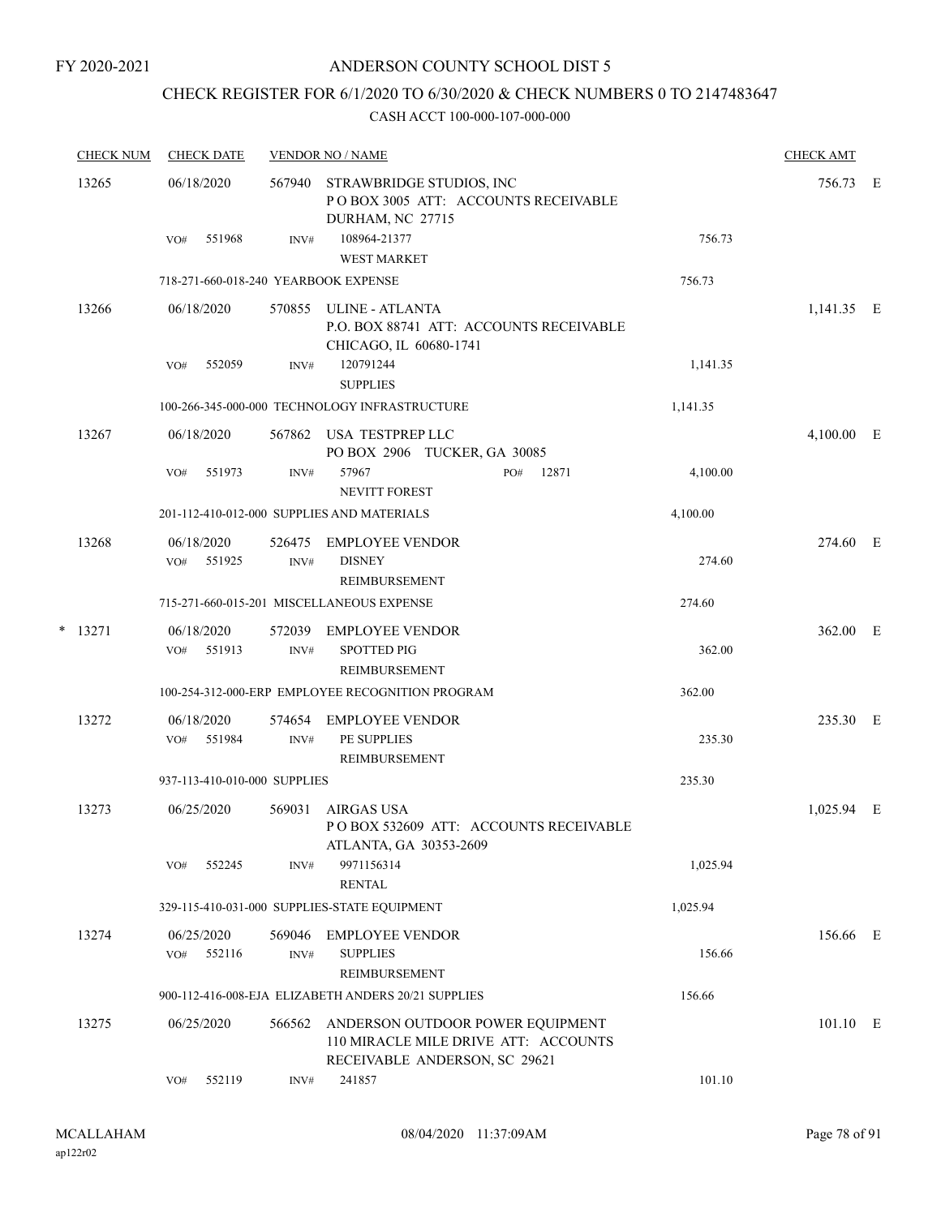FY 2020-2021

# ANDERSON COUNTY SCHOOL DIST 5

## CHECK REGISTER FOR 6/1/2020 TO 6/30/2020 & CHECK NUMBERS 0 TO 2147483647

CASH ACCT 100-000-107-000-000

| CHECK NUM | CHECK DATE | VENDOR NO / NAME | | CHECK AMT | |
|---|---|---|---|---|---|
| 13265 | 06/18/2020 | 567940 STRAWBRIDGE STUDIOS, INC P O BOX 3005 ATT: ACCOUNTS RECEIVABLE DURHAM, NC 27715 | | 756.73 | E |
| | VO# 551968 | INV# 108964-21377 WEST MARKET | 756.73 | | |
| | 718-271-660-018-240 YEARBOOK EXPENSE | | 756.73 | | |
| 13266 | 06/18/2020 | 570855 ULINE - ATLANTA P.O. BOX 88741 ATT: ACCOUNTS RECEIVABLE CHICAGO, IL 60680-1741 | | 1,141.35 | E |
| | VO# 552059 | INV# 120791244 SUPPLIES | 1,141.35 | | |
| | 100-266-345-000-000 TECHNOLOGY INFRASTRUCTURE | | 1,141.35 | | |
| 13267 | 06/18/2020 | 567862 USA TESTPREP LLC PO BOX 2906 TUCKER, GA 30085 | | 4,100.00 | E |
| | VO# 551973 | INV# 57967 PO# 12871 NEVITT FOREST | 4,100.00 | | |
| | 201-112-410-012-000 SUPPLIES AND MATERIALS | | 4,100.00 | | |
| 13268 | 06/18/2020 | 526475 EMPLOYEE VENDOR | | 274.60 | E |
| | VO# 551925 | INV# DISNEY REIMBURSEMENT | 274.60 | | |
| | 715-271-660-015-201 MISCELLANEOUS EXPENSE | | 274.60 | | |
| * 13271 | 06/18/2020 | 572039 EMPLOYEE VENDOR | | 362.00 | E |
| | VO# 551913 | INV# SPOTTED PIG REIMBURSEMENT | 362.00 | | |
| | 100-254-312-000-ERP EMPLOYEE RECOGNITION PROGRAM | | 362.00 | | |
| 13272 | 06/18/2020 | 574654 EMPLOYEE VENDOR | | 235.30 | E |
| | VO# 551984 | INV# PE SUPPLIES REIMBURSEMENT | 235.30 | | |
| | 937-113-410-010-000 SUPPLIES | | 235.30 | | |
| 13273 | 06/25/2020 | 569031 AIRGAS USA P O BOX 532609 ATT: ACCOUNTS RECEIVABLE ATLANTA, GA 30353-2609 | | 1,025.94 | E |
| | VO# 552245 | INV# 9971156314 RENTAL | 1,025.94 | | |
| | 329-115-410-031-000 SUPPLIES-STATE EQUIPMENT | | 1,025.94 | | |
| 13274 | 06/25/2020 | 569046 EMPLOYEE VENDOR | | 156.66 | E |
| | VO# 552116 | INV# SUPPLIES REIMBURSEMENT | 156.66 | | |
| | 900-112-416-008-EJA ELIZABETH ANDERS 20/21 SUPPLIES | | 156.66 | | |
| 13275 | 06/25/2020 | 566562 ANDERSON OUTDOOR POWER EQUIPMENT 110 MIRACLE MILE DRIVE ATT: ACCOUNTS RECEIVABLE ANDERSON, SC 29621 | | 101.10 | E |
| | VO# 552119 | INV# 241857 | 101.10 | | |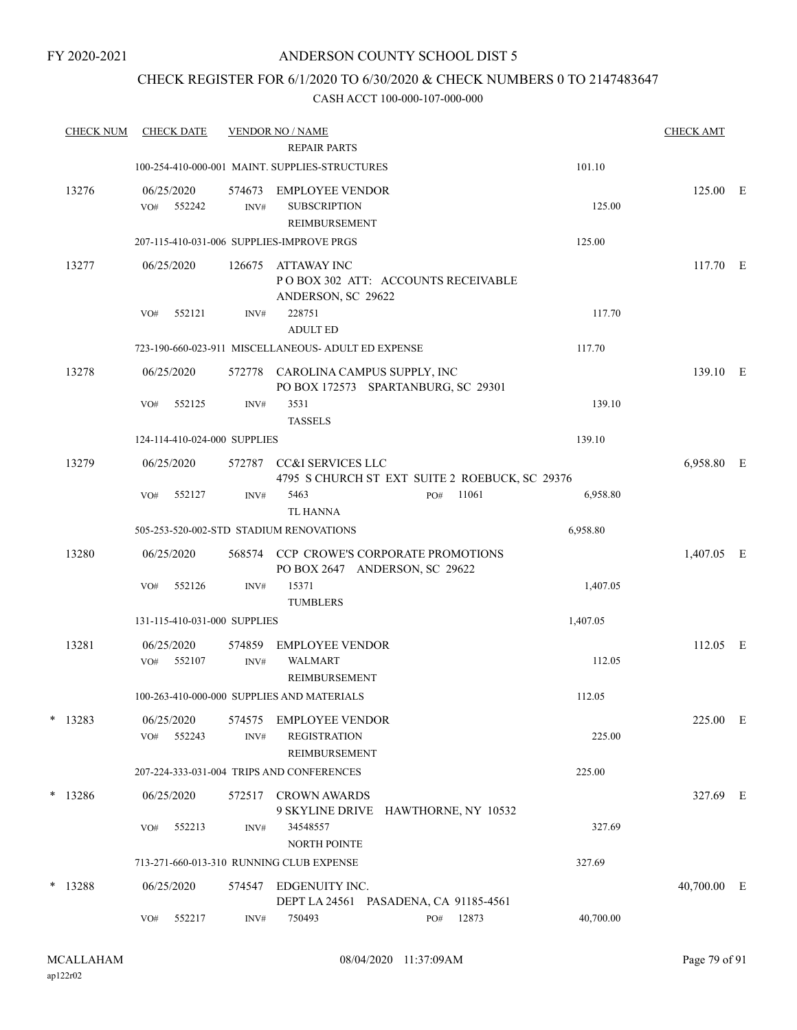FY 2020-2021

# ANDERSON COUNTY SCHOOL DIST 5

## CHECK REGISTER FOR 6/1/2020 TO 6/30/2020 & CHECK NUMBERS 0 TO 2147483647

### CASH ACCT 100-000-107-000-000

| CHECK NUM | CHECK DATE | VENDOR NO / NAME | | CHECK AMT | |
|---|---|---|---|---|---|
| | | REPAIR PARTS | | | |
| | | 100-254-410-000-001 MAINT. SUPPLIES-STRUCTURES | 101.10 | | |
| 13276 | 06/25/2020 | 574673 EMPLOYEE VENDOR | | 125.00 | E |
| | VO# 552242 | INV# SUBSCRIPTION REIMBURSEMENT | 125.00 | | |
| | | 207-115-410-031-006 SUPPLIES-IMPROVE PRGS | 125.00 | | |
| 13277 | 06/25/2020 | 126675 ATTAWAY INC P O BOX 302 ATT: ACCOUNTS RECEIVABLE ANDERSON, SC 29622 | | 117.70 | E |
| | VO# 552121 | INV# 228751 ADULT ED | 117.70 | | |
| | | 723-190-660-023-911 MISCELLANEOUS- ADULT ED EXPENSE | 117.70 | | |
| 13278 | 06/25/2020 | 572778 CAROLINA CAMPUS SUPPLY, INC PO BOX 172573 SPARTANBURG, SC 29301 | | 139.10 | E |
| | VO# 552125 | INV# 3531 TASSELS | 139.10 | | |
| | | 124-114-410-024-000 SUPPLIES | 139.10 | | |
| 13279 | 06/25/2020 | 572787 CC&I SERVICES LLC 4795 S CHURCH ST EXT SUITE 2 ROEBUCK, SC 29376 | | 6,958.80 | E |
| | VO# 552127 | INV# 5463 PO# 11061 TL HANNA | 6,958.80 | | |
| | | 505-253-520-002-STD STADIUM RENOVATIONS | 6,958.80 | | |
| 13280 | 06/25/2020 | 568574 CCP CROWE'S CORPORATE PROMOTIONS PO BOX 2647 ANDERSON, SC 29622 | | 1,407.05 | E |
| | VO# 552126 | INV# 15371 TUMBLERS | 1,407.05 | | |
| | | 131-115-410-031-000 SUPPLIES | 1,407.05 | | |
| 13281 | 06/25/2020 | 574859 EMPLOYEE VENDOR | | 112.05 | E |
| | VO# 552107 | INV# WALMART REIMBURSEMENT | 112.05 | | |
| | | 100-263-410-000-000 SUPPLIES AND MATERIALS | 112.05 | | |
| * 13283 | 06/25/2020 | 574575 EMPLOYEE VENDOR | | 225.00 | E |
| | VO# 552243 | INV# REGISTRATION REIMBURSEMENT | 225.00 | | |
| | | 207-224-333-031-004 TRIPS AND CONFERENCES | 225.00 | | |
| * 13286 | 06/25/2020 | 572517 CROWN AWARDS 9 SKYLINE DRIVE HAWTHORNE, NY 10532 | | 327.69 | E |
| | VO# 552213 | INV# 34548557 NORTH POINTE | 327.69 | | |
| | | 713-271-660-013-310 RUNNING CLUB EXPENSE | 327.69 | | |
| * 13288 | 06/25/2020 | 574547 EDGENUITY INC. DEPT LA 24561 PASADENA, CA 91185-4561 | | 40,700.00 | E |
| | VO# 552217 | INV# 750493 PO# 12873 | 40,700.00 | | |

MCALLAHAM
ap122r02

08/04/2020 11:37:09AM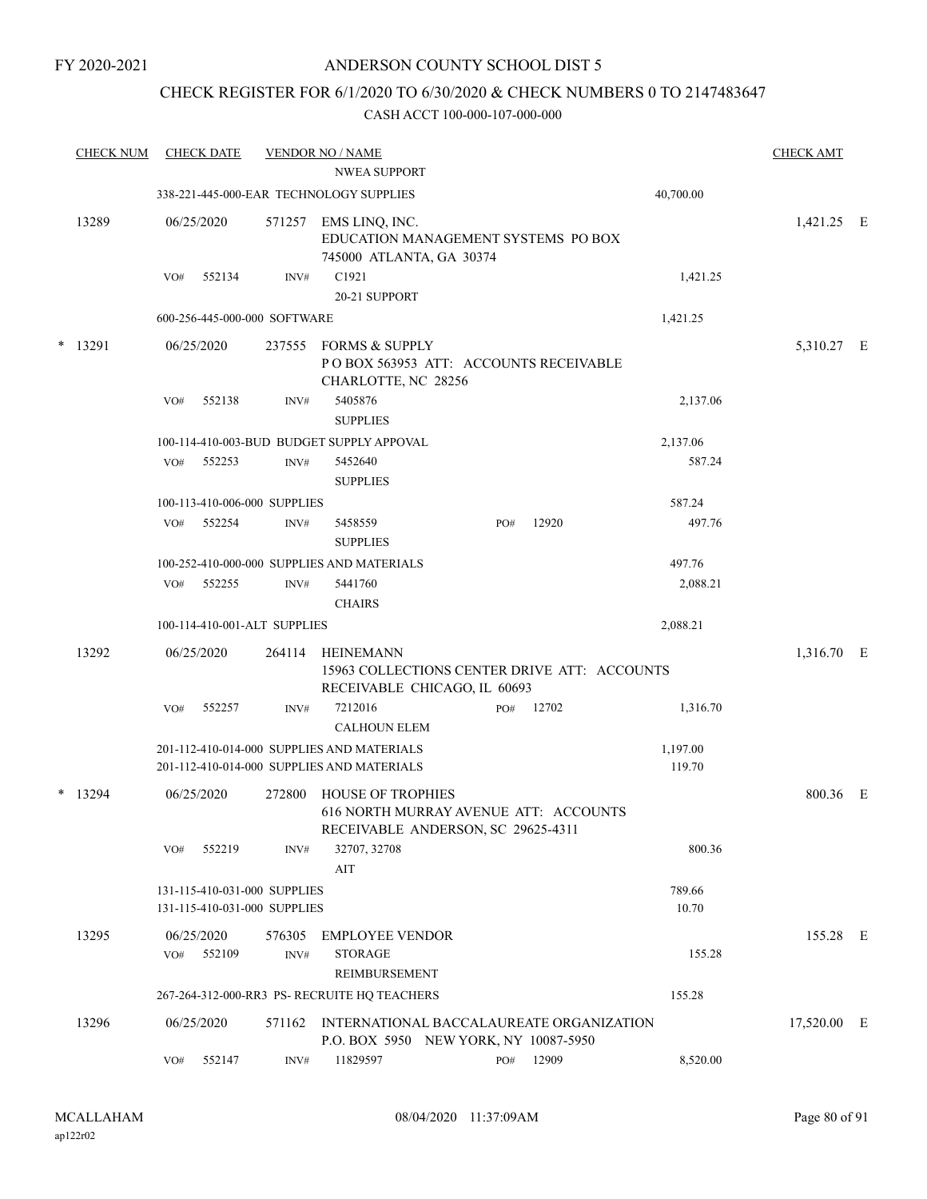FY 2020-2021

# ANDERSON COUNTY SCHOOL DIST 5

## CHECK REGISTER FOR 6/1/2020 TO 6/30/2020 & CHECK NUMBERS 0 TO 2147483647

CASH ACCT 100-000-107-000-000

| CHECK NUM | CHECK DATE | VENDOR NO / NAME | | | CHECK AMT |
|---|---|---|---|---|---|
| | | NWEA SUPPORT | | | |
| | | 338-221-445-000-EAR TECHNOLOGY SUPPLIES | | 40,700.00 | |
| 13289 | 06/25/2020 | 571257 EMS LINQ, INC. EDUCATION MANAGEMENT SYSTEMS PO BOX 745000 ATLANTA, GA 30374 | | | 1,421.25 E |
| | VO# 552134 | INV# C1921 20-21 SUPPORT | | 1,421.25 | |
| | | 600-256-445-000-000 SOFTWARE | | 1,421.25 | |
| * 13291 | 06/25/2020 | 237555 FORMS & SUPPLY P O BOX 563953 ATT: ACCOUNTS RECEIVABLE CHARLOTTE, NC 28256 | | | 5,310.27 E |
| | VO# 552138 | INV# 5405876 SUPPLIES | | 2,137.06 | |
| | | 100-114-410-003-BUD BUDGET SUPPLY APPOVAL | | 2,137.06 | |
| | VO# 552253 | INV# 5452640 SUPPLIES | | 587.24 | |
| | | 100-113-410-006-000 SUPPLIES | | 587.24 | |
| | VO# 552254 | INV# 5458559 SUPPLIES | PO# 12920 | 497.76 | |
| | | 100-252-410-000-000 SUPPLIES AND MATERIALS | | 497.76 | |
| | VO# 552255 | INV# 5441760 CHAIRS | | 2,088.21 | |
| | | 100-114-410-001-ALT SUPPLIES | | 2,088.21 | |
| 13292 | 06/25/2020 | 264114 HEINEMANN 15963 COLLECTIONS CENTER DRIVE ATT: ACCOUNTS RECEIVABLE CHICAGO, IL 60693 | | | 1,316.70 E |
| | VO# 552257 | INV# 7212016 CALHOUN ELEM | PO# 12702 | 1,316.70 | |
| | | 201-112-410-014-000 SUPPLIES AND MATERIALS | | 1,197.00 | |
| | | 201-112-410-014-000 SUPPLIES AND MATERIALS | | 119.70 | |
| * 13294 | 06/25/2020 | 272800 HOUSE OF TROPHIES 616 NORTH MURRAY AVENUE ATT: ACCOUNTS RECEIVABLE ANDERSON, SC 29625-4311 | | | 800.36 E |
| | VO# 552219 | INV# 32707, 32708 AIT | | 800.36 | |
| | | 131-115-410-031-000 SUPPLIES | | 789.66 | |
| | | 131-115-410-031-000 SUPPLIES | | 10.70 | |
| 13295 | 06/25/2020 | 576305 EMPLOYEE VENDOR | | | 155.28 E |
| | VO# 552109 | INV# STORAGE REIMBURSEMENT | | 155.28 | |
| | | 267-264-312-000-RR3 PS- RECRUITE HQ TEACHERS | | 155.28 | |
| 13296 | 06/25/2020 | 571162 INTERNATIONAL BACCALAUREATE ORGANIZATION P.O. BOX 5950 NEW YORK, NY 10087-5950 | | | 17,520.00 E |
| | VO# 552147 | INV# 11829597 | PO# 12909 | 8,520.00 | |

MCALLAHAM
ap122r02

08/04/2020 11:37:09AM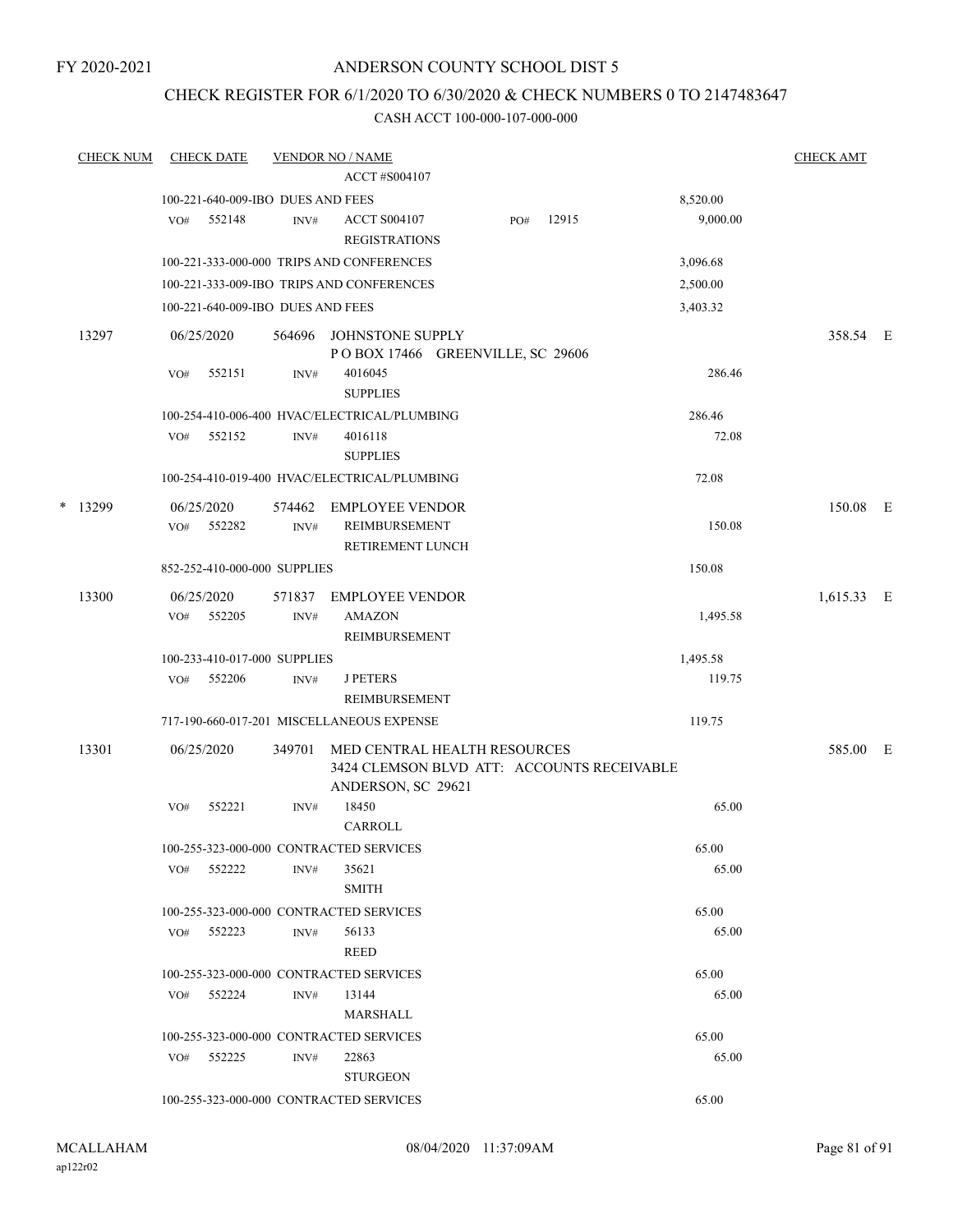FY 2020-2021

# ANDERSON COUNTY SCHOOL DIST 5

## CHECK REGISTER FOR 6/1/2020 TO 6/30/2020 & CHECK NUMBERS 0 TO 2147483647

### CASH ACCT 100-000-107-000-000

| CHECK NUM | CHECK DATE | VENDOR NO / NAME | | CHECK AMT |
|---|---|---|---|---|
| | | ACCT #S004107 | | |
| | 100-221-640-009-IBO DUES AND FEES | | 8,520.00 | |
| | VO# 552148 | INV# ACCT S004107 REGISTRATIONS PO# 12915 | 9,000.00 | |
| | 100-221-333-000-000 TRIPS AND CONFERENCES | | 3,096.68 | |
| | 100-221-333-009-IBO TRIPS AND CONFERENCES | | 2,500.00 | |
| | 100-221-640-009-IBO DUES AND FEES | | 3,403.32 | |
| 13297 | 06/25/2020 | 564696 JOHNSTONE SUPPLY P O BOX 17466 GREENVILLE, SC 29606 | | 358.54 E |
| | VO# 552151 | INV# 4016045 SUPPLIES | 286.46 | |
| | 100-254-410-006-400 HVAC/ELECTRICAL/PLUMBING | | 286.46 | |
| | VO# 552152 | INV# 4016118 SUPPLIES | 72.08 | |
| | 100-254-410-019-400 HVAC/ELECTRICAL/PLUMBING | | 72.08 | |
| * 13299 | 06/25/2020 | 574462 EMPLOYEE VENDOR | | 150.08 E |
| | VO# 552282 | INV# REIMBURSEMENT RETIREMENT LUNCH | 150.08 | |
| | 852-252-410-000-000 SUPPLIES | | 150.08 | |
| 13300 | 06/25/2020 | 571837 EMPLOYEE VENDOR | | 1,615.33 E |
| | VO# 552205 | INV# AMAZON REIMBURSEMENT | 1,495.58 | |
| | 100-233-410-017-000 SUPPLIES | | 1,495.58 | |
| | VO# 552206 | INV# J PETERS REIMBURSEMENT | 119.75 | |
| | 717-190-660-017-201 MISCELLANEOUS EXPENSE | | 119.75 | |
| 13301 | 06/25/2020 | 349701 MED CENTRAL HEALTH RESOURCES 3424 CLEMSON BLVD ATT: ACCOUNTS RECEIVABLE ANDERSON, SC 29621 | | 585.00 E |
| | VO# 552221 | INV# 18450 CARROLL | 65.00 | |
| | 100-255-323-000-000 CONTRACTED SERVICES | | 65.00 | |
| | VO# 552222 | INV# 35621 SMITH | 65.00 | |
| | 100-255-323-000-000 CONTRACTED SERVICES | | 65.00 | |
| | VO# 552223 | INV# 56133 REED | 65.00 | |
| | 100-255-323-000-000 CONTRACTED SERVICES | | 65.00 | |
| | VO# 552224 | INV# 13144 MARSHALL | 65.00 | |
| | 100-255-323-000-000 CONTRACTED SERVICES | | 65.00 | |
| | VO# 552225 | INV# 22863 STURGEON | 65.00 | |
| | 100-255-323-000-000 CONTRACTED SERVICES | | 65.00 | |

MCALLAHAM
ap122r02

08/04/2020 11:37:09AM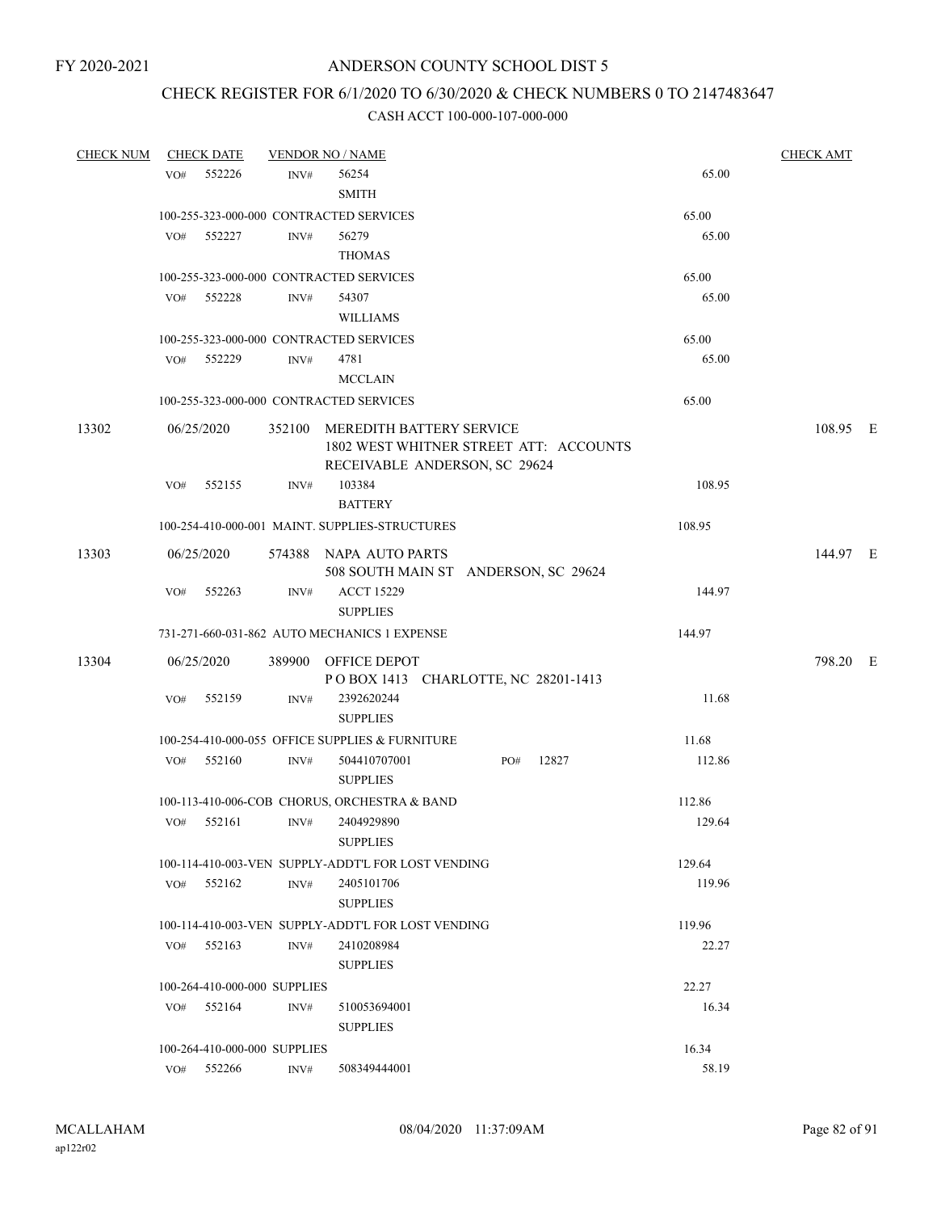FY 2020-2021

# ANDERSON COUNTY SCHOOL DIST 5

## CHECK REGISTER FOR 6/1/2020 TO 6/30/2020 & CHECK NUMBERS 0 TO 2147483647

### CASH ACCT 100-000-107-000-000

| CHECK NUM | CHECK DATE | VENDOR NO / NAME | | CHECK AMT |
|---|---|---|---|---|
| | VO# 552226 | INV# 56254<br>SMITH | 65.00 | |
| | 100-255-323-000-000 CONTRACTED SERVICES | | 65.00 | |
| | VO# 552227 | INV# 56279<br>THOMAS | 65.00 | |
| | 100-255-323-000-000 CONTRACTED SERVICES | | 65.00 | |
| | VO# 552228 | INV# 54307<br>WILLIAMS | 65.00 | |
| | 100-255-323-000-000 CONTRACTED SERVICES | | 65.00 | |
| | VO# 552229 | INV# 4781<br>MCCLAIN | 65.00 | |
| | 100-255-323-000-000 CONTRACTED SERVICES | | 65.00 | |
| 13302 | 06/25/2020 | 352100 MEREDITH BATTERY SERVICE<br>1802 WEST WHITNER STREET ATT: ACCOUNTS RECEIVABLE ANDERSON, SC 29624 | | 108.95 E |
| | VO# 552155 | INV# 103384<br>BATTERY | 108.95 | |
| | 100-254-410-000-001 MAINT. SUPPLIES-STRUCTURES | | 108.95 | |
| 13303 | 06/25/2020 | 574388 NAPA AUTO PARTS<br>508 SOUTH MAIN ST ANDERSON, SC 29624 | | 144.97 E |
| | VO# 552263 | INV# ACCT 15229<br>SUPPLIES | 144.97 | |
| | 731-271-660-031-862 AUTO MECHANICS 1 EXPENSE | | 144.97 | |
| 13304 | 06/25/2020 | 389900 OFFICE DEPOT<br>P O BOX 1413 CHARLOTTE, NC 28201-1413 | | 798.20 E |
| | VO# 552159 | INV# 2392620244<br>SUPPLIES | 11.68 | |
| | 100-254-410-000-055 OFFICE SUPPLIES & FURNITURE | | 11.68 | |
| | VO# 552160 | INV# 504410707001 PO# 12827<br>SUPPLIES | 112.86 | |
| | 100-113-410-006-COB CHORUS, ORCHESTRA & BAND | | 112.86 | |
| | VO# 552161 | INV# 2404929890<br>SUPPLIES | 129.64 | |
| | 100-114-410-003-VEN SUPPLY-ADDT'L FOR LOST VENDING | | 129.64 | |
| | VO# 552162 | INV# 2405101706<br>SUPPLIES | 119.96 | |
| | 100-114-410-003-VEN SUPPLY-ADDT'L FOR LOST VENDING | | 119.96 | |
| | VO# 552163 | INV# 2410208984<br>SUPPLIES | 22.27 | |
| | 100-264-410-000-000 SUPPLIES | | 22.27 | |
| | VO# 552164 | INV# 510053694001<br>SUPPLIES | 16.34 | |
| | 100-264-410-000-000 SUPPLIES | | 16.34 | |
| | VO# 552266 | INV# 508349444001 | 58.19 | |

MCALLAHAM
ap122r02

08/04/2020 11:37:09AM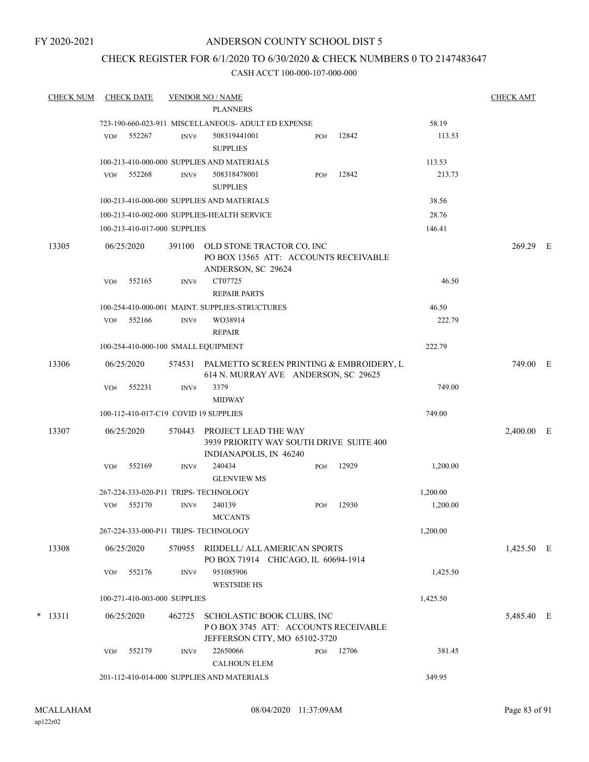FY 2020-2021

# ANDERSON COUNTY SCHOOL DIST 5

## CHECK REGISTER FOR 6/1/2020 TO 6/30/2020 & CHECK NUMBERS 0 TO 2147483647

### CASH ACCT 100-000-107-000-000

| CHECK NUM | CHECK DATE | VENDOR NO / NAME | | | CHECK AMT |
|---|---|---|---|---|---|
| | | PLANNERS | | | |
| | | 723-190-660-023-911 MISCELLANEOUS- ADULT ED EXPENSE | | 58.19 | |
| | VO# 552267 | INV# 508319441001 SUPPLIES | PO# 12842 | 113.53 | |
| | | 100-213-410-000-000 SUPPLIES AND MATERIALS | | 113.53 | |
| | VO# 552268 | INV# 508318478001 SUPPLIES | PO# 12842 | 213.73 | |
| | | 100-213-410-000-000 SUPPLIES AND MATERIALS | | 38.56 | |
| | | 100-213-410-002-000 SUPPLIES-HEALTH SERVICE | | 28.76 | |
| | | 100-213-410-017-000 SUPPLIES | | 146.41 | |
| 13305 | 06/25/2020 | 391100 OLD STONE TRACTOR CO, INC PO BOX 13565 ATT: ACCOUNTS RECEIVABLE ANDERSON, SC 29624 | | | 269.29 E |
| | VO# 552165 | INV# CT07725 REPAIR PARTS | | 46.50 | |
| | | 100-254-410-000-001 MAINT. SUPPLIES-STRUCTURES | | 46.50 | |
| | VO# 552166 | INV# WO38914 REPAIR | | 222.79 | |
| | | 100-254-410-000-100 SMALL EQUIPMENT | | 222.79 | |
| 13306 | 06/25/2020 | 574531 PALMETTO SCREEN PRINTING & EMBROIDERY, L 614 N. MURRAY AVE ANDERSON, SC 29625 | | | 749.00 E |
| | VO# 552231 | INV# 3379 MIDWAY | | 749.00 | |
| | | 100-112-410-017-C19 COVID 19 SUPPLIES | | 749.00 | |
| 13307 | 06/25/2020 | 570443 PROJECT LEAD THE WAY 3939 PRIORITY WAY SOUTH DRIVE SUITE 400 INDIANAPOLIS, IN 46240 | | | 2,400.00 E |
| | VO# 552169 | INV# 240434 GLENVIEW MS | PO# 12929 | 1,200.00 | |
| | | 267-224-333-020-P11 TRIPS- TECHNOLOGY | | 1,200.00 | |
| | VO# 552170 | INV# 240139 MCCANTS | PO# 12930 | 1,200.00 | |
| | | 267-224-333-000-P11 TRIPS- TECHNOLOGY | | 1,200.00 | |
| 13308 | 06/25/2020 | 570955 RIDDELL/ ALL AMERICAN SPORTS PO BOX 71914 CHICAGO, IL 60694-1914 | | | 1,425.50 E |
| | VO# 552176 | INV# 951085906 WESTSIDE HS | | 1,425.50 | |
| | | 100-271-410-003-000 SUPPLIES | | 1,425.50 | |
| * 13311 | 06/25/2020 | 462725 SCHOLASTIC BOOK CLUBS, INC P O BOX 3745 ATT: ACCOUNTS RECEIVABLE JEFFERSON CITY, MO 65102-3720 | | | 5,485.40 E |
| | VO# 552179 | INV# 22650066 CALHOUN ELEM | PO# 12706 | 381.45 | |
| | | 201-112-410-014-000 SUPPLIES AND MATERIALS | | 349.95 | |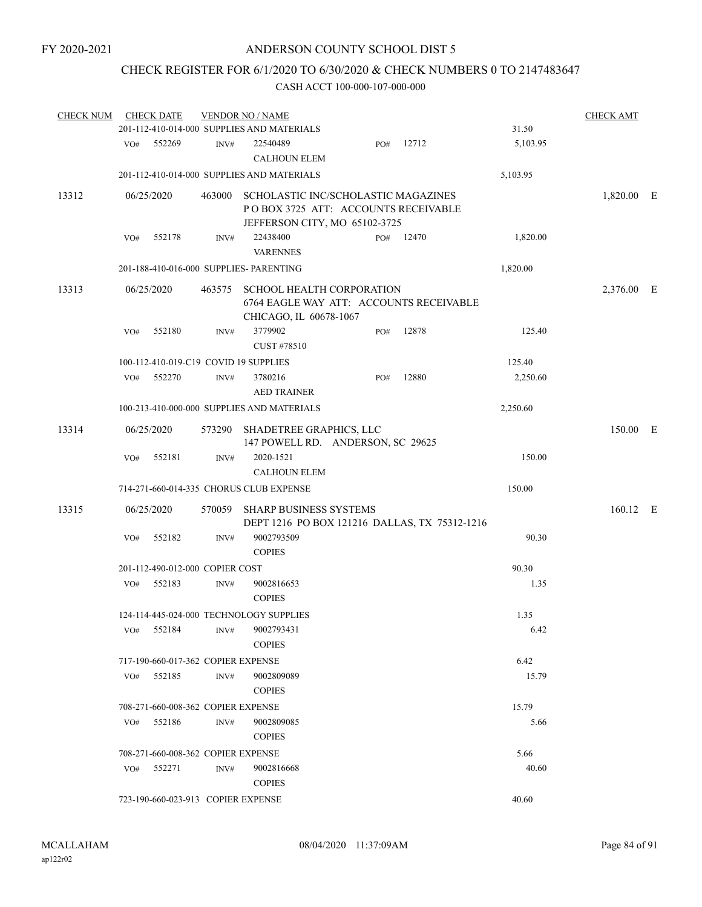FY 2020-2021

# ANDERSON COUNTY SCHOOL DIST 5

## CHECK REGISTER FOR 6/1/2020 TO 6/30/2020 & CHECK NUMBERS 0 TO 2147483647

CASH ACCT 100-000-107-000-000

| CHECK NUM | CHECK DATE | VENDOR NO / NAME | | | | CHECK AMT | |
|---|---|---|---|---|---|---|---|
| | 201-112-410-014-000 SUPPLIES AND MATERIALS | | | | 31.50 | | |
| | VO# 552269 | INV# 22540489 CALHOUN ELEM | PO# 12712 | | 5,103.95 | | |
| | 201-112-410-014-000 SUPPLIES AND MATERIALS | | | | 5,103.95 | | |
| 13312 | 06/25/2020 | 463000 SCHOLASTIC INC/SCHOLASTIC MAGAZINES P O BOX 3725 ATT: ACCOUNTS RECEIVABLE JEFFERSON CITY, MO 65102-3725 | | | | 1,820.00 | E |
| | VO# 552178 | INV# 22438400 VARENNES | PO# 12470 | | 1,820.00 | | |
| | 201-188-410-016-000 SUPPLIES- PARENTING | | | | 1,820.00 | | |
| 13313 | 06/25/2020 | 463575 SCHOOL HEALTH CORPORATION 6764 EAGLE WAY ATT: ACCOUNTS RECEIVABLE CHICAGO, IL 60678-1067 | | | | 2,376.00 | E |
| | VO# 552180 | INV# 3779902 CUST #78510 | PO# 12878 | | 125.40 | | |
| | 100-112-410-019-C19 COVID 19 SUPPLIES | | | | 125.40 | | |
| | VO# 552270 | INV# 3780216 AED TRAINER | PO# 12880 | | 2,250.60 | | |
| | 100-213-410-000-000 SUPPLIES AND MATERIALS | | | | 2,250.60 | | |
| 13314 | 06/25/2020 | 573290 SHADETREE GRAPHICS, LLC 147 POWELL RD. ANDERSON, SC 29625 | | | | 150.00 | E |
| | VO# 552181 | INV# 2020-1521 CALHOUN ELEM | | | 150.00 | | |
| | 714-271-660-014-335 CHORUS CLUB EXPENSE | | | | 150.00 | | |
| 13315 | 06/25/2020 | 570059 SHARP BUSINESS SYSTEMS DEPT 1216 PO BOX 121216 DALLAS, TX 75312-1216 | | | | 160.12 | E |
| | VO# 552182 | INV# 9002793509 COPIES | | | 90.30 | | |
| | 201-112-490-012-000 COPIER COST | | | | 90.30 | | |
| | VO# 552183 | INV# 9002816653 COPIES | | | 1.35 | | |
| | 124-114-445-024-000 TECHNOLOGY SUPPLIES | | | | 1.35 | | |
| | VO# 552184 | INV# 9002793431 COPIES | | | 6.42 | | |
| | 717-190-660-017-362 COPIER EXPENSE | | | | 6.42 | | |
| | VO# 552185 | INV# 9002809089 COPIES | | | 15.79 | | |
| | 708-271-660-008-362 COPIER EXPENSE | | | | 15.79 | | |
| | VO# 552186 | INV# 9002809085 COPIES | | | 5.66 | | |
| | 708-271-660-008-362 COPIER EXPENSE | | | | 5.66 | | |
| | VO# 552271 | INV# 9002816668 COPIES | | | 40.60 | | |
| | 723-190-660-023-913 COPIER EXPENSE | | | | 40.60 | | |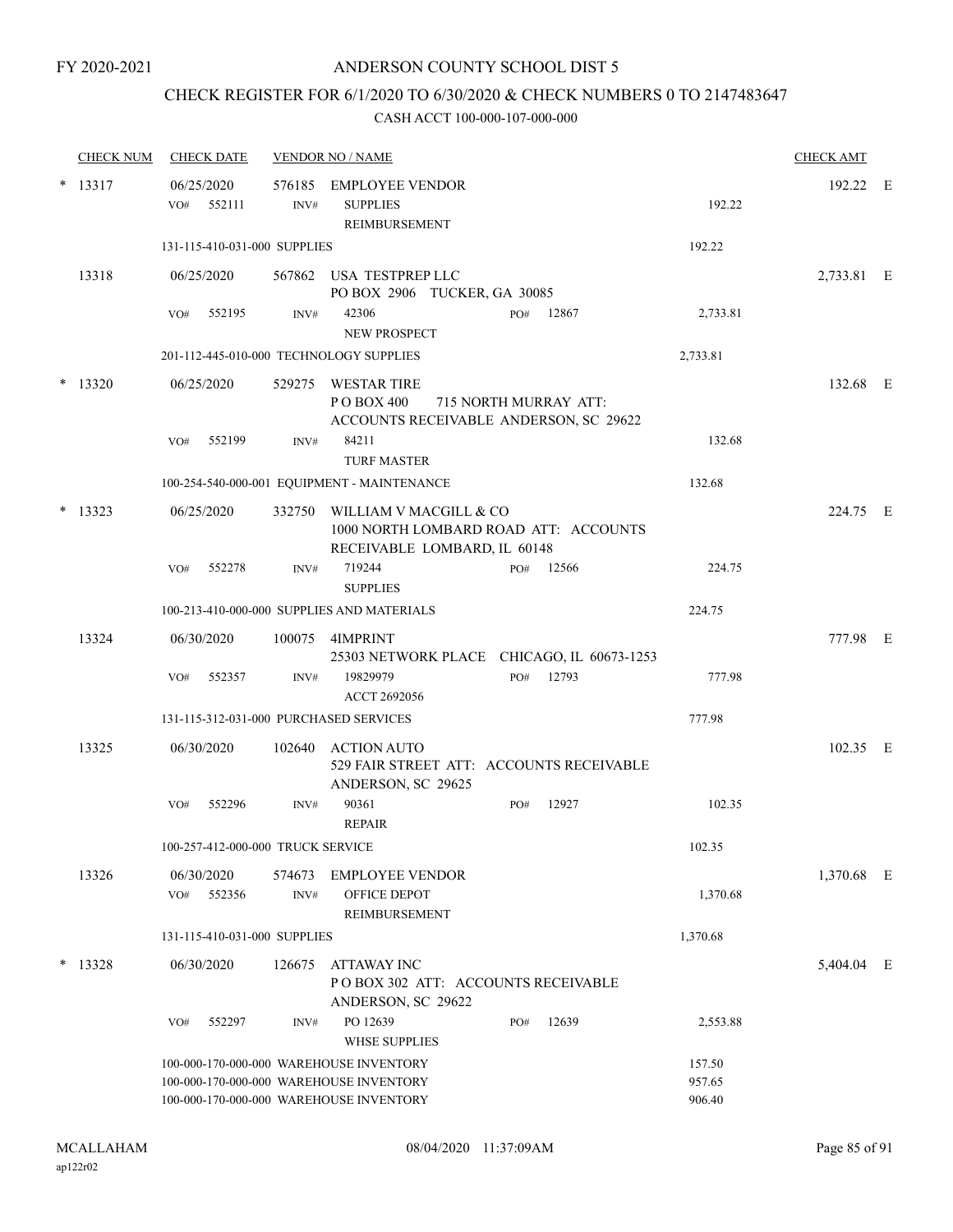FY 2020-2021

# ANDERSON COUNTY SCHOOL DIST 5

## CHECK REGISTER FOR 6/1/2020 TO 6/30/2020 & CHECK NUMBERS 0 TO 2147483647

CASH ACCT 100-000-107-000-000

| CHECK NUM | CHECK DATE | VENDOR NO / NAME | | | CHECK AMT |
|---|---|---|---|---|---|
| * 13317 | 06/25/2020 | 576185 EMPLOYEE VENDOR | | | 192.22 E |
| | VO# 552111 | INV# SUPPLIES REIMBURSEMENT | | 192.22 | |
| | 131-115-410-031-000 SUPPLIES | | | 192.22 | |
| 13318 | 06/25/2020 | 567862 USA TESTPREP LLC PO BOX 2906 TUCKER, GA 30085 | | | 2,733.81 E |
| | VO# 552195 | INV# 42306 NEW PROSPECT | PO# 12867 | 2,733.81 | |
| | 201-112-445-010-000 TECHNOLOGY SUPPLIES | | | 2,733.81 | |
| * 13320 | 06/25/2020 | 529275 WESTAR TIRE P O BOX 400 715 NORTH MURRAY ATT: ACCOUNTS RECEIVABLE ANDERSON, SC 29622 | | | 132.68 E |
| | VO# 552199 | INV# 84211 TURF MASTER | | 132.68 | |
| | 100-254-540-000-001 EQUIPMENT - MAINTENANCE | | | 132.68 | |
| * 13323 | 06/25/2020 | 332750 WILLIAM V MACGILL & CO 1000 NORTH LOMBARD ROAD ATT: ACCOUNTS RECEIVABLE LOMBARD, IL 60148 | | | 224.75 E |
| | VO# 552278 | INV# 719244 SUPPLIES | PO# 12566 | 224.75 | |
| | 100-213-410-000-000 SUPPLIES AND MATERIALS | | | 224.75 | |
| 13324 | 06/30/2020 | 100075 4IMPRINT 25303 NETWORK PLACE CHICAGO, IL 60673-1253 | | | 777.98 E |
| | VO# 552357 | INV# 19829979 ACCT 2692056 | PO# 12793 | 777.98 | |
| | 131-115-312-031-000 PURCHASED SERVICES | | | 777.98 | |
| 13325 | 06/30/2020 | 102640 ACTION AUTO 529 FAIR STREET ATT: ACCOUNTS RECEIVABLE ANDERSON, SC 29625 | | | 102.35 E |
| | VO# 552296 | INV# 90361 REPAIR | PO# 12927 | 102.35 | |
| | 100-257-412-000-000 TRUCK SERVICE | | | 102.35 | |
| 13326 | 06/30/2020 | 574673 EMPLOYEE VENDOR | | | 1,370.68 E |
| | VO# 552356 | INV# OFFICE DEPOT REIMBURSEMENT | | 1,370.68 | |
| | 131-115-410-031-000 SUPPLIES | | | 1,370.68 | |
| * 13328 | 06/30/2020 | 126675 ATTAWAY INC P O BOX 302 ATT: ACCOUNTS RECEIVABLE ANDERSON, SC 29622 | | | 5,404.04 E |
| | VO# 552297 | INV# PO 12639 WHSE SUPPLIES | PO# 12639 | 2,553.88 | |
| | 100-000-170-000-000 WAREHOUSE INVENTORY | | | 157.50 | |
| | 100-000-170-000-000 WAREHOUSE INVENTORY | | | 957.65 | |
| | 100-000-170-000-000 WAREHOUSE INVENTORY | | | 906.40 | |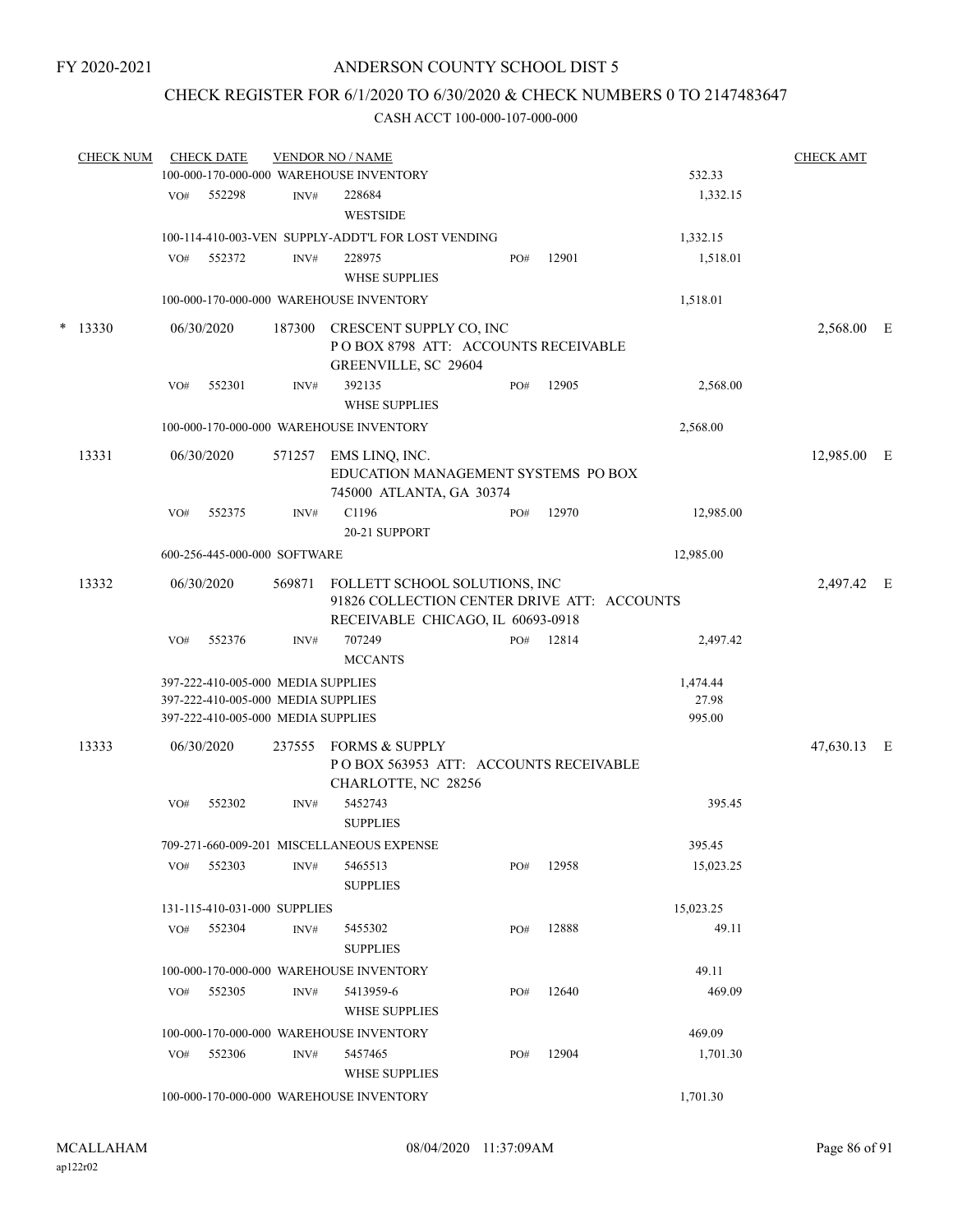FY 2020-2021

# ANDERSON COUNTY SCHOOL DIST 5

## CHECK REGISTER FOR 6/1/2020 TO 6/30/2020 & CHECK NUMBERS 0 TO 2147483647

### CASH ACCT 100-000-107-000-000

| CHECK NUM | CHECK DATE | VENDOR NO / NAME | | | | CHECK AMT | |
|---|---|---|---|---|---|---|---|
| | 100-000-170-000-000 WAREHOUSE INVENTORY | | | | 532.33 | | |
| | VO# 552298 | INV# 228684 WESTSIDE | | | 1,332.15 | | |
| | 100-114-410-003-VEN SUPPLY-ADDT'L FOR LOST VENDING | | | | 1,332.15 | | |
| | VO# 552372 | INV# 228975 WHSE SUPPLIES | PO# | 12901 | 1,518.01 | | |
| | 100-000-170-000-000 WAREHOUSE INVENTORY | | | | 1,518.01 | | |
| * 13330 | 06/30/2020 | 187300 CRESCENT SUPPLY CO, INC P O BOX 8798 ATT: ACCOUNTS RECEIVABLE GREENVILLE, SC 29604 | | | | 2,568.00 | E |
| | VO# 552301 | INV# 392135 WHSE SUPPLIES | PO# | 12905 | 2,568.00 | | |
| | 100-000-170-000-000 WAREHOUSE INVENTORY | | | | 2,568.00 | | |
| 13331 | 06/30/2020 | 571257 EMS LINQ, INC. EDUCATION MANAGEMENT SYSTEMS PO BOX 745000 ATLANTA, GA 30374 | | | | 12,985.00 | E |
| | VO# 552375 | INV# C1196 20-21 SUPPORT | PO# | 12970 | 12,985.00 | | |
| | 600-256-445-000-000 SOFTWARE | | | | 12,985.00 | | |
| 13332 | 06/30/2020 | 569871 FOLLETT SCHOOL SOLUTIONS, INC 91826 COLLECTION CENTER DRIVE ATT: ACCOUNTS RECEIVABLE CHICAGO, IL 60693-0918 | | | | 2,497.42 | E |
| | VO# 552376 | INV# 707249 MCCANTS | PO# | 12814 | 2,497.42 | | |
| | 397-222-410-005-000 MEDIA SUPPLIES | | | | 1,474.44 | | |
| | 397-222-410-005-000 MEDIA SUPPLIES | | | | 27.98 | | |
| | 397-222-410-005-000 MEDIA SUPPLIES | | | | 995.00 | | |
| 13333 | 06/30/2020 | 237555 FORMS & SUPPLY P O BOX 563953 ATT: ACCOUNTS RECEIVABLE CHARLOTTE, NC 28256 | | | | 47,630.13 | E |
| | VO# 552302 | INV# 5452743 SUPPLIES | | | 395.45 | | |
| | 709-271-660-009-201 MISCELLANEOUS EXPENSE | | | | 395.45 | | |
| | VO# 552303 | INV# 5465513 SUPPLIES | PO# | 12958 | 15,023.25 | | |
| | 131-115-410-031-000 SUPPLIES | | | | 15,023.25 | | |
| | VO# 552304 | INV# 5455302 SUPPLIES | PO# | 12888 | 49.11 | | |
| | 100-000-170-000-000 WAREHOUSE INVENTORY | | | | 49.11 | | |
| | VO# 552305 | INV# 5413959-6 WHSE SUPPLIES | PO# | 12640 | 469.09 | | |
| | 100-000-170-000-000 WAREHOUSE INVENTORY | | | | 469.09 | | |
| | VO# 552306 | INV# 5457465 WHSE SUPPLIES | PO# | 12904 | 1,701.30 | | |
| | 100-000-170-000-000 WAREHOUSE INVENTORY | | | | 1,701.30 | | |

MCALLAHAM
ap122r02

08/04/2020 11:37:09AM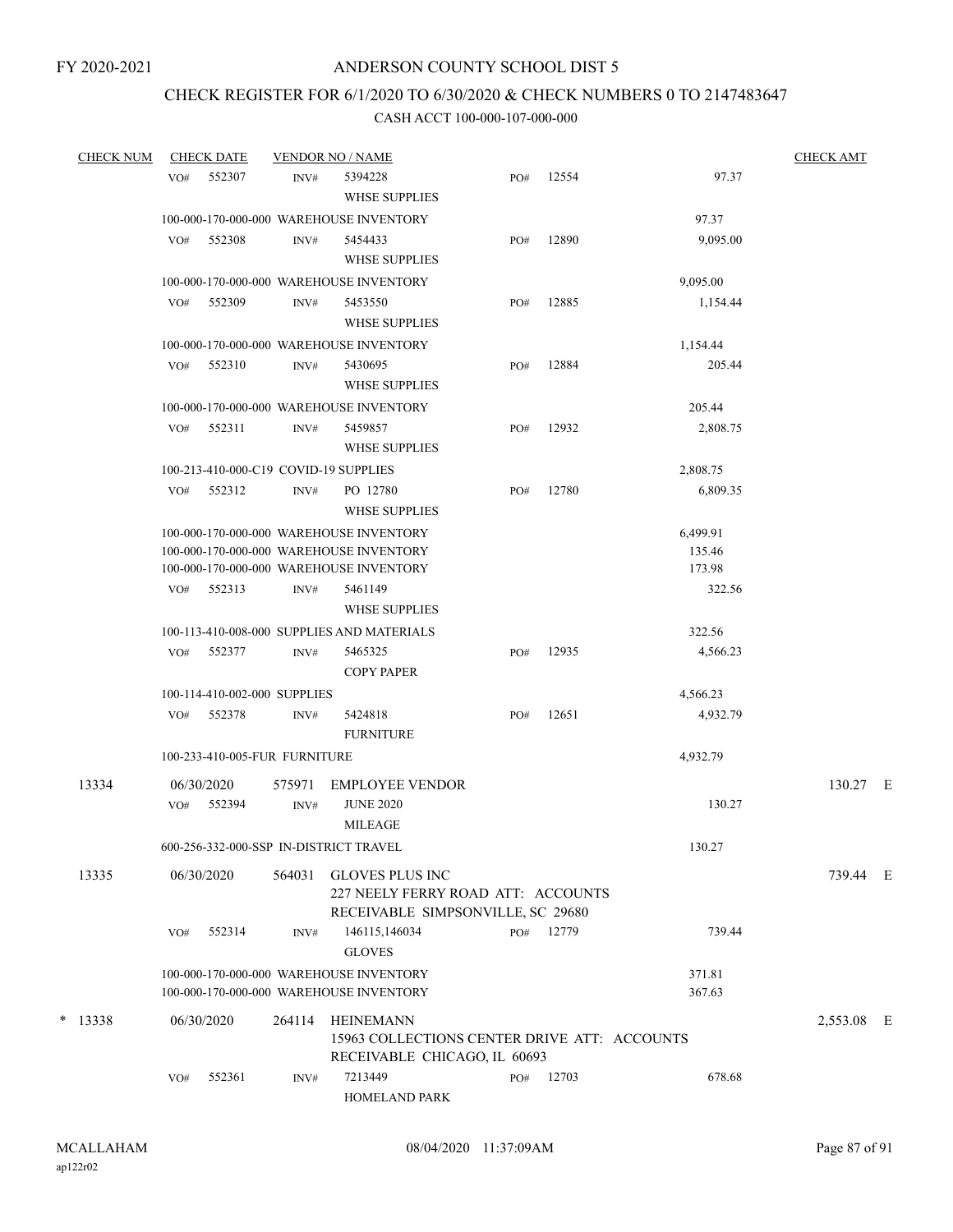FY 2020-2021

# ANDERSON COUNTY SCHOOL DIST 5

## CHECK REGISTER FOR 6/1/2020 TO 6/30/2020 & CHECK NUMBERS 0 TO 2147483647

CASH ACCT 100-000-107-000-000

| CHECK NUM | CHECK DATE | VENDOR NO / NAME | | | | CHECK AMT |
|---|---|---|---|---|---|---|
| | VO# 552307 | INV# 5394228 WHSE SUPPLIES | PO# | 12554 | 97.37 | |
| | 100-000-170-000-000 WAREHOUSE INVENTORY | | | | 97.37 | |
| | VO# 552308 | INV# 5454433 WHSE SUPPLIES | PO# | 12890 | 9,095.00 | |
| | 100-000-170-000-000 WAREHOUSE INVENTORY | | | | 9,095.00 | |
| | VO# 552309 | INV# 5453550 WHSE SUPPLIES | PO# | 12885 | 1,154.44 | |
| | 100-000-170-000-000 WAREHOUSE INVENTORY | | | | 1,154.44 | |
| | VO# 552310 | INV# 5430695 WHSE SUPPLIES | PO# | 12884 | 205.44 | |
| | 100-000-170-000-000 WAREHOUSE INVENTORY | | | | 205.44 | |
| | VO# 552311 | INV# 5459857 WHSE SUPPLIES | PO# | 12932 | 2,808.75 | |
| | 100-213-410-000-C19 COVID-19 SUPPLIES | | | | 2,808.75 | |
| | VO# 552312 | INV# PO 12780 WHSE SUPPLIES | PO# | 12780 | 6,809.35 | |
| | 100-000-170-000-000 WAREHOUSE INVENTORY | | | | 6,499.91 | |
| | 100-000-170-000-000 WAREHOUSE INVENTORY | | | | 135.46 | |
| | 100-000-170-000-000 WAREHOUSE INVENTORY | | | | 173.98 | |
| | VO# 552313 | INV# 5461149 WHSE SUPPLIES | | | 322.56 | |
| | 100-113-410-008-000 SUPPLIES AND MATERIALS | | | | 322.56 | |
| | VO# 552377 | INV# 5465325 COPY PAPER | PO# | 12935 | 4,566.23 | |
| | 100-114-410-002-000 SUPPLIES | | | | 4,566.23 | |
| | VO# 552378 | INV# 5424818 FURNITURE | PO# | 12651 | 4,932.79 | |
| | 100-233-410-005-FUR FURNITURE | | | | 4,932.79 | |
| 13334 | 06/30/2020 | 575971 EMPLOYEE VENDOR | | | | 130.27 E |
| | VO# 552394 | INV# JUNE 2020 MILEAGE | | | 130.27 | |
| | 600-256-332-000-SSP IN-DISTRICT TRAVEL | | | | 130.27 | |
| 13335 | 06/30/2020 | 564031 GLOVES PLUS INC 227 NEELY FERRY ROAD ATT: ACCOUNTS RECEIVABLE SIMPSONVILLE, SC 29680 | | | | 739.44 E |
| | VO# 552314 | INV# 146115,146034 GLOVES | PO# | 12779 | 739.44 | |
| | 100-000-170-000-000 WAREHOUSE INVENTORY | | | | 371.81 | |
| | 100-000-170-000-000 WAREHOUSE INVENTORY | | | | 367.63 | |
| * 13338 | 06/30/2020 | 264114 HEINEMANN 15963 COLLECTIONS CENTER DRIVE ATT: ACCOUNTS RECEIVABLE CHICAGO, IL 60693 | | | | 2,553.08 E |
| | VO# 552361 | INV# 7213449 HOMELAND PARK | PO# | 12703 | 678.68 | |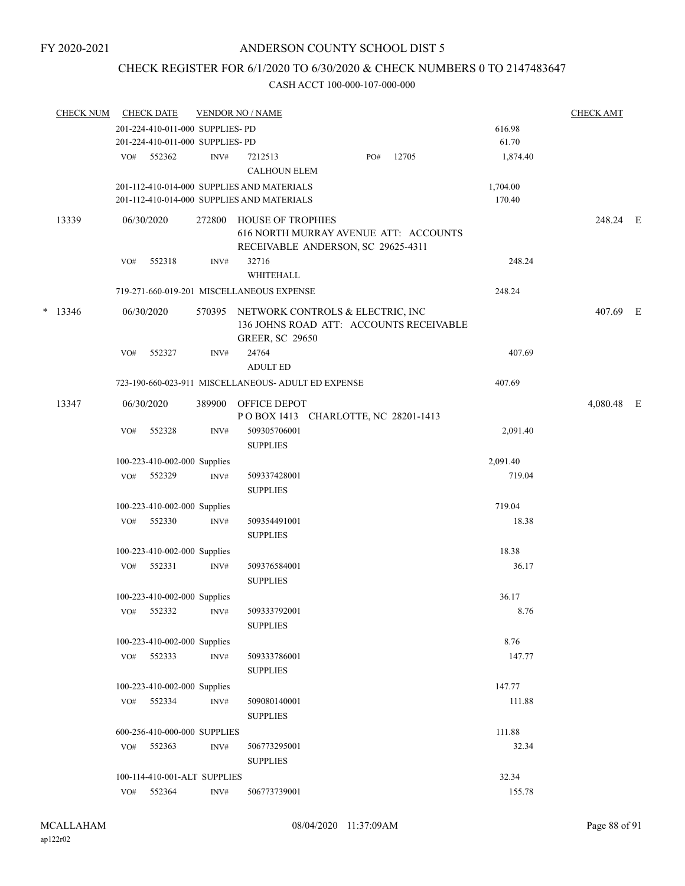FY 2020-2021

# ANDERSON COUNTY SCHOOL DIST 5

## CHECK REGISTER FOR 6/1/2020 TO 6/30/2020 & CHECK NUMBERS 0 TO 2147483647

### CASH ACCT 100-000-107-000-000

| CHECK NUM | CHECK DATE | VENDOR NO / NAME | | CHECK AMT |
|---|---|---|---|---|
| | 201-224-410-011-000 SUPPLIES- PD | | 616.98 | |
| | 201-224-410-011-000 SUPPLIES- PD | | 61.70 | |
| | VO# 552362 | INV# 7212513 PO# 12705<br>CALHOUN ELEM | 1,874.40 | |
| | 201-112-410-014-000 SUPPLIES AND MATERIALS | | 1,704.00 | |
| | 201-112-410-014-000 SUPPLIES AND MATERIALS | | 170.40 | |
| 13339 | 06/30/2020 | 272800 HOUSE OF TROPHIES<br>616 NORTH MURRAY AVENUE ATT: ACCOUNTS RECEIVABLE ANDERSON, SC 29625-4311 | | 248.24 E |
| | VO# 552318 | INV# 32716<br>WHITEHALL | 248.24 | |
| | 719-271-660-019-201 MISCELLANEOUS EXPENSE | | 248.24 | |
| * 13346 | 06/30/2020 | 570395 NETWORK CONTROLS & ELECTRIC, INC<br>136 JOHNS ROAD ATT: ACCOUNTS RECEIVABLE GREER, SC 29650 | | 407.69 E |
| | VO# 552327 | INV# 24764<br>ADULT ED | 407.69 | |
| | 723-190-660-023-911 MISCELLANEOUS- ADULT ED EXPENSE | | 407.69 | |
| 13347 | 06/30/2020 | 389900 OFFICE DEPOT<br>P O BOX 1413 CHARLOTTE, NC 28201-1413 | | 4,080.48 E |
| | VO# 552328 | INV# 509305706001<br>SUPPLIES | 2,091.40 | |
| | 100-223-410-002-000 Supplies | | 2,091.40 | |
| | VO# 552329 | INV# 509337428001<br>SUPPLIES | 719.04 | |
| | 100-223-410-002-000 Supplies | | 719.04 | |
| | VO# 552330 | INV# 509354491001<br>SUPPLIES | 18.38 | |
| | 100-223-410-002-000 Supplies | | 18.38 | |
| | VO# 552331 | INV# 509376584001<br>SUPPLIES | 36.17 | |
| | 100-223-410-002-000 Supplies | | 36.17 | |
| | VO# 552332 | INV# 509333792001<br>SUPPLIES | 8.76 | |
| | 100-223-410-002-000 Supplies | | 8.76 | |
| | VO# 552333 | INV# 509333786001<br>SUPPLIES | 147.77 | |
| | 100-223-410-002-000 Supplies | | 147.77 | |
| | VO# 552334 | INV# 509080140001<br>SUPPLIES | 111.88 | |
| | 600-256-410-000-000 SUPPLIES | | 111.88 | |
| | VO# 552363 | INV# 506773295001<br>SUPPLIES | 32.34 | |
| | 100-114-410-001-ALT SUPPLIES | | 32.34 | |
| | VO# 552364 | INV# 506773739001 | 155.78 | |

MCALLAHAM
ap122r02

08/04/2020 11:37:09AM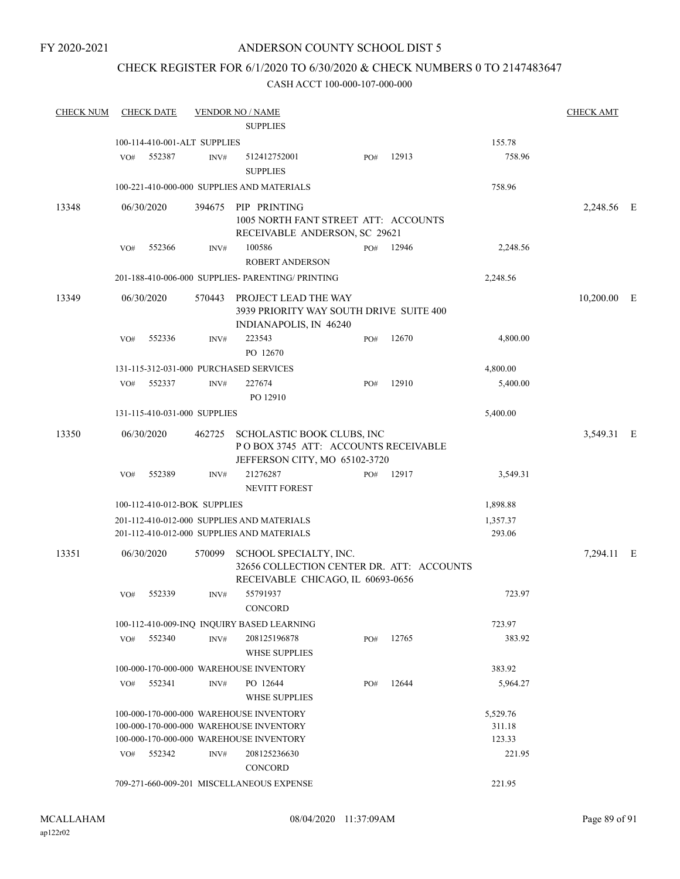FY 2020-2021

# ANDERSON COUNTY SCHOOL DIST 5

## CHECK REGISTER FOR 6/1/2020 TO 6/30/2020 & CHECK NUMBERS 0 TO 2147483647

### CASH ACCT 100-000-107-000-000

| CHECK NUM | CHECK DATE | VENDOR NO / NAME | | | | CHECK AMT | |
|---|---|---|---|---|---|---|---|
| | | SUPPLIES | | | | | |
| | 100-114-410-001-ALT SUPPLIES | | | | 155.78 | | |
| | VO# 552387 | INV# 512412752001 SUPPLIES | PO# 12913 | | 758.96 | | |
| | 100-221-410-000-000 SUPPLIES AND MATERIALS | | | | 758.96 | | |
| 13348 | 06/30/2020 | 394675 PIP PRINTING 1005 NORTH FANT STREET ATT: ACCOUNTS RECEIVABLE ANDERSON, SC 29621 | | | | 2,248.56 | E |
| | VO# 552366 | INV# 100586 ROBERT ANDERSON | PO# 12946 | | 2,248.56 | | |
| | 201-188-410-006-000 SUPPLIES- PARENTING/ PRINTING | | | | 2,248.56 | | |
| 13349 | 06/30/2020 | 570443 PROJECT LEAD THE WAY 3939 PRIORITY WAY SOUTH DRIVE SUITE 400 INDIANAPOLIS, IN 46240 | | | | 10,200.00 | E |
| | VO# 552336 | INV# 223543 PO 12670 | PO# 12670 | | 4,800.00 | | |
| | 131-115-312-031-000 PURCHASED SERVICES | | | | 4,800.00 | | |
| | VO# 552337 | INV# 227674 PO 12910 | PO# 12910 | | 5,400.00 | | |
| | 131-115-410-031-000 SUPPLIES | | | | 5,400.00 | | |
| 13350 | 06/30/2020 | 462725 SCHOLASTIC BOOK CLUBS, INC P O BOX 3745 ATT: ACCOUNTS RECEIVABLE JEFFERSON CITY, MO 65102-3720 | | | | 3,549.31 | E |
| | VO# 552389 | INV# 21276287 NEVITT FOREST | PO# 12917 | | 3,549.31 | | |
| | 100-112-410-012-BOK SUPPLIES | | | | 1,898.88 | | |
| | 201-112-410-012-000 SUPPLIES AND MATERIALS | | | | 1,357.37 | | |
| | 201-112-410-012-000 SUPPLIES AND MATERIALS | | | | 293.06 | | |
| 13351 | 06/30/2020 | 570099 SCHOOL SPECIALTY, INC. 32656 COLLECTION CENTER DR. ATT: ACCOUNTS RECEIVABLE CHICAGO, IL 60693-0656 | | | | 7,294.11 | E |
| | VO# 552339 | INV# 55791937 CONCORD | | | 723.97 | | |
| | 100-112-410-009-INQ INQUIRY BASED LEARNING | | | | 723.97 | | |
| | VO# 552340 | INV# 208125196878 WHSE SUPPLIES | PO# 12765 | | 383.92 | | |
| | 100-000-170-000-000 WAREHOUSE INVENTORY | | | | 383.92 | | |
| | VO# 552341 | INV# PO 12644 WHSE SUPPLIES | PO# 12644 | | 5,964.27 | | |
| | 100-000-170-000-000 WAREHOUSE INVENTORY | | | | 5,529.76 | | |
| | 100-000-170-000-000 WAREHOUSE INVENTORY | | | | 311.18 | | |
| | 100-000-170-000-000 WAREHOUSE INVENTORY | | | | 123.33 | | |
| | VO# 552342 | INV# 208125236630 CONCORD | | | 221.95 | | |
| | 709-271-660-009-201 MISCELLANEOUS EXPENSE | | | | 221.95 | | |

MCALLAHAM ap122r02 08/04/2020 11:37:09AM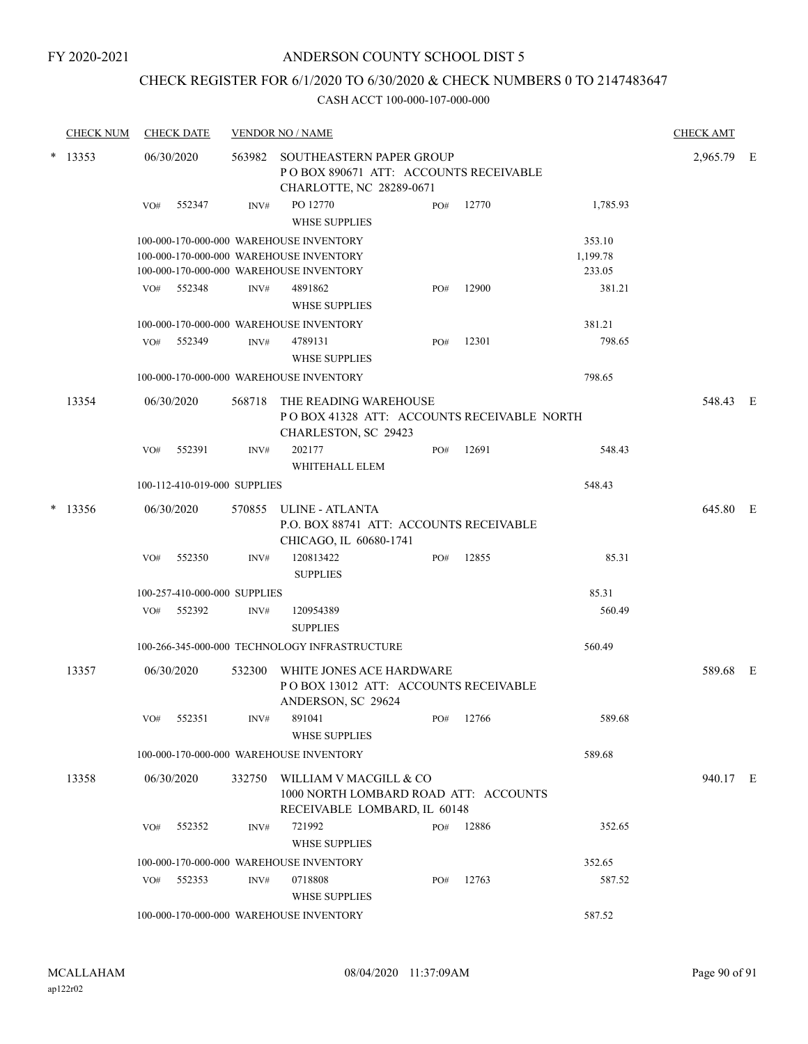FY 2020-2021

# ANDERSON COUNTY SCHOOL DIST 5

## CHECK REGISTER FOR 6/1/2020 TO 6/30/2020 & CHECK NUMBERS 0 TO 2147483647

### CASH ACCT 100-000-107-000-000

| CHECK NUM | CHECK DATE | VENDOR NO / NAME | | | | | CHECK AMT | |
|---|---|---|---|---|---|---|---|---|
| * 13353 | 06/30/2020 | 563982 | SOUTHEASTERN PAPER GROUP<br>P O BOX 890671 ATT: ACCOUNTS RECEIVABLE<br>CHARLOTTE, NC 28289-0671 | | | | 2,965.79 | E |
| | VO# 552347 | INV# | PO 12770<br>WHSE SUPPLIES | PO# | 12770 | 1,785.93 | | |
| | 100-000-170-000-000 WAREHOUSE INVENTORY | | | | | 353.10 | | |
| | 100-000-170-000-000 WAREHOUSE INVENTORY | | | | | 1,199.78 | | |
| | 100-000-170-000-000 WAREHOUSE INVENTORY | | | | | 233.05 | | |
| | VO# 552348 | INV# | 4891862<br>WHSE SUPPLIES | PO# | 12900 | 381.21 | | |
| | 100-000-170-000-000 WAREHOUSE INVENTORY | | | | | 381.21 | | |
| | VO# 552349 | INV# | 4789131<br>WHSE SUPPLIES | PO# | 12301 | 798.65 | | |
| | 100-000-170-000-000 WAREHOUSE INVENTORY | | | | | 798.65 | | |
| 13354 | 06/30/2020 | 568718 | THE READING WAREHOUSE<br>P O BOX 41328 ATT: ACCOUNTS RECEIVABLE NORTH<br>CHARLESTON, SC 29423 | | | | 548.43 | E |
| | VO# 552391 | INV# | 202177<br>WHITEHALL ELEM | PO# | 12691 | 548.43 | | |
| | 100-112-410-019-000 SUPPLIES | | | | | 548.43 | | |
| * 13356 | 06/30/2020 | 570855 | ULINE - ATLANTA<br>P.O. BOX 88741 ATT: ACCOUNTS RECEIVABLE<br>CHICAGO, IL 60680-1741 | | | | 645.80 | E |
| | VO# 552350 | INV# | 120813422<br>SUPPLIES | PO# | 12855 | 85.31 | | |
| | 100-257-410-000-000 SUPPLIES | | | | | 85.31 | | |
| | VO# 552392 | INV# | 120954389<br>SUPPLIES | | | 560.49 | | |
| | 100-266-345-000-000 TECHNOLOGY INFRASTRUCTURE | | | | | 560.49 | | |
| 13357 | 06/30/2020 | 532300 | WHITE JONES ACE HARDWARE<br>P O BOX 13012 ATT: ACCOUNTS RECEIVABLE<br>ANDERSON, SC 29624 | | | | 589.68 | E |
| | VO# 552351 | INV# | 891041<br>WHSE SUPPLIES | PO# | 12766 | 589.68 | | |
| | 100-000-170-000-000 WAREHOUSE INVENTORY | | | | | 589.68 | | |
| 13358 | 06/30/2020 | 332750 | WILLIAM V MACGILL & CO<br>1000 NORTH LOMBARD ROAD ATT: ACCOUNTS<br>RECEIVABLE LOMBARD, IL 60148 | | | | 940.17 | E |
| | VO# 552352 | INV# | 721992<br>WHSE SUPPLIES | PO# | 12886 | 352.65 | | |
| | 100-000-170-000-000 WAREHOUSE INVENTORY | | | | | 352.65 | | |
| | VO# 552353 | INV# | 0718808<br>WHSE SUPPLIES | PO# | 12763 | 587.52 | | |
| | 100-000-170-000-000 WAREHOUSE INVENTORY | | | | | 587.52 | | |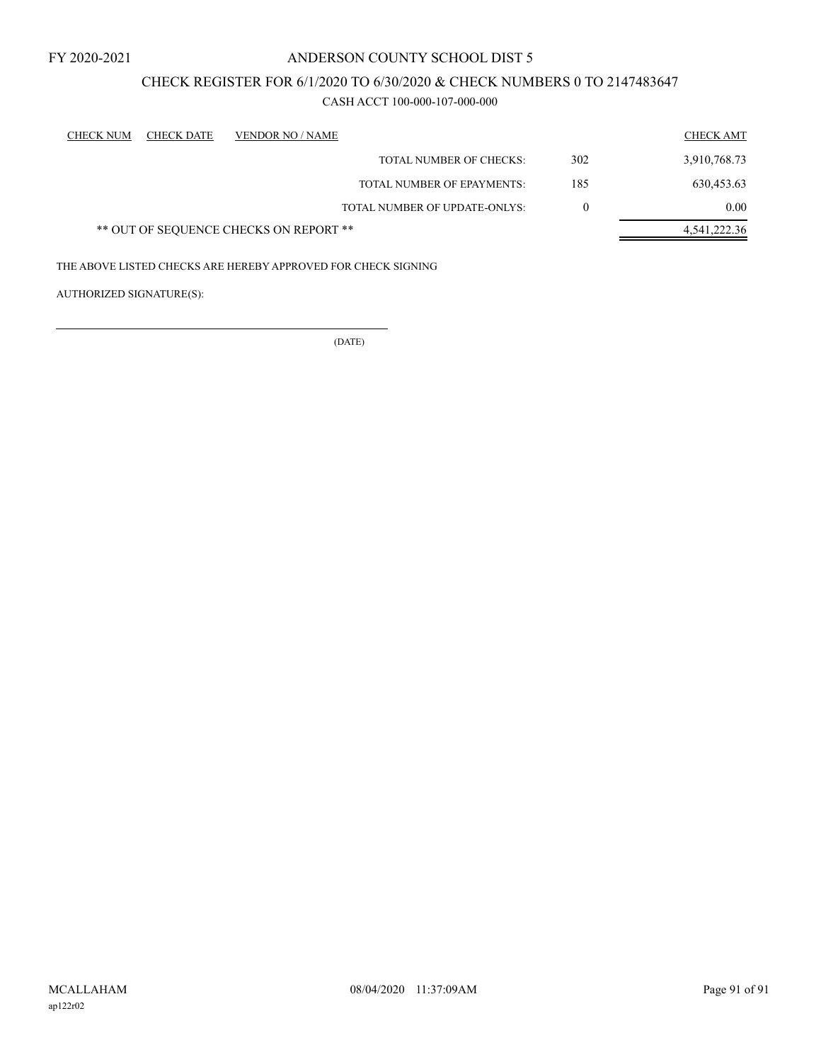FY 2020-2021

# ANDERSON COUNTY SCHOOL DIST 5

## CHECK REGISTER FOR 6/1/2020 TO 6/30/2020 & CHECK NUMBERS 0 TO 2147483647

CASH ACCT 100-000-107-000-000

| CHECK NUM | CHECK DATE | VENDOR NO / NAME | | CHECK AMT |
|---|---|---|---|---|
| | | TOTAL NUMBER OF CHECKS: | 302 | 3,910,768.73 |
| | | TOTAL NUMBER OF EPAYMENTS: | 185 | 630,453.63 |
| | | TOTAL NUMBER OF UPDATE-ONLYS: | 0 | 0.00 |
| | | ** OUT OF SEQUENCE CHECKS ON REPORT ** | | 4,541,222.36 |

THE ABOVE LISTED CHECKS ARE HEREBY APPROVED FOR CHECK SIGNING

AUTHORIZED SIGNATURE(S):

\_\_\_\_\_\_\_\_\_\_\_\_\_\_\_\_\_\_\_\_\_\_\_\_\_\_\_\_\_\_\_\_\_\_\_\_\_\_\_\_\_\_\_\_

(DATE)

MCALLAHAM 08/04/2020 11:37:09AM

ap122r02